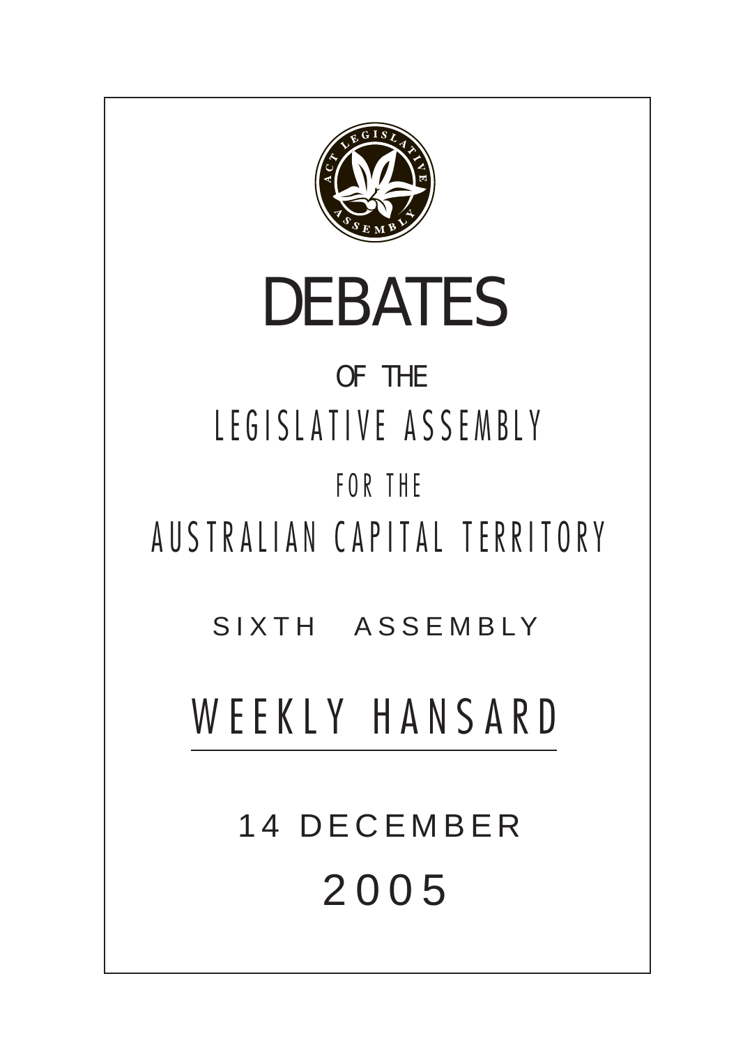# DEBATES

OF THE

LEGISLATIVE ASSEMBLY

FOR THE

AUSTRALIAN CAPITAL TERRITORY

SIXTH ASSEMBLY

## WEEKLY HANSARD

14 DECEMBER

2005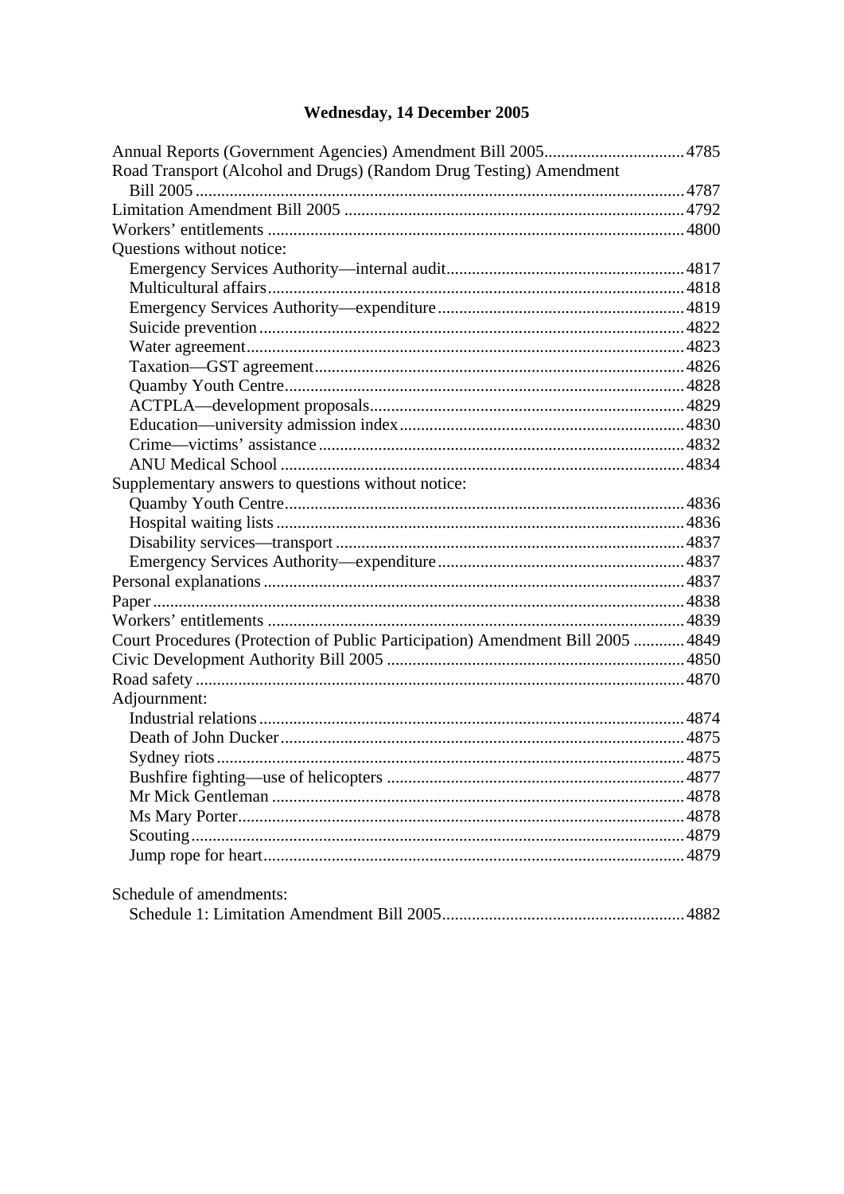# Wednesday, 14 December 2005

Annual Reports (Government Agencies) Amendment Bill 2005 .... 4785
Road Transport (Alcohol and Drugs) (Random Drug Testing) Amendment Bill 2005 .... 4787
Limitation Amendment Bill 2005 .... 4792
Workers' entitlements .... 4800
Questions without notice:
- Emergency Services Authority—internal audit .... 4817
- Multicultural affairs .... 4818
- Emergency Services Authority—expenditure .... 4819
- Suicide prevention .... 4822
- Water agreement .... 4823
- Taxation—GST agreement .... 4826
- Quamby Youth Centre .... 4828
- ACTPLA—development proposals .... 4829
- Education—university admission index .... 4830
- Crime—victims' assistance .... 4832
- ANU Medical School .... 4834

Supplementary answers to questions without notice:
- Quamby Youth Centre .... 4836
- Hospital waiting lists .... 4836
- Disability services—transport .... 4837
- Emergency Services Authority—expenditure .... 4837

Personal explanations .... 4837
Paper .... 4838
Workers' entitlements .... 4839
Court Procedures (Protection of Public Participation) Amendment Bill 2005 .... 4849
Civic Development Authority Bill 2005 .... 4850
Road safety .... 4870
Adjournment:
- Industrial relations .... 4874
- Death of John Ducker .... 4875
- Sydney riots .... 4875
- Bushfire fighting—use of helicopters .... 4877
- Mr Mick Gentleman .... 4878
- Ms Mary Porter .... 4878
- Scouting .... 4879
- Jump rope for heart .... 4879

Schedule of amendments:
- Schedule 1: Limitation Amendment Bill 2005 .... 4882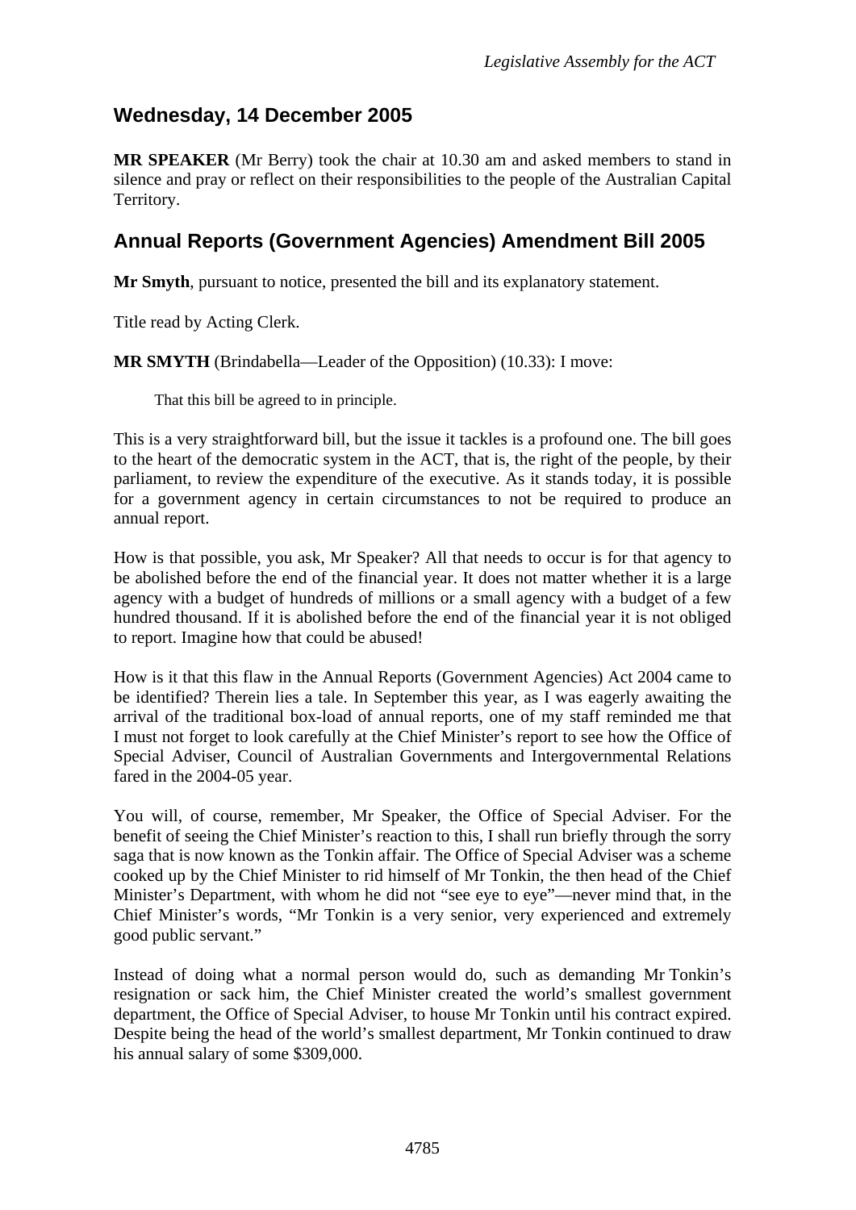## Wednesday, 14 December 2005

**MR SPEAKER** (Mr Berry) took the chair at 10.30 am and asked members to stand in silence and pray or reflect on their responsibilities to the people of the Australian Capital Territory.

## Annual Reports (Government Agencies) Amendment Bill 2005

**Mr Smyth**, pursuant to notice, presented the bill and its explanatory statement.

Title read by Acting Clerk.

**MR SMYTH** (Brindabella—Leader of the Opposition) (10.33): I move:

> That this bill be agreed to in principle.

This is a very straightforward bill, but the issue it tackles is a profound one. The bill goes to the heart of the democratic system in the ACT, that is, the right of the people, by their parliament, to review the expenditure of the executive. As it stands today, it is possible for a government agency in certain circumstances to not be required to produce an annual report.

How is that possible, you ask, Mr Speaker? All that needs to occur is for that agency to be abolished before the end of the financial year. It does not matter whether it is a large agency with a budget of hundreds of millions or a small agency with a budget of a few hundred thousand. If it is abolished before the end of the financial year it is not obliged to report. Imagine how that could be abused!

How is it that this flaw in the Annual Reports (Government Agencies) Act 2004 came to be identified? Therein lies a tale. In September this year, as I was eagerly awaiting the arrival of the traditional box-load of annual reports, one of my staff reminded me that I must not forget to look carefully at the Chief Minister's report to see how the Office of Special Adviser, Council of Australian Governments and Intergovernmental Relations fared in the 2004-05 year.

You will, of course, remember, Mr Speaker, the Office of Special Adviser. For the benefit of seeing the Chief Minister's reaction to this, I shall run briefly through the sorry saga that is now known as the Tonkin affair. The Office of Special Adviser was a scheme cooked up by the Chief Minister to rid himself of Mr Tonkin, the then head of the Chief Minister's Department, with whom he did not "see eye to eye"—never mind that, in the Chief Minister's words, "Mr Tonkin is a very senior, very experienced and extremely good public servant."

Instead of doing what a normal person would do, such as demanding Mr Tonkin's resignation or sack him, the Chief Minister created the world's smallest government department, the Office of Special Adviser, to house Mr Tonkin until his contract expired. Despite being the head of the world's smallest department, Mr Tonkin continued to draw his annual salary of some $309,000.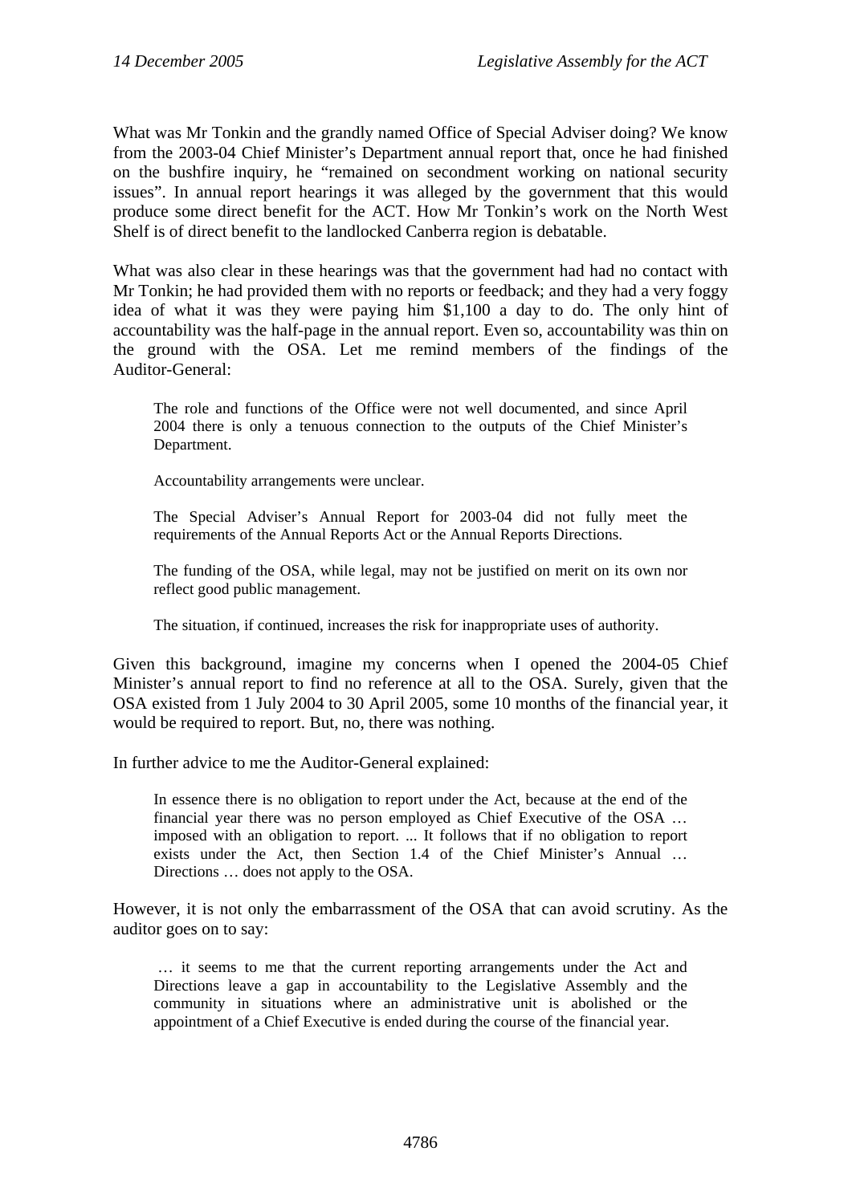What was Mr Tonkin and the grandly named Office of Special Adviser doing? We know from the 2003-04 Chief Minister's Department annual report that, once he had finished on the bushfire inquiry, he "remained on secondment working on national security issues". In annual report hearings it was alleged by the government that this would produce some direct benefit for the ACT. How Mr Tonkin's work on the North West Shelf is of direct benefit to the landlocked Canberra region is debatable.

What was also clear in these hearings was that the government had had no contact with Mr Tonkin; he had provided them with no reports or feedback; and they had a very foggy idea of what it was they were paying him $1,100 a day to do. The only hint of accountability was the half-page in the annual report. Even so, accountability was thin on the ground with the OSA. Let me remind members of the findings of the Auditor-General:

> The role and functions of the Office were not well documented, and since April 2004 there is only a tenuous connection to the outputs of the Chief Minister's Department.
>
> Accountability arrangements were unclear.
>
> The Special Adviser's Annual Report for 2003-04 did not fully meet the requirements of the Annual Reports Act or the Annual Reports Directions.
>
> The funding of the OSA, while legal, may not be justified on merit on its own nor reflect good public management.
>
> The situation, if continued, increases the risk for inappropriate uses of authority.

Given this background, imagine my concerns when I opened the 2004-05 Chief Minister's annual report to find no reference at all to the OSA. Surely, given that the OSA existed from 1 July 2004 to 30 April 2005, some 10 months of the financial year, it would be required to report. But, no, there was nothing.

In further advice to me the Auditor-General explained:

> In essence there is no obligation to report under the Act, because at the end of the financial year there was no person employed as Chief Executive of the OSA … imposed with an obligation to report. ... It follows that if no obligation to report exists under the Act, then Section 1.4 of the Chief Minister's Annual … Directions … does not apply to the OSA.

However, it is not only the embarrassment of the OSA that can avoid scrutiny. As the auditor goes on to say:

> … it seems to me that the current reporting arrangements under the Act and Directions leave a gap in accountability to the Legislative Assembly and the community in situations where an administrative unit is abolished or the appointment of a Chief Executive is ended during the course of the financial year.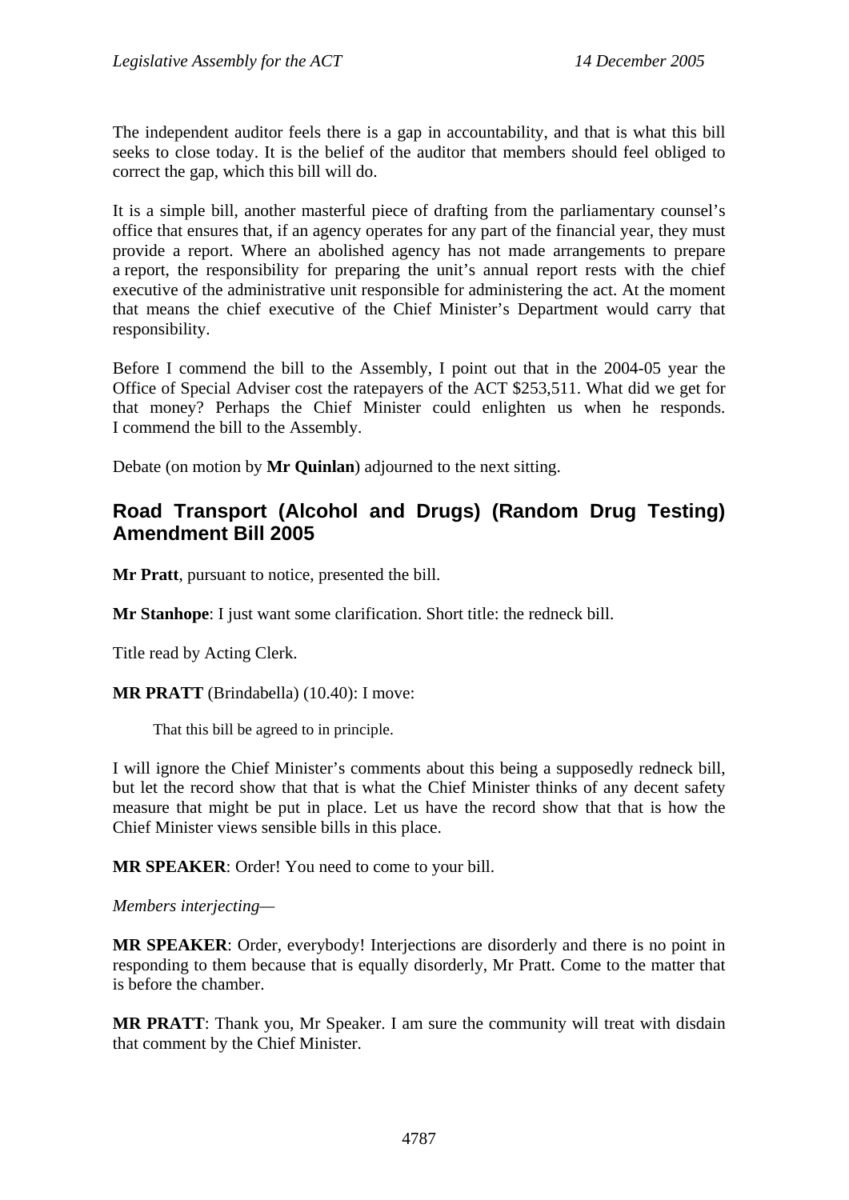The independent auditor feels there is a gap in accountability, and that is what this bill seeks to close today. It is the belief of the auditor that members should feel obliged to correct the gap, which this bill will do.

It is a simple bill, another masterful piece of drafting from the parliamentary counsel's office that ensures that, if an agency operates for any part of the financial year, they must provide a report. Where an abolished agency has not made arrangements to prepare a report, the responsibility for preparing the unit's annual report rests with the chief executive of the administrative unit responsible for administering the act. At the moment that means the chief executive of the Chief Minister's Department would carry that responsibility.

Before I commend the bill to the Assembly, I point out that in the 2004-05 year the Office of Special Adviser cost the ratepayers of the ACT $253,511. What did we get for that money? Perhaps the Chief Minister could enlighten us when he responds. I commend the bill to the Assembly.

Debate (on motion by **Mr Quinlan**) adjourned to the next sitting.

## Road Transport (Alcohol and Drugs) (Random Drug Testing) Amendment Bill 2005

**Mr Pratt**, pursuant to notice, presented the bill.

**Mr Stanhope**: I just want some clarification. Short title: the redneck bill.

Title read by Acting Clerk.

**MR PRATT** (Brindabella) (10.40): I move:

> That this bill be agreed to in principle.

I will ignore the Chief Minister's comments about this being a supposedly redneck bill, but let the record show that that is what the Chief Minister thinks of any decent safety measure that might be put in place. Let us have the record show that that is how the Chief Minister views sensible bills in this place.

**MR SPEAKER**: Order! You need to come to your bill.

*Members interjecting—*

**MR SPEAKER**: Order, everybody! Interjections are disorderly and there is no point in responding to them because that is equally disorderly, Mr Pratt. Come to the matter that is before the chamber.

**MR PRATT**: Thank you, Mr Speaker. I am sure the community will treat with disdain that comment by the Chief Minister.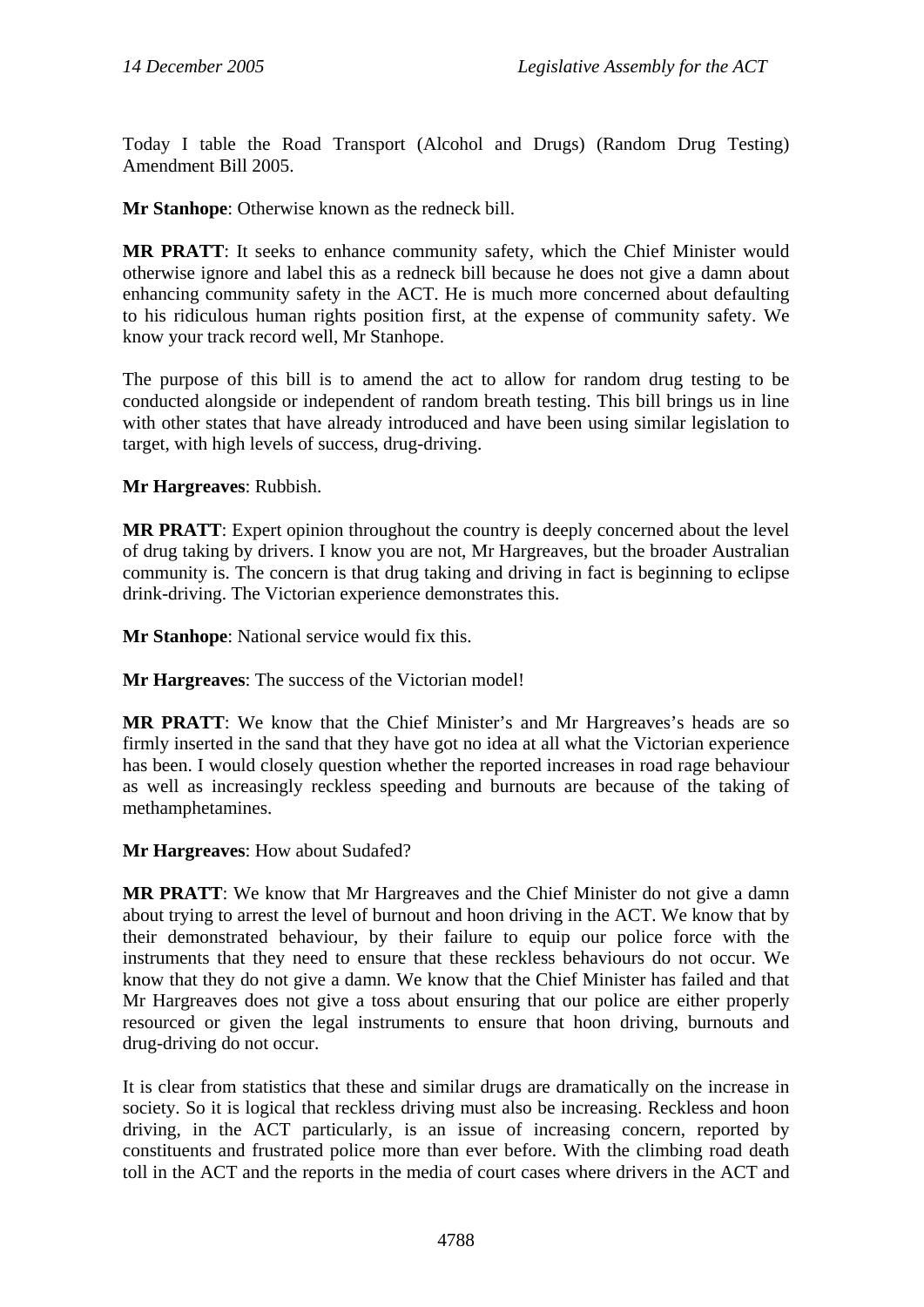Today I table the Road Transport (Alcohol and Drugs) (Random Drug Testing) Amendment Bill 2005.

**Mr Stanhope**: Otherwise known as the redneck bill.

**MR PRATT**: It seeks to enhance community safety, which the Chief Minister would otherwise ignore and label this as a redneck bill because he does not give a damn about enhancing community safety in the ACT. He is much more concerned about defaulting to his ridiculous human rights position first, at the expense of community safety. We know your track record well, Mr Stanhope.

The purpose of this bill is to amend the act to allow for random drug testing to be conducted alongside or independent of random breath testing. This bill brings us in line with other states that have already introduced and have been using similar legislation to target, with high levels of success, drug-driving.

**Mr Hargreaves**: Rubbish.

**MR PRATT**: Expert opinion throughout the country is deeply concerned about the level of drug taking by drivers. I know you are not, Mr Hargreaves, but the broader Australian community is. The concern is that drug taking and driving in fact is beginning to eclipse drink-driving. The Victorian experience demonstrates this.

**Mr Stanhope**: National service would fix this.

**Mr Hargreaves**: The success of the Victorian model!

**MR PRATT**: We know that the Chief Minister's and Mr Hargreaves's heads are so firmly inserted in the sand that they have got no idea at all what the Victorian experience has been. I would closely question whether the reported increases in road rage behaviour as well as increasingly reckless speeding and burnouts are because of the taking of methamphetamines.

**Mr Hargreaves**: How about Sudafed?

**MR PRATT**: We know that Mr Hargreaves and the Chief Minister do not give a damn about trying to arrest the level of burnout and hoon driving in the ACT. We know that by their demonstrated behaviour, by their failure to equip our police force with the instruments that they need to ensure that these reckless behaviours do not occur. We know that they do not give a damn. We know that the Chief Minister has failed and that Mr Hargreaves does not give a toss about ensuring that our police are either properly resourced or given the legal instruments to ensure that hoon driving, burnouts and drug-driving do not occur.

It is clear from statistics that these and similar drugs are dramatically on the increase in society. So it is logical that reckless driving must also be increasing. Reckless and hoon driving, in the ACT particularly, is an issue of increasing concern, reported by constituents and frustrated police more than ever before. With the climbing road death toll in the ACT and the reports in the media of court cases where drivers in the ACT and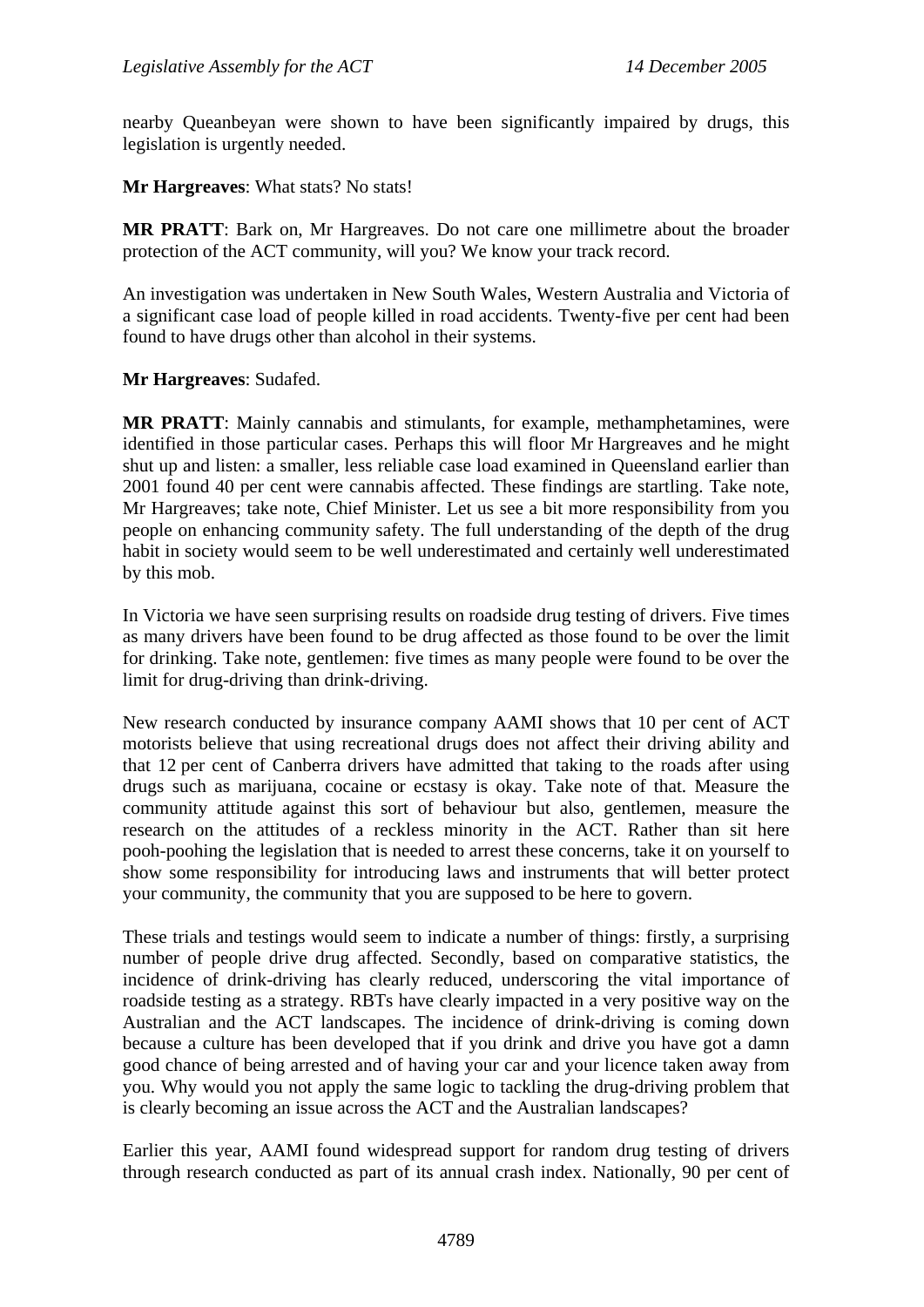nearby Queanbeyan were shown to have been significantly impaired by drugs, this legislation is urgently needed.

**Mr Hargreaves**: What stats? No stats!

**MR PRATT**: Bark on, Mr Hargreaves. Do not care one millimetre about the broader protection of the ACT community, will you? We know your track record.

An investigation was undertaken in New South Wales, Western Australia and Victoria of a significant case load of people killed in road accidents. Twenty-five per cent had been found to have drugs other than alcohol in their systems.

**Mr Hargreaves**: Sudafed.

**MR PRATT**: Mainly cannabis and stimulants, for example, methamphetamines, were identified in those particular cases. Perhaps this will floor Mr Hargreaves and he might shut up and listen: a smaller, less reliable case load examined in Queensland earlier than 2001 found 40 per cent were cannabis affected. These findings are startling. Take note, Mr Hargreaves; take note, Chief Minister. Let us see a bit more responsibility from you people on enhancing community safety. The full understanding of the depth of the drug habit in society would seem to be well underestimated and certainly well underestimated by this mob.

In Victoria we have seen surprising results on roadside drug testing of drivers. Five times as many drivers have been found to be drug affected as those found to be over the limit for drinking. Take note, gentlemen: five times as many people were found to be over the limit for drug-driving than drink-driving.

New research conducted by insurance company AAMI shows that 10 per cent of ACT motorists believe that using recreational drugs does not affect their driving ability and that 12 per cent of Canberra drivers have admitted that taking to the roads after using drugs such as marijuana, cocaine or ecstasy is okay. Take note of that. Measure the community attitude against this sort of behaviour but also, gentlemen, measure the research on the attitudes of a reckless minority in the ACT. Rather than sit here pooh-poohing the legislation that is needed to arrest these concerns, take it on yourself to show some responsibility for introducing laws and instruments that will better protect your community, the community that you are supposed to be here to govern.

These trials and testings would seem to indicate a number of things: firstly, a surprising number of people drive drug affected. Secondly, based on comparative statistics, the incidence of drink-driving has clearly reduced, underscoring the vital importance of roadside testing as a strategy. RBTs have clearly impacted in a very positive way on the Australian and the ACT landscapes. The incidence of drink-driving is coming down because a culture has been developed that if you drink and drive you have got a damn good chance of being arrested and of having your car and your licence taken away from you. Why would you not apply the same logic to tackling the drug-driving problem that is clearly becoming an issue across the ACT and the Australian landscapes?

Earlier this year, AAMI found widespread support for random drug testing of drivers through research conducted as part of its annual crash index. Nationally, 90 per cent of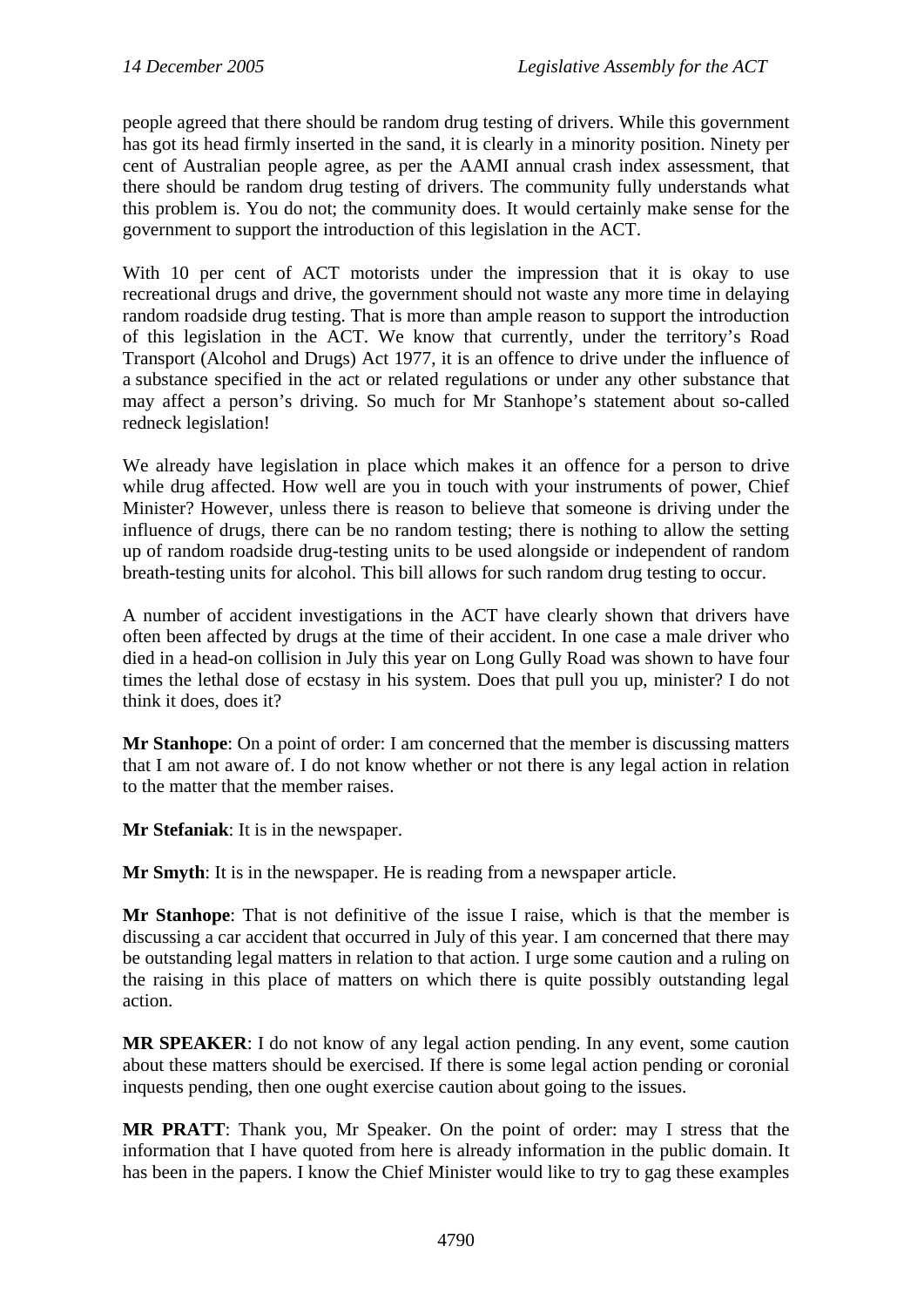people agreed that there should be random drug testing of drivers. While this government has got its head firmly inserted in the sand, it is clearly in a minority position. Ninety per cent of Australian people agree, as per the AAMI annual crash index assessment, that there should be random drug testing of drivers. The community fully understands what this problem is. You do not; the community does. It would certainly make sense for the government to support the introduction of this legislation in the ACT.

With 10 per cent of ACT motorists under the impression that it is okay to use recreational drugs and drive, the government should not waste any more time in delaying random roadside drug testing. That is more than ample reason to support the introduction of this legislation in the ACT. We know that currently, under the territory's Road Transport (Alcohol and Drugs) Act 1977, it is an offence to drive under the influence of a substance specified in the act or related regulations or under any other substance that may affect a person's driving. So much for Mr Stanhope's statement about so-called redneck legislation!

We already have legislation in place which makes it an offence for a person to drive while drug affected. How well are you in touch with your instruments of power, Chief Minister? However, unless there is reason to believe that someone is driving under the influence of drugs, there can be no random testing; there is nothing to allow the setting up of random roadside drug-testing units to be used alongside or independent of random breath-testing units for alcohol. This bill allows for such random drug testing to occur.

A number of accident investigations in the ACT have clearly shown that drivers have often been affected by drugs at the time of their accident. In one case a male driver who died in a head-on collision in July this year on Long Gully Road was shown to have four times the lethal dose of ecstasy in his system. Does that pull you up, minister? I do not think it does, does it?

**Mr Stanhope**: On a point of order: I am concerned that the member is discussing matters that I am not aware of. I do not know whether or not there is any legal action in relation to the matter that the member raises.

**Mr Stefaniak**: It is in the newspaper.

**Mr Smyth**: It is in the newspaper. He is reading from a newspaper article.

**Mr Stanhope**: That is not definitive of the issue I raise, which is that the member is discussing a car accident that occurred in July of this year. I am concerned that there may be outstanding legal matters in relation to that action. I urge some caution and a ruling on the raising in this place of matters on which there is quite possibly outstanding legal action.

**MR SPEAKER**: I do not know of any legal action pending. In any event, some caution about these matters should be exercised. If there is some legal action pending or coronial inquests pending, then one ought exercise caution about going to the issues.

**MR PRATT**: Thank you, Mr Speaker. On the point of order: may I stress that the information that I have quoted from here is already information in the public domain. It has been in the papers. I know the Chief Minister would like to try to gag these examples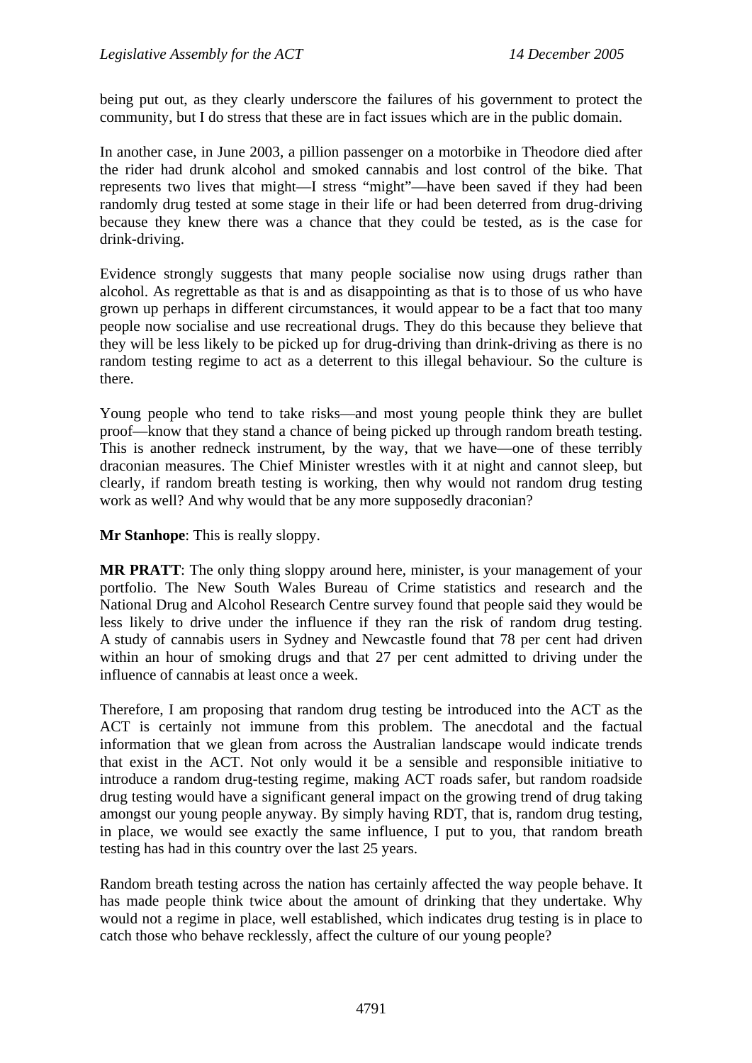being put out, as they clearly underscore the failures of his government to protect the community, but I do stress that these are in fact issues which are in the public domain.

In another case, in June 2003, a pillion passenger on a motorbike in Theodore died after the rider had drunk alcohol and smoked cannabis and lost control of the bike. That represents two lives that might—I stress "might"—have been saved if they had been randomly drug tested at some stage in their life or had been deterred from drug-driving because they knew there was a chance that they could be tested, as is the case for drink-driving.

Evidence strongly suggests that many people socialise now using drugs rather than alcohol. As regrettable as that is and as disappointing as that is to those of us who have grown up perhaps in different circumstances, it would appear to be a fact that too many people now socialise and use recreational drugs. They do this because they believe that they will be less likely to be picked up for drug-driving than drink-driving as there is no random testing regime to act as a deterrent to this illegal behaviour. So the culture is there.

Young people who tend to take risks—and most young people think they are bullet proof—know that they stand a chance of being picked up through random breath testing. This is another redneck instrument, by the way, that we have—one of these terribly draconian measures. The Chief Minister wrestles with it at night and cannot sleep, but clearly, if random breath testing is working, then why would not random drug testing work as well? And why would that be any more supposedly draconian?

**Mr Stanhope**: This is really sloppy.

**MR PRATT**: The only thing sloppy around here, minister, is your management of your portfolio. The New South Wales Bureau of Crime statistics and research and the National Drug and Alcohol Research Centre survey found that people said they would be less likely to drive under the influence if they ran the risk of random drug testing. A study of cannabis users in Sydney and Newcastle found that 78 per cent had driven within an hour of smoking drugs and that 27 per cent admitted to driving under the influence of cannabis at least once a week.

Therefore, I am proposing that random drug testing be introduced into the ACT as the ACT is certainly not immune from this problem. The anecdotal and the factual information that we glean from across the Australian landscape would indicate trends that exist in the ACT. Not only would it be a sensible and responsible initiative to introduce a random drug-testing regime, making ACT roads safer, but random roadside drug testing would have a significant general impact on the growing trend of drug taking amongst our young people anyway. By simply having RDT, that is, random drug testing, in place, we would see exactly the same influence, I put to you, that random breath testing has had in this country over the last 25 years.

Random breath testing across the nation has certainly affected the way people behave. It has made people think twice about the amount of drinking that they undertake. Why would not a regime in place, well established, which indicates drug testing is in place to catch those who behave recklessly, affect the culture of our young people?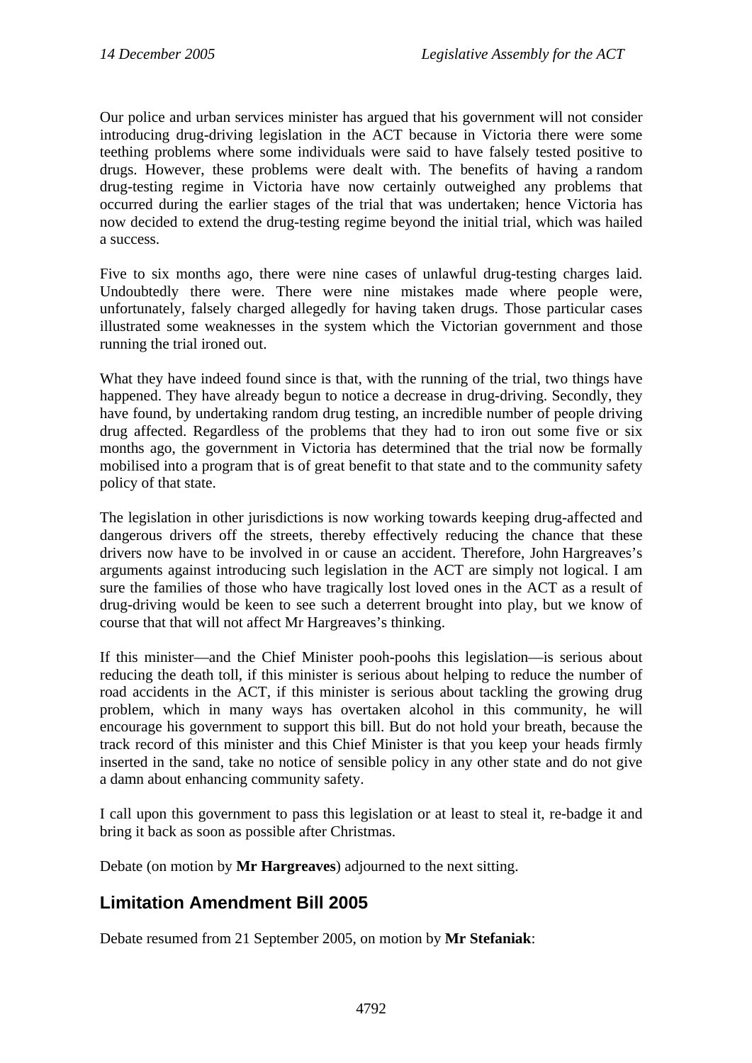Our police and urban services minister has argued that his government will not consider introducing drug-driving legislation in the ACT because in Victoria there were some teething problems where some individuals were said to have falsely tested positive to drugs. However, these problems were dealt with. The benefits of having a random drug-testing regime in Victoria have now certainly outweighed any problems that occurred during the earlier stages of the trial that was undertaken; hence Victoria has now decided to extend the drug-testing regime beyond the initial trial, which was hailed a success.

Five to six months ago, there were nine cases of unlawful drug-testing charges laid. Undoubtedly there were. There were nine mistakes made where people were, unfortunately, falsely charged allegedly for having taken drugs. Those particular cases illustrated some weaknesses in the system which the Victorian government and those running the trial ironed out.

What they have indeed found since is that, with the running of the trial, two things have happened. They have already begun to notice a decrease in drug-driving. Secondly, they have found, by undertaking random drug testing, an incredible number of people driving drug affected. Regardless of the problems that they had to iron out some five or six months ago, the government in Victoria has determined that the trial now be formally mobilised into a program that is of great benefit to that state and to the community safety policy of that state.

The legislation in other jurisdictions is now working towards keeping drug-affected and dangerous drivers off the streets, thereby effectively reducing the chance that these drivers now have to be involved in or cause an accident. Therefore, John Hargreaves's arguments against introducing such legislation in the ACT are simply not logical. I am sure the families of those who have tragically lost loved ones in the ACT as a result of drug-driving would be keen to see such a deterrent brought into play, but we know of course that that will not affect Mr Hargreaves's thinking.

If this minister—and the Chief Minister pooh-poohs this legislation—is serious about reducing the death toll, if this minister is serious about helping to reduce the number of road accidents in the ACT, if this minister is serious about tackling the growing drug problem, which in many ways has overtaken alcohol in this community, he will encourage his government to support this bill. But do not hold your breath, because the track record of this minister and this Chief Minister is that you keep your heads firmly inserted in the sand, take no notice of sensible policy in any other state and do not give a damn about enhancing community safety.

I call upon this government to pass this legislation or at least to steal it, re-badge it and bring it back as soon as possible after Christmas.

Debate (on motion by **Mr Hargreaves**) adjourned to the next sitting.

## Limitation Amendment Bill 2005

Debate resumed from 21 September 2005, on motion by **Mr Stefaniak**: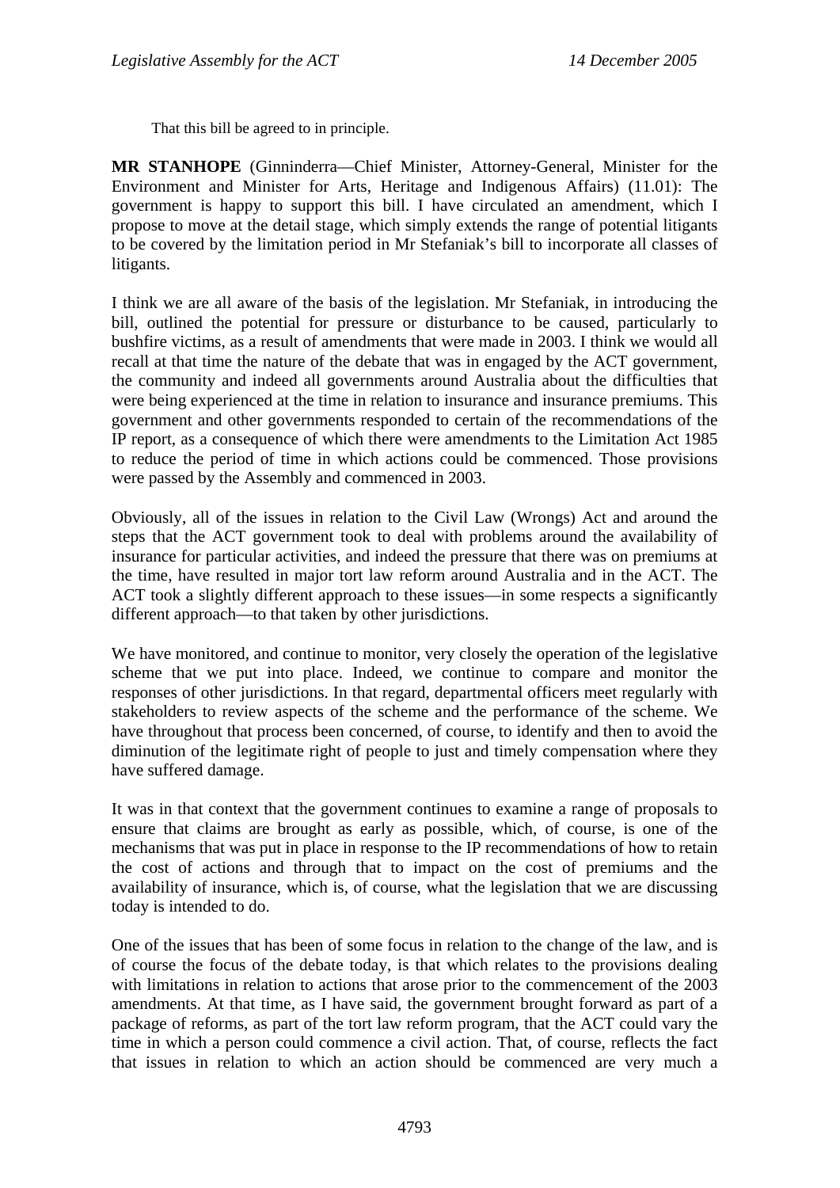That this bill be agreed to in principle.

**MR STANHOPE** (Ginninderra—Chief Minister, Attorney-General, Minister for the Environment and Minister for Arts, Heritage and Indigenous Affairs) (11.01): The government is happy to support this bill. I have circulated an amendment, which I propose to move at the detail stage, which simply extends the range of potential litigants to be covered by the limitation period in Mr Stefaniak's bill to incorporate all classes of litigants.

I think we are all aware of the basis of the legislation. Mr Stefaniak, in introducing the bill, outlined the potential for pressure or disturbance to be caused, particularly to bushfire victims, as a result of amendments that were made in 2003. I think we would all recall at that time the nature of the debate that was in engaged by the ACT government, the community and indeed all governments around Australia about the difficulties that were being experienced at the time in relation to insurance and insurance premiums. This government and other governments responded to certain of the recommendations of the IP report, as a consequence of which there were amendments to the Limitation Act 1985 to reduce the period of time in which actions could be commenced. Those provisions were passed by the Assembly and commenced in 2003.

Obviously, all of the issues in relation to the Civil Law (Wrongs) Act and around the steps that the ACT government took to deal with problems around the availability of insurance for particular activities, and indeed the pressure that there was on premiums at the time, have resulted in major tort law reform around Australia and in the ACT. The ACT took a slightly different approach to these issues—in some respects a significantly different approach—to that taken by other jurisdictions.

We have monitored, and continue to monitor, very closely the operation of the legislative scheme that we put into place. Indeed, we continue to compare and monitor the responses of other jurisdictions. In that regard, departmental officers meet regularly with stakeholders to review aspects of the scheme and the performance of the scheme. We have throughout that process been concerned, of course, to identify and then to avoid the diminution of the legitimate right of people to just and timely compensation where they have suffered damage.

It was in that context that the government continues to examine a range of proposals to ensure that claims are brought as early as possible, which, of course, is one of the mechanisms that was put in place in response to the IP recommendations of how to retain the cost of actions and through that to impact on the cost of premiums and the availability of insurance, which is, of course, what the legislation that we are discussing today is intended to do.

One of the issues that has been of some focus in relation to the change of the law, and is of course the focus of the debate today, is that which relates to the provisions dealing with limitations in relation to actions that arose prior to the commencement of the 2003 amendments. At that time, as I have said, the government brought forward as part of a package of reforms, as part of the tort law reform program, that the ACT could vary the time in which a person could commence a civil action. That, of course, reflects the fact that issues in relation to which an action should be commenced are very much a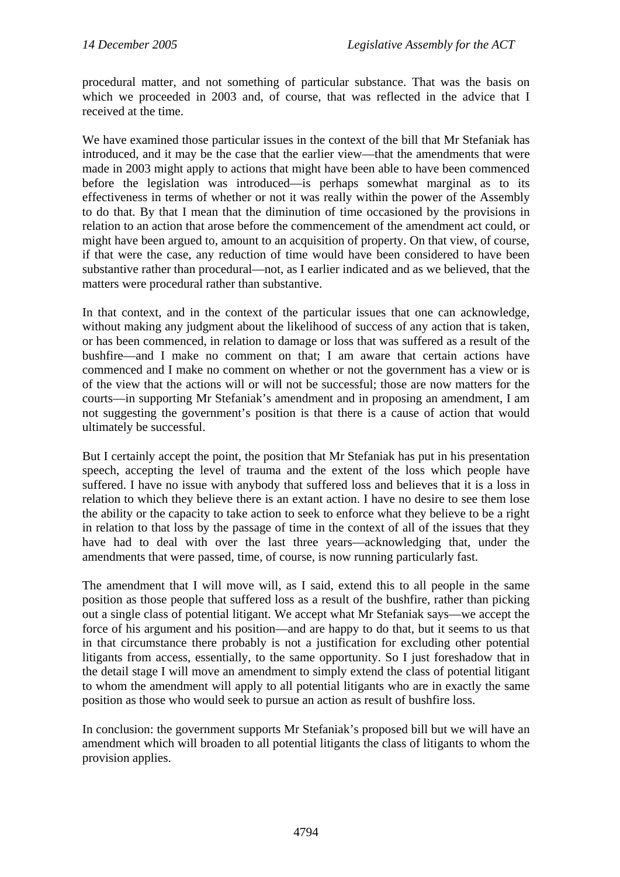procedural matter, and not something of particular substance. That was the basis on which we proceeded in 2003 and, of course, that was reflected in the advice that I received at the time.

We have examined those particular issues in the context of the bill that Mr Stefaniak has introduced, and it may be the case that the earlier view—that the amendments that were made in 2003 might apply to actions that might have been able to have been commenced before the legislation was introduced—is perhaps somewhat marginal as to its effectiveness in terms of whether or not it was really within the power of the Assembly to do that. By that I mean that the diminution of time occasioned by the provisions in relation to an action that arose before the commencement of the amendment act could, or might have been argued to, amount to an acquisition of property. On that view, of course, if that were the case, any reduction of time would have been considered to have been substantive rather than procedural—not, as I earlier indicated and as we believed, that the matters were procedural rather than substantive.

In that context, and in the context of the particular issues that one can acknowledge, without making any judgment about the likelihood of success of any action that is taken, or has been commenced, in relation to damage or loss that was suffered as a result of the bushfire—and I make no comment on that; I am aware that certain actions have commenced and I make no comment on whether or not the government has a view or is of the view that the actions will or will not be successful; those are now matters for the courts—in supporting Mr Stefaniak's amendment and in proposing an amendment, I am not suggesting the government's position is that there is a cause of action that would ultimately be successful.

But I certainly accept the point, the position that Mr Stefaniak has put in his presentation speech, accepting the level of trauma and the extent of the loss which people have suffered. I have no issue with anybody that suffered loss and believes that it is a loss in relation to which they believe there is an extant action. I have no desire to see them lose the ability or the capacity to take action to seek to enforce what they believe to be a right in relation to that loss by the passage of time in the context of all of the issues that they have had to deal with over the last three years—acknowledging that, under the amendments that were passed, time, of course, is now running particularly fast.

The amendment that I will move will, as I said, extend this to all people in the same position as those people that suffered loss as a result of the bushfire, rather than picking out a single class of potential litigant. We accept what Mr Stefaniak says—we accept the force of his argument and his position—and are happy to do that, but it seems to us that in that circumstance there probably is not a justification for excluding other potential litigants from access, essentially, to the same opportunity. So I just foreshadow that in the detail stage I will move an amendment to simply extend the class of potential litigant to whom the amendment will apply to all potential litigants who are in exactly the same position as those who would seek to pursue an action as result of bushfire loss.

In conclusion: the government supports Mr Stefaniak's proposed bill but we will have an amendment which will broaden to all potential litigants the class of litigants to whom the provision applies.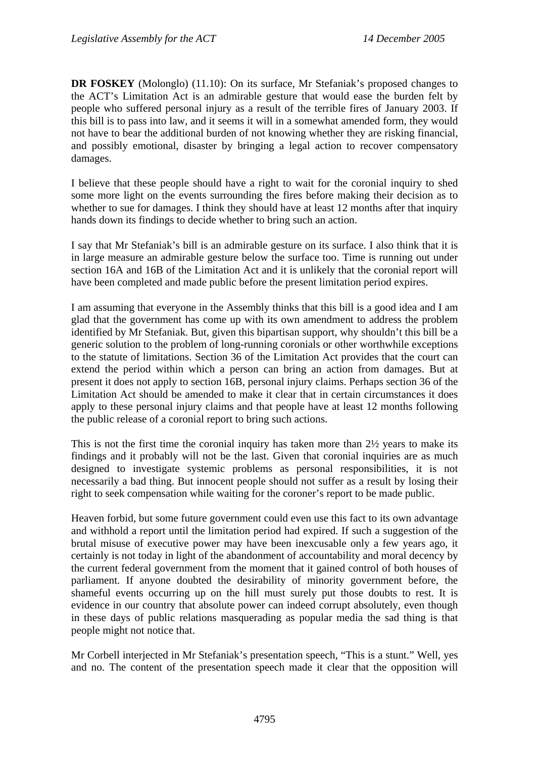**DR FOSKEY** (Molonglo) (11.10): On its surface, Mr Stefaniak's proposed changes to the ACT's Limitation Act is an admirable gesture that would ease the burden felt by people who suffered personal injury as a result of the terrible fires of January 2003. If this bill is to pass into law, and it seems it will in a somewhat amended form, they would not have to bear the additional burden of not knowing whether they are risking financial, and possibly emotional, disaster by bringing a legal action to recover compensatory damages.

I believe that these people should have a right to wait for the coronial inquiry to shed some more light on the events surrounding the fires before making their decision as to whether to sue for damages. I think they should have at least 12 months after that inquiry hands down its findings to decide whether to bring such an action.

I say that Mr Stefaniak's bill is an admirable gesture on its surface. I also think that it is in large measure an admirable gesture below the surface too. Time is running out under section 16A and 16B of the Limitation Act and it is unlikely that the coronial report will have been completed and made public before the present limitation period expires.

I am assuming that everyone in the Assembly thinks that this bill is a good idea and I am glad that the government has come up with its own amendment to address the problem identified by Mr Stefaniak. But, given this bipartisan support, why shouldn't this bill be a generic solution to the problem of long-running coronials or other worthwhile exceptions to the statute of limitations. Section 36 of the Limitation Act provides that the court can extend the period within which a person can bring an action from damages. But at present it does not apply to section 16B, personal injury claims. Perhaps section 36 of the Limitation Act should be amended to make it clear that in certain circumstances it does apply to these personal injury claims and that people have at least 12 months following the public release of a coronial report to bring such actions.

This is not the first time the coronial inquiry has taken more than 2½ years to make its findings and it probably will not be the last. Given that coronial inquiries are as much designed to investigate systemic problems as personal responsibilities, it is not necessarily a bad thing. But innocent people should not suffer as a result by losing their right to seek compensation while waiting for the coroner's report to be made public.

Heaven forbid, but some future government could even use this fact to its own advantage and withhold a report until the limitation period had expired. If such a suggestion of the brutal misuse of executive power may have been inexcusable only a few years ago, it certainly is not today in light of the abandonment of accountability and moral decency by the current federal government from the moment that it gained control of both houses of parliament. If anyone doubted the desirability of minority government before, the shameful events occurring up on the hill must surely put those doubts to rest. It is evidence in our country that absolute power can indeed corrupt absolutely, even though in these days of public relations masquerading as popular media the sad thing is that people might not notice that.

Mr Corbell interjected in Mr Stefaniak's presentation speech, "This is a stunt." Well, yes and no. The content of the presentation speech made it clear that the opposition will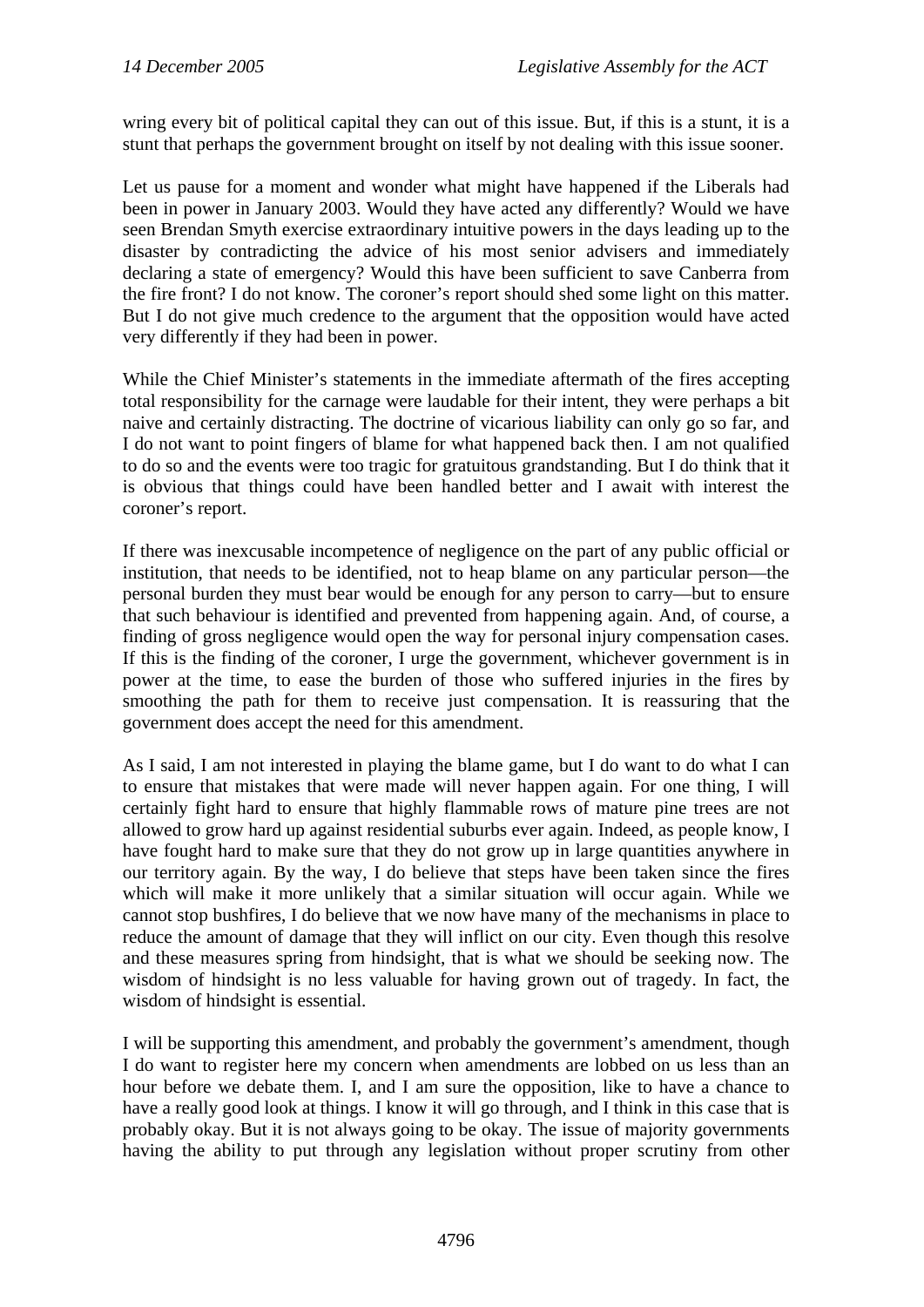wring every bit of political capital they can out of this issue. But, if this is a stunt, it is a stunt that perhaps the government brought on itself by not dealing with this issue sooner.

Let us pause for a moment and wonder what might have happened if the Liberals had been in power in January 2003. Would they have acted any differently? Would we have seen Brendan Smyth exercise extraordinary intuitive powers in the days leading up to the disaster by contradicting the advice of his most senior advisers and immediately declaring a state of emergency? Would this have been sufficient to save Canberra from the fire front? I do not know. The coroner's report should shed some light on this matter. But I do not give much credence to the argument that the opposition would have acted very differently if they had been in power.

While the Chief Minister's statements in the immediate aftermath of the fires accepting total responsibility for the carnage were laudable for their intent, they were perhaps a bit naive and certainly distracting. The doctrine of vicarious liability can only go so far, and I do not want to point fingers of blame for what happened back then. I am not qualified to do so and the events were too tragic for gratuitous grandstanding. But I do think that it is obvious that things could have been handled better and I await with interest the coroner's report.

If there was inexcusable incompetence of negligence on the part of any public official or institution, that needs to be identified, not to heap blame on any particular person—the personal burden they must bear would be enough for any person to carry—but to ensure that such behaviour is identified and prevented from happening again. And, of course, a finding of gross negligence would open the way for personal injury compensation cases. If this is the finding of the coroner, I urge the government, whichever government is in power at the time, to ease the burden of those who suffered injuries in the fires by smoothing the path for them to receive just compensation. It is reassuring that the government does accept the need for this amendment.

As I said, I am not interested in playing the blame game, but I do want to do what I can to ensure that mistakes that were made will never happen again. For one thing, I will certainly fight hard to ensure that highly flammable rows of mature pine trees are not allowed to grow hard up against residential suburbs ever again. Indeed, as people know, I have fought hard to make sure that they do not grow up in large quantities anywhere in our territory again. By the way, I do believe that steps have been taken since the fires which will make it more unlikely that a similar situation will occur again. While we cannot stop bushfires, I do believe that we now have many of the mechanisms in place to reduce the amount of damage that they will inflict on our city. Even though this resolve and these measures spring from hindsight, that is what we should be seeking now. The wisdom of hindsight is no less valuable for having grown out of tragedy. In fact, the wisdom of hindsight is essential.

I will be supporting this amendment, and probably the government's amendment, though I do want to register here my concern when amendments are lobbed on us less than an hour before we debate them. I, and I am sure the opposition, like to have a chance to have a really good look at things. I know it will go through, and I think in this case that is probably okay. But it is not always going to be okay. The issue of majority governments having the ability to put through any legislation without proper scrutiny from other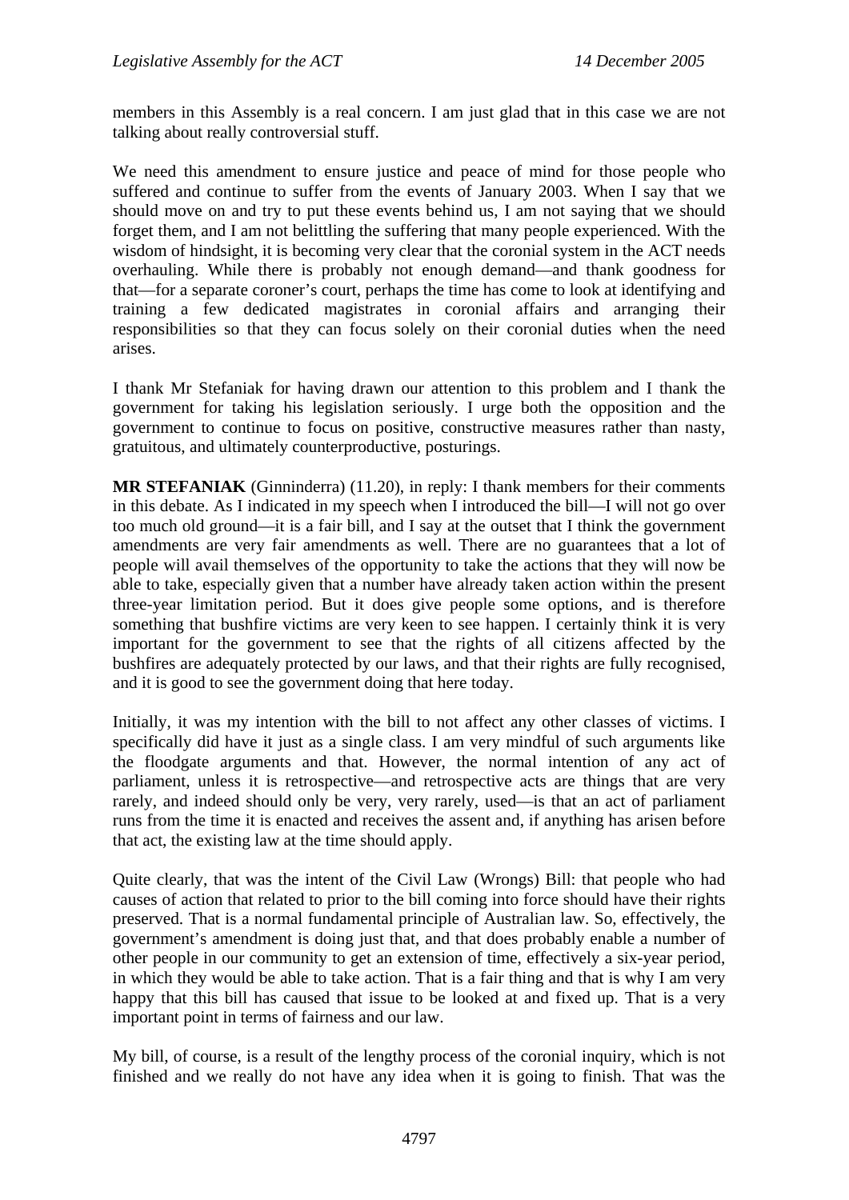members in this Assembly is a real concern. I am just glad that in this case we are not talking about really controversial stuff.

We need this amendment to ensure justice and peace of mind for those people who suffered and continue to suffer from the events of January 2003. When I say that we should move on and try to put these events behind us, I am not saying that we should forget them, and I am not belittling the suffering that many people experienced. With the wisdom of hindsight, it is becoming very clear that the coronial system in the ACT needs overhauling. While there is probably not enough demand—and thank goodness for that—for a separate coroner's court, perhaps the time has come to look at identifying and training a few dedicated magistrates in coronial affairs and arranging their responsibilities so that they can focus solely on their coronial duties when the need arises.

I thank Mr Stefaniak for having drawn our attention to this problem and I thank the government for taking his legislation seriously. I urge both the opposition and the government to continue to focus on positive, constructive measures rather than nasty, gratuitous, and ultimately counterproductive, posturings.

**MR STEFANIAK** (Ginninderra) (11.20), in reply: I thank members for their comments in this debate. As I indicated in my speech when I introduced the bill—I will not go over too much old ground—it is a fair bill, and I say at the outset that I think the government amendments are very fair amendments as well. There are no guarantees that a lot of people will avail themselves of the opportunity to take the actions that they will now be able to take, especially given that a number have already taken action within the present three-year limitation period. But it does give people some options, and is therefore something that bushfire victims are very keen to see happen. I certainly think it is very important for the government to see that the rights of all citizens affected by the bushfires are adequately protected by our laws, and that their rights are fully recognised, and it is good to see the government doing that here today.

Initially, it was my intention with the bill to not affect any other classes of victims. I specifically did have it just as a single class. I am very mindful of such arguments like the floodgate arguments and that. However, the normal intention of any act of parliament, unless it is retrospective—and retrospective acts are things that are very rarely, and indeed should only be very, very rarely, used—is that an act of parliament runs from the time it is enacted and receives the assent and, if anything has arisen before that act, the existing law at the time should apply.

Quite clearly, that was the intent of the Civil Law (Wrongs) Bill: that people who had causes of action that related to prior to the bill coming into force should have their rights preserved. That is a normal fundamental principle of Australian law. So, effectively, the government's amendment is doing just that, and that does probably enable a number of other people in our community to get an extension of time, effectively a six-year period, in which they would be able to take action. That is a fair thing and that is why I am very happy that this bill has caused that issue to be looked at and fixed up. That is a very important point in terms of fairness and our law.

My bill, of course, is a result of the lengthy process of the coronial inquiry, which is not finished and we really do not have any idea when it is going to finish. That was the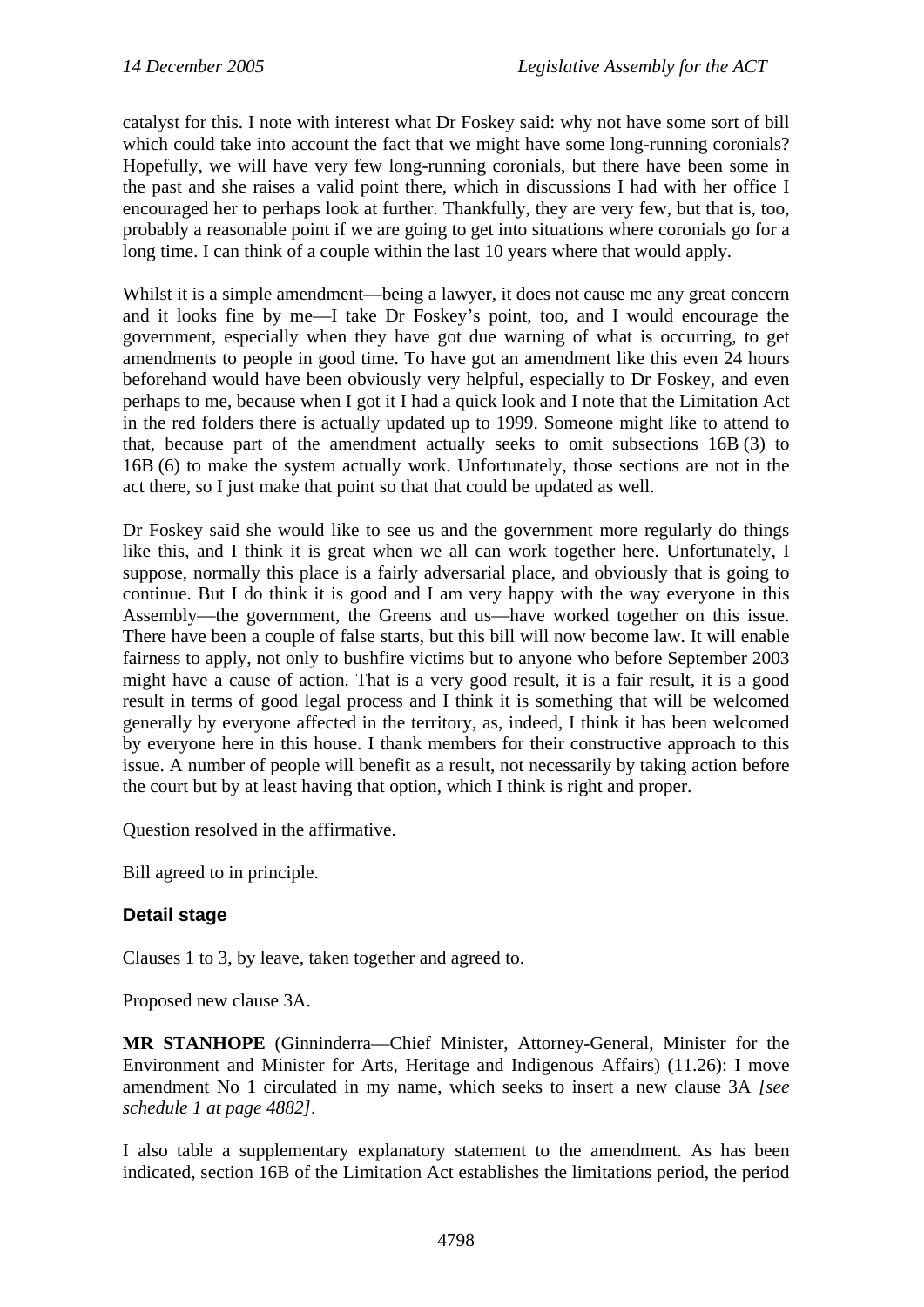catalyst for this. I note with interest what Dr Foskey said: why not have some sort of bill which could take into account the fact that we might have some long-running coronials? Hopefully, we will have very few long-running coronials, but there have been some in the past and she raises a valid point there, which in discussions I had with her office I encouraged her to perhaps look at further. Thankfully, they are very few, but that is, too, probably a reasonable point if we are going to get into situations where coronials go for a long time. I can think of a couple within the last 10 years where that would apply.

Whilst it is a simple amendment—being a lawyer, it does not cause me any great concern and it looks fine by me—I take Dr Foskey's point, too, and I would encourage the government, especially when they have got due warning of what is occurring, to get amendments to people in good time. To have got an amendment like this even 24 hours beforehand would have been obviously very helpful, especially to Dr Foskey, and even perhaps to me, because when I got it I had a quick look and I note that the Limitation Act in the red folders there is actually updated up to 1999. Someone might like to attend to that, because part of the amendment actually seeks to omit subsections 16B (3) to 16B (6) to make the system actually work. Unfortunately, those sections are not in the act there, so I just make that point so that that could be updated as well.

Dr Foskey said she would like to see us and the government more regularly do things like this, and I think it is great when we all can work together here. Unfortunately, I suppose, normally this place is a fairly adversarial place, and obviously that is going to continue. But I do think it is good and I am very happy with the way everyone in this Assembly—the government, the Greens and us—have worked together on this issue. There have been a couple of false starts, but this bill will now become law. It will enable fairness to apply, not only to bushfire victims but to anyone who before September 2003 might have a cause of action. That is a very good result, it is a fair result, it is a good result in terms of good legal process and I think it is something that will be welcomed generally by everyone affected in the territory, as, indeed, I think it has been welcomed by everyone here in this house. I thank members for their constructive approach to this issue. A number of people will benefit as a result, not necessarily by taking action before the court but by at least having that option, which I think is right and proper.

Question resolved in the affirmative.

Bill agreed to in principle.

### Detail stage

Clauses 1 to 3, by leave, taken together and agreed to.

Proposed new clause 3A.

**MR STANHOPE** (Ginninderra—Chief Minister, Attorney-General, Minister for the Environment and Minister for Arts, Heritage and Indigenous Affairs) (11.26): I move amendment No 1 circulated in my name, which seeks to insert a new clause 3A *[see schedule 1 at page 4882]*.

I also table a supplementary explanatory statement to the amendment. As has been indicated, section 16B of the Limitation Act establishes the limitations period, the period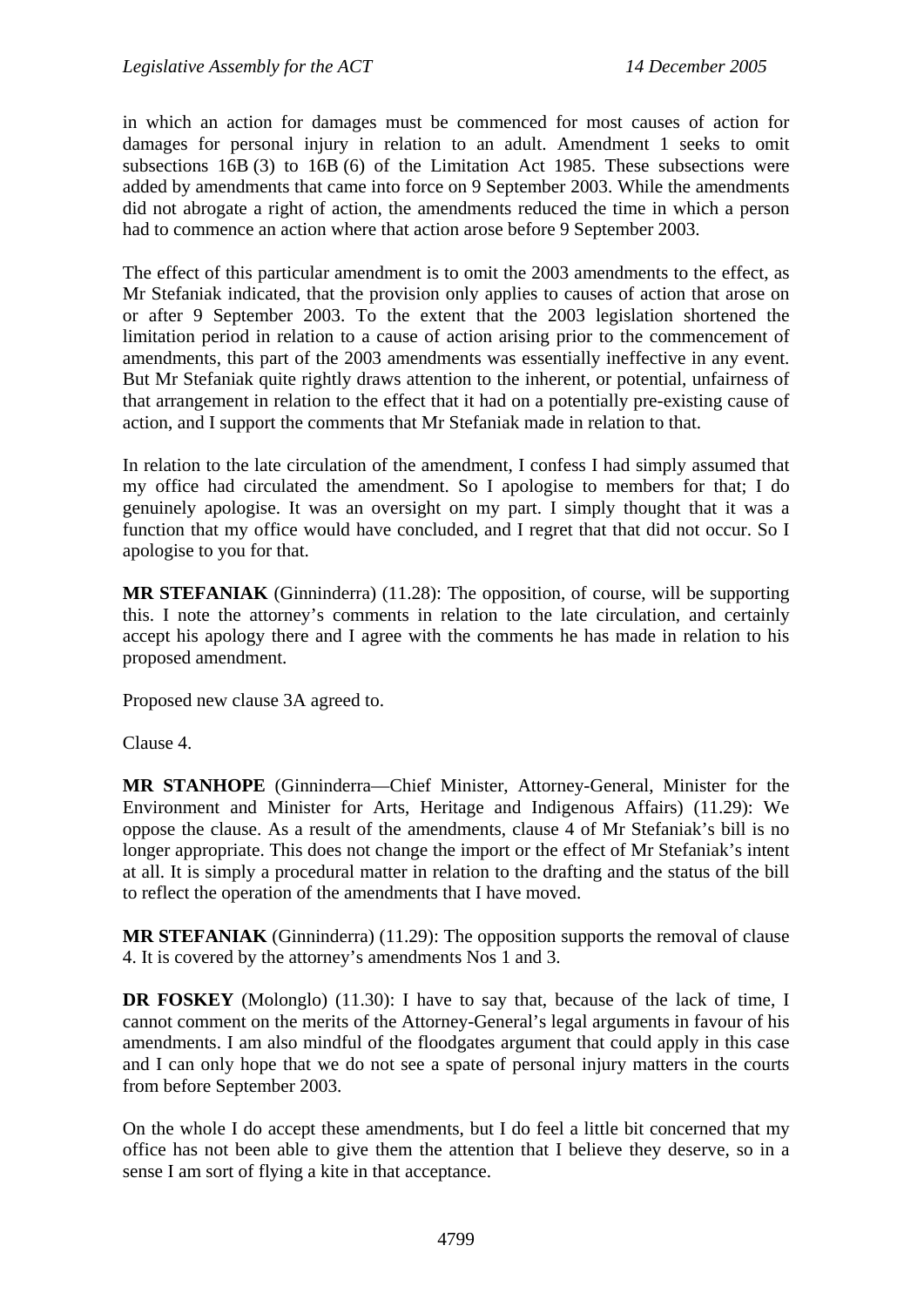in which an action for damages must be commenced for most causes of action for damages for personal injury in relation to an adult. Amendment 1 seeks to omit subsections 16B (3) to 16B (6) of the Limitation Act 1985. These subsections were added by amendments that came into force on 9 September 2003. While the amendments did not abrogate a right of action, the amendments reduced the time in which a person had to commence an action where that action arose before 9 September 2003.

The effect of this particular amendment is to omit the 2003 amendments to the effect, as Mr Stefaniak indicated, that the provision only applies to causes of action that arose on or after 9 September 2003. To the extent that the 2003 legislation shortened the limitation period in relation to a cause of action arising prior to the commencement of amendments, this part of the 2003 amendments was essentially ineffective in any event. But Mr Stefaniak quite rightly draws attention to the inherent, or potential, unfairness of that arrangement in relation to the effect that it had on a potentially pre-existing cause of action, and I support the comments that Mr Stefaniak made in relation to that.

In relation to the late circulation of the amendment, I confess I had simply assumed that my office had circulated the amendment. So I apologise to members for that; I do genuinely apologise. It was an oversight on my part. I simply thought that it was a function that my office would have concluded, and I regret that that did not occur. So I apologise to you for that.

**MR STEFANIAK** (Ginninderra) (11.28): The opposition, of course, will be supporting this. I note the attorney's comments in relation to the late circulation, and certainly accept his apology there and I agree with the comments he has made in relation to his proposed amendment.

Proposed new clause 3A agreed to.

Clause 4.

**MR STANHOPE** (Ginninderra—Chief Minister, Attorney-General, Minister for the Environment and Minister for Arts, Heritage and Indigenous Affairs) (11.29): We oppose the clause. As a result of the amendments, clause 4 of Mr Stefaniak's bill is no longer appropriate. This does not change the import or the effect of Mr Stefaniak's intent at all. It is simply a procedural matter in relation to the drafting and the status of the bill to reflect the operation of the amendments that I have moved.

**MR STEFANIAK** (Ginninderra) (11.29): The opposition supports the removal of clause 4. It is covered by the attorney's amendments Nos 1 and 3.

**DR FOSKEY** (Molonglo) (11.30): I have to say that, because of the lack of time, I cannot comment on the merits of the Attorney-General's legal arguments in favour of his amendments. I am also mindful of the floodgates argument that could apply in this case and I can only hope that we do not see a spate of personal injury matters in the courts from before September 2003.

On the whole I do accept these amendments, but I do feel a little bit concerned that my office has not been able to give them the attention that I believe they deserve, so in a sense I am sort of flying a kite in that acceptance.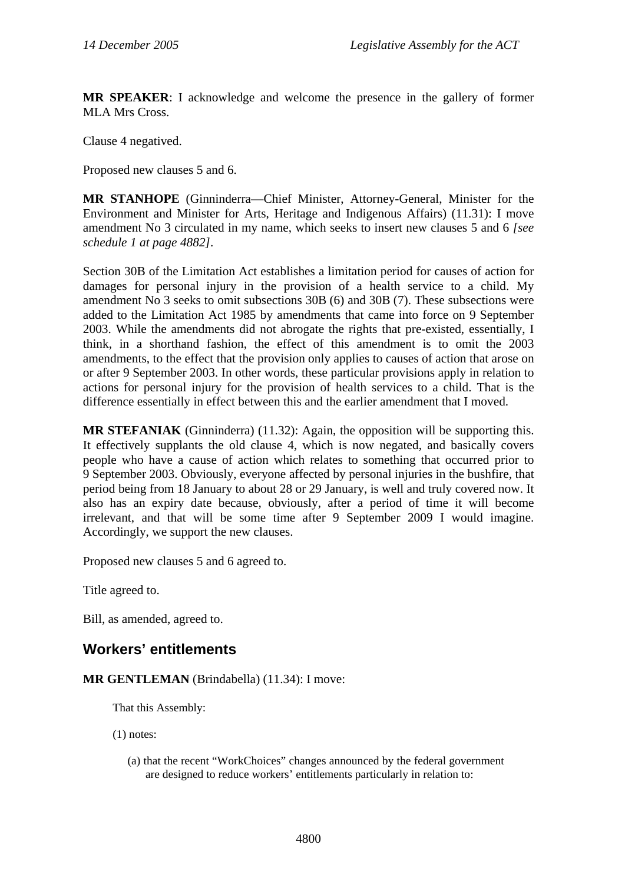**MR SPEAKER**: I acknowledge and welcome the presence in the gallery of former MLA Mrs Cross.

Clause 4 negatived.

Proposed new clauses 5 and 6.

**MR STANHOPE** (Ginninderra—Chief Minister, Attorney-General, Minister for the Environment and Minister for Arts, Heritage and Indigenous Affairs) (11.31): I move amendment No 3 circulated in my name, which seeks to insert new clauses 5 and 6 *[see schedule 1 at page 4882]*.

Section 30B of the Limitation Act establishes a limitation period for causes of action for damages for personal injury in the provision of a health service to a child. My amendment No 3 seeks to omit subsections 30B (6) and 30B (7). These subsections were added to the Limitation Act 1985 by amendments that came into force on 9 September 2003. While the amendments did not abrogate the rights that pre-existed, essentially, I think, in a shorthand fashion, the effect of this amendment is to omit the 2003 amendments, to the effect that the provision only applies to causes of action that arose on or after 9 September 2003. In other words, these particular provisions apply in relation to actions for personal injury for the provision of health services to a child. That is the difference essentially in effect between this and the earlier amendment that I moved.

**MR STEFANIAK** (Ginninderra) (11.32): Again, the opposition will be supporting this. It effectively supplants the old clause 4, which is now negated, and basically covers people who have a cause of action which relates to something that occurred prior to 9 September 2003. Obviously, everyone affected by personal injuries in the bushfire, that period being from 18 January to about 28 or 29 January, is well and truly covered now. It also has an expiry date because, obviously, after a period of time it will become irrelevant, and that will be some time after 9 September 2009 I would imagine. Accordingly, we support the new clauses.

Proposed new clauses 5 and 6 agreed to.

Title agreed to.

Bill, as amended, agreed to.

## Workers' entitlements

**MR GENTLEMAN** (Brindabella) (11.34): I move:

> That this Assembly:
>
> (1) notes:
>
> (a) that the recent "WorkChoices" changes announced by the federal government are designed to reduce workers' entitlements particularly in relation to: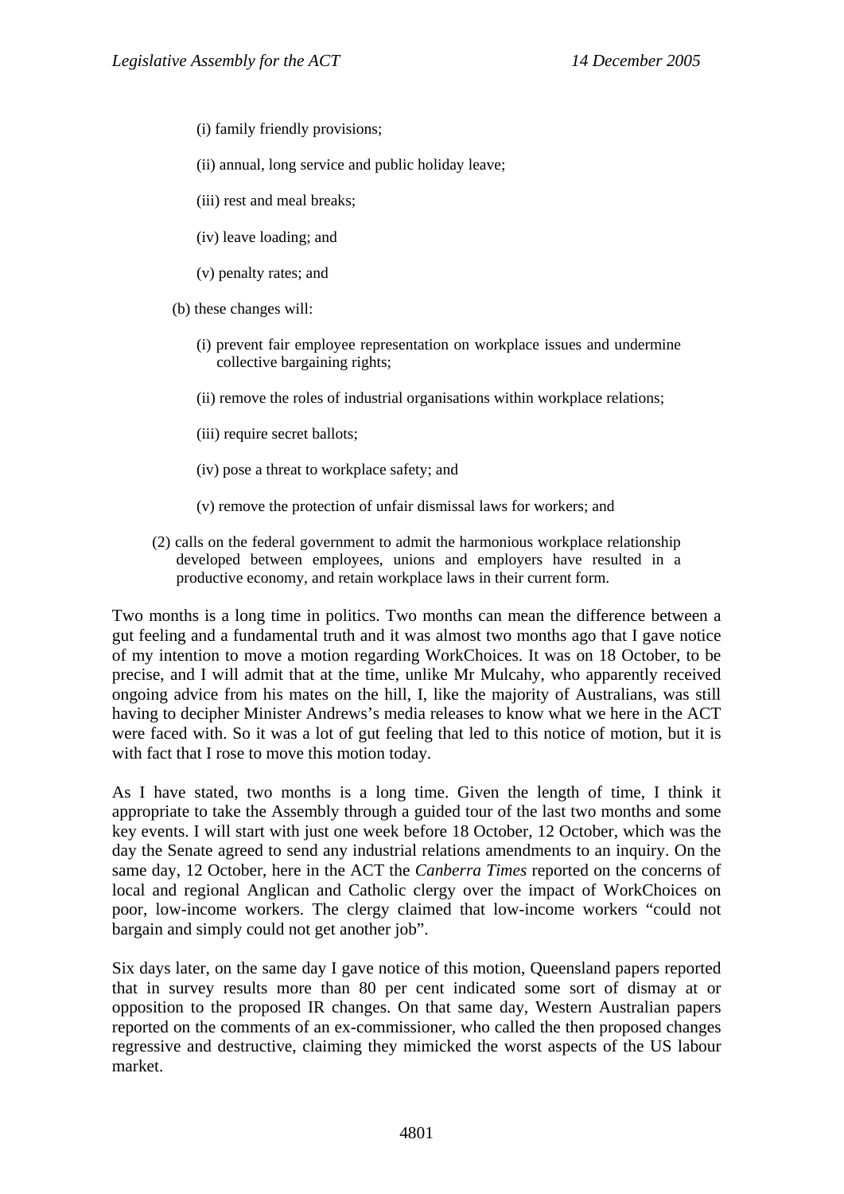(i) family friendly provisions;

(ii) annual, long service and public holiday leave;

(iii) rest and meal breaks;

(iv) leave loading; and

(v) penalty rates; and

(b) these changes will:

(i) prevent fair employee representation on workplace issues and undermine collective bargaining rights;

(ii) remove the roles of industrial organisations within workplace relations;

(iii) require secret ballots;

(iv) pose a threat to workplace safety; and

(v) remove the protection of unfair dismissal laws for workers; and

(2) calls on the federal government to admit the harmonious workplace relationship developed between employees, unions and employers have resulted in a productive economy, and retain workplace laws in their current form.

Two months is a long time in politics. Two months can mean the difference between a gut feeling and a fundamental truth and it was almost two months ago that I gave notice of my intention to move a motion regarding WorkChoices. It was on 18 October, to be precise, and I will admit that at the time, unlike Mr Mulcahy, who apparently received ongoing advice from his mates on the hill, I, like the majority of Australians, was still having to decipher Minister Andrews's media releases to know what we here in the ACT were faced with. So it was a lot of gut feeling that led to this notice of motion, but it is with fact that I rose to move this motion today.

As I have stated, two months is a long time. Given the length of time, I think it appropriate to take the Assembly through a guided tour of the last two months and some key events. I will start with just one week before 18 October, 12 October, which was the day the Senate agreed to send any industrial relations amendments to an inquiry. On the same day, 12 October, here in the ACT the *Canberra Times* reported on the concerns of local and regional Anglican and Catholic clergy over the impact of WorkChoices on poor, low-income workers. The clergy claimed that low-income workers "could not bargain and simply could not get another job".

Six days later, on the same day I gave notice of this motion, Queensland papers reported that in survey results more than 80 per cent indicated some sort of dismay at or opposition to the proposed IR changes. On that same day, Western Australian papers reported on the comments of an ex-commissioner, who called the then proposed changes regressive and destructive, claiming they mimicked the worst aspects of the US labour market.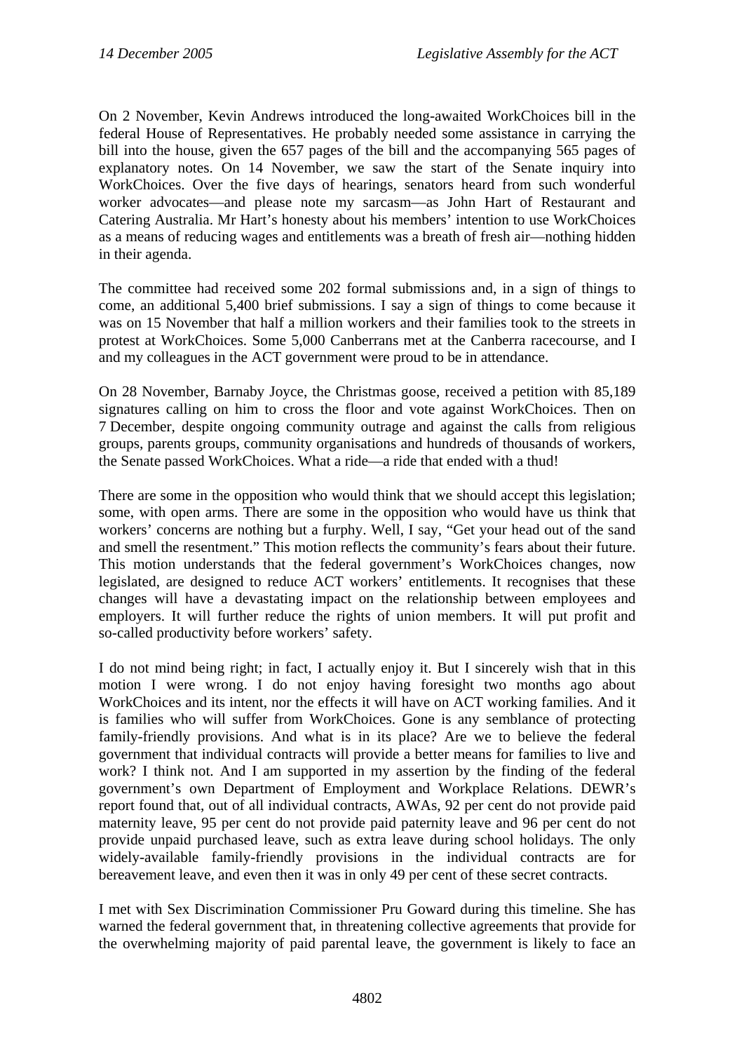On 2 November, Kevin Andrews introduced the long-awaited WorkChoices bill in the federal House of Representatives. He probably needed some assistance in carrying the bill into the house, given the 657 pages of the bill and the accompanying 565 pages of explanatory notes. On 14 November, we saw the start of the Senate inquiry into WorkChoices. Over the five days of hearings, senators heard from such wonderful worker advocates—and please note my sarcasm—as John Hart of Restaurant and Catering Australia. Mr Hart's honesty about his members' intention to use WorkChoices as a means of reducing wages and entitlements was a breath of fresh air—nothing hidden in their agenda.

The committee had received some 202 formal submissions and, in a sign of things to come, an additional 5,400 brief submissions. I say a sign of things to come because it was on 15 November that half a million workers and their families took to the streets in protest at WorkChoices. Some 5,000 Canberrans met at the Canberra racecourse, and I and my colleagues in the ACT government were proud to be in attendance.

On 28 November, Barnaby Joyce, the Christmas goose, received a petition with 85,189 signatures calling on him to cross the floor and vote against WorkChoices. Then on 7 December, despite ongoing community outrage and against the calls from religious groups, parents groups, community organisations and hundreds of thousands of workers, the Senate passed WorkChoices. What a ride—a ride that ended with a thud!

There are some in the opposition who would think that we should accept this legislation; some, with open arms. There are some in the opposition who would have us think that workers' concerns are nothing but a furphy. Well, I say, "Get your head out of the sand and smell the resentment." This motion reflects the community's fears about their future. This motion understands that the federal government's WorkChoices changes, now legislated, are designed to reduce ACT workers' entitlements. It recognises that these changes will have a devastating impact on the relationship between employees and employers. It will further reduce the rights of union members. It will put profit and so-called productivity before workers' safety.

I do not mind being right; in fact, I actually enjoy it. But I sincerely wish that in this motion I were wrong. I do not enjoy having foresight two months ago about WorkChoices and its intent, nor the effects it will have on ACT working families. And it is families who will suffer from WorkChoices. Gone is any semblance of protecting family-friendly provisions. And what is in its place? Are we to believe the federal government that individual contracts will provide a better means for families to live and work? I think not. And I am supported in my assertion by the finding of the federal government's own Department of Employment and Workplace Relations. DEWR's report found that, out of all individual contracts, AWAs, 92 per cent do not provide paid maternity leave, 95 per cent do not provide paid paternity leave and 96 per cent do not provide unpaid purchased leave, such as extra leave during school holidays. The only widely-available family-friendly provisions in the individual contracts are for bereavement leave, and even then it was in only 49 per cent of these secret contracts.

I met with Sex Discrimination Commissioner Pru Goward during this timeline. She has warned the federal government that, in threatening collective agreements that provide for the overwhelming majority of paid parental leave, the government is likely to face an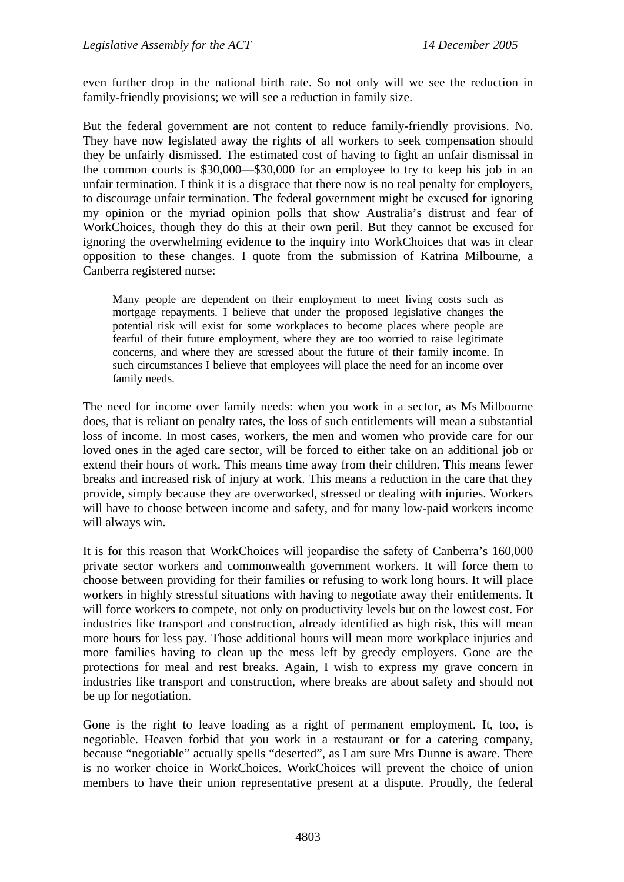even further drop in the national birth rate. So not only will we see the reduction in family-friendly provisions; we will see a reduction in family size.

But the federal government are not content to reduce family-friendly provisions. No. They have now legislated away the rights of all workers to seek compensation should they be unfairly dismissed. The estimated cost of having to fight an unfair dismissal in the common courts is $30,000—$30,000 for an employee to try to keep his job in an unfair termination. I think it is a disgrace that there now is no real penalty for employers, to discourage unfair termination. The federal government might be excused for ignoring my opinion or the myriad opinion polls that show Australia's distrust and fear of WorkChoices, though they do this at their own peril. But they cannot be excused for ignoring the overwhelming evidence to the inquiry into WorkChoices that was in clear opposition to these changes. I quote from the submission of Katrina Milbourne, a Canberra registered nurse:

> Many people are dependent on their employment to meet living costs such as mortgage repayments. I believe that under the proposed legislative changes the potential risk will exist for some workplaces to become places where people are fearful of their future employment, where they are too worried to raise legitimate concerns, and where they are stressed about the future of their family income. In such circumstances I believe that employees will place the need for an income over family needs.

The need for income over family needs: when you work in a sector, as Ms Milbourne does, that is reliant on penalty rates, the loss of such entitlements will mean a substantial loss of income. In most cases, workers, the men and women who provide care for our loved ones in the aged care sector, will be forced to either take on an additional job or extend their hours of work. This means time away from their children. This means fewer breaks and increased risk of injury at work. This means a reduction in the care that they provide, simply because they are overworked, stressed or dealing with injuries. Workers will have to choose between income and safety, and for many low-paid workers income will always win.

It is for this reason that WorkChoices will jeopardise the safety of Canberra's 160,000 private sector workers and commonwealth government workers. It will force them to choose between providing for their families or refusing to work long hours. It will place workers in highly stressful situations with having to negotiate away their entitlements. It will force workers to compete, not only on productivity levels but on the lowest cost. For industries like transport and construction, already identified as high risk, this will mean more hours for less pay. Those additional hours will mean more workplace injuries and more families having to clean up the mess left by greedy employers. Gone are the protections for meal and rest breaks. Again, I wish to express my grave concern in industries like transport and construction, where breaks are about safety and should not be up for negotiation.

Gone is the right to leave loading as a right of permanent employment. It, too, is negotiable. Heaven forbid that you work in a restaurant or for a catering company, because "negotiable" actually spells "deserted", as I am sure Mrs Dunne is aware. There is no worker choice in WorkChoices. WorkChoices will prevent the choice of union members to have their union representative present at a dispute. Proudly, the federal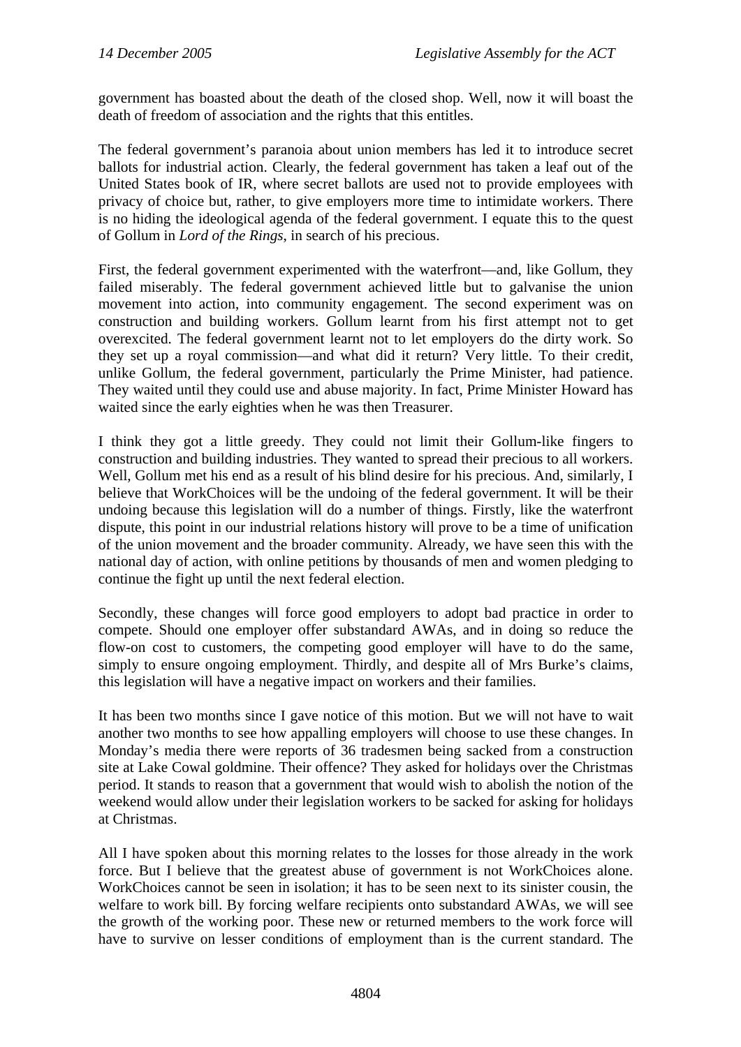government has boasted about the death of the closed shop. Well, now it will boast the death of freedom of association and the rights that this entitles.

The federal government's paranoia about union members has led it to introduce secret ballots for industrial action. Clearly, the federal government has taken a leaf out of the United States book of IR, where secret ballots are used not to provide employees with privacy of choice but, rather, to give employers more time to intimidate workers. There is no hiding the ideological agenda of the federal government. I equate this to the quest of Gollum in *Lord of the Rings*, in search of his precious.

First, the federal government experimented with the waterfront—and, like Gollum, they failed miserably. The federal government achieved little but to galvanise the union movement into action, into community engagement. The second experiment was on construction and building workers. Gollum learnt from his first attempt not to get overexcited. The federal government learnt not to let employers do the dirty work. So they set up a royal commission—and what did it return? Very little. To their credit, unlike Gollum, the federal government, particularly the Prime Minister, had patience. They waited until they could use and abuse majority. In fact, Prime Minister Howard has waited since the early eighties when he was then Treasurer.

I think they got a little greedy. They could not limit their Gollum-like fingers to construction and building industries. They wanted to spread their precious to all workers. Well, Gollum met his end as a result of his blind desire for his precious. And, similarly, I believe that WorkChoices will be the undoing of the federal government. It will be their undoing because this legislation will do a number of things. Firstly, like the waterfront dispute, this point in our industrial relations history will prove to be a time of unification of the union movement and the broader community. Already, we have seen this with the national day of action, with online petitions by thousands of men and women pledging to continue the fight up until the next federal election.

Secondly, these changes will force good employers to adopt bad practice in order to compete. Should one employer offer substandard AWAs, and in doing so reduce the flow-on cost to customers, the competing good employer will have to do the same, simply to ensure ongoing employment. Thirdly, and despite all of Mrs Burke's claims, this legislation will have a negative impact on workers and their families.

It has been two months since I gave notice of this motion. But we will not have to wait another two months to see how appalling employers will choose to use these changes. In Monday's media there were reports of 36 tradesmen being sacked from a construction site at Lake Cowal goldmine. Their offence? They asked for holidays over the Christmas period. It stands to reason that a government that would wish to abolish the notion of the weekend would allow under their legislation workers to be sacked for asking for holidays at Christmas.

All I have spoken about this morning relates to the losses for those already in the work force. But I believe that the greatest abuse of government is not WorkChoices alone. WorkChoices cannot be seen in isolation; it has to be seen next to its sinister cousin, the welfare to work bill. By forcing welfare recipients onto substandard AWAs, we will see the growth of the working poor. These new or returned members to the work force will have to survive on lesser conditions of employment than is the current standard. The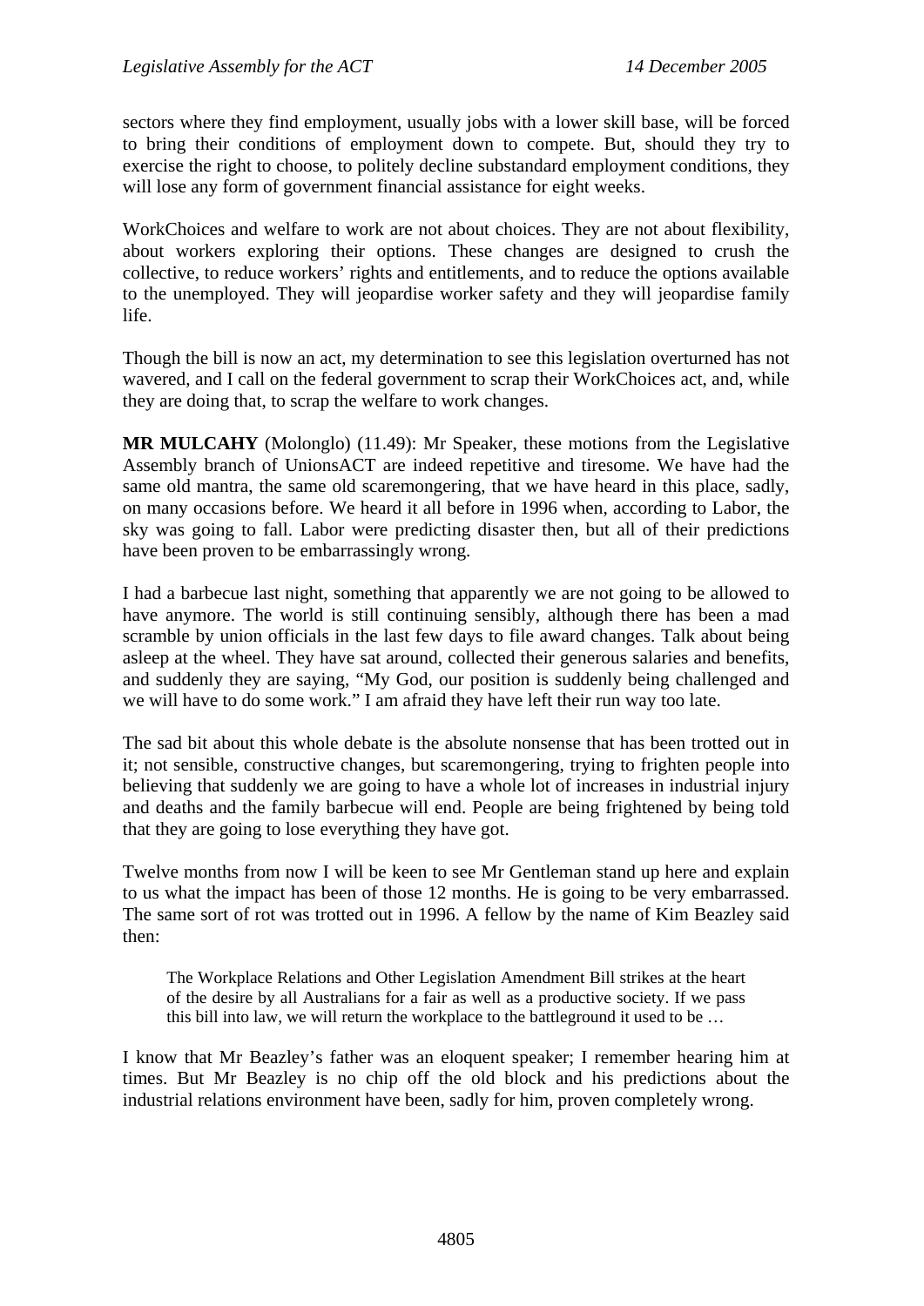sectors where they find employment, usually jobs with a lower skill base, will be forced to bring their conditions of employment down to compete. But, should they try to exercise the right to choose, to politely decline substandard employment conditions, they will lose any form of government financial assistance for eight weeks.

WorkChoices and welfare to work are not about choices. They are not about flexibility, about workers exploring their options. These changes are designed to crush the collective, to reduce workers' rights and entitlements, and to reduce the options available to the unemployed. They will jeopardise worker safety and they will jeopardise family life.

Though the bill is now an act, my determination to see this legislation overturned has not wavered, and I call on the federal government to scrap their WorkChoices act, and, while they are doing that, to scrap the welfare to work changes.

**MR MULCAHY** (Molonglo) (11.49): Mr Speaker, these motions from the Legislative Assembly branch of UnionsACT are indeed repetitive and tiresome. We have had the same old mantra, the same old scaremongering, that we have heard in this place, sadly, on many occasions before. We heard it all before in 1996 when, according to Labor, the sky was going to fall. Labor were predicting disaster then, but all of their predictions have been proven to be embarrassingly wrong.

I had a barbecue last night, something that apparently we are not going to be allowed to have anymore. The world is still continuing sensibly, although there has been a mad scramble by union officials in the last few days to file award changes. Talk about being asleep at the wheel. They have sat around, collected their generous salaries and benefits, and suddenly they are saying, "My God, our position is suddenly being challenged and we will have to do some work." I am afraid they have left their run way too late.

The sad bit about this whole debate is the absolute nonsense that has been trotted out in it; not sensible, constructive changes, but scaremongering, trying to frighten people into believing that suddenly we are going to have a whole lot of increases in industrial injury and deaths and the family barbecue will end. People are being frightened by being told that they are going to lose everything they have got.

Twelve months from now I will be keen to see Mr Gentleman stand up here and explain to us what the impact has been of those 12 months. He is going to be very embarrassed. The same sort of rot was trotted out in 1996. A fellow by the name of Kim Beazley said then:

> The Workplace Relations and Other Legislation Amendment Bill strikes at the heart of the desire by all Australians for a fair as well as a productive society. If we pass this bill into law, we will return the workplace to the battleground it used to be …

I know that Mr Beazley's father was an eloquent speaker; I remember hearing him at times. But Mr Beazley is no chip off the old block and his predictions about the industrial relations environment have been, sadly for him, proven completely wrong.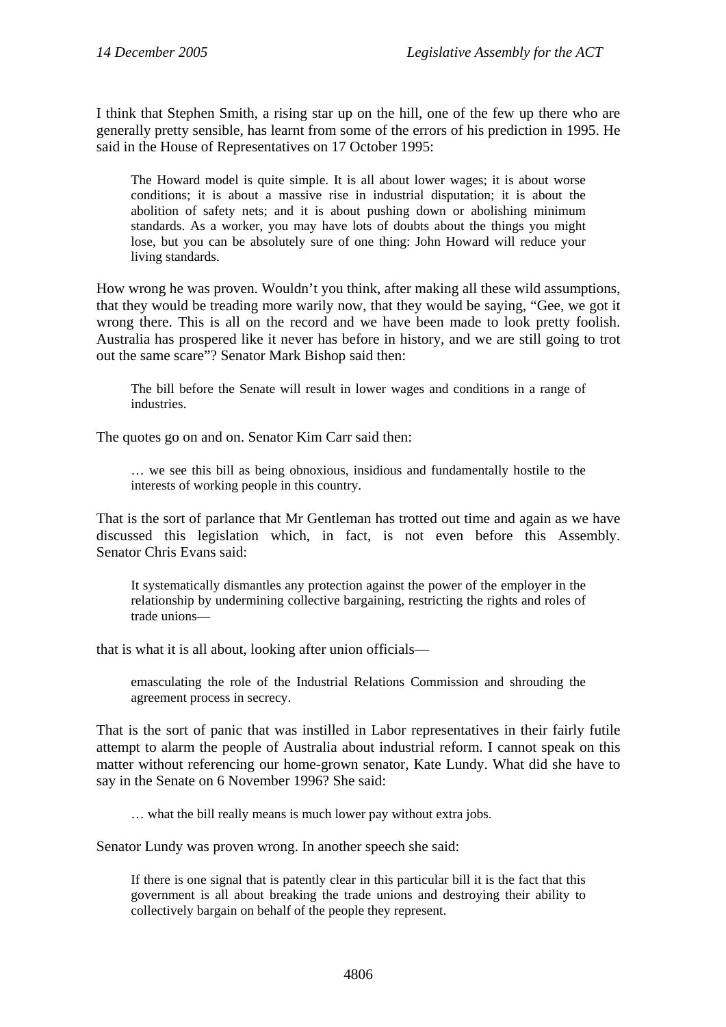I think that Stephen Smith, a rising star up on the hill, one of the few up there who are generally pretty sensible, has learnt from some of the errors of his prediction in 1995. He said in the House of Representatives on 17 October 1995:

> The Howard model is quite simple. It is all about lower wages; it is about worse conditions; it is about a massive rise in industrial disputation; it is about the abolition of safety nets; and it is about pushing down or abolishing minimum standards. As a worker, you may have lots of doubts about the things you might lose, but you can be absolutely sure of one thing: John Howard will reduce your living standards.

How wrong he was proven. Wouldn't you think, after making all these wild assumptions, that they would be treading more warily now, that they would be saying, "Gee, we got it wrong there. This is all on the record and we have been made to look pretty foolish. Australia has prospered like it never has before in history, and we are still going to trot out the same scare"? Senator Mark Bishop said then:

> The bill before the Senate will result in lower wages and conditions in a range of industries.

The quotes go on and on. Senator Kim Carr said then:

> … we see this bill as being obnoxious, insidious and fundamentally hostile to the interests of working people in this country.

That is the sort of parlance that Mr Gentleman has trotted out time and again as we have discussed this legislation which, in fact, is not even before this Assembly. Senator Chris Evans said:

> It systematically dismantles any protection against the power of the employer in the relationship by undermining collective bargaining, restricting the rights and roles of trade unions—

that is what it is all about, looking after union officials—

> emasculating the role of the Industrial Relations Commission and shrouding the agreement process in secrecy.

That is the sort of panic that was instilled in Labor representatives in their fairly futile attempt to alarm the people of Australia about industrial reform. I cannot speak on this matter without referencing our home-grown senator, Kate Lundy. What did she have to say in the Senate on 6 November 1996? She said:

> … what the bill really means is much lower pay without extra jobs.

Senator Lundy was proven wrong. In another speech she said:

> If there is one signal that is patently clear in this particular bill it is the fact that this government is all about breaking the trade unions and destroying their ability to collectively bargain on behalf of the people they represent.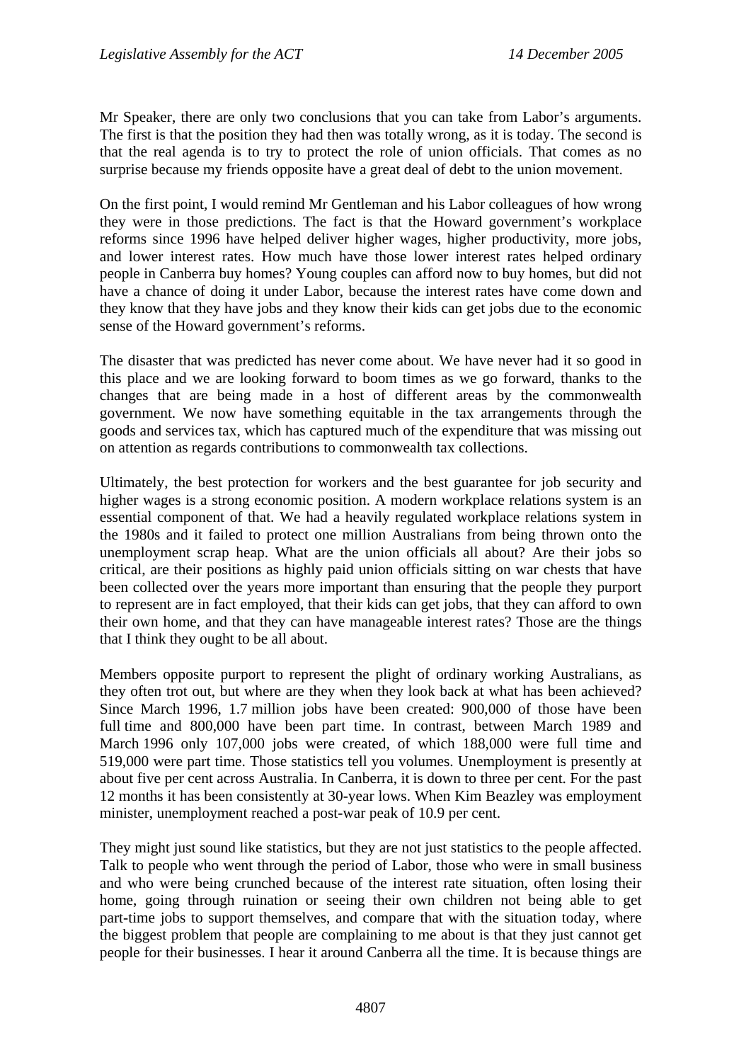Mr Speaker, there are only two conclusions that you can take from Labor's arguments. The first is that the position they had then was totally wrong, as it is today. The second is that the real agenda is to try to protect the role of union officials. That comes as no surprise because my friends opposite have a great deal of debt to the union movement.

On the first point, I would remind Mr Gentleman and his Labor colleagues of how wrong they were in those predictions. The fact is that the Howard government's workplace reforms since 1996 have helped deliver higher wages, higher productivity, more jobs, and lower interest rates. How much have those lower interest rates helped ordinary people in Canberra buy homes? Young couples can afford now to buy homes, but did not have a chance of doing it under Labor, because the interest rates have come down and they know that they have jobs and they know their kids can get jobs due to the economic sense of the Howard government's reforms.

The disaster that was predicted has never come about. We have never had it so good in this place and we are looking forward to boom times as we go forward, thanks to the changes that are being made in a host of different areas by the commonwealth government. We now have something equitable in the tax arrangements through the goods and services tax, which has captured much of the expenditure that was missing out on attention as regards contributions to commonwealth tax collections.

Ultimately, the best protection for workers and the best guarantee for job security and higher wages is a strong economic position. A modern workplace relations system is an essential component of that. We had a heavily regulated workplace relations system in the 1980s and it failed to protect one million Australians from being thrown onto the unemployment scrap heap. What are the union officials all about? Are their jobs so critical, are their positions as highly paid union officials sitting on war chests that have been collected over the years more important than ensuring that the people they purport to represent are in fact employed, that their kids can get jobs, that they can afford to own their own home, and that they can have manageable interest rates? Those are the things that I think they ought to be all about.

Members opposite purport to represent the plight of ordinary working Australians, as they often trot out, but where are they when they look back at what has been achieved? Since March 1996, 1.7 million jobs have been created: 900,000 of those have been full time and 800,000 have been part time. In contrast, between March 1989 and March 1996 only 107,000 jobs were created, of which 188,000 were full time and 519,000 were part time. Those statistics tell you volumes. Unemployment is presently at about five per cent across Australia. In Canberra, it is down to three per cent. For the past 12 months it has been consistently at 30-year lows. When Kim Beazley was employment minister, unemployment reached a post-war peak of 10.9 per cent.

They might just sound like statistics, but they are not just statistics to the people affected. Talk to people who went through the period of Labor, those who were in small business and who were being crunched because of the interest rate situation, often losing their home, going through ruination or seeing their own children not being able to get part-time jobs to support themselves, and compare that with the situation today, where the biggest problem that people are complaining to me about is that they just cannot get people for their businesses. I hear it around Canberra all the time. It is because things are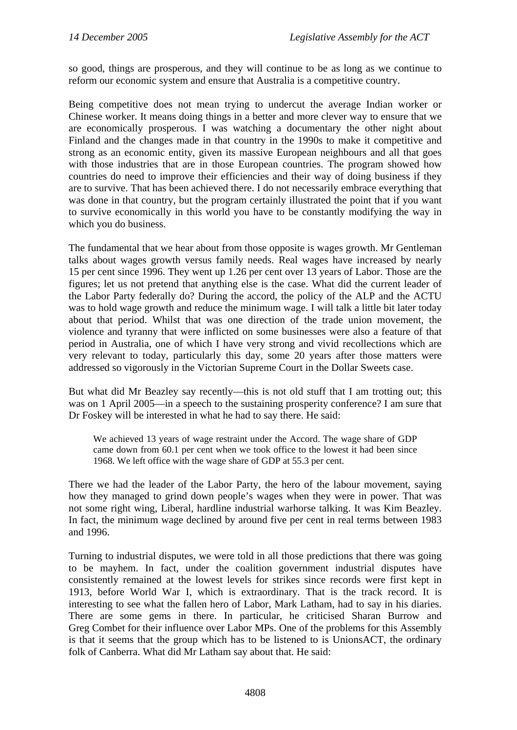so good, things are prosperous, and they will continue to be as long as we continue to reform our economic system and ensure that Australia is a competitive country.

Being competitive does not mean trying to undercut the average Indian worker or Chinese worker. It means doing things in a better and more clever way to ensure that we are economically prosperous. I was watching a documentary the other night about Finland and the changes made in that country in the 1990s to make it competitive and strong as an economic entity, given its massive European neighbours and all that goes with those industries that are in those European countries. The program showed how countries do need to improve their efficiencies and their way of doing business if they are to survive. That has been achieved there. I do not necessarily embrace everything that was done in that country, but the program certainly illustrated the point that if you want to survive economically in this world you have to be constantly modifying the way in which you do business.

The fundamental that we hear about from those opposite is wages growth. Mr Gentleman talks about wages growth versus family needs. Real wages have increased by nearly 15 per cent since 1996. They went up 1.26 per cent over 13 years of Labor. Those are the figures; let us not pretend that anything else is the case. What did the current leader of the Labor Party federally do? During the accord, the policy of the ALP and the ACTU was to hold wage growth and reduce the minimum wage. I will talk a little bit later today about that period. Whilst that was one direction of the trade union movement, the violence and tyranny that were inflicted on some businesses were also a feature of that period in Australia, one of which I have very strong and vivid recollections which are very relevant to today, particularly this day, some 20 years after those matters were addressed so vigorously in the Victorian Supreme Court in the Dollar Sweets case.

But what did Mr Beazley say recently—this is not old stuff that I am trotting out; this was on 1 April 2005—in a speech to the sustaining prosperity conference? I am sure that Dr Foskey will be interested in what he had to say there. He said:

> We achieved 13 years of wage restraint under the Accord. The wage share of GDP came down from 60.1 per cent when we took office to the lowest it had been since 1968. We left office with the wage share of GDP at 55.3 per cent.

There we had the leader of the Labor Party, the hero of the labour movement, saying how they managed to grind down people's wages when they were in power. That was not some right wing, Liberal, hardline industrial warhorse talking. It was Kim Beazley. In fact, the minimum wage declined by around five per cent in real terms between 1983 and 1996.

Turning to industrial disputes, we were told in all those predictions that there was going to be mayhem. In fact, under the coalition government industrial disputes have consistently remained at the lowest levels for strikes since records were first kept in 1913, before World War I, which is extraordinary. That is the track record. It is interesting to see what the fallen hero of Labor, Mark Latham, had to say in his diaries. There are some gems in there. In particular, he criticised Sharan Burrow and Greg Combet for their influence over Labor MPs. One of the problems for this Assembly is that it seems that the group which has to be listened to is UnionsACT, the ordinary folk of Canberra. What did Mr Latham say about that. He said: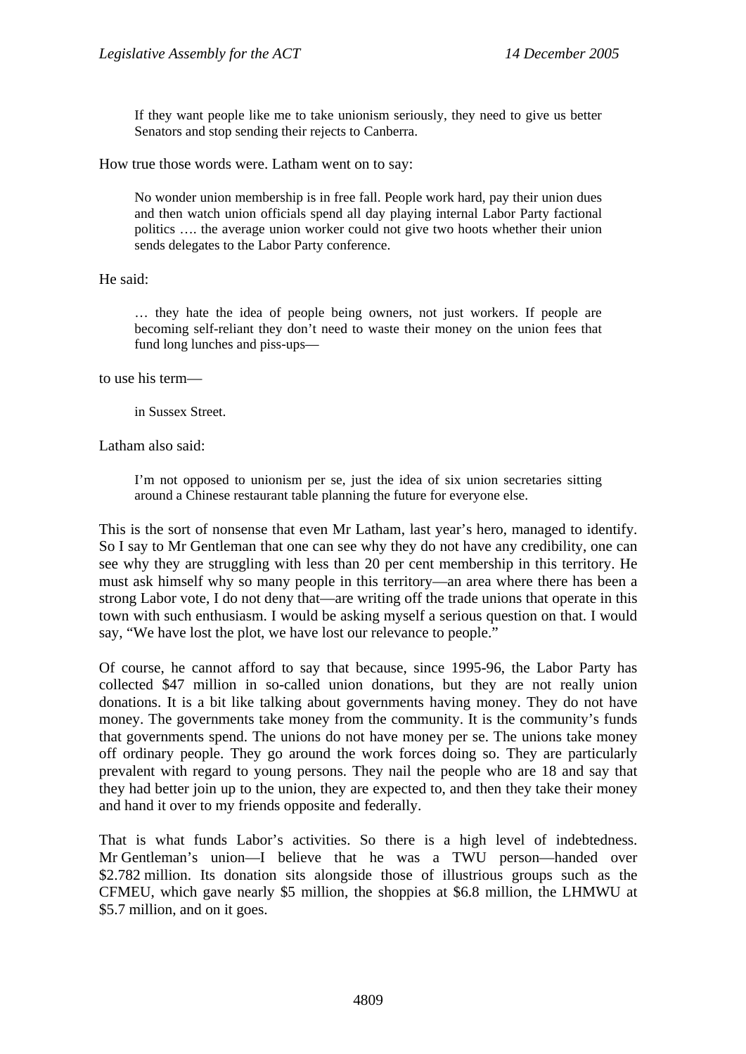> If they want people like me to take unionism seriously, they need to give us better Senators and stop sending their rejects to Canberra.

How true those words were. Latham went on to say:

> No wonder union membership is in free fall. People work hard, pay their union dues and then watch union officials spend all day playing internal Labor Party factional politics …. the average union worker could not give two hoots whether their union sends delegates to the Labor Party conference.

He said:

> … they hate the idea of people being owners, not just workers. If people are becoming self-reliant they don't need to waste their money on the union fees that fund long lunches and piss-ups—

to use his term—

> in Sussex Street.

Latham also said:

> I'm not opposed to unionism per se, just the idea of six union secretaries sitting around a Chinese restaurant table planning the future for everyone else.

This is the sort of nonsense that even Mr Latham, last year's hero, managed to identify. So I say to Mr Gentleman that one can see why they do not have any credibility, one can see why they are struggling with less than 20 per cent membership in this territory. He must ask himself why so many people in this territory—an area where there has been a strong Labor vote, I do not deny that—are writing off the trade unions that operate in this town with such enthusiasm. I would be asking myself a serious question on that. I would say, "We have lost the plot, we have lost our relevance to people."

Of course, he cannot afford to say that because, since 1995-96, the Labor Party has collected $47 million in so-called union donations, but they are not really union donations. It is a bit like talking about governments having money. They do not have money. The governments take money from the community. It is the community's funds that governments spend. The unions do not have money per se. The unions take money off ordinary people. They go around the work forces doing so. They are particularly prevalent with regard to young persons. They nail the people who are 18 and say that they had better join up to the union, they are expected to, and then they take their money and hand it over to my friends opposite and federally.

That is what funds Labor's activities. So there is a high level of indebtedness. Mr Gentleman's union—I believe that he was a TWU person—handed over $2.782 million. Its donation sits alongside those of illustrious groups such as the CFMEU, which gave nearly $5 million, the shoppies at $6.8 million, the LHMWU at $5.7 million, and on it goes.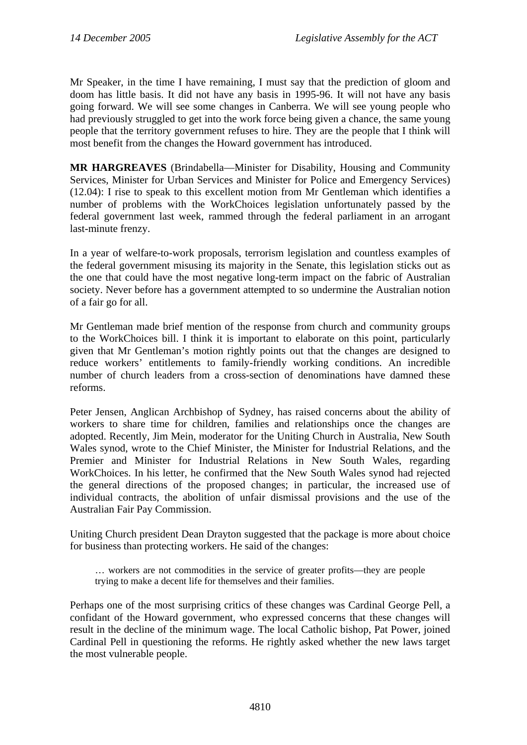Mr Speaker, in the time I have remaining, I must say that the prediction of gloom and doom has little basis. It did not have any basis in 1995-96. It will not have any basis going forward. We will see some changes in Canberra. We will see young people who had previously struggled to get into the work force being given a chance, the same young people that the territory government refuses to hire. They are the people that I think will most benefit from the changes the Howard government has introduced.

**MR HARGREAVES** (Brindabella—Minister for Disability, Housing and Community Services, Minister for Urban Services and Minister for Police and Emergency Services) (12.04): I rise to speak to this excellent motion from Mr Gentleman which identifies a number of problems with the WorkChoices legislation unfortunately passed by the federal government last week, rammed through the federal parliament in an arrogant last-minute frenzy.

In a year of welfare-to-work proposals, terrorism legislation and countless examples of the federal government misusing its majority in the Senate, this legislation sticks out as the one that could have the most negative long-term impact on the fabric of Australian society. Never before has a government attempted to so undermine the Australian notion of a fair go for all.

Mr Gentleman made brief mention of the response from church and community groups to the WorkChoices bill. I think it is important to elaborate on this point, particularly given that Mr Gentleman's motion rightly points out that the changes are designed to reduce workers' entitlements to family-friendly working conditions. An incredible number of church leaders from a cross-section of denominations have damned these reforms.

Peter Jensen, Anglican Archbishop of Sydney, has raised concerns about the ability of workers to share time for children, families and relationships once the changes are adopted. Recently, Jim Mein, moderator for the Uniting Church in Australia, New South Wales synod, wrote to the Chief Minister, the Minister for Industrial Relations, and the Premier and Minister for Industrial Relations in New South Wales, regarding WorkChoices. In his letter, he confirmed that the New South Wales synod had rejected the general directions of the proposed changes; in particular, the increased use of individual contracts, the abolition of unfair dismissal provisions and the use of the Australian Fair Pay Commission.

Uniting Church president Dean Drayton suggested that the package is more about choice for business than protecting workers. He said of the changes:

> … workers are not commodities in the service of greater profits—they are people trying to make a decent life for themselves and their families.

Perhaps one of the most surprising critics of these changes was Cardinal George Pell, a confidant of the Howard government, who expressed concerns that these changes will result in the decline of the minimum wage. The local Catholic bishop, Pat Power, joined Cardinal Pell in questioning the reforms. He rightly asked whether the new laws target the most vulnerable people.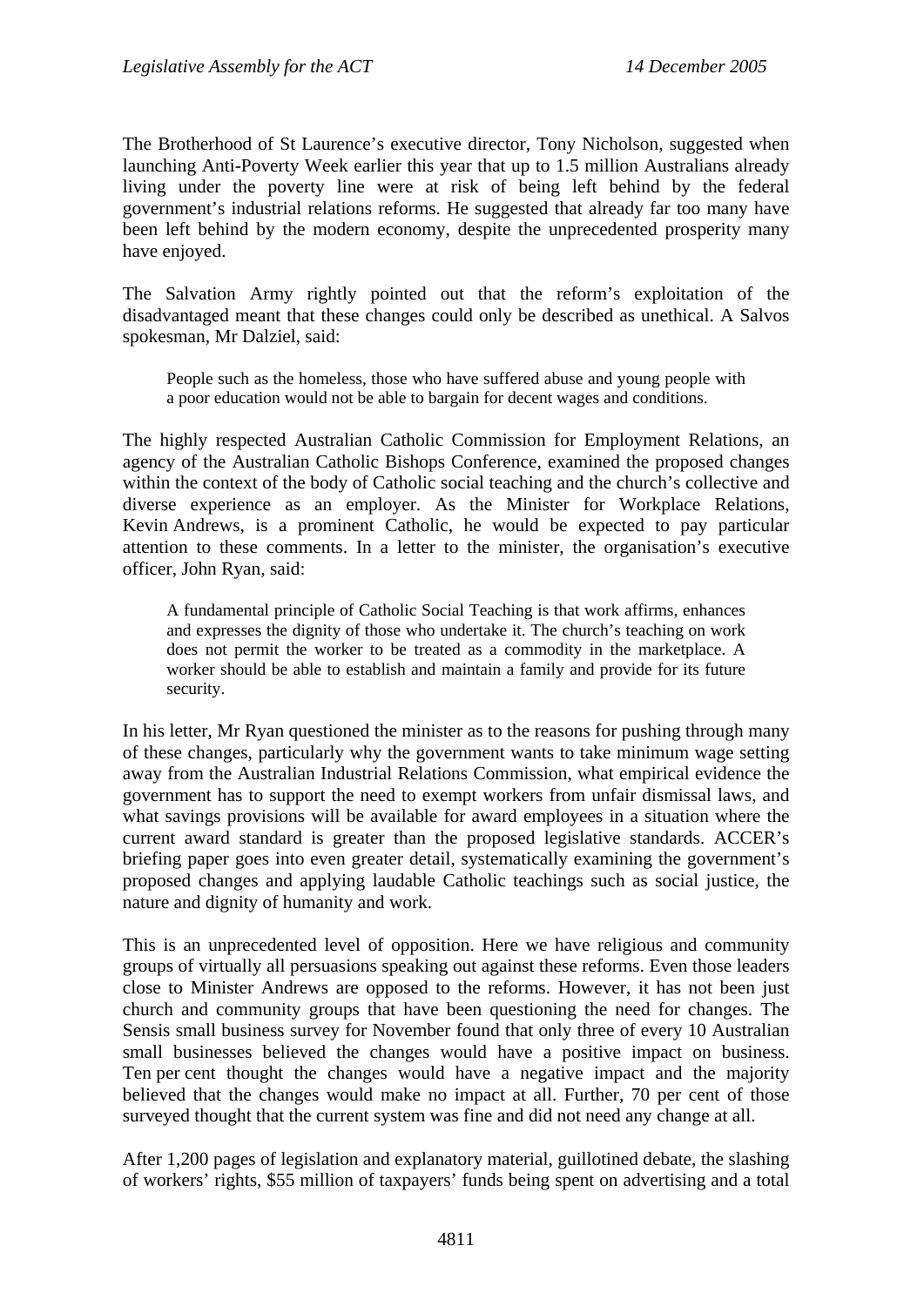The Brotherhood of St Laurence's executive director, Tony Nicholson, suggested when launching Anti-Poverty Week earlier this year that up to 1.5 million Australians already living under the poverty line were at risk of being left behind by the federal government's industrial relations reforms. He suggested that already far too many have been left behind by the modern economy, despite the unprecedented prosperity many have enjoyed.

The Salvation Army rightly pointed out that the reform's exploitation of the disadvantaged meant that these changes could only be described as unethical. A Salvos spokesman, Mr Dalziel, said:

> People such as the homeless, those who have suffered abuse and young people with a poor education would not be able to bargain for decent wages and conditions.

The highly respected Australian Catholic Commission for Employment Relations, an agency of the Australian Catholic Bishops Conference, examined the proposed changes within the context of the body of Catholic social teaching and the church's collective and diverse experience as an employer. As the Minister for Workplace Relations, Kevin Andrews, is a prominent Catholic, he would be expected to pay particular attention to these comments. In a letter to the minister, the organisation's executive officer, John Ryan, said:

> A fundamental principle of Catholic Social Teaching is that work affirms, enhances and expresses the dignity of those who undertake it. The church's teaching on work does not permit the worker to be treated as a commodity in the marketplace. A worker should be able to establish and maintain a family and provide for its future security.

In his letter, Mr Ryan questioned the minister as to the reasons for pushing through many of these changes, particularly why the government wants to take minimum wage setting away from the Australian Industrial Relations Commission, what empirical evidence the government has to support the need to exempt workers from unfair dismissal laws, and what savings provisions will be available for award employees in a situation where the current award standard is greater than the proposed legislative standards. ACCER's briefing paper goes into even greater detail, systematically examining the government's proposed changes and applying laudable Catholic teachings such as social justice, the nature and dignity of humanity and work.

This is an unprecedented level of opposition. Here we have religious and community groups of virtually all persuasions speaking out against these reforms. Even those leaders close to Minister Andrews are opposed to the reforms. However, it has not been just church and community groups that have been questioning the need for changes. The Sensis small business survey for November found that only three of every 10 Australian small businesses believed the changes would have a positive impact on business. Ten per cent thought the changes would have a negative impact and the majority believed that the changes would make no impact at all. Further, 70 per cent of those surveyed thought that the current system was fine and did not need any change at all.

After 1,200 pages of legislation and explanatory material, guillotined debate, the slashing of workers' rights, $55 million of taxpayers' funds being spent on advertising and a total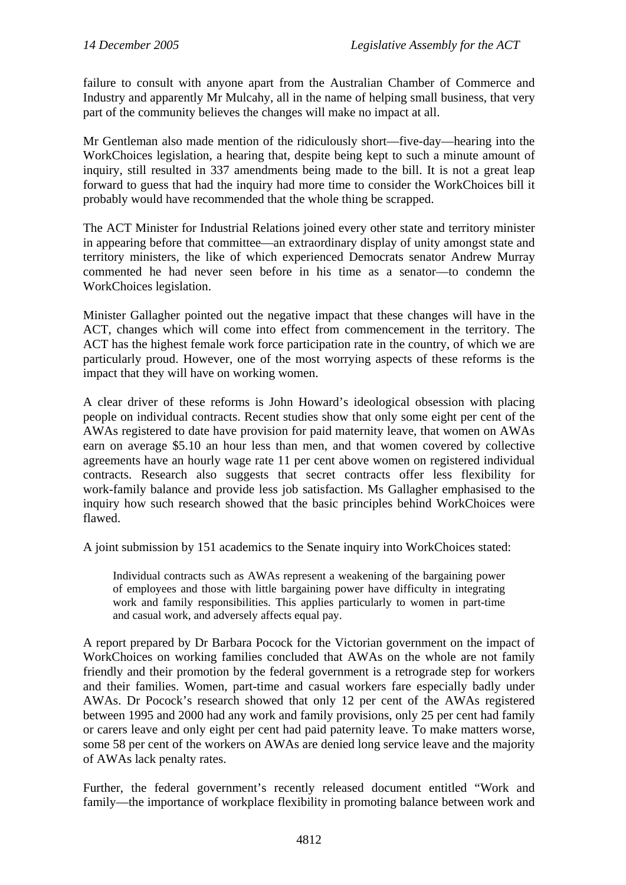failure to consult with anyone apart from the Australian Chamber of Commerce and Industry and apparently Mr Mulcahy, all in the name of helping small business, that very part of the community believes the changes will make no impact at all.

Mr Gentleman also made mention of the ridiculously short—five-day—hearing into the WorkChoices legislation, a hearing that, despite being kept to such a minute amount of inquiry, still resulted in 337 amendments being made to the bill. It is not a great leap forward to guess that had the inquiry had more time to consider the WorkChoices bill it probably would have recommended that the whole thing be scrapped.

The ACT Minister for Industrial Relations joined every other state and territory minister in appearing before that committee—an extraordinary display of unity amongst state and territory ministers, the like of which experienced Democrats senator Andrew Murray commented he had never seen before in his time as a senator—to condemn the WorkChoices legislation.

Minister Gallagher pointed out the negative impact that these changes will have in the ACT, changes which will come into effect from commencement in the territory. The ACT has the highest female work force participation rate in the country, of which we are particularly proud. However, one of the most worrying aspects of these reforms is the impact that they will have on working women.

A clear driver of these reforms is John Howard's ideological obsession with placing people on individual contracts. Recent studies show that only some eight per cent of the AWAs registered to date have provision for paid maternity leave, that women on AWAs earn on average $5.10 an hour less than men, and that women covered by collective agreements have an hourly wage rate 11 per cent above women on registered individual contracts. Research also suggests that secret contracts offer less flexibility for work-family balance and provide less job satisfaction. Ms Gallagher emphasised to the inquiry how such research showed that the basic principles behind WorkChoices were flawed.

A joint submission by 151 academics to the Senate inquiry into WorkChoices stated:

> Individual contracts such as AWAs represent a weakening of the bargaining power of employees and those with little bargaining power have difficulty in integrating work and family responsibilities. This applies particularly to women in part-time and casual work, and adversely affects equal pay.

A report prepared by Dr Barbara Pocock for the Victorian government on the impact of WorkChoices on working families concluded that AWAs on the whole are not family friendly and their promotion by the federal government is a retrograde step for workers and their families. Women, part-time and casual workers fare especially badly under AWAs. Dr Pocock's research showed that only 12 per cent of the AWAs registered between 1995 and 2000 had any work and family provisions, only 25 per cent had family or carers leave and only eight per cent had paid paternity leave. To make matters worse, some 58 per cent of the workers on AWAs are denied long service leave and the majority of AWAs lack penalty rates.

Further, the federal government's recently released document entitled "Work and family—the importance of workplace flexibility in promoting balance between work and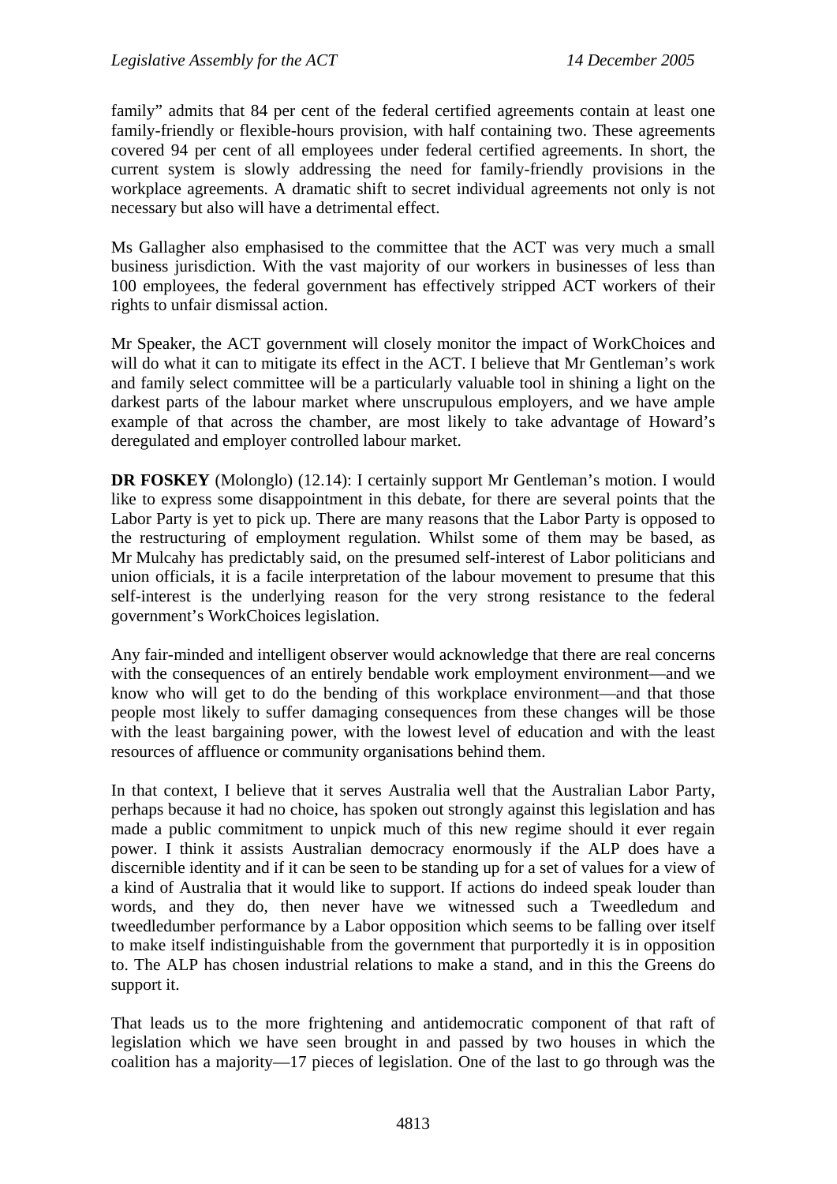family" admits that 84 per cent of the federal certified agreements contain at least one family-friendly or flexible-hours provision, with half containing two. These agreements covered 94 per cent of all employees under federal certified agreements. In short, the current system is slowly addressing the need for family-friendly provisions in the workplace agreements. A dramatic shift to secret individual agreements not only is not necessary but also will have a detrimental effect.

Ms Gallagher also emphasised to the committee that the ACT was very much a small business jurisdiction. With the vast majority of our workers in businesses of less than 100 employees, the federal government has effectively stripped ACT workers of their rights to unfair dismissal action.

Mr Speaker, the ACT government will closely monitor the impact of WorkChoices and will do what it can to mitigate its effect in the ACT. I believe that Mr Gentleman's work and family select committee will be a particularly valuable tool in shining a light on the darkest parts of the labour market where unscrupulous employers, and we have ample example of that across the chamber, are most likely to take advantage of Howard's deregulated and employer controlled labour market.

**DR FOSKEY** (Molonglo) (12.14): I certainly support Mr Gentleman's motion. I would like to express some disappointment in this debate, for there are several points that the Labor Party is yet to pick up. There are many reasons that the Labor Party is opposed to the restructuring of employment regulation. Whilst some of them may be based, as Mr Mulcahy has predictably said, on the presumed self-interest of Labor politicians and union officials, it is a facile interpretation of the labour movement to presume that this self-interest is the underlying reason for the very strong resistance to the federal government's WorkChoices legislation.

Any fair-minded and intelligent observer would acknowledge that there are real concerns with the consequences of an entirely bendable work employment environment—and we know who will get to do the bending of this workplace environment—and that those people most likely to suffer damaging consequences from these changes will be those with the least bargaining power, with the lowest level of education and with the least resources of affluence or community organisations behind them.

In that context, I believe that it serves Australia well that the Australian Labor Party, perhaps because it had no choice, has spoken out strongly against this legislation and has made a public commitment to unpick much of this new regime should it ever regain power. I think it assists Australian democracy enormously if the ALP does have a discernible identity and if it can be seen to be standing up for a set of values for a view of a kind of Australia that it would like to support. If actions do indeed speak louder than words, and they do, then never have we witnessed such a Tweedledum and tweedledumber performance by a Labor opposition which seems to be falling over itself to make itself indistinguishable from the government that purportedly it is in opposition to. The ALP has chosen industrial relations to make a stand, and in this the Greens do support it.

That leads us to the more frightening and antidemocratic component of that raft of legislation which we have seen brought in and passed by two houses in which the coalition has a majority—17 pieces of legislation. One of the last to go through was the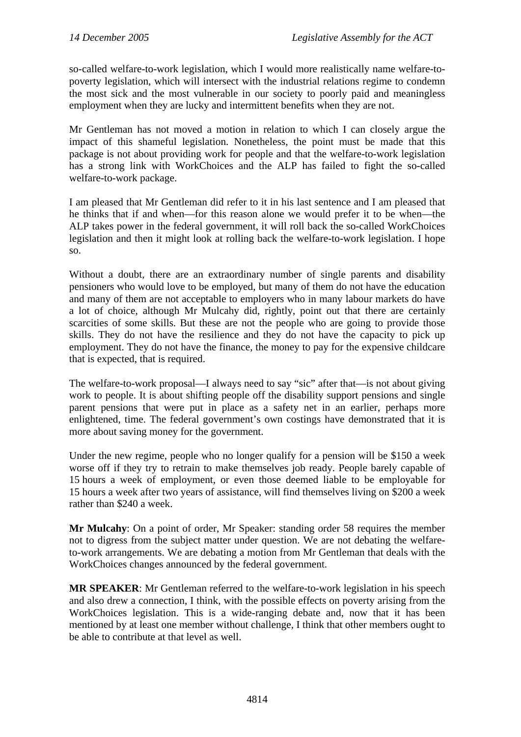so-called welfare-to-work legislation, which I would more realistically name welfare-to-poverty legislation, which will intersect with the industrial relations regime to condemn the most sick and the most vulnerable in our society to poorly paid and meaningless employment when they are lucky and intermittent benefits when they are not.

Mr Gentleman has not moved a motion in relation to which I can closely argue the impact of this shameful legislation. Nonetheless, the point must be made that this package is not about providing work for people and that the welfare-to-work legislation has a strong link with WorkChoices and the ALP has failed to fight the so-called welfare-to-work package.

I am pleased that Mr Gentleman did refer to it in his last sentence and I am pleased that he thinks that if and when—for this reason alone we would prefer it to be when—the ALP takes power in the federal government, it will roll back the so-called WorkChoices legislation and then it might look at rolling back the welfare-to-work legislation. I hope so.

Without a doubt, there are an extraordinary number of single parents and disability pensioners who would love to be employed, but many of them do not have the education and many of them are not acceptable to employers who in many labour markets do have a lot of choice, although Mr Mulcahy did, rightly, point out that there are certainly scarcities of some skills. But these are not the people who are going to provide those skills. They do not have the resilience and they do not have the capacity to pick up employment. They do not have the finance, the money to pay for the expensive childcare that is expected, that is required.

The welfare-to-work proposal—I always need to say "sic" after that—is not about giving work to people. It is about shifting people off the disability support pensions and single parent pensions that were put in place as a safety net in an earlier, perhaps more enlightened, time. The federal government's own costings have demonstrated that it is more about saving money for the government.

Under the new regime, people who no longer qualify for a pension will be $150 a week worse off if they try to retrain to make themselves job ready. People barely capable of 15 hours a week of employment, or even those deemed liable to be employable for 15 hours a week after two years of assistance, will find themselves living on $200 a week rather than $240 a week.

**Mr Mulcahy**: On a point of order, Mr Speaker: standing order 58 requires the member not to digress from the subject matter under question. We are not debating the welfare-to-work arrangements. We are debating a motion from Mr Gentleman that deals with the WorkChoices changes announced by the federal government.

**MR SPEAKER**: Mr Gentleman referred to the welfare-to-work legislation in his speech and also drew a connection, I think, with the possible effects on poverty arising from the WorkChoices legislation. This is a wide-ranging debate and, now that it has been mentioned by at least one member without challenge, I think that other members ought to be able to contribute at that level as well.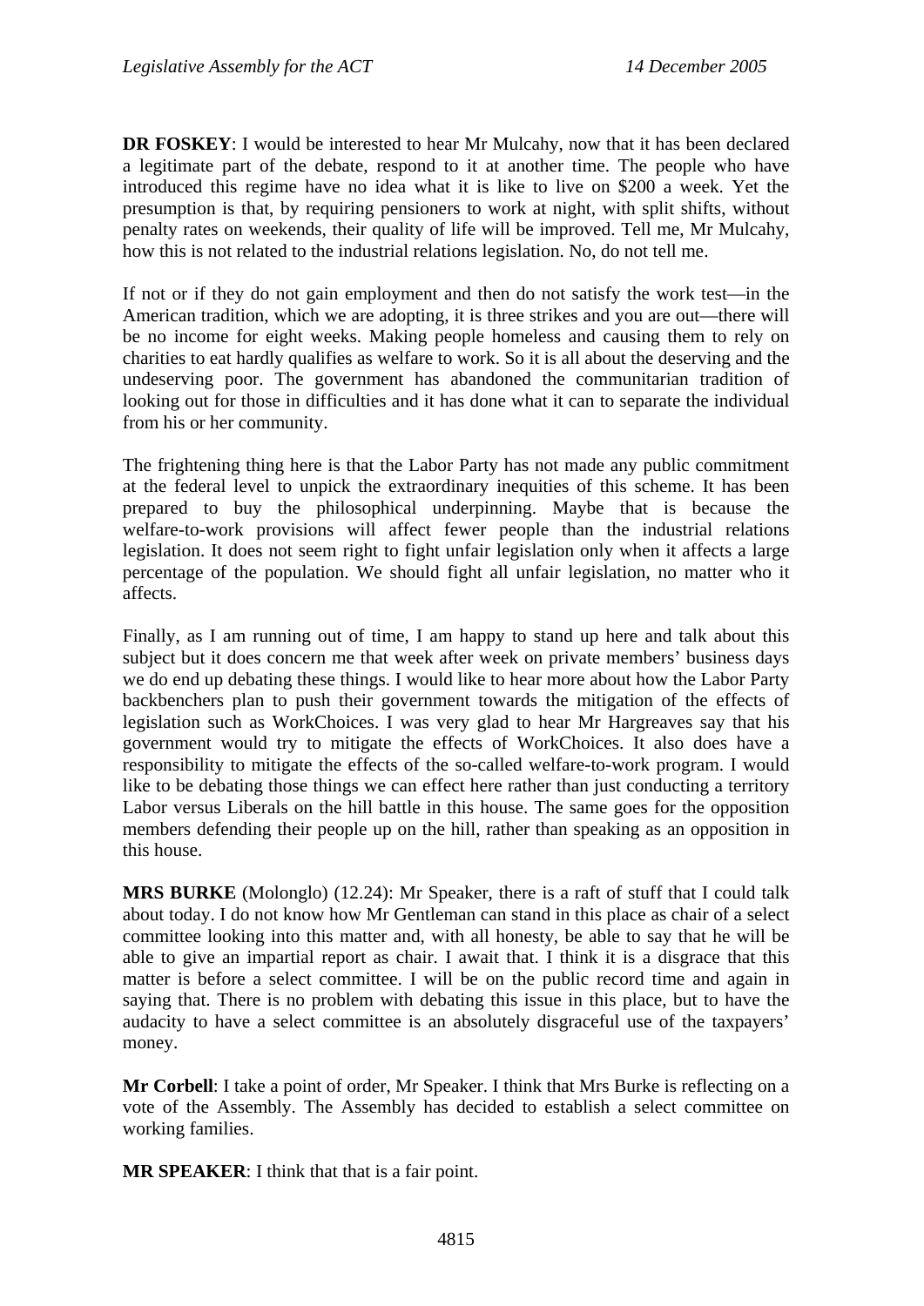**DR FOSKEY**: I would be interested to hear Mr Mulcahy, now that it has been declared a legitimate part of the debate, respond to it at another time. The people who have introduced this regime have no idea what it is like to live on $200 a week. Yet the presumption is that, by requiring pensioners to work at night, with split shifts, without penalty rates on weekends, their quality of life will be improved. Tell me, Mr Mulcahy, how this is not related to the industrial relations legislation. No, do not tell me.

If not or if they do not gain employment and then do not satisfy the work test—in the American tradition, which we are adopting, it is three strikes and you are out—there will be no income for eight weeks. Making people homeless and causing them to rely on charities to eat hardly qualifies as welfare to work. So it is all about the deserving and the undeserving poor. The government has abandoned the communitarian tradition of looking out for those in difficulties and it has done what it can to separate the individual from his or her community.

The frightening thing here is that the Labor Party has not made any public commitment at the federal level to unpick the extraordinary inequities of this scheme. It has been prepared to buy the philosophical underpinning. Maybe that is because the welfare-to-work provisions will affect fewer people than the industrial relations legislation. It does not seem right to fight unfair legislation only when it affects a large percentage of the population. We should fight all unfair legislation, no matter who it affects.

Finally, as I am running out of time, I am happy to stand up here and talk about this subject but it does concern me that week after week on private members' business days we do end up debating these things. I would like to hear more about how the Labor Party backbenchers plan to push their government towards the mitigation of the effects of legislation such as WorkChoices. I was very glad to hear Mr Hargreaves say that his government would try to mitigate the effects of WorkChoices. It also does have a responsibility to mitigate the effects of the so-called welfare-to-work program. I would like to be debating those things we can effect here rather than just conducting a territory Labor versus Liberals on the hill battle in this house. The same goes for the opposition members defending their people up on the hill, rather than speaking as an opposition in this house.

**MRS BURKE** (Molonglo) (12.24): Mr Speaker, there is a raft of stuff that I could talk about today. I do not know how Mr Gentleman can stand in this place as chair of a select committee looking into this matter and, with all honesty, be able to say that he will be able to give an impartial report as chair. I await that. I think it is a disgrace that this matter is before a select committee. I will be on the public record time and again in saying that. There is no problem with debating this issue in this place, but to have the audacity to have a select committee is an absolutely disgraceful use of the taxpayers' money.

**Mr Corbell**: I take a point of order, Mr Speaker. I think that Mrs Burke is reflecting on a vote of the Assembly. The Assembly has decided to establish a select committee on working families.

**MR SPEAKER**: I think that that is a fair point.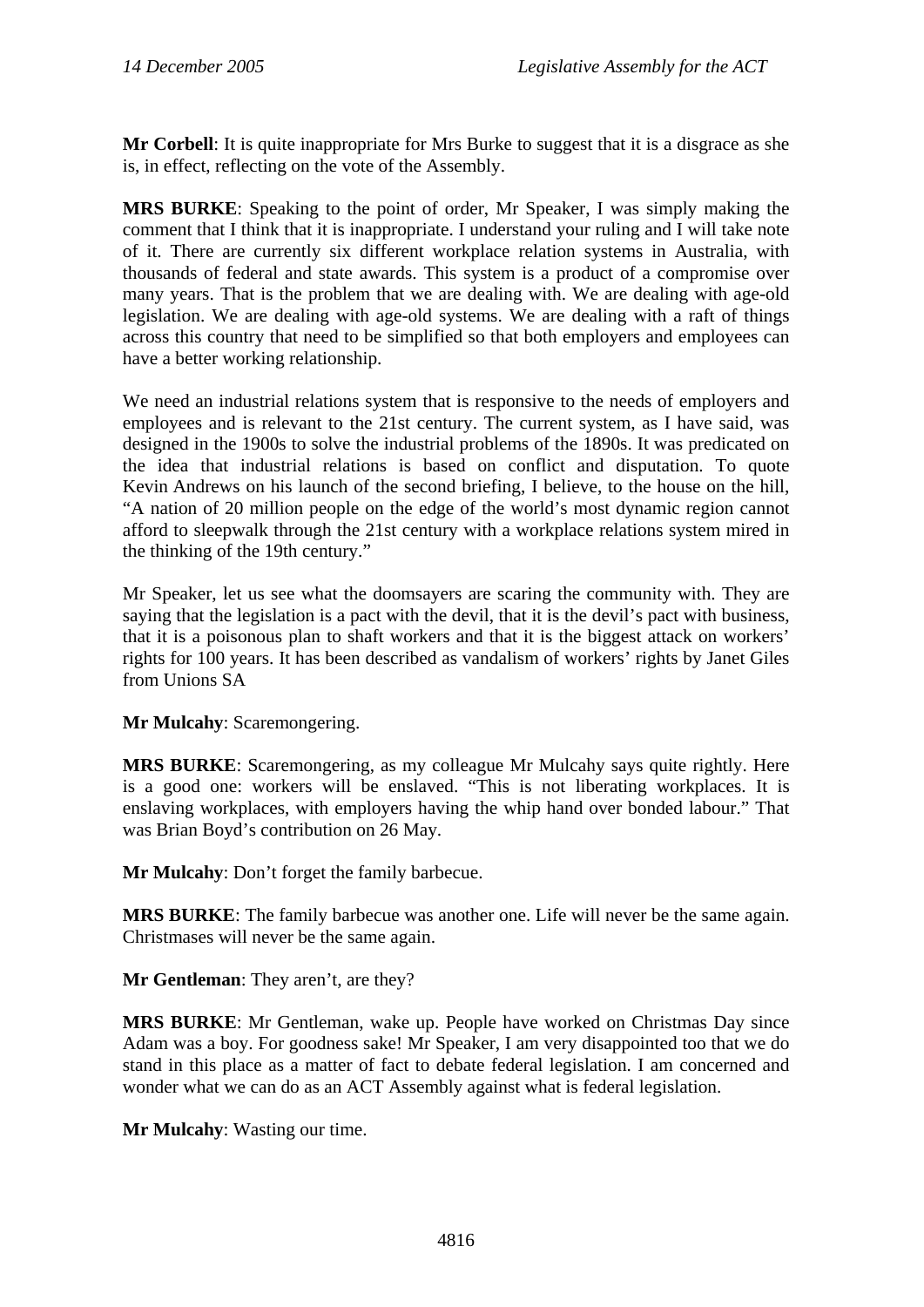**Mr Corbell**: It is quite inappropriate for Mrs Burke to suggest that it is a disgrace as she is, in effect, reflecting on the vote of the Assembly.

**MRS BURKE**: Speaking to the point of order, Mr Speaker, I was simply making the comment that I think that it is inappropriate. I understand your ruling and I will take note of it. There are currently six different workplace relation systems in Australia, with thousands of federal and state awards. This system is a product of a compromise over many years. That is the problem that we are dealing with. We are dealing with age-old legislation. We are dealing with age-old systems. We are dealing with a raft of things across this country that need to be simplified so that both employers and employees can have a better working relationship.

We need an industrial relations system that is responsive to the needs of employers and employees and is relevant to the 21st century. The current system, as I have said, was designed in the 1900s to solve the industrial problems of the 1890s. It was predicated on the idea that industrial relations is based on conflict and disputation. To quote Kevin Andrews on his launch of the second briefing, I believe, to the house on the hill, "A nation of 20 million people on the edge of the world's most dynamic region cannot afford to sleepwalk through the 21st century with a workplace relations system mired in the thinking of the 19th century."

Mr Speaker, let us see what the doomsayers are scaring the community with. They are saying that the legislation is a pact with the devil, that it is the devil's pact with business, that it is a poisonous plan to shaft workers and that it is the biggest attack on workers' rights for 100 years. It has been described as vandalism of workers' rights by Janet Giles from Unions SA

**Mr Mulcahy**: Scaremongering.

**MRS BURKE**: Scaremongering, as my colleague Mr Mulcahy says quite rightly. Here is a good one: workers will be enslaved. "This is not liberating workplaces. It is enslaving workplaces, with employers having the whip hand over bonded labour." That was Brian Boyd's contribution on 26 May.

**Mr Mulcahy**: Don't forget the family barbecue.

**MRS BURKE**: The family barbecue was another one. Life will never be the same again. Christmases will never be the same again.

**Mr Gentleman**: They aren't, are they?

**MRS BURKE**: Mr Gentleman, wake up. People have worked on Christmas Day since Adam was a boy. For goodness sake! Mr Speaker, I am very disappointed too that we do stand in this place as a matter of fact to debate federal legislation. I am concerned and wonder what we can do as an ACT Assembly against what is federal legislation.

**Mr Mulcahy**: Wasting our time.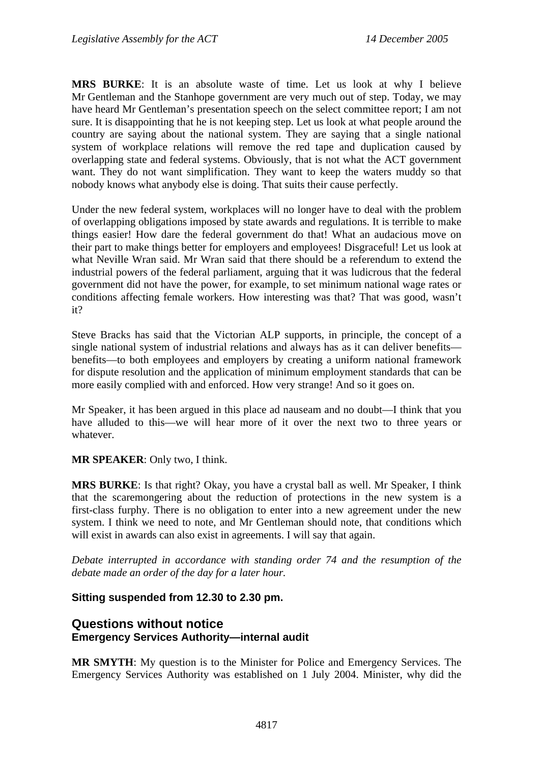**MRS BURKE**: It is an absolute waste of time. Let us look at why I believe Mr Gentleman and the Stanhope government are very much out of step. Today, we may have heard Mr Gentleman's presentation speech on the select committee report; I am not sure. It is disappointing that he is not keeping step. Let us look at what people around the country are saying about the national system. They are saying that a single national system of workplace relations will remove the red tape and duplication caused by overlapping state and federal systems. Obviously, that is not what the ACT government want. They do not want simplification. They want to keep the waters muddy so that nobody knows what anybody else is doing. That suits their cause perfectly.

Under the new federal system, workplaces will no longer have to deal with the problem of overlapping obligations imposed by state awards and regulations. It is terrible to make things easier! How dare the federal government do that! What an audacious move on their part to make things better for employers and employees! Disgraceful! Let us look at what Neville Wran said. Mr Wran said that there should be a referendum to extend the industrial powers of the federal parliament, arguing that it was ludicrous that the federal government did not have the power, for example, to set minimum national wage rates or conditions affecting female workers. How interesting was that? That was good, wasn't it?

Steve Bracks has said that the Victorian ALP supports, in principle, the concept of a single national system of industrial relations and always has as it can deliver benefits—benefits—to both employees and employers by creating a uniform national framework for dispute resolution and the application of minimum employment standards that can be more easily complied with and enforced. How very strange! And so it goes on.

Mr Speaker, it has been argued in this place ad nauseam and no doubt—I think that you have alluded to this—we will hear more of it over the next two to three years or whatever.

**MR SPEAKER**: Only two, I think.

**MRS BURKE**: Is that right? Okay, you have a crystal ball as well. Mr Speaker, I think that the scaremongering about the reduction of protections in the new system is a first-class furphy. There is no obligation to enter into a new agreement under the new system. I think we need to note, and Mr Gentleman should note, that conditions which will exist in awards can also exist in agreements. I will say that again.

*Debate interrupted in accordance with standing order 74 and the resumption of the debate made an order of the day for a later hour.*

### Sitting suspended from 12.30 to 2.30 pm.

## Questions without notice
### Emergency Services Authority—internal audit

**MR SMYTH**: My question is to the Minister for Police and Emergency Services. The Emergency Services Authority was established on 1 July 2004. Minister, why did the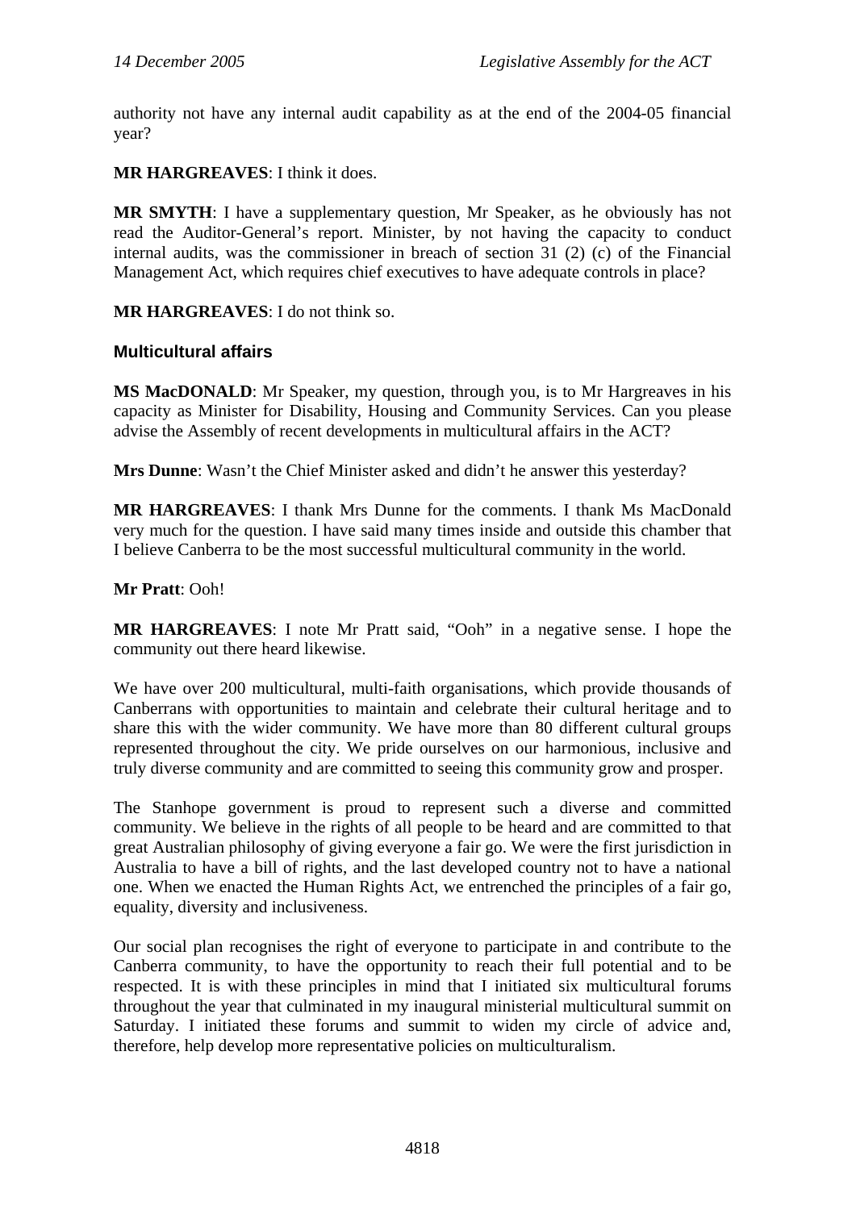authority not have any internal audit capability as at the end of the 2004-05 financial year?

**MR HARGREAVES**: I think it does.

**MR SMYTH**: I have a supplementary question, Mr Speaker, as he obviously has not read the Auditor-General's report. Minister, by not having the capacity to conduct internal audits, was the commissioner in breach of section 31 (2) (c) of the Financial Management Act, which requires chief executives to have adequate controls in place?

**MR HARGREAVES**: I do not think so.

### Multicultural affairs

**MS MacDONALD**: Mr Speaker, my question, through you, is to Mr Hargreaves in his capacity as Minister for Disability, Housing and Community Services. Can you please advise the Assembly of recent developments in multicultural affairs in the ACT?

**Mrs Dunne**: Wasn't the Chief Minister asked and didn't he answer this yesterday?

**MR HARGREAVES**: I thank Mrs Dunne for the comments. I thank Ms MacDonald very much for the question. I have said many times inside and outside this chamber that I believe Canberra to be the most successful multicultural community in the world.

**Mr Pratt**: Ooh!

**MR HARGREAVES**: I note Mr Pratt said, "Ooh" in a negative sense. I hope the community out there heard likewise.

We have over 200 multicultural, multi-faith organisations, which provide thousands of Canberrans with opportunities to maintain and celebrate their cultural heritage and to share this with the wider community. We have more than 80 different cultural groups represented throughout the city. We pride ourselves on our harmonious, inclusive and truly diverse community and are committed to seeing this community grow and prosper.

The Stanhope government is proud to represent such a diverse and committed community. We believe in the rights of all people to be heard and are committed to that great Australian philosophy of giving everyone a fair go. We were the first jurisdiction in Australia to have a bill of rights, and the last developed country not to have a national one. When we enacted the Human Rights Act, we entrenched the principles of a fair go, equality, diversity and inclusiveness.

Our social plan recognises the right of everyone to participate in and contribute to the Canberra community, to have the opportunity to reach their full potential and to be respected. It is with these principles in mind that I initiated six multicultural forums throughout the year that culminated in my inaugural ministerial multicultural summit on Saturday. I initiated these forums and summit to widen my circle of advice and, therefore, help develop more representative policies on multiculturalism.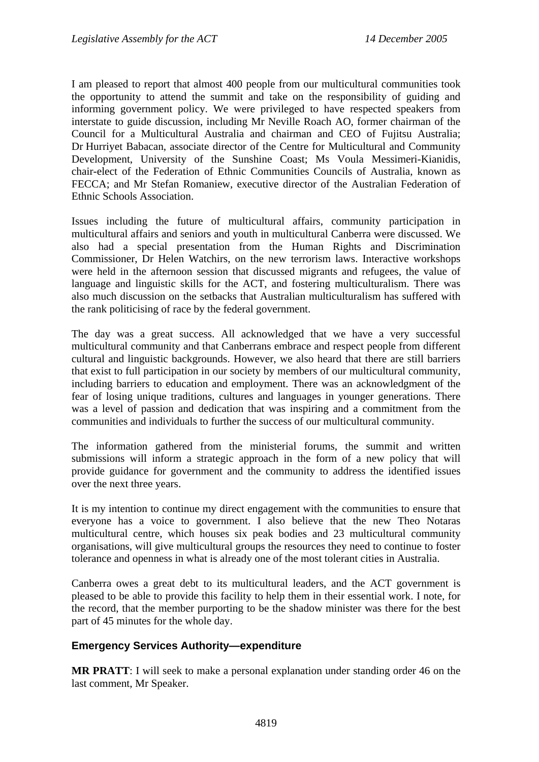I am pleased to report that almost 400 people from our multicultural communities took the opportunity to attend the summit and take on the responsibility of guiding and informing government policy. We were privileged to have respected speakers from interstate to guide discussion, including Mr Neville Roach AO, former chairman of the Council for a Multicultural Australia and chairman and CEO of Fujitsu Australia; Dr Hurriyet Babacan, associate director of the Centre for Multicultural and Community Development, University of the Sunshine Coast; Ms Voula Messimeri-Kianidis, chair-elect of the Federation of Ethnic Communities Councils of Australia, known as FECCA; and Mr Stefan Romaniew, executive director of the Australian Federation of Ethnic Schools Association.

Issues including the future of multicultural affairs, community participation in multicultural affairs and seniors and youth in multicultural Canberra were discussed. We also had a special presentation from the Human Rights and Discrimination Commissioner, Dr Helen Watchirs, on the new terrorism laws. Interactive workshops were held in the afternoon session that discussed migrants and refugees, the value of language and linguistic skills for the ACT, and fostering multiculturalism. There was also much discussion on the setbacks that Australian multiculturalism has suffered with the rank politicising of race by the federal government.

The day was a great success. All acknowledged that we have a very successful multicultural community and that Canberrans embrace and respect people from different cultural and linguistic backgrounds. However, we also heard that there are still barriers that exist to full participation in our society by members of our multicultural community, including barriers to education and employment. There was an acknowledgment of the fear of losing unique traditions, cultures and languages in younger generations. There was a level of passion and dedication that was inspiring and a commitment from the communities and individuals to further the success of our multicultural community.

The information gathered from the ministerial forums, the summit and written submissions will inform a strategic approach in the form of a new policy that will provide guidance for government and the community to address the identified issues over the next three years.

It is my intention to continue my direct engagement with the communities to ensure that everyone has a voice to government. I also believe that the new Theo Notaras multicultural centre, which houses six peak bodies and 23 multicultural community organisations, will give multicultural groups the resources they need to continue to foster tolerance and openness in what is already one of the most tolerant cities in Australia.

Canberra owes a great debt to its multicultural leaders, and the ACT government is pleased to be able to provide this facility to help them in their essential work. I note, for the record, that the member purporting to be the shadow minister was there for the best part of 45 minutes for the whole day.

### Emergency Services Authority—expenditure

**MR PRATT**: I will seek to make a personal explanation under standing order 46 on the last comment, Mr Speaker.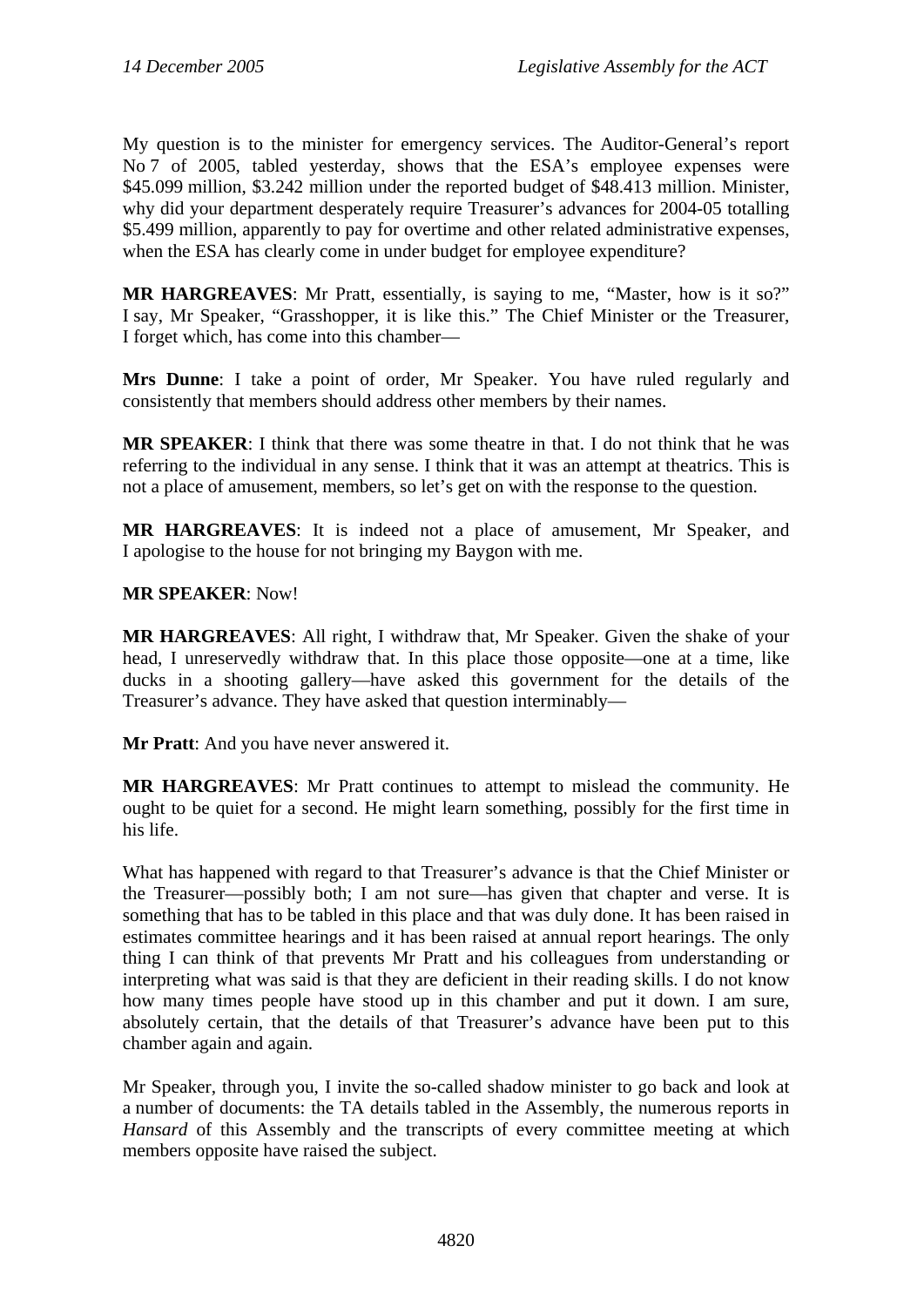My question is to the minister for emergency services. The Auditor-General's report No 7 of 2005, tabled yesterday, shows that the ESA's employee expenses were $45.099 million, $3.242 million under the reported budget of $48.413 million. Minister, why did your department desperately require Treasurer's advances for 2004-05 totalling $5.499 million, apparently to pay for overtime and other related administrative expenses, when the ESA has clearly come in under budget for employee expenditure?

**MR HARGREAVES**: Mr Pratt, essentially, is saying to me, "Master, how is it so?" I say, Mr Speaker, "Grasshopper, it is like this." The Chief Minister or the Treasurer, I forget which, has come into this chamber—

**Mrs Dunne**: I take a point of order, Mr Speaker. You have ruled regularly and consistently that members should address other members by their names.

**MR SPEAKER**: I think that there was some theatre in that. I do not think that he was referring to the individual in any sense. I think that it was an attempt at theatrics. This is not a place of amusement, members, so let's get on with the response to the question.

**MR HARGREAVES**: It is indeed not a place of amusement, Mr Speaker, and I apologise to the house for not bringing my Baygon with me.

**MR SPEAKER**: Now!

**MR HARGREAVES**: All right, I withdraw that, Mr Speaker. Given the shake of your head, I unreservedly withdraw that. In this place those opposite—one at a time, like ducks in a shooting gallery—have asked this government for the details of the Treasurer's advance. They have asked that question interminably—

**Mr Pratt**: And you have never answered it.

**MR HARGREAVES**: Mr Pratt continues to attempt to mislead the community. He ought to be quiet for a second. He might learn something, possibly for the first time in his life.

What has happened with regard to that Treasurer's advance is that the Chief Minister or the Treasurer—possibly both; I am not sure—has given that chapter and verse. It is something that has to be tabled in this place and that was duly done. It has been raised in estimates committee hearings and it has been raised at annual report hearings. The only thing I can think of that prevents Mr Pratt and his colleagues from understanding or interpreting what was said is that they are deficient in their reading skills. I do not know how many times people have stood up in this chamber and put it down. I am sure, absolutely certain, that the details of that Treasurer's advance have been put to this chamber again and again.

Mr Speaker, through you, I invite the so-called shadow minister to go back and look at a number of documents: the TA details tabled in the Assembly, the numerous reports in *Hansard* of this Assembly and the transcripts of every committee meeting at which members opposite have raised the subject.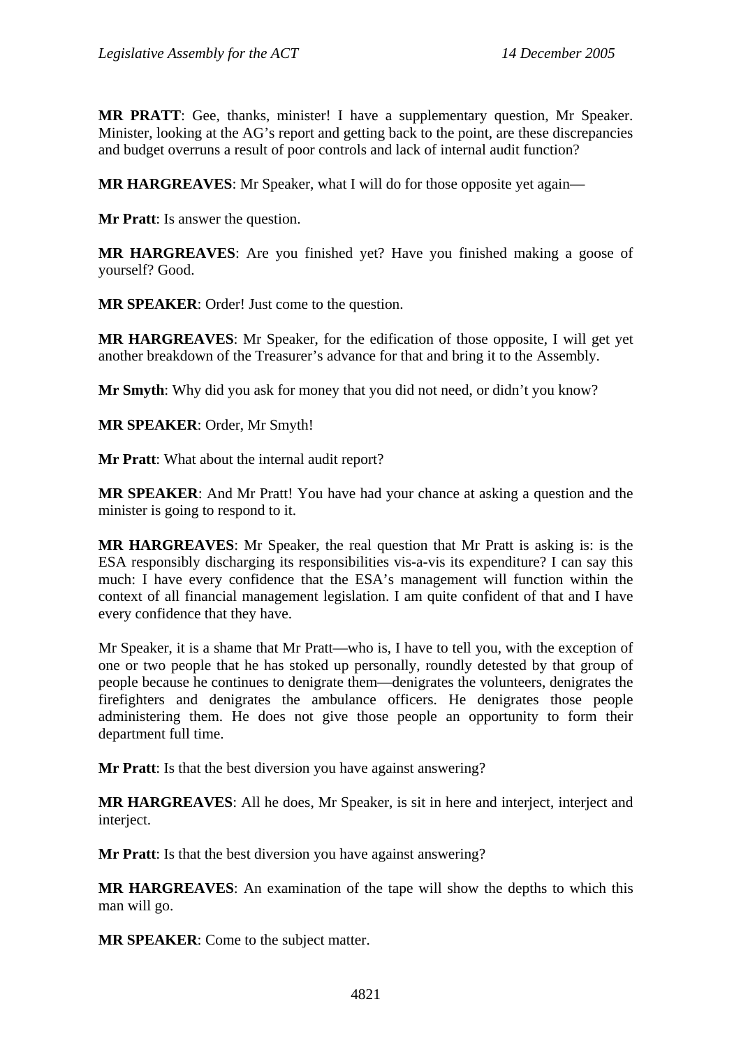**MR PRATT**: Gee, thanks, minister! I have a supplementary question, Mr Speaker. Minister, looking at the AG's report and getting back to the point, are these discrepancies and budget overruns a result of poor controls and lack of internal audit function?

**MR HARGREAVES**: Mr Speaker, what I will do for those opposite yet again—

**Mr Pratt**: Is answer the question.

**MR HARGREAVES**: Are you finished yet? Have you finished making a goose of yourself? Good.

**MR SPEAKER**: Order! Just come to the question.

**MR HARGREAVES**: Mr Speaker, for the edification of those opposite, I will get yet another breakdown of the Treasurer's advance for that and bring it to the Assembly.

**Mr Smyth**: Why did you ask for money that you did not need, or didn't you know?

**MR SPEAKER**: Order, Mr Smyth!

**Mr Pratt**: What about the internal audit report?

**MR SPEAKER**: And Mr Pratt! You have had your chance at asking a question and the minister is going to respond to it.

**MR HARGREAVES**: Mr Speaker, the real question that Mr Pratt is asking is: is the ESA responsibly discharging its responsibilities vis-a-vis its expenditure? I can say this much: I have every confidence that the ESA's management will function within the context of all financial management legislation. I am quite confident of that and I have every confidence that they have.

Mr Speaker, it is a shame that Mr Pratt—who is, I have to tell you, with the exception of one or two people that he has stoked up personally, roundly detested by that group of people because he continues to denigrate them—denigrates the volunteers, denigrates the firefighters and denigrates the ambulance officers. He denigrates those people administering them. He does not give those people an opportunity to form their department full time.

**Mr Pratt**: Is that the best diversion you have against answering?

**MR HARGREAVES**: All he does, Mr Speaker, is sit in here and interject, interject and interject.

**Mr Pratt**: Is that the best diversion you have against answering?

**MR HARGREAVES**: An examination of the tape will show the depths to which this man will go.

**MR SPEAKER**: Come to the subject matter.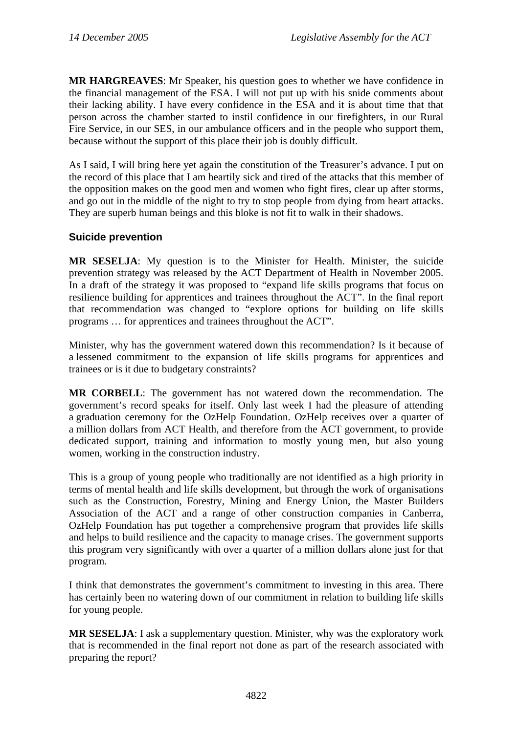**MR HARGREAVES**: Mr Speaker, his question goes to whether we have confidence in the financial management of the ESA. I will not put up with his snide comments about their lacking ability. I have every confidence in the ESA and it is about time that that person across the chamber started to instil confidence in our firefighters, in our Rural Fire Service, in our SES, in our ambulance officers and in the people who support them, because without the support of this place their job is doubly difficult.

As I said, I will bring here yet again the constitution of the Treasurer's advance. I put on the record of this place that I am heartily sick and tired of the attacks that this member of the opposition makes on the good men and women who fight fires, clear up after storms, and go out in the middle of the night to try to stop people from dying from heart attacks. They are superb human beings and this bloke is not fit to walk in their shadows.

### Suicide prevention

**MR SESELJA**: My question is to the Minister for Health. Minister, the suicide prevention strategy was released by the ACT Department of Health in November 2005. In a draft of the strategy it was proposed to "expand life skills programs that focus on resilience building for apprentices and trainees throughout the ACT". In the final report that recommendation was changed to "explore options for building on life skills programs … for apprentices and trainees throughout the ACT".

Minister, why has the government watered down this recommendation? Is it because of a lessened commitment to the expansion of life skills programs for apprentices and trainees or is it due to budgetary constraints?

**MR CORBELL**: The government has not watered down the recommendation. The government's record speaks for itself. Only last week I had the pleasure of attending a graduation ceremony for the OzHelp Foundation. OzHelp receives over a quarter of a million dollars from ACT Health, and therefore from the ACT government, to provide dedicated support, training and information to mostly young men, but also young women, working in the construction industry.

This is a group of young people who traditionally are not identified as a high priority in terms of mental health and life skills development, but through the work of organisations such as the Construction, Forestry, Mining and Energy Union, the Master Builders Association of the ACT and a range of other construction companies in Canberra, OzHelp Foundation has put together a comprehensive program that provides life skills and helps to build resilience and the capacity to manage crises. The government supports this program very significantly with over a quarter of a million dollars alone just for that program.

I think that demonstrates the government's commitment to investing in this area. There has certainly been no watering down of our commitment in relation to building life skills for young people.

**MR SESELJA**: I ask a supplementary question. Minister, why was the exploratory work that is recommended in the final report not done as part of the research associated with preparing the report?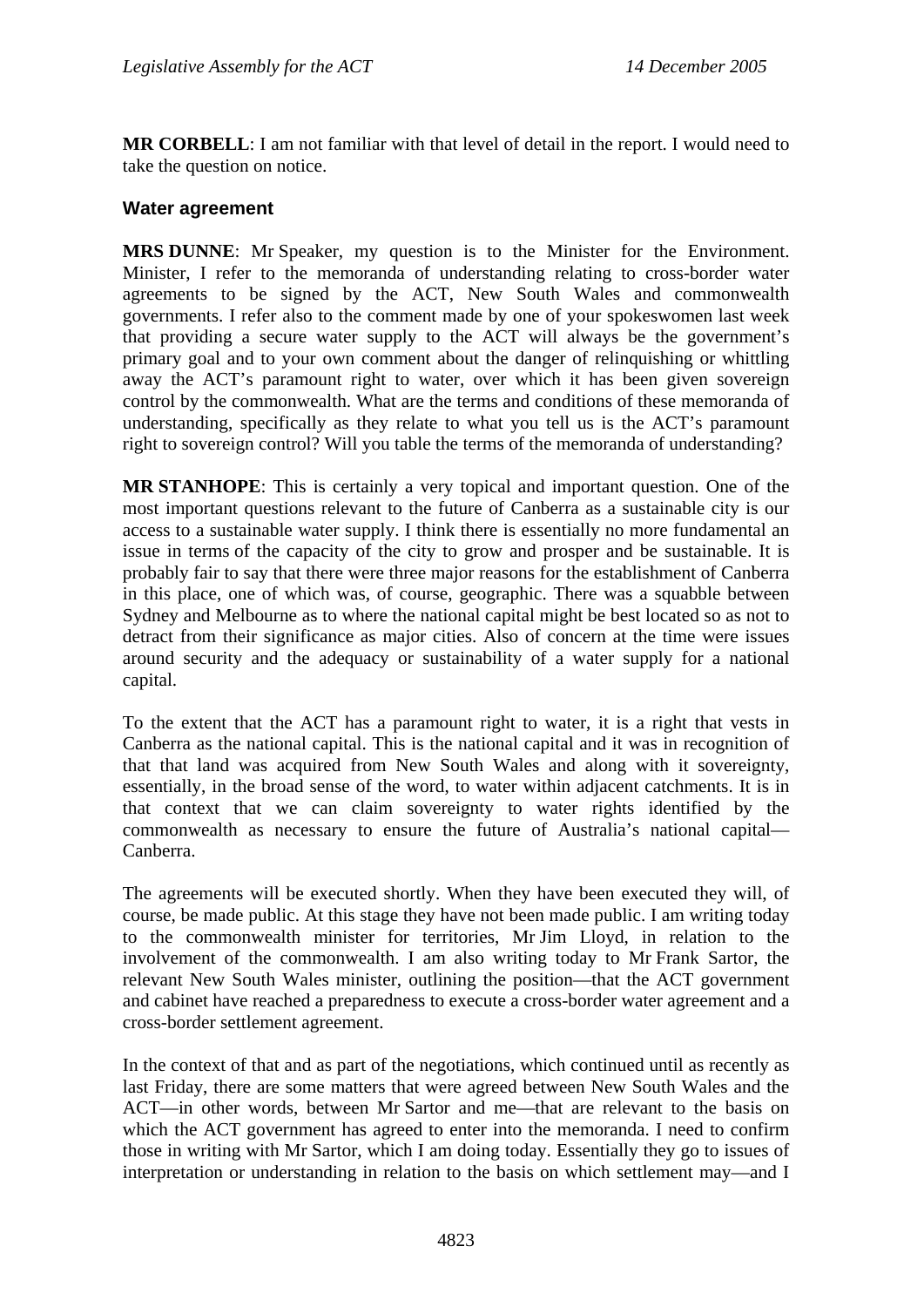**MR CORBELL**: I am not familiar with that level of detail in the report. I would need to take the question on notice.

### Water agreement

**MRS DUNNE**: Mr Speaker, my question is to the Minister for the Environment. Minister, I refer to the memoranda of understanding relating to cross-border water agreements to be signed by the ACT, New South Wales and commonwealth governments. I refer also to the comment made by one of your spokeswomen last week that providing a secure water supply to the ACT will always be the government's primary goal and to your own comment about the danger of relinquishing or whittling away the ACT's paramount right to water, over which it has been given sovereign control by the commonwealth. What are the terms and conditions of these memoranda of understanding, specifically as they relate to what you tell us is the ACT's paramount right to sovereign control? Will you table the terms of the memoranda of understanding?

**MR STANHOPE**: This is certainly a very topical and important question. One of the most important questions relevant to the future of Canberra as a sustainable city is our access to a sustainable water supply. I think there is essentially no more fundamental an issue in terms of the capacity of the city to grow and prosper and be sustainable. It is probably fair to say that there were three major reasons for the establishment of Canberra in this place, one of which was, of course, geographic. There was a squabble between Sydney and Melbourne as to where the national capital might be best located so as not to detract from their significance as major cities. Also of concern at the time were issues around security and the adequacy or sustainability of a water supply for a national capital.

To the extent that the ACT has a paramount right to water, it is a right that vests in Canberra as the national capital. This is the national capital and it was in recognition of that that land was acquired from New South Wales and along with it sovereignty, essentially, in the broad sense of the word, to water within adjacent catchments. It is in that context that we can claim sovereignty to water rights identified by the commonwealth as necessary to ensure the future of Australia's national capital—Canberra.

The agreements will be executed shortly. When they have been executed they will, of course, be made public. At this stage they have not been made public. I am writing today to the commonwealth minister for territories, Mr Jim Lloyd, in relation to the involvement of the commonwealth. I am also writing today to Mr Frank Sartor, the relevant New South Wales minister, outlining the position—that the ACT government and cabinet have reached a preparedness to execute a cross-border water agreement and a cross-border settlement agreement.

In the context of that and as part of the negotiations, which continued until as recently as last Friday, there are some matters that were agreed between New South Wales and the ACT—in other words, between Mr Sartor and me—that are relevant to the basis on which the ACT government has agreed to enter into the memoranda. I need to confirm those in writing with Mr Sartor, which I am doing today. Essentially they go to issues of interpretation or understanding in relation to the basis on which settlement may—and I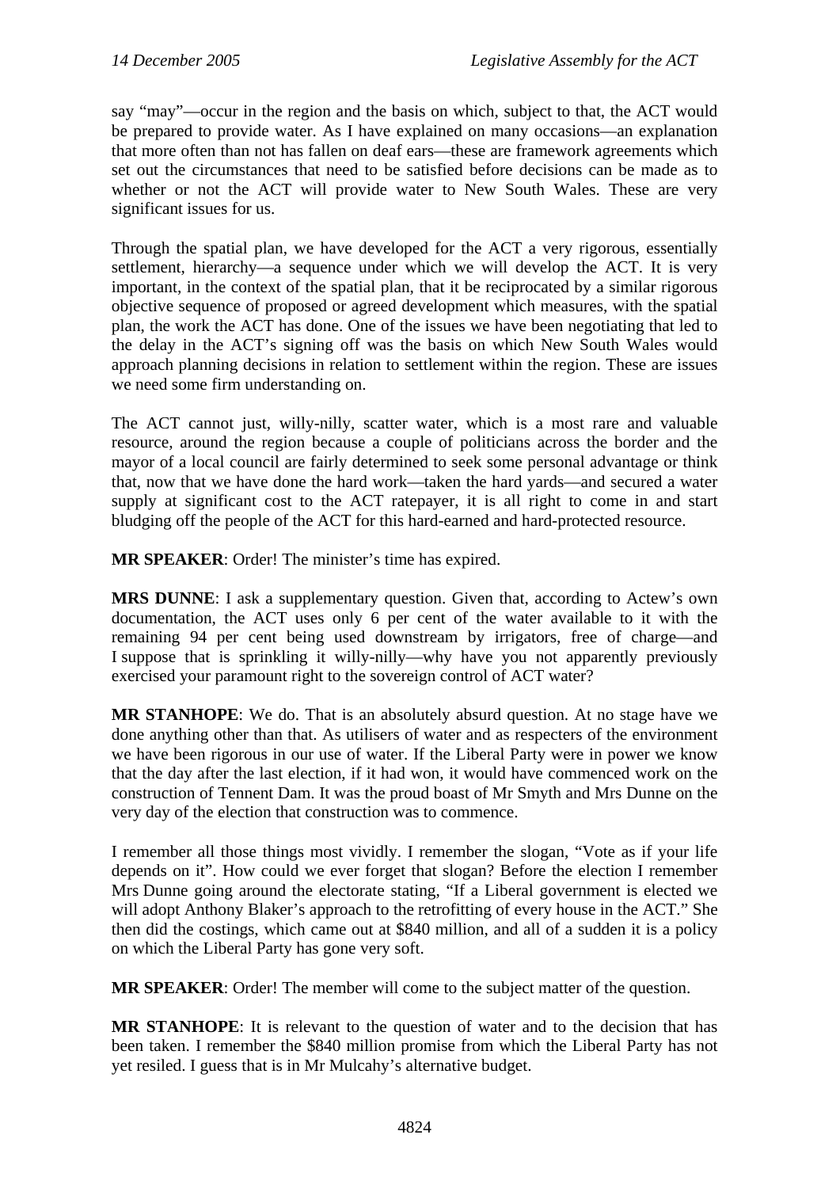say "may"—occur in the region and the basis on which, subject to that, the ACT would be prepared to provide water. As I have explained on many occasions—an explanation that more often than not has fallen on deaf ears—these are framework agreements which set out the circumstances that need to be satisfied before decisions can be made as to whether or not the ACT will provide water to New South Wales. These are very significant issues for us.

Through the spatial plan, we have developed for the ACT a very rigorous, essentially settlement, hierarchy—a sequence under which we will develop the ACT. It is very important, in the context of the spatial plan, that it be reciprocated by a similar rigorous objective sequence of proposed or agreed development which measures, with the spatial plan, the work the ACT has done. One of the issues we have been negotiating that led to the delay in the ACT's signing off was the basis on which New South Wales would approach planning decisions in relation to settlement within the region. These are issues we need some firm understanding on.

The ACT cannot just, willy-nilly, scatter water, which is a most rare and valuable resource, around the region because a couple of politicians across the border and the mayor of a local council are fairly determined to seek some personal advantage or think that, now that we have done the hard work—taken the hard yards—and secured a water supply at significant cost to the ACT ratepayer, it is all right to come in and start bludging off the people of the ACT for this hard-earned and hard-protected resource.

**MR SPEAKER**: Order! The minister's time has expired.

**MRS DUNNE**: I ask a supplementary question. Given that, according to Actew's own documentation, the ACT uses only 6 per cent of the water available to it with the remaining 94 per cent being used downstream by irrigators, free of charge—and I suppose that is sprinkling it willy-nilly—why have you not apparently previously exercised your paramount right to the sovereign control of ACT water?

**MR STANHOPE**: We do. That is an absolutely absurd question. At no stage have we done anything other than that. As utilisers of water and as respecters of the environment we have been rigorous in our use of water. If the Liberal Party were in power we know that the day after the last election, if it had won, it would have commenced work on the construction of Tennent Dam. It was the proud boast of Mr Smyth and Mrs Dunne on the very day of the election that construction was to commence.

I remember all those things most vividly. I remember the slogan, "Vote as if your life depends on it". How could we ever forget that slogan? Before the election I remember Mrs Dunne going around the electorate stating, "If a Liberal government is elected we will adopt Anthony Blaker's approach to the retrofitting of every house in the ACT." She then did the costings, which came out at $840 million, and all of a sudden it is a policy on which the Liberal Party has gone very soft.

**MR SPEAKER**: Order! The member will come to the subject matter of the question.

**MR STANHOPE**: It is relevant to the question of water and to the decision that has been taken. I remember the $840 million promise from which the Liberal Party has not yet resiled. I guess that is in Mr Mulcahy's alternative budget.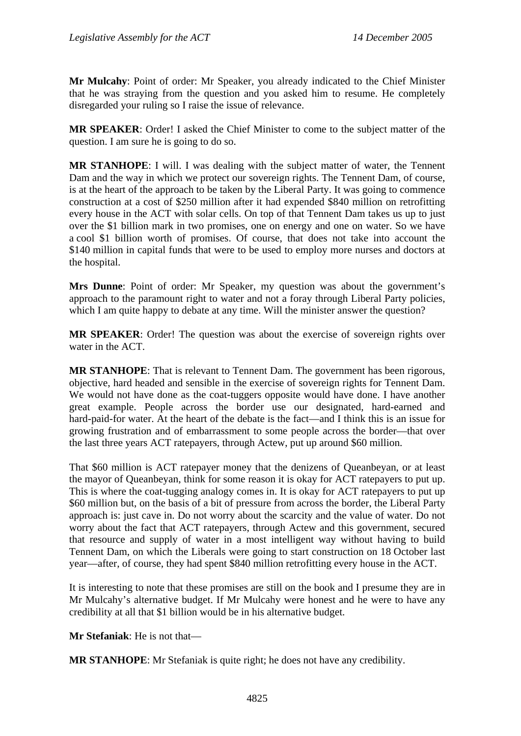**Mr Mulcahy**: Point of order: Mr Speaker, you already indicated to the Chief Minister that he was straying from the question and you asked him to resume. He completely disregarded your ruling so I raise the issue of relevance.

**MR SPEAKER**: Order! I asked the Chief Minister to come to the subject matter of the question. I am sure he is going to do so.

**MR STANHOPE**: I will. I was dealing with the subject matter of water, the Tennent Dam and the way in which we protect our sovereign rights. The Tennent Dam, of course, is at the heart of the approach to be taken by the Liberal Party. It was going to commence construction at a cost of $250 million after it had expended $840 million on retrofitting every house in the ACT with solar cells. On top of that Tennent Dam takes us up to just over the $1 billion mark in two promises, one on energy and one on water. So we have a cool $1 billion worth of promises. Of course, that does not take into account the $140 million in capital funds that were to be used to employ more nurses and doctors at the hospital.

**Mrs Dunne**: Point of order: Mr Speaker, my question was about the government's approach to the paramount right to water and not a foray through Liberal Party policies, which I am quite happy to debate at any time. Will the minister answer the question?

**MR SPEAKER**: Order! The question was about the exercise of sovereign rights over water in the ACT.

**MR STANHOPE**: That is relevant to Tennent Dam. The government has been rigorous, objective, hard headed and sensible in the exercise of sovereign rights for Tennent Dam. We would not have done as the coat-tuggers opposite would have done. I have another great example. People across the border use our designated, hard-earned and hard-paid-for water. At the heart of the debate is the fact—and I think this is an issue for growing frustration and of embarrassment to some people across the border—that over the last three years ACT ratepayers, through Actew, put up around $60 million.

That $60 million is ACT ratepayer money that the denizens of Queanbeyan, or at least the mayor of Queanbeyan, think for some reason it is okay for ACT ratepayers to put up. This is where the coat-tugging analogy comes in. It is okay for ACT ratepayers to put up $60 million but, on the basis of a bit of pressure from across the border, the Liberal Party approach is: just cave in. Do not worry about the scarcity and the value of water. Do not worry about the fact that ACT ratepayers, through Actew and this government, secured that resource and supply of water in a most intelligent way without having to build Tennent Dam, on which the Liberals were going to start construction on 18 October last year—after, of course, they had spent $840 million retrofitting every house in the ACT.

It is interesting to note that these promises are still on the book and I presume they are in Mr Mulcahy's alternative budget. If Mr Mulcahy were honest and he were to have any credibility at all that $1 billion would be in his alternative budget.

**Mr Stefaniak**: He is not that—

**MR STANHOPE**: Mr Stefaniak is quite right; he does not have any credibility.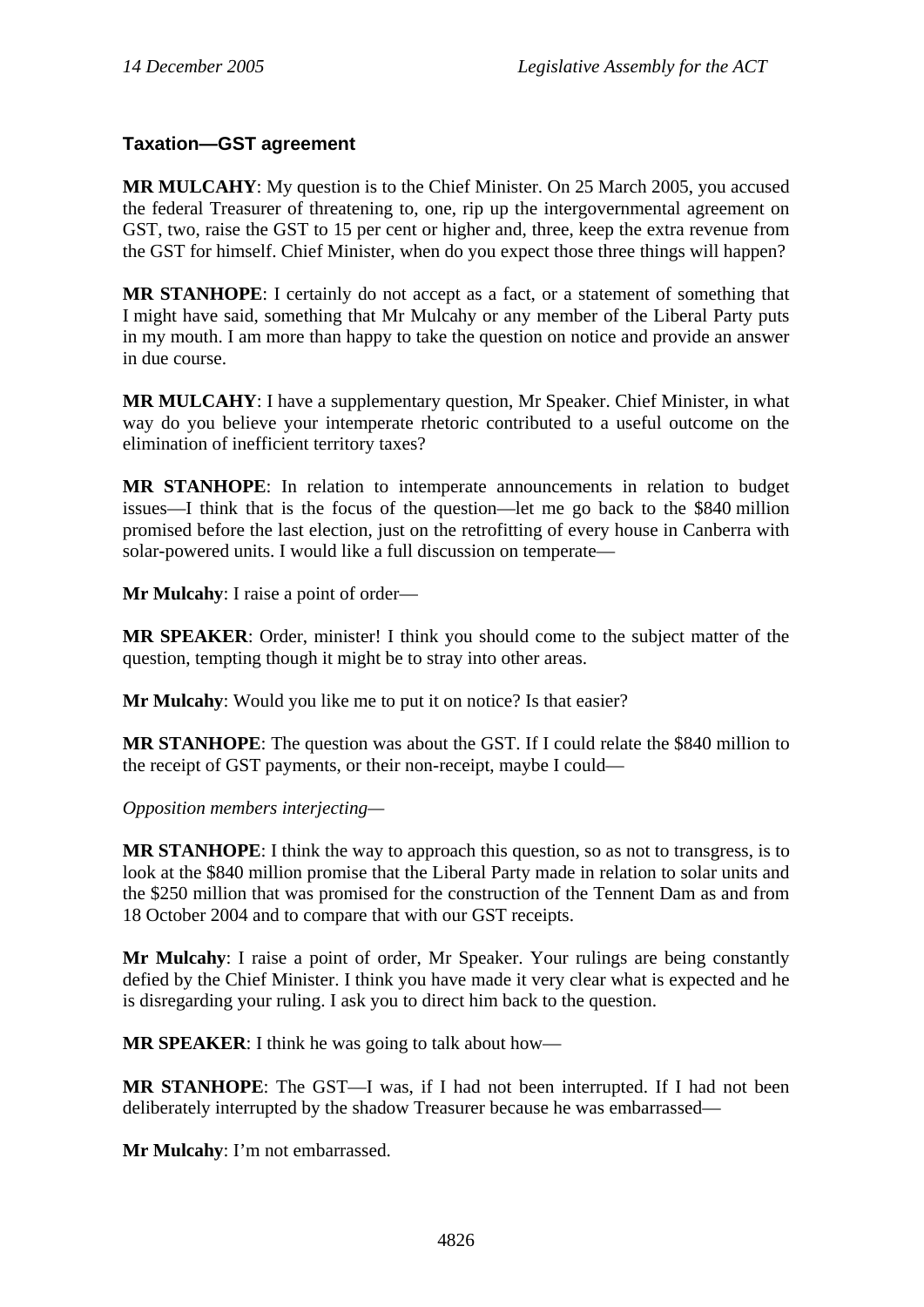### Taxation—GST agreement

**MR MULCAHY**: My question is to the Chief Minister. On 25 March 2005, you accused the federal Treasurer of threatening to, one, rip up the intergovernmental agreement on GST, two, raise the GST to 15 per cent or higher and, three, keep the extra revenue from the GST for himself. Chief Minister, when do you expect those three things will happen?

**MR STANHOPE**: I certainly do not accept as a fact, or a statement of something that I might have said, something that Mr Mulcahy or any member of the Liberal Party puts in my mouth. I am more than happy to take the question on notice and provide an answer in due course.

**MR MULCAHY**: I have a supplementary question, Mr Speaker. Chief Minister, in what way do you believe your intemperate rhetoric contributed to a useful outcome on the elimination of inefficient territory taxes?

**MR STANHOPE**: In relation to intemperate announcements in relation to budget issues—I think that is the focus of the question—let me go back to the \$840 million promised before the last election, just on the retrofitting of every house in Canberra with solar-powered units. I would like a full discussion on temperate—

**Mr Mulcahy**: I raise a point of order—

**MR SPEAKER**: Order, minister! I think you should come to the subject matter of the question, tempting though it might be to stray into other areas.

**Mr Mulcahy**: Would you like me to put it on notice? Is that easier?

**MR STANHOPE**: The question was about the GST. If I could relate the \$840 million to the receipt of GST payments, or their non-receipt, maybe I could—

*Opposition members interjecting*—

**MR STANHOPE**: I think the way to approach this question, so as not to transgress, is to look at the \$840 million promise that the Liberal Party made in relation to solar units and the \$250 million that was promised for the construction of the Tennent Dam as and from 18 October 2004 and to compare that with our GST receipts.

**Mr Mulcahy**: I raise a point of order, Mr Speaker. Your rulings are being constantly defied by the Chief Minister. I think you have made it very clear what is expected and he is disregarding your ruling. I ask you to direct him back to the question.

**MR SPEAKER**: I think he was going to talk about how—

**MR STANHOPE**: The GST—I was, if I had not been interrupted. If I had not been deliberately interrupted by the shadow Treasurer because he was embarrassed—

**Mr Mulcahy**: I'm not embarrassed.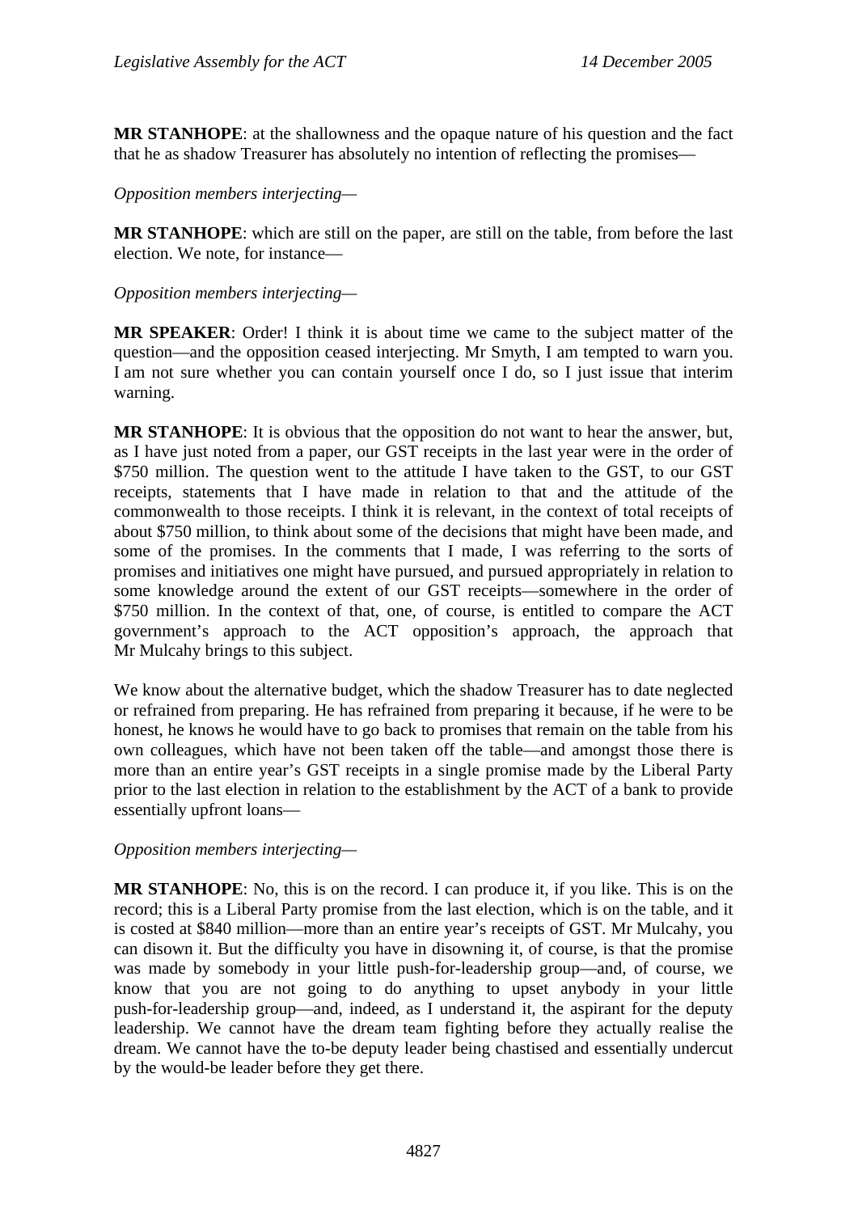**MR STANHOPE**: at the shallowness and the opaque nature of his question and the fact that he as shadow Treasurer has absolutely no intention of reflecting the promises—

*Opposition members interjecting*—

**MR STANHOPE**: which are still on the paper, are still on the table, from before the last election. We note, for instance—

*Opposition members interjecting*—

**MR SPEAKER**: Order! I think it is about time we came to the subject matter of the question—and the opposition ceased interjecting. Mr Smyth, I am tempted to warn you. I am not sure whether you can contain yourself once I do, so I just issue that interim warning.

**MR STANHOPE**: It is obvious that the opposition do not want to hear the answer, but, as I have just noted from a paper, our GST receipts in the last year were in the order of $750 million. The question went to the attitude I have taken to the GST, to our GST receipts, statements that I have made in relation to that and the attitude of the commonwealth to those receipts. I think it is relevant, in the context of total receipts of about $750 million, to think about some of the decisions that might have been made, and some of the promises. In the comments that I made, I was referring to the sorts of promises and initiatives one might have pursued, and pursued appropriately in relation to some knowledge around the extent of our GST receipts—somewhere in the order of $750 million. In the context of that, one, of course, is entitled to compare the ACT government's approach to the ACT opposition's approach, the approach that Mr Mulcahy brings to this subject.

We know about the alternative budget, which the shadow Treasurer has to date neglected or refrained from preparing. He has refrained from preparing it because, if he were to be honest, he knows he would have to go back to promises that remain on the table from his own colleagues, which have not been taken off the table—and amongst those there is more than an entire year's GST receipts in a single promise made by the Liberal Party prior to the last election in relation to the establishment by the ACT of a bank to provide essentially upfront loans—

*Opposition members interjecting*—

**MR STANHOPE**: No, this is on the record. I can produce it, if you like. This is on the record; this is a Liberal Party promise from the last election, which is on the table, and it is costed at $840 million—more than an entire year's receipts of GST. Mr Mulcahy, you can disown it. But the difficulty you have in disowning it, of course, is that the promise was made by somebody in your little push-for-leadership group—and, of course, we know that you are not going to do anything to upset anybody in your little push-for-leadership group—and, indeed, as I understand it, the aspirant for the deputy leadership. We cannot have the dream team fighting before they actually realise the dream. We cannot have the to-be deputy leader being chastised and essentially undercut by the would-be leader before they get there.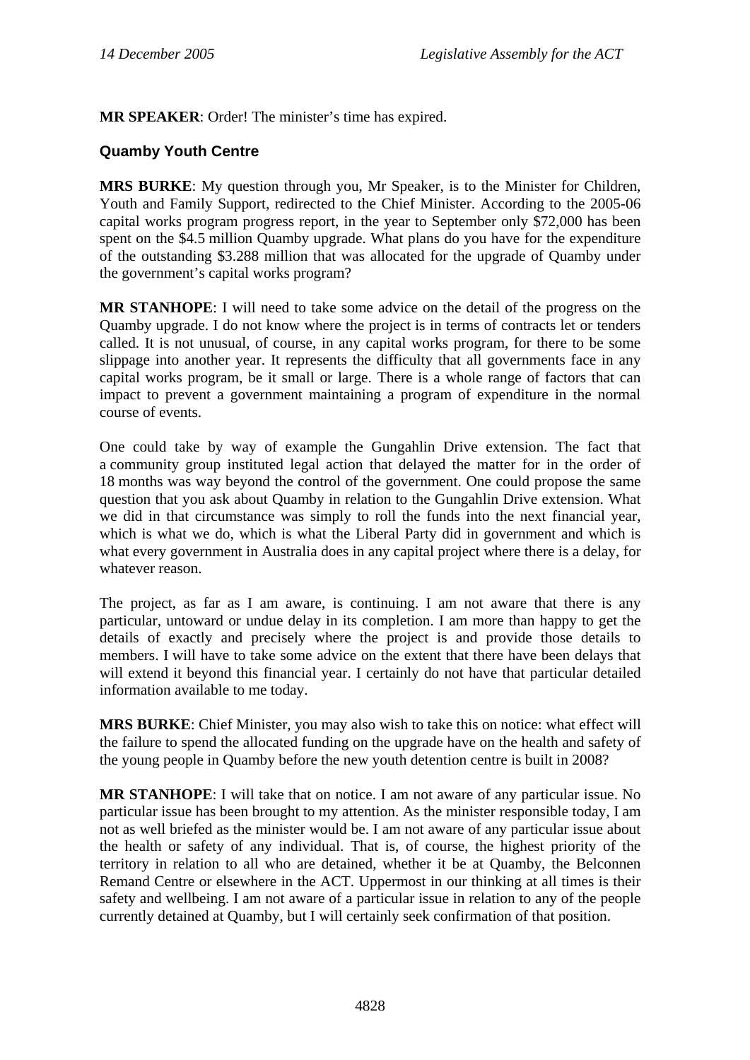**MR SPEAKER**: Order! The minister's time has expired.

## Quamby Youth Centre

**MRS BURKE**: My question through you, Mr Speaker, is to the Minister for Children, Youth and Family Support, redirected to the Chief Minister. According to the 2005-06 capital works program progress report, in the year to September only $72,000 has been spent on the $4.5 million Quamby upgrade. What plans do you have for the expenditure of the outstanding $3.288 million that was allocated for the upgrade of Quamby under the government's capital works program?

**MR STANHOPE**: I will need to take some advice on the detail of the progress on the Quamby upgrade. I do not know where the project is in terms of contracts let or tenders called. It is not unusual, of course, in any capital works program, for there to be some slippage into another year. It represents the difficulty that all governments face in any capital works program, be it small or large. There is a whole range of factors that can impact to prevent a government maintaining a program of expenditure in the normal course of events.

One could take by way of example the Gungahlin Drive extension. The fact that a community group instituted legal action that delayed the matter for in the order of 18 months was way beyond the control of the government. One could propose the same question that you ask about Quamby in relation to the Gungahlin Drive extension. What we did in that circumstance was simply to roll the funds into the next financial year, which is what we do, which is what the Liberal Party did in government and which is what every government in Australia does in any capital project where there is a delay, for whatever reason.

The project, as far as I am aware, is continuing. I am not aware that there is any particular, untoward or undue delay in its completion. I am more than happy to get the details of exactly and precisely where the project is and provide those details to members. I will have to take some advice on the extent that there have been delays that will extend it beyond this financial year. I certainly do not have that particular detailed information available to me today.

**MRS BURKE**: Chief Minister, you may also wish to take this on notice: what effect will the failure to spend the allocated funding on the upgrade have on the health and safety of the young people in Quamby before the new youth detention centre is built in 2008?

**MR STANHOPE**: I will take that on notice. I am not aware of any particular issue. No particular issue has been brought to my attention. As the minister responsible today, I am not as well briefed as the minister would be. I am not aware of any particular issue about the health or safety of any individual. That is, of course, the highest priority of the territory in relation to all who are detained, whether it be at Quamby, the Belconnen Remand Centre or elsewhere in the ACT. Uppermost in our thinking at all times is their safety and wellbeing. I am not aware of a particular issue in relation to any of the people currently detained at Quamby, but I will certainly seek confirmation of that position.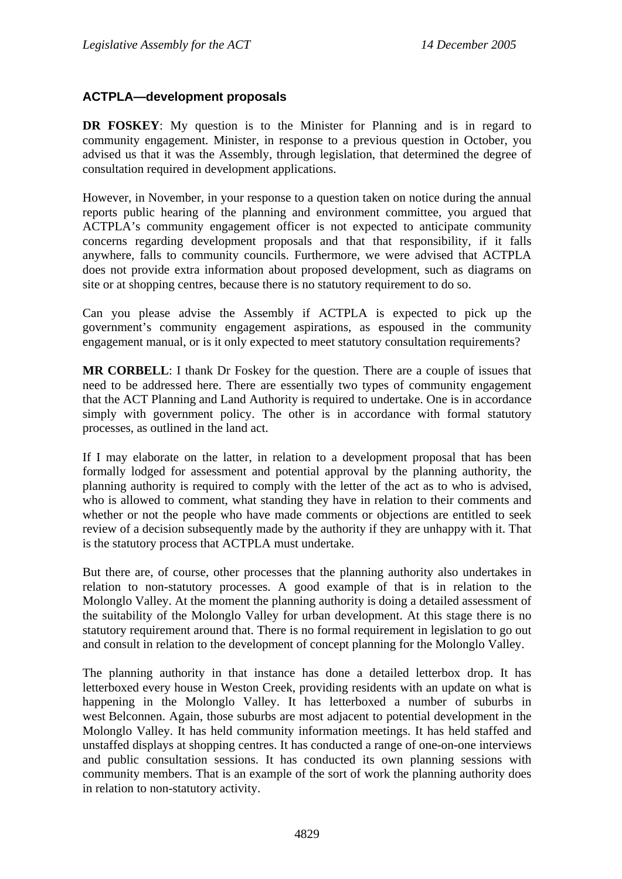### ACTPLA—development proposals

**DR FOSKEY**: My question is to the Minister for Planning and is in regard to community engagement. Minister, in response to a previous question in October, you advised us that it was the Assembly, through legislation, that determined the degree of consultation required in development applications.

However, in November, in your response to a question taken on notice during the annual reports public hearing of the planning and environment committee, you argued that ACTPLA's community engagement officer is not expected to anticipate community concerns regarding development proposals and that that responsibility, if it falls anywhere, falls to community councils. Furthermore, we were advised that ACTPLA does not provide extra information about proposed development, such as diagrams on site or at shopping centres, because there is no statutory requirement to do so.

Can you please advise the Assembly if ACTPLA is expected to pick up the government's community engagement aspirations, as espoused in the community engagement manual, or is it only expected to meet statutory consultation requirements?

**MR CORBELL**: I thank Dr Foskey for the question. There are a couple of issues that need to be addressed here. There are essentially two types of community engagement that the ACT Planning and Land Authority is required to undertake. One is in accordance simply with government policy. The other is in accordance with formal statutory processes, as outlined in the land act.

If I may elaborate on the latter, in relation to a development proposal that has been formally lodged for assessment and potential approval by the planning authority, the planning authority is required to comply with the letter of the act as to who is advised, who is allowed to comment, what standing they have in relation to their comments and whether or not the people who have made comments or objections are entitled to seek review of a decision subsequently made by the authority if they are unhappy with it. That is the statutory process that ACTPLA must undertake.

But there are, of course, other processes that the planning authority also undertakes in relation to non-statutory processes. A good example of that is in relation to the Molonglo Valley. At the moment the planning authority is doing a detailed assessment of the suitability of the Molonglo Valley for urban development. At this stage there is no statutory requirement around that. There is no formal requirement in legislation to go out and consult in relation to the development of concept planning for the Molonglo Valley.

The planning authority in that instance has done a detailed letterbox drop. It has letterboxed every house in Weston Creek, providing residents with an update on what is happening in the Molonglo Valley. It has letterboxed a number of suburbs in west Belconnen. Again, those suburbs are most adjacent to potential development in the Molonglo Valley. It has held community information meetings. It has held staffed and unstaffed displays at shopping centres. It has conducted a range of one-on-one interviews and public consultation sessions. It has conducted its own planning sessions with community members. That is an example of the sort of work the planning authority does in relation to non-statutory activity.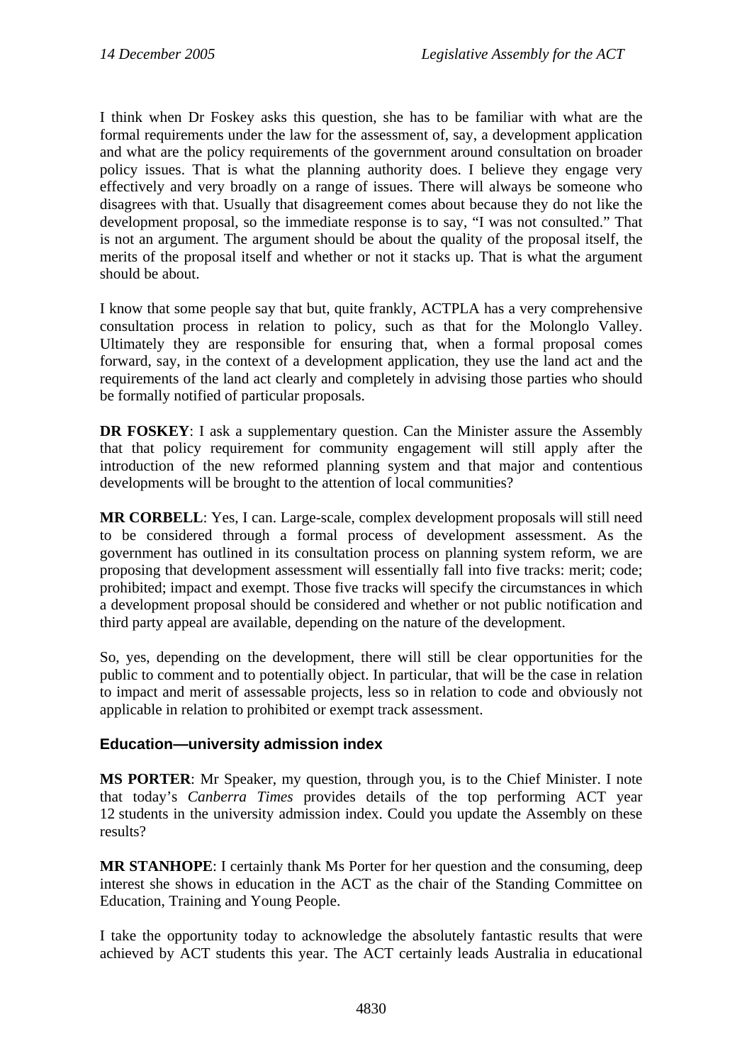I think when Dr Foskey asks this question, she has to be familiar with what are the formal requirements under the law for the assessment of, say, a development application and what are the policy requirements of the government around consultation on broader policy issues. That is what the planning authority does. I believe they engage very effectively and very broadly on a range of issues. There will always be someone who disagrees with that. Usually that disagreement comes about because they do not like the development proposal, so the immediate response is to say, "I was not consulted." That is not an argument. The argument should be about the quality of the proposal itself, the merits of the proposal itself and whether or not it stacks up. That is what the argument should be about.

I know that some people say that but, quite frankly, ACTPLA has a very comprehensive consultation process in relation to policy, such as that for the Molonglo Valley. Ultimately they are responsible for ensuring that, when a formal proposal comes forward, say, in the context of a development application, they use the land act and the requirements of the land act clearly and completely in advising those parties who should be formally notified of particular proposals.

**DR FOSKEY**: I ask a supplementary question. Can the Minister assure the Assembly that that policy requirement for community engagement will still apply after the introduction of the new reformed planning system and that major and contentious developments will be brought to the attention of local communities?

**MR CORBELL**: Yes, I can. Large-scale, complex development proposals will still need to be considered through a formal process of development assessment. As the government has outlined in its consultation process on planning system reform, we are proposing that development assessment will essentially fall into five tracks: merit; code; prohibited; impact and exempt. Those five tracks will specify the circumstances in which a development proposal should be considered and whether or not public notification and third party appeal are available, depending on the nature of the development.

So, yes, depending on the development, there will still be clear opportunities for the public to comment and to potentially object. In particular, that will be the case in relation to impact and merit of assessable projects, less so in relation to code and obviously not applicable in relation to prohibited or exempt track assessment.

### Education—university admission index

**MS PORTER**: Mr Speaker, my question, through you, is to the Chief Minister. I note that today's *Canberra Times* provides details of the top performing ACT year 12 students in the university admission index. Could you update the Assembly on these results?

**MR STANHOPE**: I certainly thank Ms Porter for her question and the consuming, deep interest she shows in education in the ACT as the chair of the Standing Committee on Education, Training and Young People.

I take the opportunity today to acknowledge the absolutely fantastic results that were achieved by ACT students this year. The ACT certainly leads Australia in educational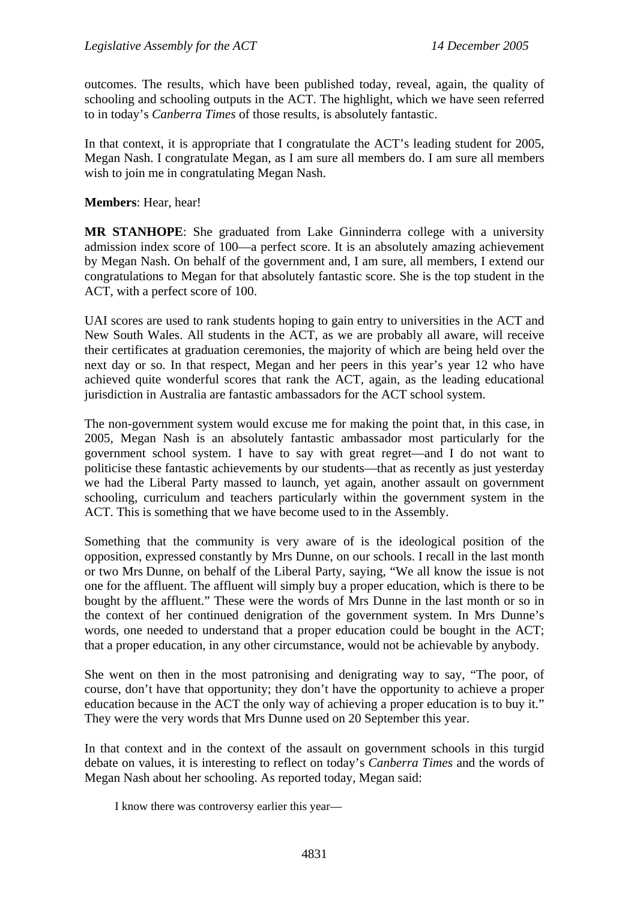outcomes. The results, which have been published today, reveal, again, the quality of schooling and schooling outputs in the ACT. The highlight, which we have seen referred to in today's *Canberra Times* of those results, is absolutely fantastic.

In that context, it is appropriate that I congratulate the ACT's leading student for 2005, Megan Nash. I congratulate Megan, as I am sure all members do. I am sure all members wish to join me in congratulating Megan Nash.

**Members**: Hear, hear!

**MR STANHOPE**: She graduated from Lake Ginninderra college with a university admission index score of 100—a perfect score. It is an absolutely amazing achievement by Megan Nash. On behalf of the government and, I am sure, all members, I extend our congratulations to Megan for that absolutely fantastic score. She is the top student in the ACT, with a perfect score of 100.

UAI scores are used to rank students hoping to gain entry to universities in the ACT and New South Wales. All students in the ACT, as we are probably all aware, will receive their certificates at graduation ceremonies, the majority of which are being held over the next day or so. In that respect, Megan and her peers in this year's year 12 who have achieved quite wonderful scores that rank the ACT, again, as the leading educational jurisdiction in Australia are fantastic ambassadors for the ACT school system.

The non-government system would excuse me for making the point that, in this case, in 2005, Megan Nash is an absolutely fantastic ambassador most particularly for the government school system. I have to say with great regret—and I do not want to politicise these fantastic achievements by our students—that as recently as just yesterday we had the Liberal Party massed to launch, yet again, another assault on government schooling, curriculum and teachers particularly within the government system in the ACT. This is something that we have become used to in the Assembly.

Something that the community is very aware of is the ideological position of the opposition, expressed constantly by Mrs Dunne, on our schools. I recall in the last month or two Mrs Dunne, on behalf of the Liberal Party, saying, "We all know the issue is not one for the affluent. The affluent will simply buy a proper education, which is there to be bought by the affluent." These were the words of Mrs Dunne in the last month or so in the context of her continued denigration of the government system. In Mrs Dunne's words, one needed to understand that a proper education could be bought in the ACT; that a proper education, in any other circumstance, would not be achievable by anybody.

She went on then in the most patronising and denigrating way to say, "The poor, of course, don't have that opportunity; they don't have the opportunity to achieve a proper education because in the ACT the only way of achieving a proper education is to buy it." They were the very words that Mrs Dunne used on 20 September this year.

In that context and in the context of the assault on government schools in this turgid debate on values, it is interesting to reflect on today's *Canberra Times* and the words of Megan Nash about her schooling. As reported today, Megan said:

> I know there was controversy earlier this year—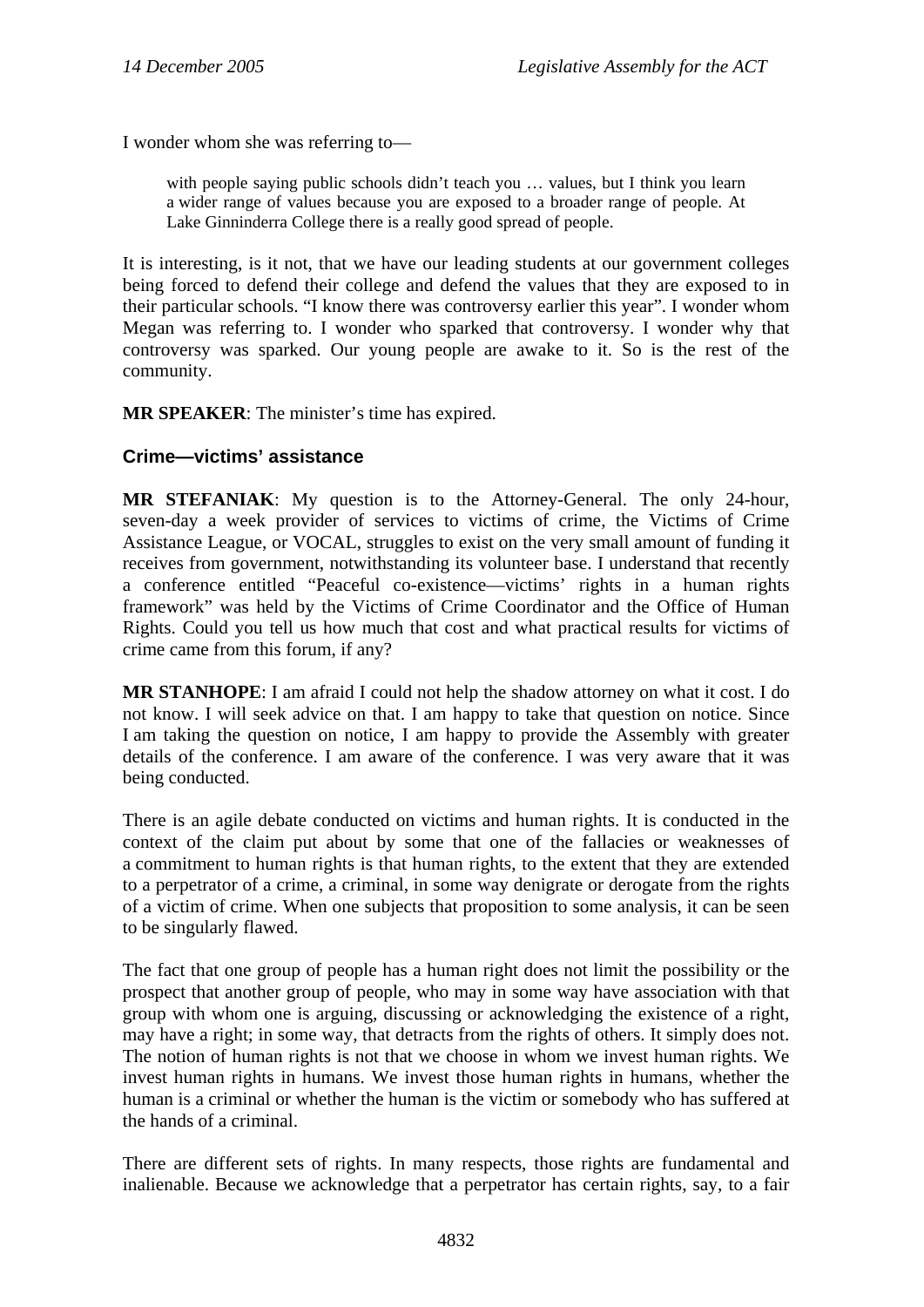I wonder whom she was referring to—

> with people saying public schools didn't teach you … values, but I think you learn a wider range of values because you are exposed to a broader range of people. At Lake Ginninderra College there is a really good spread of people.

It is interesting, is it not, that we have our leading students at our government colleges being forced to defend their college and defend the values that they are exposed to in their particular schools. "I know there was controversy earlier this year". I wonder whom Megan was referring to. I wonder who sparked that controversy. I wonder why that controversy was sparked. Our young people are awake to it. So is the rest of the community.

**MR SPEAKER**: The minister's time has expired.

### Crime—victims' assistance

**MR STEFANIAK**: My question is to the Attorney-General. The only 24-hour, seven-day a week provider of services to victims of crime, the Victims of Crime Assistance League, or VOCAL, struggles to exist on the very small amount of funding it receives from government, notwithstanding its volunteer base. I understand that recently a conference entitled "Peaceful co-existence—victims' rights in a human rights framework" was held by the Victims of Crime Coordinator and the Office of Human Rights. Could you tell us how much that cost and what practical results for victims of crime came from this forum, if any?

**MR STANHOPE**: I am afraid I could not help the shadow attorney on what it cost. I do not know. I will seek advice on that. I am happy to take that question on notice. Since I am taking the question on notice, I am happy to provide the Assembly with greater details of the conference. I am aware of the conference. I was very aware that it was being conducted.

There is an agile debate conducted on victims and human rights. It is conducted in the context of the claim put about by some that one of the fallacies or weaknesses of a commitment to human rights is that human rights, to the extent that they are extended to a perpetrator of a crime, a criminal, in some way denigrate or derogate from the rights of a victim of crime. When one subjects that proposition to some analysis, it can be seen to be singularly flawed.

The fact that one group of people has a human right does not limit the possibility or the prospect that another group of people, who may in some way have association with that group with whom one is arguing, discussing or acknowledging the existence of a right, may have a right; in some way, that detracts from the rights of others. It simply does not. The notion of human rights is not that we choose in whom we invest human rights. We invest human rights in humans. We invest those human rights in humans, whether the human is a criminal or whether the human is the victim or somebody who has suffered at the hands of a criminal.

There are different sets of rights. In many respects, those rights are fundamental and inalienable. Because we acknowledge that a perpetrator has certain rights, say, to a fair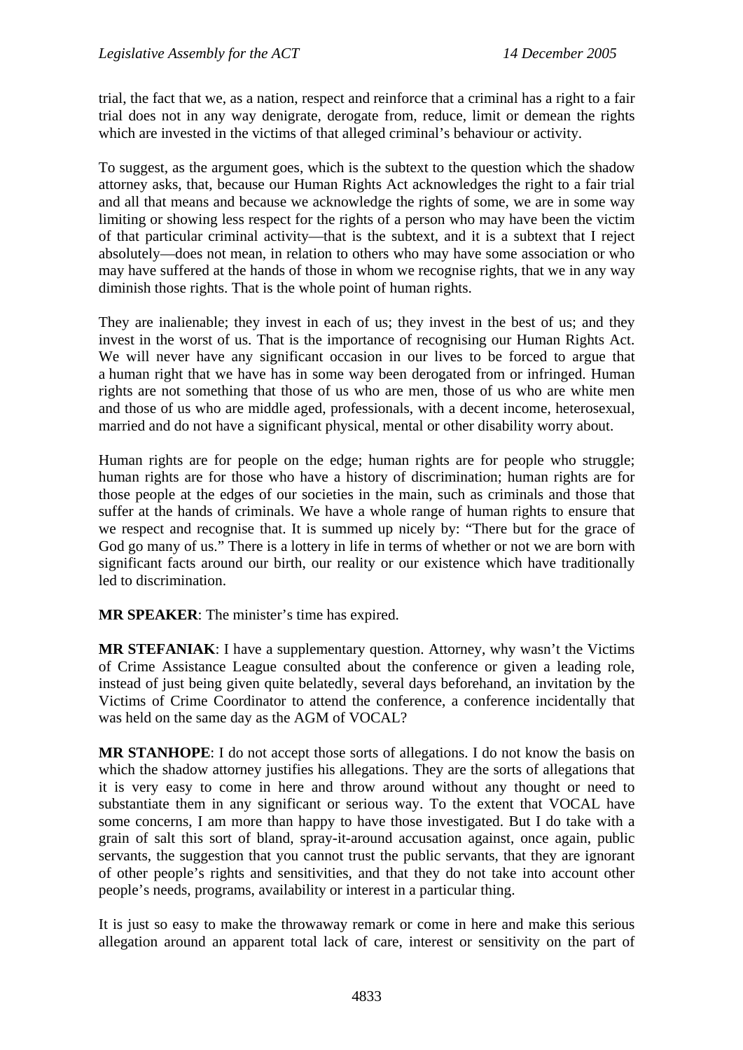trial, the fact that we, as a nation, respect and reinforce that a criminal has a right to a fair trial does not in any way denigrate, derogate from, reduce, limit or demean the rights which are invested in the victims of that alleged criminal's behaviour or activity.

To suggest, as the argument goes, which is the subtext to the question which the shadow attorney asks, that, because our Human Rights Act acknowledges the right to a fair trial and all that means and because we acknowledge the rights of some, we are in some way limiting or showing less respect for the rights of a person who may have been the victim of that particular criminal activity—that is the subtext, and it is a subtext that I reject absolutely—does not mean, in relation to others who may have some association or who may have suffered at the hands of those in whom we recognise rights, that we in any way diminish those rights. That is the whole point of human rights.

They are inalienable; they invest in each of us; they invest in the best of us; and they invest in the worst of us. That is the importance of recognising our Human Rights Act. We will never have any significant occasion in our lives to be forced to argue that a human right that we have has in some way been derogated from or infringed. Human rights are not something that those of us who are men, those of us who are white men and those of us who are middle aged, professionals, with a decent income, heterosexual, married and do not have a significant physical, mental or other disability worry about.

Human rights are for people on the edge; human rights are for people who struggle; human rights are for those who have a history of discrimination; human rights are for those people at the edges of our societies in the main, such as criminals and those that suffer at the hands of criminals. We have a whole range of human rights to ensure that we respect and recognise that. It is summed up nicely by: "There but for the grace of God go many of us." There is a lottery in life in terms of whether or not we are born with significant facts around our birth, our reality or our existence which have traditionally led to discrimination.

**MR SPEAKER**: The minister's time has expired.

**MR STEFANIAK**: I have a supplementary question. Attorney, why wasn't the Victims of Crime Assistance League consulted about the conference or given a leading role, instead of just being given quite belatedly, several days beforehand, an invitation by the Victims of Crime Coordinator to attend the conference, a conference incidentally that was held on the same day as the AGM of VOCAL?

**MR STANHOPE**: I do not accept those sorts of allegations. I do not know the basis on which the shadow attorney justifies his allegations. They are the sorts of allegations that it is very easy to come in here and throw around without any thought or need to substantiate them in any significant or serious way. To the extent that VOCAL have some concerns, I am more than happy to have those investigated. But I do take with a grain of salt this sort of bland, spray-it-around accusation against, once again, public servants, the suggestion that you cannot trust the public servants, that they are ignorant of other people's rights and sensitivities, and that they do not take into account other people's needs, programs, availability or interest in a particular thing.

It is just so easy to make the throwaway remark or come in here and make this serious allegation around an apparent total lack of care, interest or sensitivity on the part of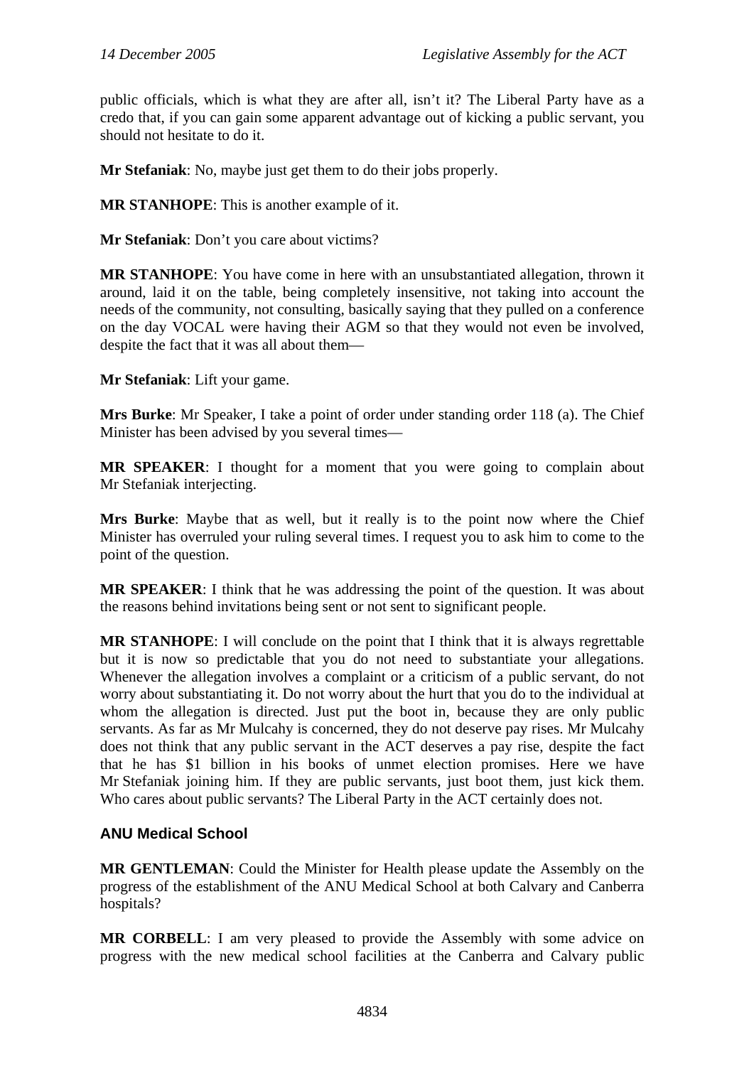public officials, which is what they are after all, isn't it? The Liberal Party have as a credo that, if you can gain some apparent advantage out of kicking a public servant, you should not hesitate to do it.

**Mr Stefaniak**: No, maybe just get them to do their jobs properly.

**MR STANHOPE**: This is another example of it.

**Mr Stefaniak**: Don't you care about victims?

**MR STANHOPE**: You have come in here with an unsubstantiated allegation, thrown it around, laid it on the table, being completely insensitive, not taking into account the needs of the community, not consulting, basically saying that they pulled on a conference on the day VOCAL were having their AGM so that they would not even be involved, despite the fact that it was all about them—

**Mr Stefaniak**: Lift your game.

**Mrs Burke**: Mr Speaker, I take a point of order under standing order 118 (a). The Chief Minister has been advised by you several times—

**MR SPEAKER**: I thought for a moment that you were going to complain about Mr Stefaniak interjecting.

**Mrs Burke**: Maybe that as well, but it really is to the point now where the Chief Minister has overruled your ruling several times. I request you to ask him to come to the point of the question.

**MR SPEAKER**: I think that he was addressing the point of the question. It was about the reasons behind invitations being sent or not sent to significant people.

**MR STANHOPE**: I will conclude on the point that I think that it is always regrettable but it is now so predictable that you do not need to substantiate your allegations. Whenever the allegation involves a complaint or a criticism of a public servant, do not worry about substantiating it. Do not worry about the hurt that you do to the individual at whom the allegation is directed. Just put the boot in, because they are only public servants. As far as Mr Mulcahy is concerned, they do not deserve pay rises. Mr Mulcahy does not think that any public servant in the ACT deserves a pay rise, despite the fact that he has $1 billion in his books of unmet election promises. Here we have Mr Stefaniak joining him. If they are public servants, just boot them, just kick them. Who cares about public servants? The Liberal Party in the ACT certainly does not.

## ANU Medical School

**MR GENTLEMAN**: Could the Minister for Health please update the Assembly on the progress of the establishment of the ANU Medical School at both Calvary and Canberra hospitals?

**MR CORBELL**: I am very pleased to provide the Assembly with some advice on progress with the new medical school facilities at the Canberra and Calvary public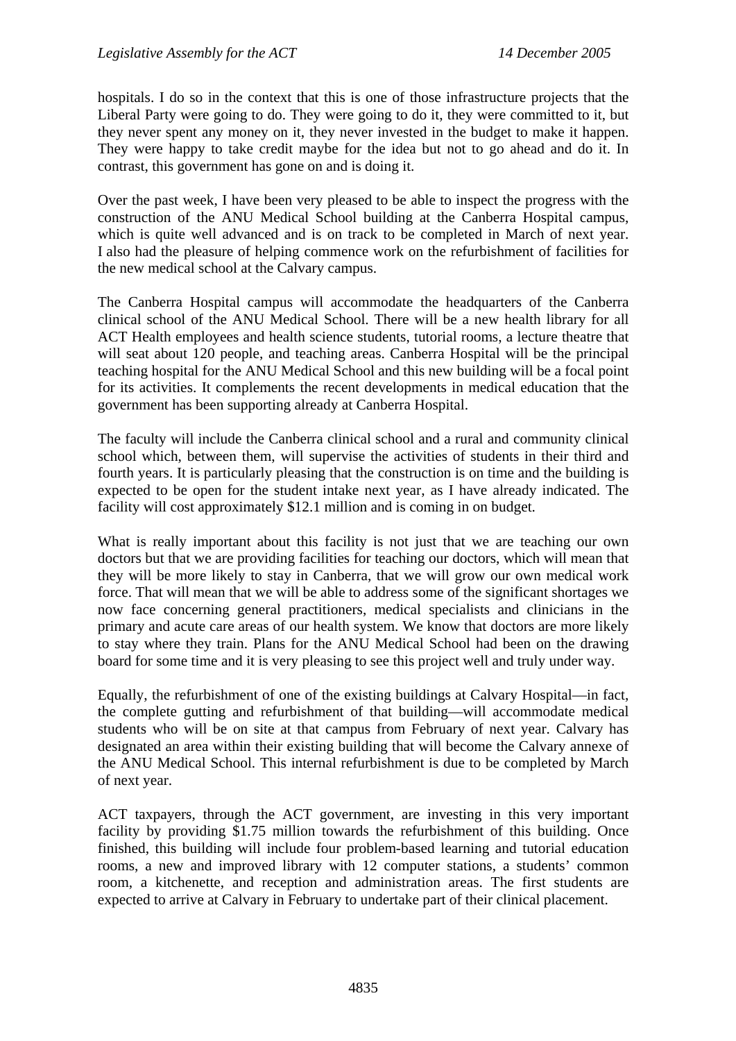hospitals. I do so in the context that this is one of those infrastructure projects that the Liberal Party were going to do. They were going to do it, they were committed to it, but they never spent any money on it, they never invested in the budget to make it happen. They were happy to take credit maybe for the idea but not to go ahead and do it. In contrast, this government has gone on and is doing it.

Over the past week, I have been very pleased to be able to inspect the progress with the construction of the ANU Medical School building at the Canberra Hospital campus, which is quite well advanced and is on track to be completed in March of next year. I also had the pleasure of helping commence work on the refurbishment of facilities for the new medical school at the Calvary campus.

The Canberra Hospital campus will accommodate the headquarters of the Canberra clinical school of the ANU Medical School. There will be a new health library for all ACT Health employees and health science students, tutorial rooms, a lecture theatre that will seat about 120 people, and teaching areas. Canberra Hospital will be the principal teaching hospital for the ANU Medical School and this new building will be a focal point for its activities. It complements the recent developments in medical education that the government has been supporting already at Canberra Hospital.

The faculty will include the Canberra clinical school and a rural and community clinical school which, between them, will supervise the activities of students in their third and fourth years. It is particularly pleasing that the construction is on time and the building is expected to be open for the student intake next year, as I have already indicated. The facility will cost approximately $12.1 million and is coming in on budget.

What is really important about this facility is not just that we are teaching our own doctors but that we are providing facilities for teaching our doctors, which will mean that they will be more likely to stay in Canberra, that we will grow our own medical work force. That will mean that we will be able to address some of the significant shortages we now face concerning general practitioners, medical specialists and clinicians in the primary and acute care areas of our health system. We know that doctors are more likely to stay where they train. Plans for the ANU Medical School had been on the drawing board for some time and it is very pleasing to see this project well and truly under way.

Equally, the refurbishment of one of the existing buildings at Calvary Hospital—in fact, the complete gutting and refurbishment of that building—will accommodate medical students who will be on site at that campus from February of next year. Calvary has designated an area within their existing building that will become the Calvary annexe of the ANU Medical School. This internal refurbishment is due to be completed by March of next year.

ACT taxpayers, through the ACT government, are investing in this very important facility by providing $1.75 million towards the refurbishment of this building. Once finished, this building will include four problem-based learning and tutorial education rooms, a new and improved library with 12 computer stations, a students' common room, a kitchenette, and reception and administration areas. The first students are expected to arrive at Calvary in February to undertake part of their clinical placement.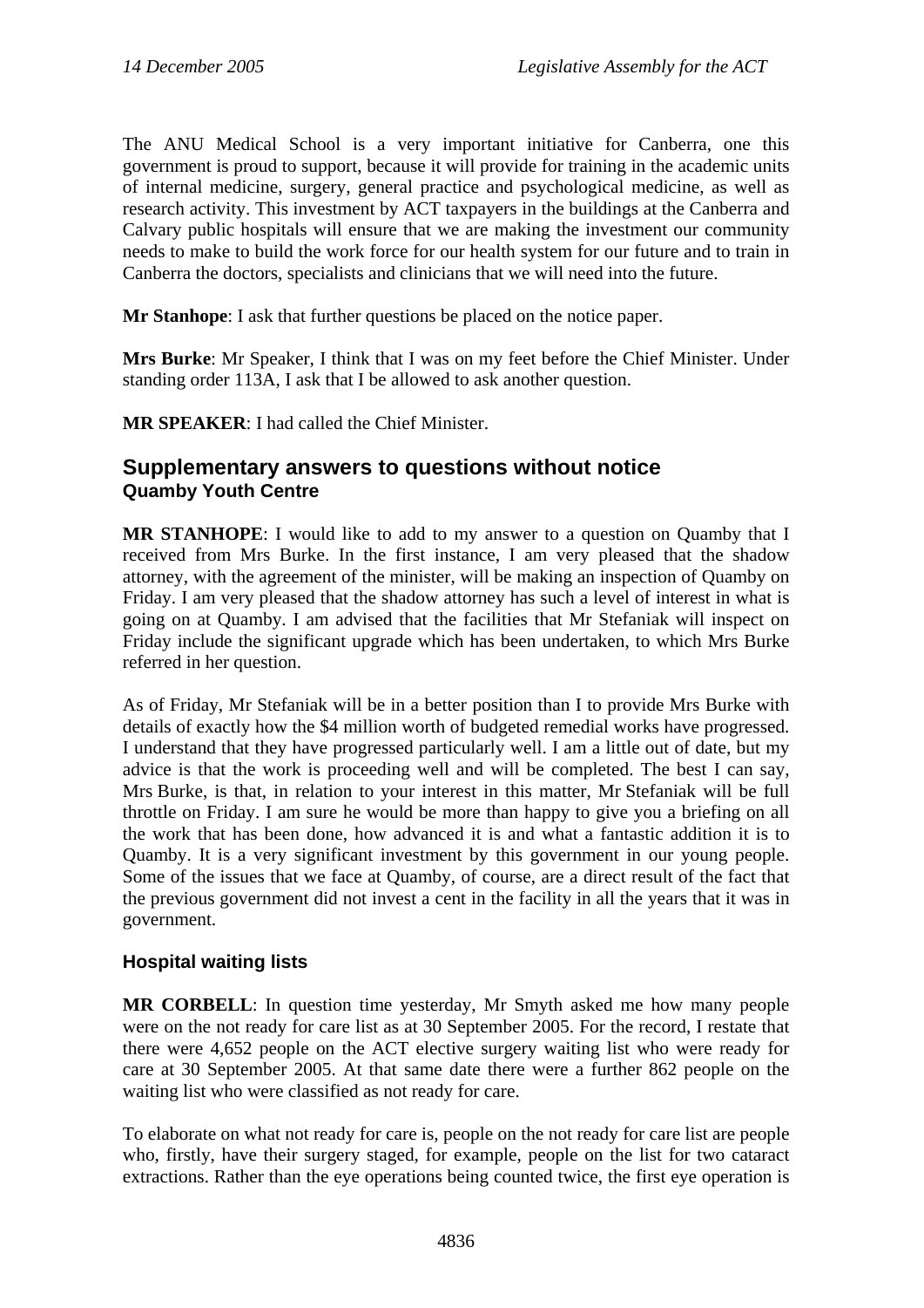The ANU Medical School is a very important initiative for Canberra, one this government is proud to support, because it will provide for training in the academic units of internal medicine, surgery, general practice and psychological medicine, as well as research activity. This investment by ACT taxpayers in the buildings at the Canberra and Calvary public hospitals will ensure that we are making the investment our community needs to make to build the work force for our health system for our future and to train in Canberra the doctors, specialists and clinicians that we will need into the future.

**Mr Stanhope**: I ask that further questions be placed on the notice paper.

**Mrs Burke**: Mr Speaker, I think that I was on my feet before the Chief Minister. Under standing order 113A, I ask that I be allowed to ask another question.

**MR SPEAKER**: I had called the Chief Minister.

## Supplementary answers to questions without notice

### Quamby Youth Centre

**MR STANHOPE**: I would like to add to my answer to a question on Quamby that I received from Mrs Burke. In the first instance, I am very pleased that the shadow attorney, with the agreement of the minister, will be making an inspection of Quamby on Friday. I am very pleased that the shadow attorney has such a level of interest in what is going on at Quamby. I am advised that the facilities that Mr Stefaniak will inspect on Friday include the significant upgrade which has been undertaken, to which Mrs Burke referred in her question.

As of Friday, Mr Stefaniak will be in a better position than I to provide Mrs Burke with details of exactly how the $4 million worth of budgeted remedial works have progressed. I understand that they have progressed particularly well. I am a little out of date, but my advice is that the work is proceeding well and will be completed. The best I can say, Mrs Burke, is that, in relation to your interest in this matter, Mr Stefaniak will be full throttle on Friday. I am sure he would be more than happy to give you a briefing on all the work that has been done, how advanced it is and what a fantastic addition it is to Quamby. It is a very significant investment by this government in our young people. Some of the issues that we face at Quamby, of course, are a direct result of the fact that the previous government did not invest a cent in the facility in all the years that it was in government.

### Hospital waiting lists

**MR CORBELL**: In question time yesterday, Mr Smyth asked me how many people were on the not ready for care list as at 30 September 2005. For the record, I restate that there were 4,652 people on the ACT elective surgery waiting list who were ready for care at 30 September 2005. At that same date there were a further 862 people on the waiting list who were classified as not ready for care.

To elaborate on what not ready for care is, people on the not ready for care list are people who, firstly, have their surgery staged, for example, people on the list for two cataract extractions. Rather than the eye operations being counted twice, the first eye operation is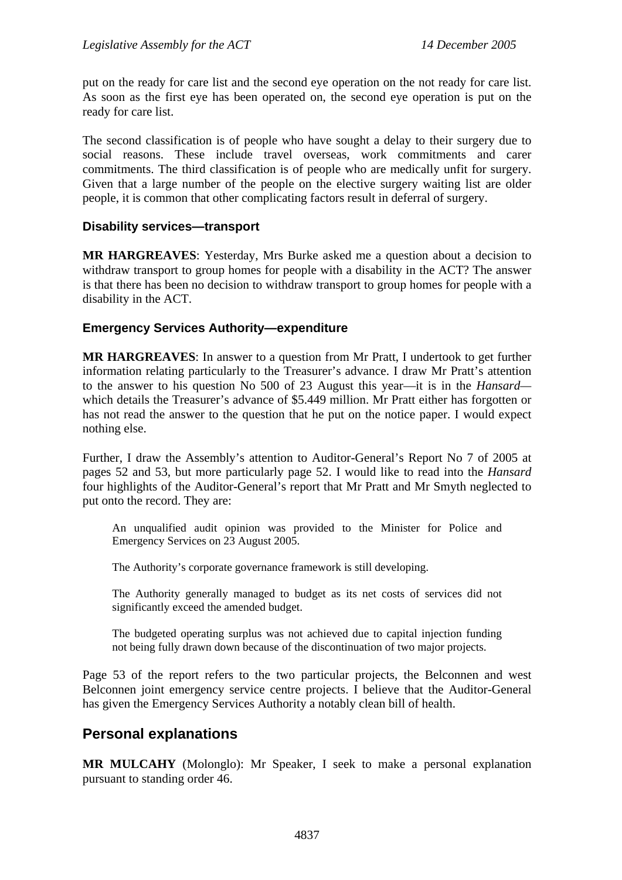put on the ready for care list and the second eye operation on the not ready for care list. As soon as the first eye has been operated on, the second eye operation is put on the ready for care list.

The second classification is of people who have sought a delay to their surgery due to social reasons. These include travel overseas, work commitments and carer commitments. The third classification is of people who are medically unfit for surgery. Given that a large number of the people on the elective surgery waiting list are older people, it is common that other complicating factors result in deferral of surgery.

### Disability services—transport

**MR HARGREAVES**: Yesterday, Mrs Burke asked me a question about a decision to withdraw transport to group homes for people with a disability in the ACT? The answer is that there has been no decision to withdraw transport to group homes for people with a disability in the ACT.

### Emergency Services Authority—expenditure

**MR HARGREAVES**: In answer to a question from Mr Pratt, I undertook to get further information relating particularly to the Treasurer's advance. I draw Mr Pratt's attention to the answer to his question No 500 of 23 August this year—it is in the *Hansard*—which details the Treasurer's advance of $5.449 million. Mr Pratt either has forgotten or has not read the answer to the question that he put on the notice paper. I would expect nothing else.

Further, I draw the Assembly's attention to Auditor-General's Report No 7 of 2005 at pages 52 and 53, but more particularly page 52. I would like to read into the *Hansard* four highlights of the Auditor-General's report that Mr Pratt and Mr Smyth neglected to put onto the record. They are:

> An unqualified audit opinion was provided to the Minister for Police and Emergency Services on 23 August 2005.
>
> The Authority's corporate governance framework is still developing.
>
> The Authority generally managed to budget as its net costs of services did not significantly exceed the amended budget.
>
> The budgeted operating surplus was not achieved due to capital injection funding not being fully drawn down because of the discontinuation of two major projects.

Page 53 of the report refers to the two particular projects, the Belconnen and west Belconnen joint emergency service centre projects. I believe that the Auditor-General has given the Emergency Services Authority a notably clean bill of health.

## Personal explanations

**MR MULCAHY** (Molonglo): Mr Speaker, I seek to make a personal explanation pursuant to standing order 46.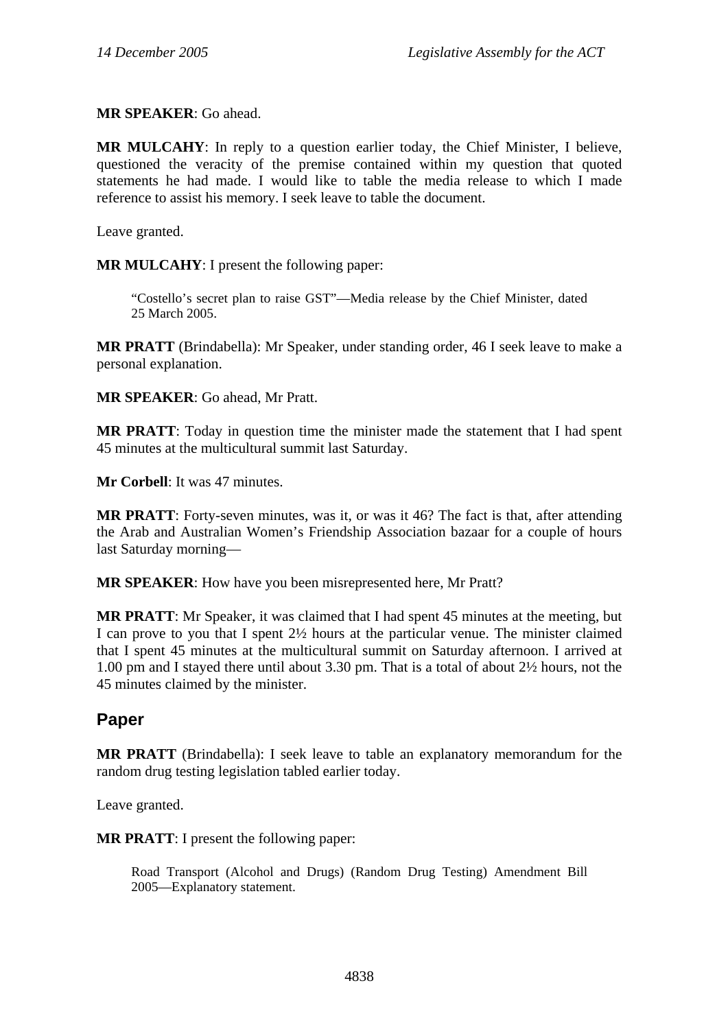**MR SPEAKER**: Go ahead.

**MR MULCAHY**: In reply to a question earlier today, the Chief Minister, I believe, questioned the veracity of the premise contained within my question that quoted statements he had made. I would like to table the media release to which I made reference to assist his memory. I seek leave to table the document.

Leave granted.

**MR MULCAHY**: I present the following paper:

> "Costello's secret plan to raise GST"—Media release by the Chief Minister, dated 25 March 2005.

**MR PRATT** (Brindabella): Mr Speaker, under standing order, 46 I seek leave to make a personal explanation.

**MR SPEAKER**: Go ahead, Mr Pratt.

**MR PRATT**: Today in question time the minister made the statement that I had spent 45 minutes at the multicultural summit last Saturday.

**Mr Corbell**: It was 47 minutes.

**MR PRATT**: Forty-seven minutes, was it, or was it 46? The fact is that, after attending the Arab and Australian Women's Friendship Association bazaar for a couple of hours last Saturday morning—

**MR SPEAKER**: How have you been misrepresented here, Mr Pratt?

**MR PRATT**: Mr Speaker, it was claimed that I had spent 45 minutes at the meeting, but I can prove to you that I spent 2½ hours at the particular venue. The minister claimed that I spent 45 minutes at the multicultural summit on Saturday afternoon. I arrived at 1.00 pm and I stayed there until about 3.30 pm. That is a total of about 2½ hours, not the 45 minutes claimed by the minister.

## Paper

**MR PRATT** (Brindabella): I seek leave to table an explanatory memorandum for the random drug testing legislation tabled earlier today.

Leave granted.

**MR PRATT**: I present the following paper:

> Road Transport (Alcohol and Drugs) (Random Drug Testing) Amendment Bill 2005—Explanatory statement.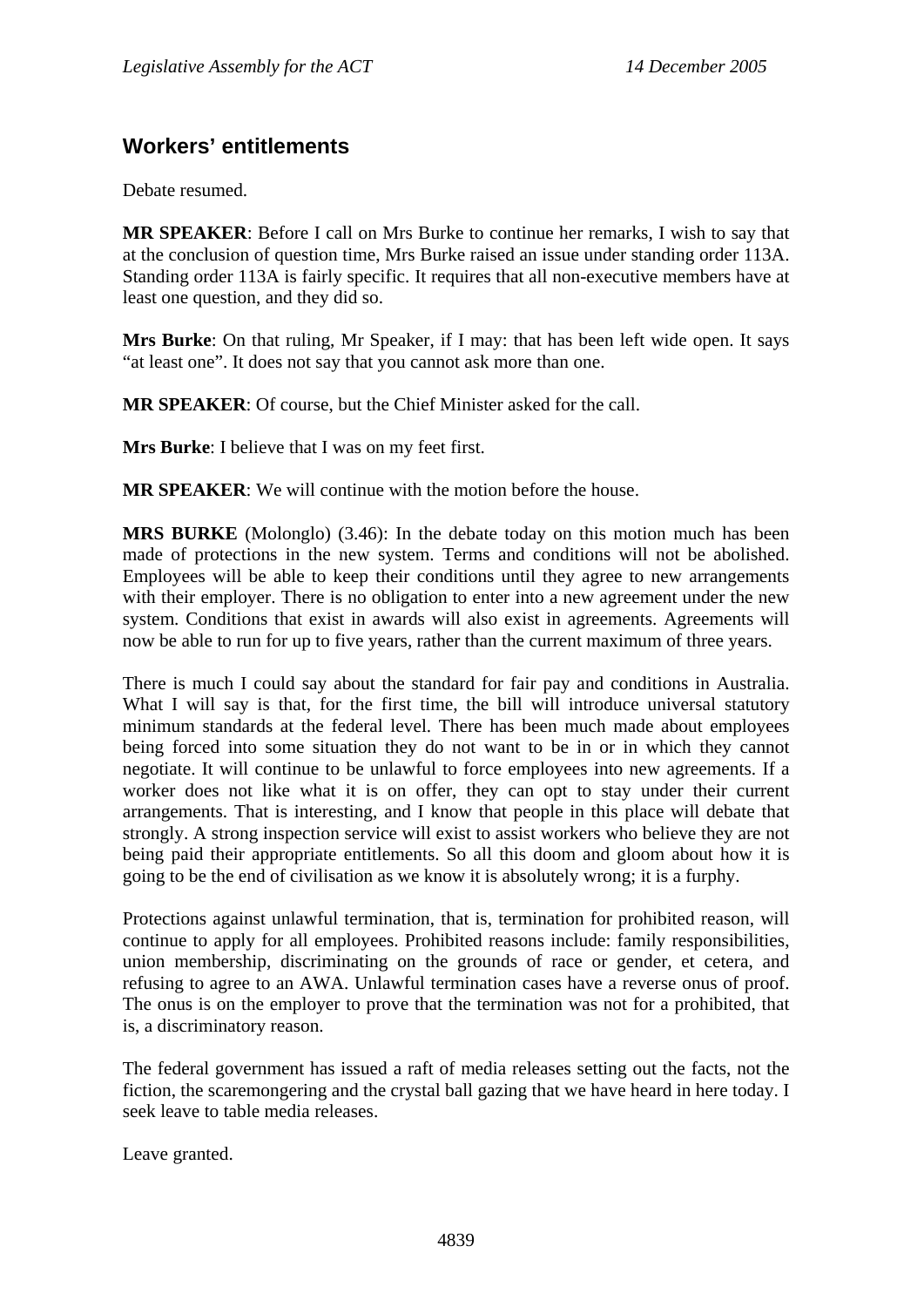## Workers' entitlements

Debate resumed.

**MR SPEAKER**: Before I call on Mrs Burke to continue her remarks, I wish to say that at the conclusion of question time, Mrs Burke raised an issue under standing order 113A. Standing order 113A is fairly specific. It requires that all non-executive members have at least one question, and they did so.

**Mrs Burke**: On that ruling, Mr Speaker, if I may: that has been left wide open. It says "at least one". It does not say that you cannot ask more than one.

**MR SPEAKER**: Of course, but the Chief Minister asked for the call.

**Mrs Burke**: I believe that I was on my feet first.

**MR SPEAKER**: We will continue with the motion before the house.

**MRS BURKE** (Molonglo) (3.46): In the debate today on this motion much has been made of protections in the new system. Terms and conditions will not be abolished. Employees will be able to keep their conditions until they agree to new arrangements with their employer. There is no obligation to enter into a new agreement under the new system. Conditions that exist in awards will also exist in agreements. Agreements will now be able to run for up to five years, rather than the current maximum of three years.

There is much I could say about the standard for fair pay and conditions in Australia. What I will say is that, for the first time, the bill will introduce universal statutory minimum standards at the federal level. There has been much made about employees being forced into some situation they do not want to be in or in which they cannot negotiate. It will continue to be unlawful to force employees into new agreements. If a worker does not like what it is on offer, they can opt to stay under their current arrangements. That is interesting, and I know that people in this place will debate that strongly. A strong inspection service will exist to assist workers who believe they are not being paid their appropriate entitlements. So all this doom and gloom about how it is going to be the end of civilisation as we know it is absolutely wrong; it is a furphy.

Protections against unlawful termination, that is, termination for prohibited reason, will continue to apply for all employees. Prohibited reasons include: family responsibilities, union membership, discriminating on the grounds of race or gender, et cetera, and refusing to agree to an AWA. Unlawful termination cases have a reverse onus of proof. The onus is on the employer to prove that the termination was not for a prohibited, that is, a discriminatory reason.

The federal government has issued a raft of media releases setting out the facts, not the fiction, the scaremongering and the crystal ball gazing that we have heard in here today. I seek leave to table media releases.

Leave granted.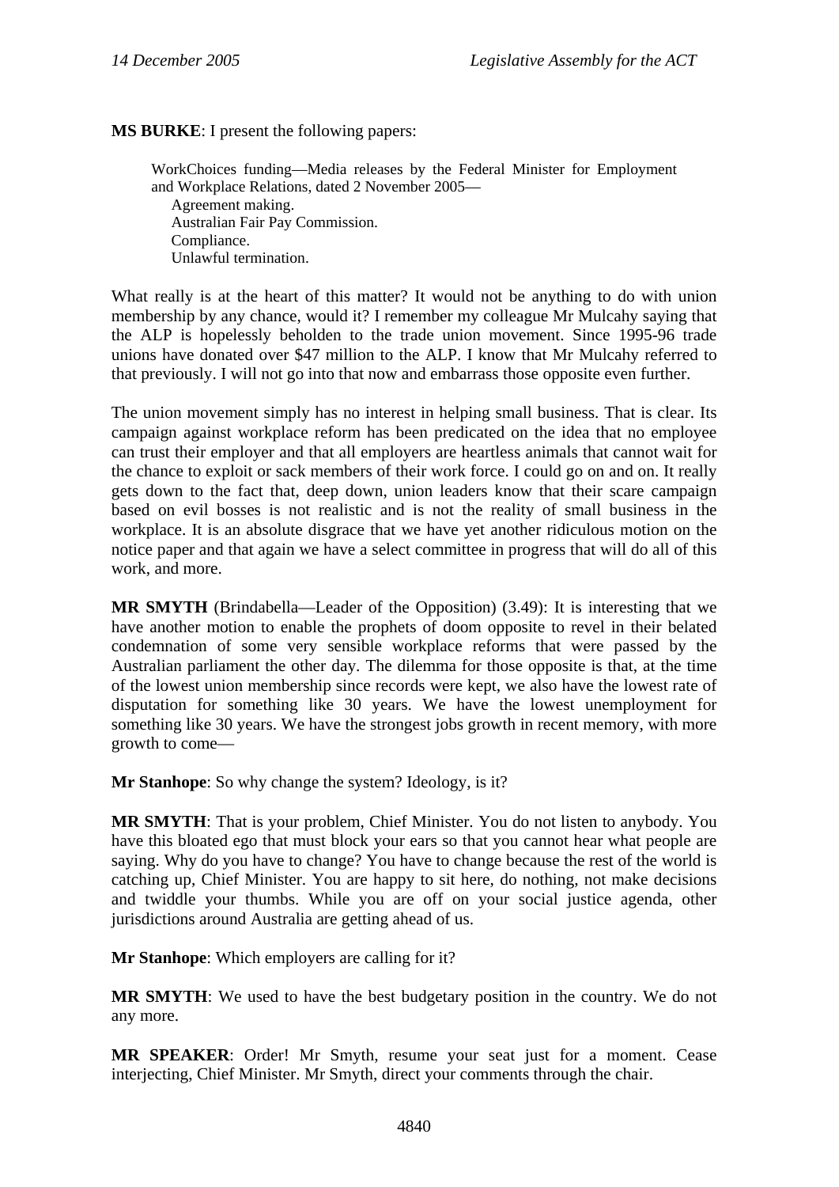**MS BURKE**: I present the following papers:

> WorkChoices funding—Media releases by the Federal Minister for Employment and Workplace Relations, dated 2 November 2005—
> Agreement making.
> Australian Fair Pay Commission.
> Compliance.
> Unlawful termination.

What really is at the heart of this matter? It would not be anything to do with union membership by any chance, would it? I remember my colleague Mr Mulcahy saying that the ALP is hopelessly beholden to the trade union movement. Since 1995-96 trade unions have donated over $47 million to the ALP. I know that Mr Mulcahy referred to that previously. I will not go into that now and embarrass those opposite even further.

The union movement simply has no interest in helping small business. That is clear. Its campaign against workplace reform has been predicated on the idea that no employee can trust their employer and that all employers are heartless animals that cannot wait for the chance to exploit or sack members of their work force. I could go on and on. It really gets down to the fact that, deep down, union leaders know that their scare campaign based on evil bosses is not realistic and is not the reality of small business in the workplace. It is an absolute disgrace that we have yet another ridiculous motion on the notice paper and that again we have a select committee in progress that will do all of this work, and more.

**MR SMYTH** (Brindabella—Leader of the Opposition) (3.49): It is interesting that we have another motion to enable the prophets of doom opposite to revel in their belated condemnation of some very sensible workplace reforms that were passed by the Australian parliament the other day. The dilemma for those opposite is that, at the time of the lowest union membership since records were kept, we also have the lowest rate of disputation for something like 30 years. We have the lowest unemployment for something like 30 years. We have the strongest jobs growth in recent memory, with more growth to come—

**Mr Stanhope**: So why change the system? Ideology, is it?

**MR SMYTH**: That is your problem, Chief Minister. You do not listen to anybody. You have this bloated ego that must block your ears so that you cannot hear what people are saying. Why do you have to change? You have to change because the rest of the world is catching up, Chief Minister. You are happy to sit here, do nothing, not make decisions and twiddle your thumbs. While you are off on your social justice agenda, other jurisdictions around Australia are getting ahead of us.

**Mr Stanhope**: Which employers are calling for it?

**MR SMYTH**: We used to have the best budgetary position in the country. We do not any more.

**MR SPEAKER**: Order! Mr Smyth, resume your seat just for a moment. Cease interjecting, Chief Minister. Mr Smyth, direct your comments through the chair.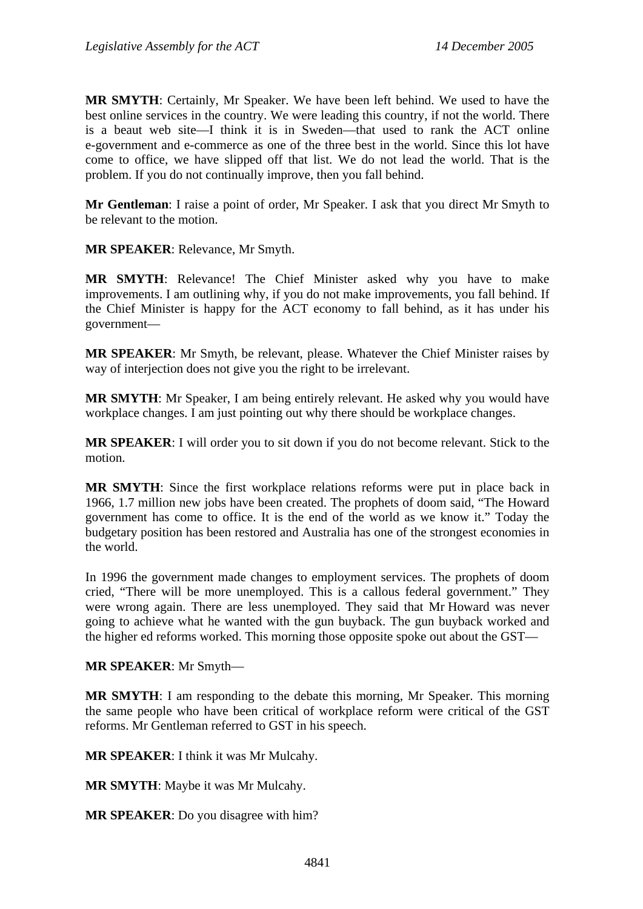**MR SMYTH**: Certainly, Mr Speaker. We have been left behind. We used to have the best online services in the country. We were leading this country, if not the world. There is a beaut web site—I think it is in Sweden—that used to rank the ACT online e-government and e-commerce as one of the three best in the world. Since this lot have come to office, we have slipped off that list. We do not lead the world. That is the problem. If you do not continually improve, then you fall behind.

**Mr Gentleman**: I raise a point of order, Mr Speaker. I ask that you direct Mr Smyth to be relevant to the motion.

**MR SPEAKER**: Relevance, Mr Smyth.

**MR SMYTH**: Relevance! The Chief Minister asked why you have to make improvements. I am outlining why, if you do not make improvements, you fall behind. If the Chief Minister is happy for the ACT economy to fall behind, as it has under his government—

**MR SPEAKER**: Mr Smyth, be relevant, please. Whatever the Chief Minister raises by way of interjection does not give you the right to be irrelevant.

**MR SMYTH**: Mr Speaker, I am being entirely relevant. He asked why you would have workplace changes. I am just pointing out why there should be workplace changes.

**MR SPEAKER**: I will order you to sit down if you do not become relevant. Stick to the motion.

**MR SMYTH**: Since the first workplace relations reforms were put in place back in 1966, 1.7 million new jobs have been created. The prophets of doom said, "The Howard government has come to office. It is the end of the world as we know it." Today the budgetary position has been restored and Australia has one of the strongest economies in the world.

In 1996 the government made changes to employment services. The prophets of doom cried, "There will be more unemployed. This is a callous federal government." They were wrong again. There are less unemployed. They said that Mr Howard was never going to achieve what he wanted with the gun buyback. The gun buyback worked and the higher ed reforms worked. This morning those opposite spoke out about the GST—

**MR SPEAKER**: Mr Smyth—

**MR SMYTH**: I am responding to the debate this morning, Mr Speaker. This morning the same people who have been critical of workplace reform were critical of the GST reforms. Mr Gentleman referred to GST in his speech.

**MR SPEAKER**: I think it was Mr Mulcahy.

**MR SMYTH**: Maybe it was Mr Mulcahy.

**MR SPEAKER**: Do you disagree with him?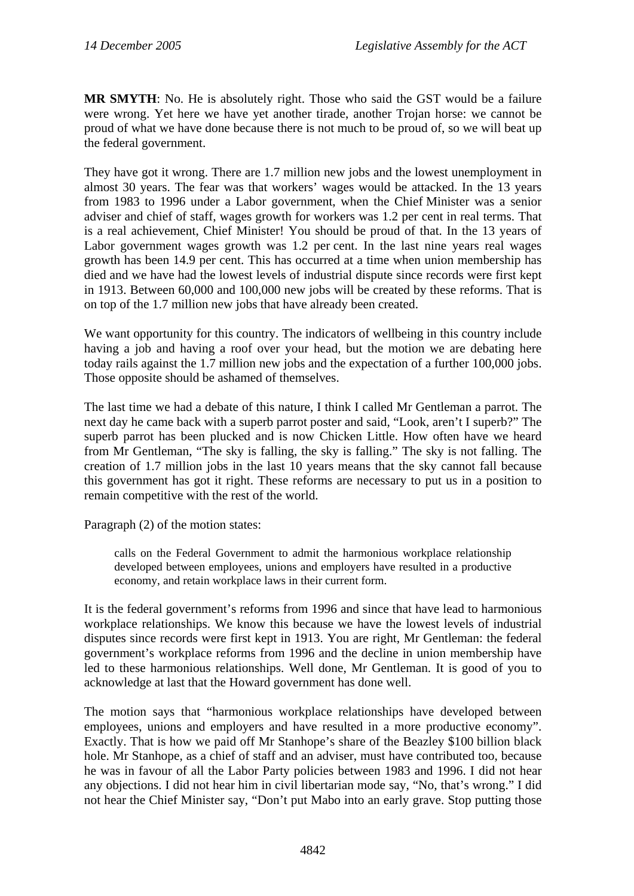**MR SMYTH**: No. He is absolutely right. Those who said the GST would be a failure were wrong. Yet here we have yet another tirade, another Trojan horse: we cannot be proud of what we have done because there is not much to be proud of, so we will beat up the federal government.

They have got it wrong. There are 1.7 million new jobs and the lowest unemployment in almost 30 years. The fear was that workers' wages would be attacked. In the 13 years from 1983 to 1996 under a Labor government, when the Chief Minister was a senior adviser and chief of staff, wages growth for workers was 1.2 per cent in real terms. That is a real achievement, Chief Minister! You should be proud of that. In the 13 years of Labor government wages growth was 1.2 per cent. In the last nine years real wages growth has been 14.9 per cent. This has occurred at a time when union membership has died and we have had the lowest levels of industrial dispute since records were first kept in 1913. Between 60,000 and 100,000 new jobs will be created by these reforms. That is on top of the 1.7 million new jobs that have already been created.

We want opportunity for this country. The indicators of wellbeing in this country include having a job and having a roof over your head, but the motion we are debating here today rails against the 1.7 million new jobs and the expectation of a further 100,000 jobs. Those opposite should be ashamed of themselves.

The last time we had a debate of this nature, I think I called Mr Gentleman a parrot. The next day he came back with a superb parrot poster and said, "Look, aren't I superb?" The superb parrot has been plucked and is now Chicken Little. How often have we heard from Mr Gentleman, "The sky is falling, the sky is falling." The sky is not falling. The creation of 1.7 million jobs in the last 10 years means that the sky cannot fall because this government has got it right. These reforms are necessary to put us in a position to remain competitive with the rest of the world.

Paragraph (2) of the motion states:

> calls on the Federal Government to admit the harmonious workplace relationship developed between employees, unions and employers have resulted in a productive economy, and retain workplace laws in their current form.

It is the federal government's reforms from 1996 and since that have lead to harmonious workplace relationships. We know this because we have the lowest levels of industrial disputes since records were first kept in 1913. You are right, Mr Gentleman: the federal government's workplace reforms from 1996 and the decline in union membership have led to these harmonious relationships. Well done, Mr Gentleman. It is good of you to acknowledge at last that the Howard government has done well.

The motion says that "harmonious workplace relationships have developed between employees, unions and employers and have resulted in a more productive economy". Exactly. That is how we paid off Mr Stanhope's share of the Beazley $100 billion black hole. Mr Stanhope, as a chief of staff and an adviser, must have contributed too, because he was in favour of all the Labor Party policies between 1983 and 1996. I did not hear any objections. I did not hear him in civil libertarian mode say, "No, that's wrong." I did not hear the Chief Minister say, "Don't put Mabo into an early grave. Stop putting those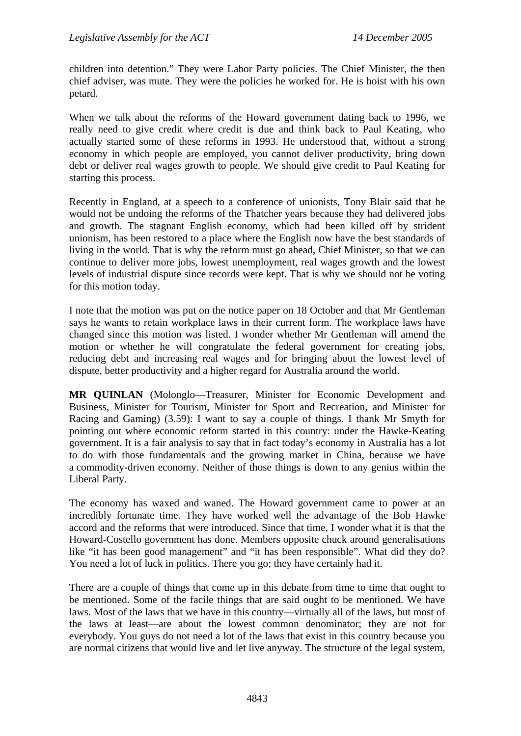children into detention." They were Labor Party policies. The Chief Minister, the then chief adviser, was mute. They were the policies he worked for. He is hoist with his own petard.

When we talk about the reforms of the Howard government dating back to 1996, we really need to give credit where credit is due and think back to Paul Keating, who actually started some of these reforms in 1993. He understood that, without a strong economy in which people are employed, you cannot deliver productivity, bring down debt or deliver real wages growth to people. We should give credit to Paul Keating for starting this process.

Recently in England, at a speech to a conference of unionists, Tony Blair said that he would not be undoing the reforms of the Thatcher years because they had delivered jobs and growth. The stagnant English economy, which had been killed off by strident unionism, has been restored to a place where the English now have the best standards of living in the world. That is why the reform must go ahead, Chief Minister, so that we can continue to deliver more jobs, lowest unemployment, real wages growth and the lowest levels of industrial dispute since records were kept. That is why we should not be voting for this motion today.

I note that the motion was put on the notice paper on 18 October and that Mr Gentleman says he wants to retain workplace laws in their current form. The workplace laws have changed since this motion was listed. I wonder whether Mr Gentleman will amend the motion or whether he will congratulate the federal government for creating jobs, reducing debt and increasing real wages and for bringing about the lowest level of dispute, better productivity and a higher regard for Australia around the world.

**MR QUINLAN** (Molonglo—Treasurer, Minister for Economic Development and Business, Minister for Tourism, Minister for Sport and Recreation, and Minister for Racing and Gaming) (3.59): I want to say a couple of things. I thank Mr Smyth for pointing out where economic reform started in this country: under the Hawke-Keating government. It is a fair analysis to say that in fact today's economy in Australia has a lot to do with those fundamentals and the growing market in China, because we have a commodity-driven economy. Neither of those things is down to any genius within the Liberal Party.

The economy has waxed and waned. The Howard government came to power at an incredibly fortunate time. They have worked well the advantage of the Bob Hawke accord and the reforms that were introduced. Since that time, I wonder what it is that the Howard-Costello government has done. Members opposite chuck around generalisations like "it has been good management" and "it has been responsible". What did they do? You need a lot of luck in politics. There you go; they have certainly had it.

There are a couple of things that come up in this debate from time to time that ought to be mentioned. Some of the facile things that are said ought to be mentioned. We have laws. Most of the laws that we have in this country—virtually all of the laws, but most of the laws at least—are about the lowest common denominator; they are not for everybody. You guys do not need a lot of the laws that exist in this country because you are normal citizens that would live and let live anyway. The structure of the legal system,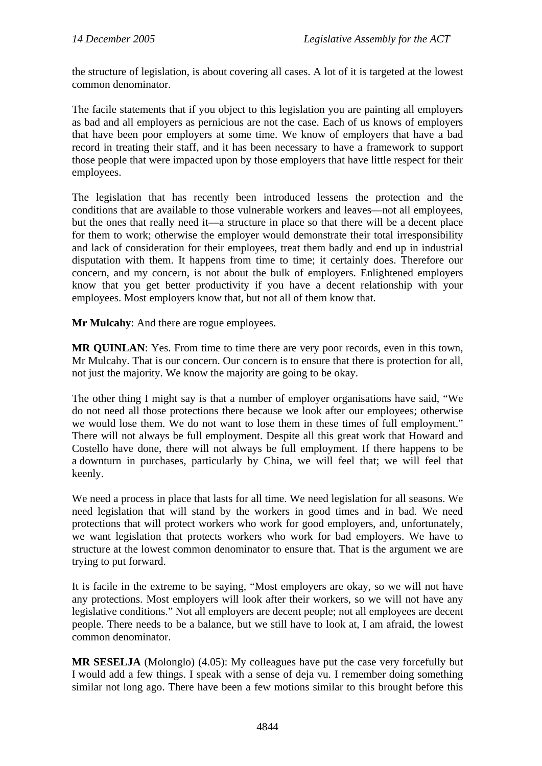the structure of legislation, is about covering all cases. A lot of it is targeted at the lowest common denominator.

The facile statements that if you object to this legislation you are painting all employers as bad and all employers as pernicious are not the case. Each of us knows of employers that have been poor employers at some time. We know of employers that have a bad record in treating their staff, and it has been necessary to have a framework to support those people that were impacted upon by those employers that have little respect for their employees.

The legislation that has recently been introduced lessens the protection and the conditions that are available to those vulnerable workers and leaves—not all employees, but the ones that really need it—a structure in place so that there will be a decent place for them to work; otherwise the employer would demonstrate their total irresponsibility and lack of consideration for their employees, treat them badly and end up in industrial disputation with them. It happens from time to time; it certainly does. Therefore our concern, and my concern, is not about the bulk of employers. Enlightened employers know that you get better productivity if you have a decent relationship with your employees. Most employers know that, but not all of them know that.

**Mr Mulcahy**: And there are rogue employees.

**MR QUINLAN**: Yes. From time to time there are very poor records, even in this town, Mr Mulcahy. That is our concern. Our concern is to ensure that there is protection for all, not just the majority. We know the majority are going to be okay.

The other thing I might say is that a number of employer organisations have said, "We do not need all those protections there because we look after our employees; otherwise we would lose them. We do not want to lose them in these times of full employment." There will not always be full employment. Despite all this great work that Howard and Costello have done, there will not always be full employment. If there happens to be a downturn in purchases, particularly by China, we will feel that; we will feel that keenly.

We need a process in place that lasts for all time. We need legislation for all seasons. We need legislation that will stand by the workers in good times and in bad. We need protections that will protect workers who work for good employers, and, unfortunately, we want legislation that protects workers who work for bad employers. We have to structure at the lowest common denominator to ensure that. That is the argument we are trying to put forward.

It is facile in the extreme to be saying, "Most employers are okay, so we will not have any protections. Most employers will look after their workers, so we will not have any legislative conditions." Not all employers are decent people; not all employees are decent people. There needs to be a balance, but we still have to look at, I am afraid, the lowest common denominator.

**MR SESELJA** (Molonglo) (4.05): My colleagues have put the case very forcefully but I would add a few things. I speak with a sense of deja vu. I remember doing something similar not long ago. There have been a few motions similar to this brought before this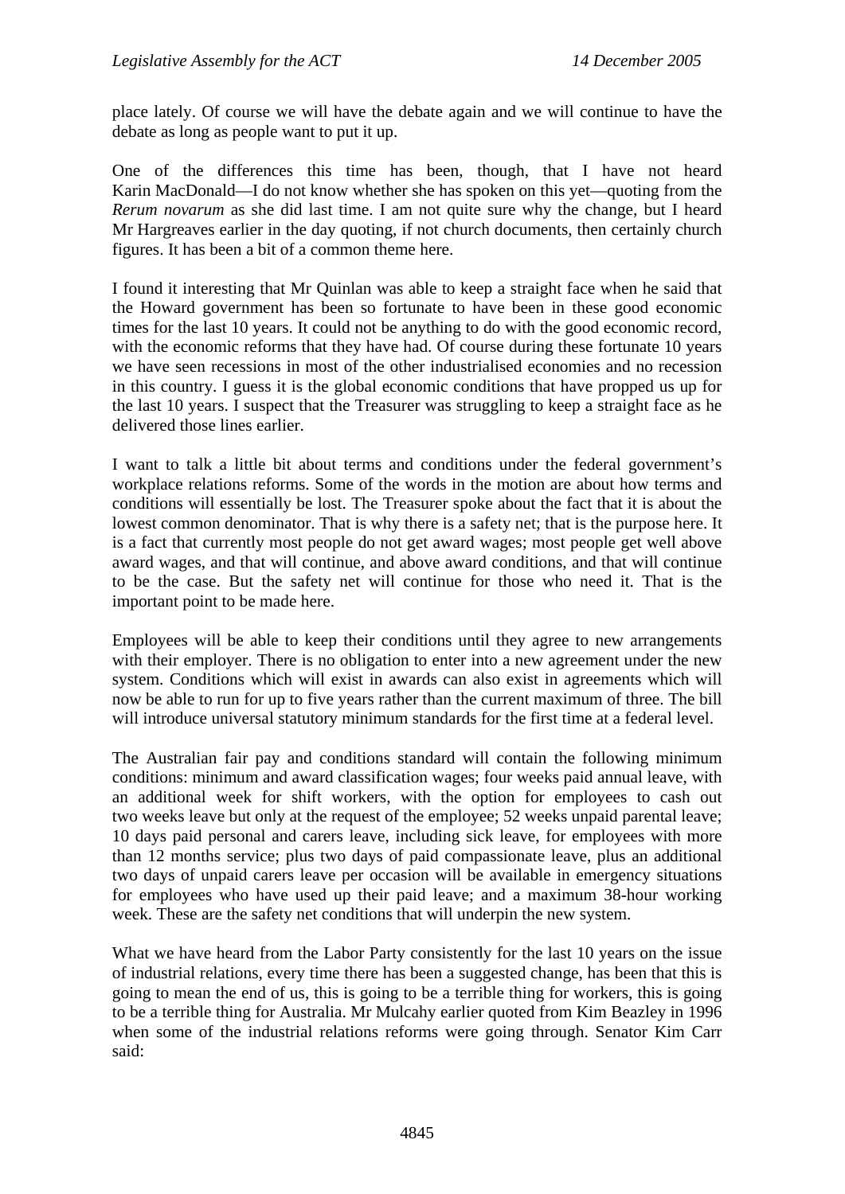place lately. Of course we will have the debate again and we will continue to have the debate as long as people want to put it up.

One of the differences this time has been, though, that I have not heard Karin MacDonald—I do not know whether she has spoken on this yet—quoting from the *Rerum novarum* as she did last time. I am not quite sure why the change, but I heard Mr Hargreaves earlier in the day quoting, if not church documents, then certainly church figures. It has been a bit of a common theme here.

I found it interesting that Mr Quinlan was able to keep a straight face when he said that the Howard government has been so fortunate to have been in these good economic times for the last 10 years. It could not be anything to do with the good economic record, with the economic reforms that they have had. Of course during these fortunate 10 years we have seen recessions in most of the other industrialised economies and no recession in this country. I guess it is the global economic conditions that have propped us up for the last 10 years. I suspect that the Treasurer was struggling to keep a straight face as he delivered those lines earlier.

I want to talk a little bit about terms and conditions under the federal government's workplace relations reforms. Some of the words in the motion are about how terms and conditions will essentially be lost. The Treasurer spoke about the fact that it is about the lowest common denominator. That is why there is a safety net; that is the purpose here. It is a fact that currently most people do not get award wages; most people get well above award wages, and that will continue, and above award conditions, and that will continue to be the case. But the safety net will continue for those who need it. That is the important point to be made here.

Employees will be able to keep their conditions until they agree to new arrangements with their employer. There is no obligation to enter into a new agreement under the new system. Conditions which will exist in awards can also exist in agreements which will now be able to run for up to five years rather than the current maximum of three. The bill will introduce universal statutory minimum standards for the first time at a federal level.

The Australian fair pay and conditions standard will contain the following minimum conditions: minimum and award classification wages; four weeks paid annual leave, with an additional week for shift workers, with the option for employees to cash out two weeks leave but only at the request of the employee; 52 weeks unpaid parental leave; 10 days paid personal and carers leave, including sick leave, for employees with more than 12 months service; plus two days of paid compassionate leave, plus an additional two days of unpaid carers leave per occasion will be available in emergency situations for employees who have used up their paid leave; and a maximum 38-hour working week. These are the safety net conditions that will underpin the new system.

What we have heard from the Labor Party consistently for the last 10 years on the issue of industrial relations, every time there has been a suggested change, has been that this is going to mean the end of us, this is going to be a terrible thing for workers, this is going to be a terrible thing for Australia. Mr Mulcahy earlier quoted from Kim Beazley in 1996 when some of the industrial relations reforms were going through. Senator Kim Carr said: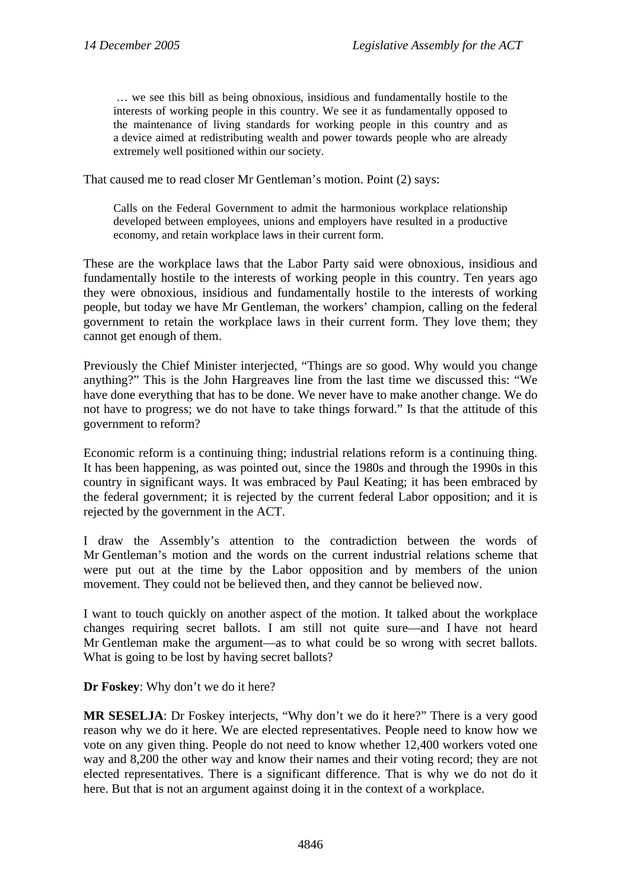> … we see this bill as being obnoxious, insidious and fundamentally hostile to the interests of working people in this country. We see it as fundamentally opposed to the maintenance of living standards for working people in this country and as a device aimed at redistributing wealth and power towards people who are already extremely well positioned within our society.

That caused me to read closer Mr Gentleman's motion. Point (2) says:

> Calls on the Federal Government to admit the harmonious workplace relationship developed between employees, unions and employers have resulted in a productive economy, and retain workplace laws in their current form.

These are the workplace laws that the Labor Party said were obnoxious, insidious and fundamentally hostile to the interests of working people in this country. Ten years ago they were obnoxious, insidious and fundamentally hostile to the interests of working people, but today we have Mr Gentleman, the workers' champion, calling on the federal government to retain the workplace laws in their current form. They love them; they cannot get enough of them.

Previously the Chief Minister interjected, "Things are so good. Why would you change anything?" This is the John Hargreaves line from the last time we discussed this: "We have done everything that has to be done. We never have to make another change. We do not have to progress; we do not have to take things forward." Is that the attitude of this government to reform?

Economic reform is a continuing thing; industrial relations reform is a continuing thing. It has been happening, as was pointed out, since the 1980s and through the 1990s in this country in significant ways. It was embraced by Paul Keating; it has been embraced by the federal government; it is rejected by the current federal Labor opposition; and it is rejected by the government in the ACT.

I draw the Assembly's attention to the contradiction between the words of Mr Gentleman's motion and the words on the current industrial relations scheme that were put out at the time by the Labor opposition and by members of the union movement. They could not be believed then, and they cannot be believed now.

I want to touch quickly on another aspect of the motion. It talked about the workplace changes requiring secret ballots. I am still not quite sure—and I have not heard Mr Gentleman make the argument—as to what could be so wrong with secret ballots. What is going to be lost by having secret ballots?

**Dr Foskey**: Why don't we do it here?

**MR SESELJA**: Dr Foskey interjects, "Why don't we do it here?" There is a very good reason why we do it here. We are elected representatives. People need to know how we vote on any given thing. People do not need to know whether 12,400 workers voted one way and 8,200 the other way and know their names and their voting record; they are not elected representatives. There is a significant difference. That is why we do not do it here. But that is not an argument against doing it in the context of a workplace.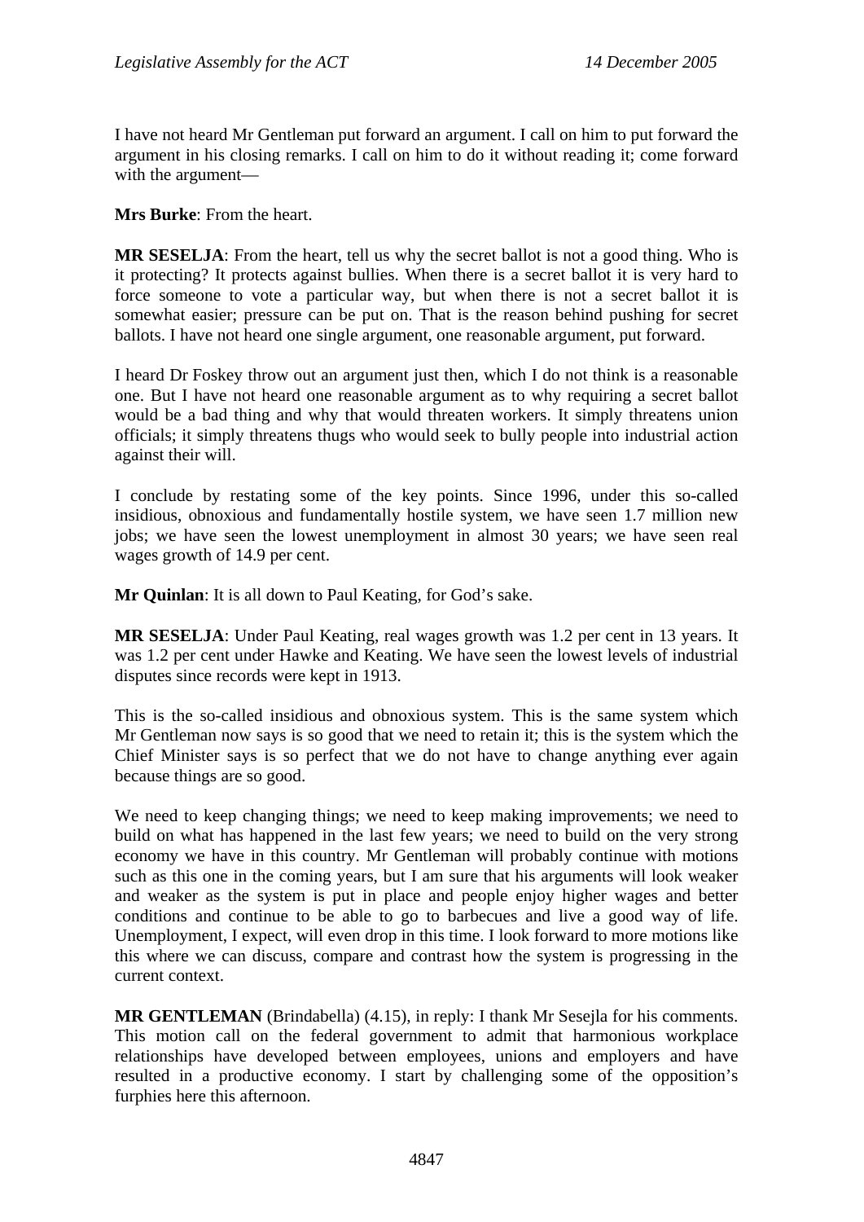I have not heard Mr Gentleman put forward an argument. I call on him to put forward the argument in his closing remarks. I call on him to do it without reading it; come forward with the argument—

**Mrs Burke**: From the heart.

**MR SESELJA**: From the heart, tell us why the secret ballot is not a good thing. Who is it protecting? It protects against bullies. When there is a secret ballot it is very hard to force someone to vote a particular way, but when there is not a secret ballot it is somewhat easier; pressure can be put on. That is the reason behind pushing for secret ballots. I have not heard one single argument, one reasonable argument, put forward.

I heard Dr Foskey throw out an argument just then, which I do not think is a reasonable one. But I have not heard one reasonable argument as to why requiring a secret ballot would be a bad thing and why that would threaten workers. It simply threatens union officials; it simply threatens thugs who would seek to bully people into industrial action against their will.

I conclude by restating some of the key points. Since 1996, under this so-called insidious, obnoxious and fundamentally hostile system, we have seen 1.7 million new jobs; we have seen the lowest unemployment in almost 30 years; we have seen real wages growth of 14.9 per cent.

**Mr Quinlan**: It is all down to Paul Keating, for God's sake.

**MR SESELJA**: Under Paul Keating, real wages growth was 1.2 per cent in 13 years. It was 1.2 per cent under Hawke and Keating. We have seen the lowest levels of industrial disputes since records were kept in 1913.

This is the so-called insidious and obnoxious system. This is the same system which Mr Gentleman now says is so good that we need to retain it; this is the system which the Chief Minister says is so perfect that we do not have to change anything ever again because things are so good.

We need to keep changing things; we need to keep making improvements; we need to build on what has happened in the last few years; we need to build on the very strong economy we have in this country. Mr Gentleman will probably continue with motions such as this one in the coming years, but I am sure that his arguments will look weaker and weaker as the system is put in place and people enjoy higher wages and better conditions and continue to be able to go to barbecues and live a good way of life. Unemployment, I expect, will even drop in this time. I look forward to more motions like this where we can discuss, compare and contrast how the system is progressing in the current context.

**MR GENTLEMAN** (Brindabella) (4.15), in reply: I thank Mr Sesejla for his comments. This motion call on the federal government to admit that harmonious workplace relationships have developed between employees, unions and employers and have resulted in a productive economy. I start by challenging some of the opposition's furphies here this afternoon.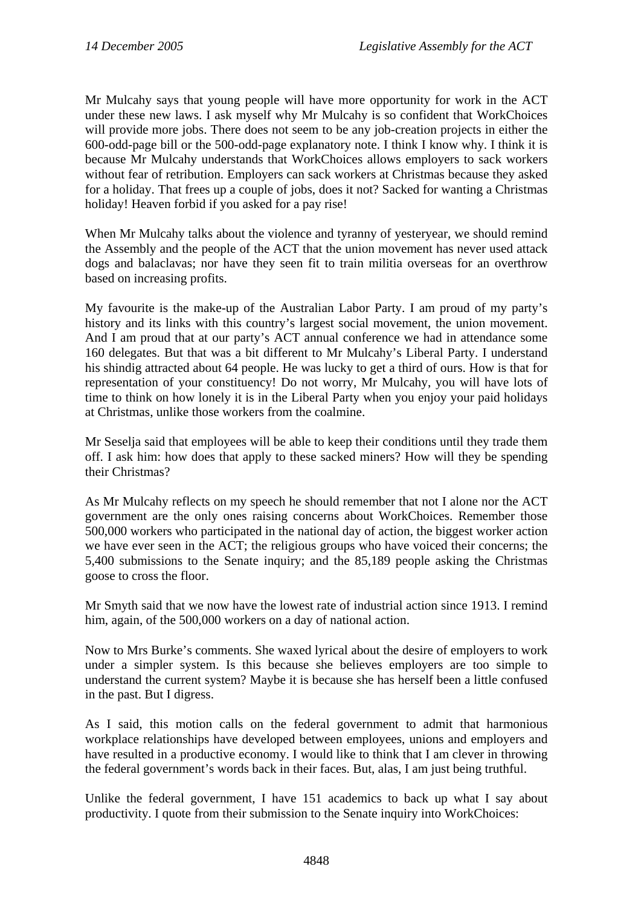Mr Mulcahy says that young people will have more opportunity for work in the ACT under these new laws. I ask myself why Mr Mulcahy is so confident that WorkChoices will provide more jobs. There does not seem to be any job-creation projects in either the 600-odd-page bill or the 500-odd-page explanatory note. I think I know why. I think it is because Mr Mulcahy understands that WorkChoices allows employers to sack workers without fear of retribution. Employers can sack workers at Christmas because they asked for a holiday. That frees up a couple of jobs, does it not? Sacked for wanting a Christmas holiday! Heaven forbid if you asked for a pay rise!

When Mr Mulcahy talks about the violence and tyranny of yesteryear, we should remind the Assembly and the people of the ACT that the union movement has never used attack dogs and balaclavas; nor have they seen fit to train militia overseas for an overthrow based on increasing profits.

My favourite is the make-up of the Australian Labor Party. I am proud of my party's history and its links with this country's largest social movement, the union movement. And I am proud that at our party's ACT annual conference we had in attendance some 160 delegates. But that was a bit different to Mr Mulcahy's Liberal Party. I understand his shindig attracted about 64 people. He was lucky to get a third of ours. How is that for representation of your constituency! Do not worry, Mr Mulcahy, you will have lots of time to think on how lonely it is in the Liberal Party when you enjoy your paid holidays at Christmas, unlike those workers from the coalmine.

Mr Seselja said that employees will be able to keep their conditions until they trade them off. I ask him: how does that apply to these sacked miners? How will they be spending their Christmas?

As Mr Mulcahy reflects on my speech he should remember that not I alone nor the ACT government are the only ones raising concerns about WorkChoices. Remember those 500,000 workers who participated in the national day of action, the biggest worker action we have ever seen in the ACT; the religious groups who have voiced their concerns; the 5,400 submissions to the Senate inquiry; and the 85,189 people asking the Christmas goose to cross the floor.

Mr Smyth said that we now have the lowest rate of industrial action since 1913. I remind him, again, of the 500,000 workers on a day of national action.

Now to Mrs Burke's comments. She waxed lyrical about the desire of employers to work under a simpler system. Is this because she believes employers are too simple to understand the current system? Maybe it is because she has herself been a little confused in the past. But I digress.

As I said, this motion calls on the federal government to admit that harmonious workplace relationships have developed between employees, unions and employers and have resulted in a productive economy. I would like to think that I am clever in throwing the federal government's words back in their faces. But, alas, I am just being truthful.

Unlike the federal government, I have 151 academics to back up what I say about productivity. I quote from their submission to the Senate inquiry into WorkChoices: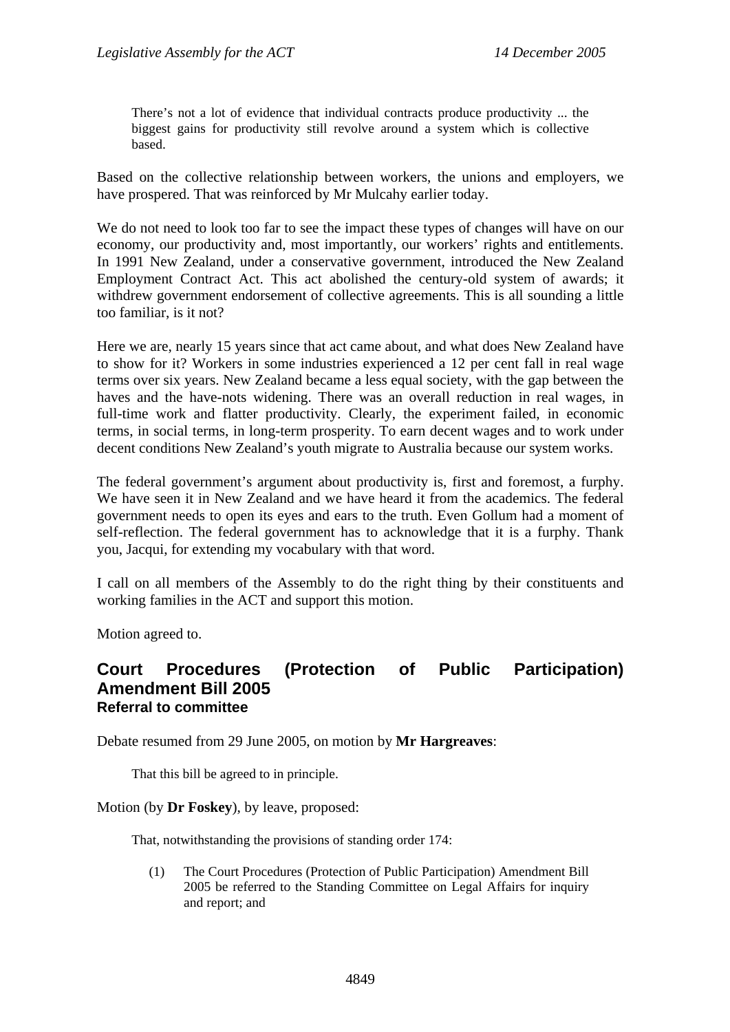> There's not a lot of evidence that individual contracts produce productivity ... the biggest gains for productivity still revolve around a system which is collective based.

Based on the collective relationship between workers, the unions and employers, we have prospered. That was reinforced by Mr Mulcahy earlier today.

We do not need to look too far to see the impact these types of changes will have on our economy, our productivity and, most importantly, our workers' rights and entitlements. In 1991 New Zealand, under a conservative government, introduced the New Zealand Employment Contract Act. This act abolished the century-old system of awards; it withdrew government endorsement of collective agreements. This is all sounding a little too familiar, is it not?

Here we are, nearly 15 years since that act came about, and what does New Zealand have to show for it? Workers in some industries experienced a 12 per cent fall in real wage terms over six years. New Zealand became a less equal society, with the gap between the haves and the have-nots widening. There was an overall reduction in real wages, in full-time work and flatter productivity. Clearly, the experiment failed, in economic terms, in social terms, in long-term prosperity. To earn decent wages and to work under decent conditions New Zealand's youth migrate to Australia because our system works.

The federal government's argument about productivity is, first and foremost, a furphy. We have seen it in New Zealand and we have heard it from the academics. The federal government needs to open its eyes and ears to the truth. Even Gollum had a moment of self-reflection. The federal government has to acknowledge that it is a furphy. Thank you, Jacqui, for extending my vocabulary with that word.

I call on all members of the Assembly to do the right thing by their constituents and working families in the ACT and support this motion.

Motion agreed to.

## Court Procedures (Protection of Public Participation) Amendment Bill 2005
### Referral to committee

Debate resumed from 29 June 2005, on motion by **Mr Hargreaves**:

> That this bill be agreed to in principle.

Motion (by **Dr Foskey**), by leave, proposed:

> That, notwithstanding the provisions of standing order 174:
>
> (1) The Court Procedures (Protection of Public Participation) Amendment Bill 2005 be referred to the Standing Committee on Legal Affairs for inquiry and report; and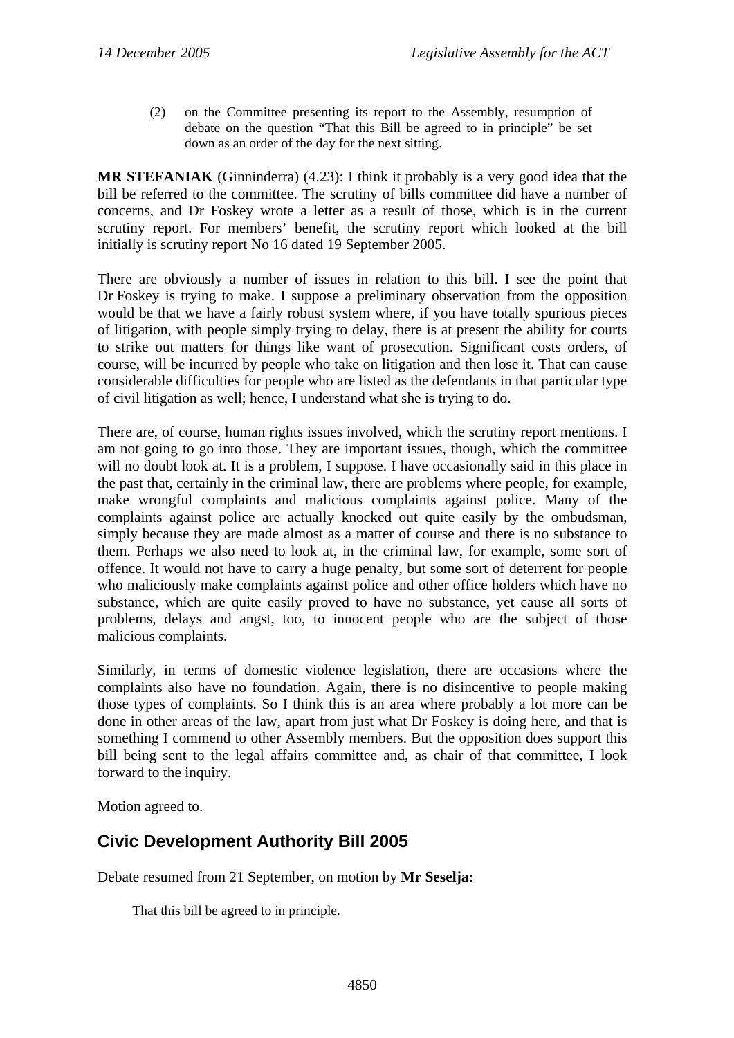(2) on the Committee presenting its report to the Assembly, resumption of debate on the question "That this Bill be agreed to in principle" be set down as an order of the day for the next sitting.

**MR STEFANIAK** (Ginninderra) (4.23): I think it probably is a very good idea that the bill be referred to the committee. The scrutiny of bills committee did have a number of concerns, and Dr Foskey wrote a letter as a result of those, which is in the current scrutiny report. For members' benefit, the scrutiny report which looked at the bill initially is scrutiny report No 16 dated 19 September 2005.

There are obviously a number of issues in relation to this bill. I see the point that Dr Foskey is trying to make. I suppose a preliminary observation from the opposition would be that we have a fairly robust system where, if you have totally spurious pieces of litigation, with people simply trying to delay, there is at present the ability for courts to strike out matters for things like want of prosecution. Significant costs orders, of course, will be incurred by people who take on litigation and then lose it. That can cause considerable difficulties for people who are listed as the defendants in that particular type of civil litigation as well; hence, I understand what she is trying to do.

There are, of course, human rights issues involved, which the scrutiny report mentions. I am not going to go into those. They are important issues, though, which the committee will no doubt look at. It is a problem, I suppose. I have occasionally said in this place in the past that, certainly in the criminal law, there are problems where people, for example, make wrongful complaints and malicious complaints against police. Many of the complaints against police are actually knocked out quite easily by the ombudsman, simply because they are made almost as a matter of course and there is no substance to them. Perhaps we also need to look at, in the criminal law, for example, some sort of offence. It would not have to carry a huge penalty, but some sort of deterrent for people who maliciously make complaints against police and other office holders which have no substance, which are quite easily proved to have no substance, yet cause all sorts of problems, delays and angst, too, to innocent people who are the subject of those malicious complaints.

Similarly, in terms of domestic violence legislation, there are occasions where the complaints also have no foundation. Again, there is no disincentive to people making those types of complaints. So I think this is an area where probably a lot more can be done in other areas of the law, apart from just what Dr Foskey is doing here, and that is something I commend to other Assembly members. But the opposition does support this bill being sent to the legal affairs committee and, as chair of that committee, I look forward to the inquiry.

Motion agreed to.

## Civic Development Authority Bill 2005

Debate resumed from 21 September, on motion by **Mr Seselja:**

That this bill be agreed to in principle.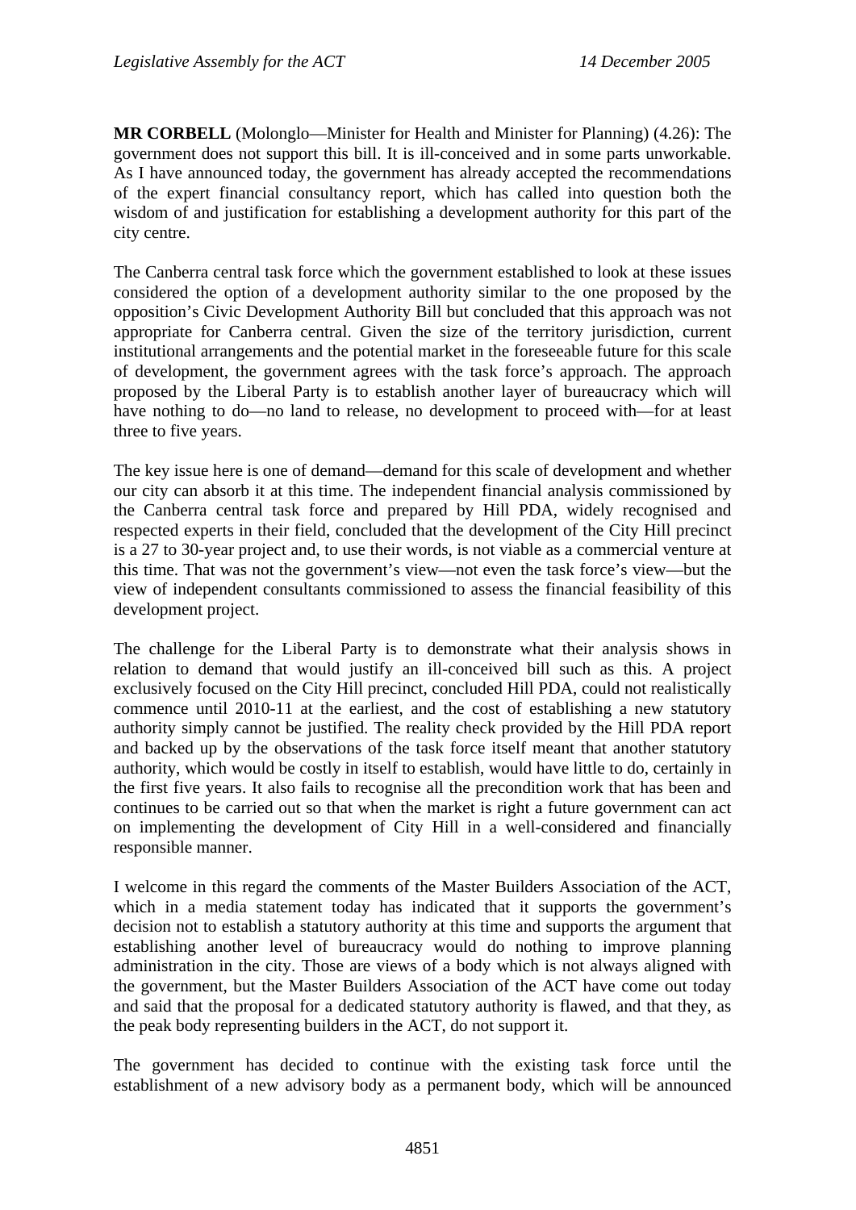**MR CORBELL** (Molonglo—Minister for Health and Minister for Planning) (4.26): The government does not support this bill. It is ill-conceived and in some parts unworkable. As I have announced today, the government has already accepted the recommendations of the expert financial consultancy report, which has called into question both the wisdom of and justification for establishing a development authority for this part of the city centre.

The Canberra central task force which the government established to look at these issues considered the option of a development authority similar to the one proposed by the opposition's Civic Development Authority Bill but concluded that this approach was not appropriate for Canberra central. Given the size of the territory jurisdiction, current institutional arrangements and the potential market in the foreseeable future for this scale of development, the government agrees with the task force's approach. The approach proposed by the Liberal Party is to establish another layer of bureaucracy which will have nothing to do—no land to release, no development to proceed with—for at least three to five years.

The key issue here is one of demand—demand for this scale of development and whether our city can absorb it at this time. The independent financial analysis commissioned by the Canberra central task force and prepared by Hill PDA, widely recognised and respected experts in their field, concluded that the development of the City Hill precinct is a 27 to 30-year project and, to use their words, is not viable as a commercial venture at this time. That was not the government's view—not even the task force's view—but the view of independent consultants commissioned to assess the financial feasibility of this development project.

The challenge for the Liberal Party is to demonstrate what their analysis shows in relation to demand that would justify an ill-conceived bill such as this. A project exclusively focused on the City Hill precinct, concluded Hill PDA, could not realistically commence until 2010-11 at the earliest, and the cost of establishing a new statutory authority simply cannot be justified. The reality check provided by the Hill PDA report and backed up by the observations of the task force itself meant that another statutory authority, which would be costly in itself to establish, would have little to do, certainly in the first five years. It also fails to recognise all the precondition work that has been and continues to be carried out so that when the market is right a future government can act on implementing the development of City Hill in a well-considered and financially responsible manner.

I welcome in this regard the comments of the Master Builders Association of the ACT, which in a media statement today has indicated that it supports the government's decision not to establish a statutory authority at this time and supports the argument that establishing another level of bureaucracy would do nothing to improve planning administration in the city. Those are views of a body which is not always aligned with the government, but the Master Builders Association of the ACT have come out today and said that the proposal for a dedicated statutory authority is flawed, and that they, as the peak body representing builders in the ACT, do not support it.

The government has decided to continue with the existing task force until the establishment of a new advisory body as a permanent body, which will be announced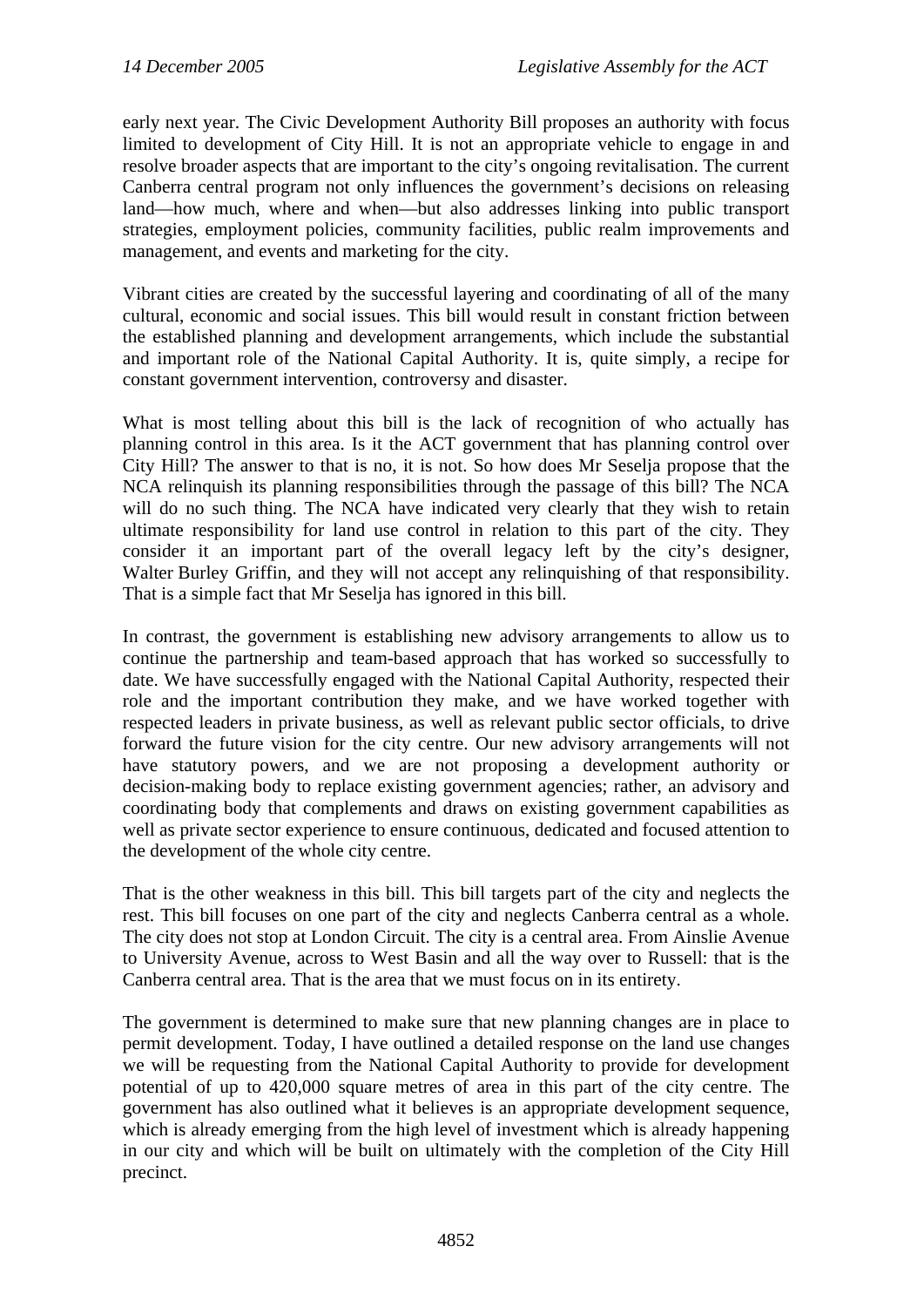early next year. The Civic Development Authority Bill proposes an authority with focus limited to development of City Hill. It is not an appropriate vehicle to engage in and resolve broader aspects that are important to the city's ongoing revitalisation. The current Canberra central program not only influences the government's decisions on releasing land—how much, where and when—but also addresses linking into public transport strategies, employment policies, community facilities, public realm improvements and management, and events and marketing for the city.

Vibrant cities are created by the successful layering and coordinating of all of the many cultural, economic and social issues. This bill would result in constant friction between the established planning and development arrangements, which include the substantial and important role of the National Capital Authority. It is, quite simply, a recipe for constant government intervention, controversy and disaster.

What is most telling about this bill is the lack of recognition of who actually has planning control in this area. Is it the ACT government that has planning control over City Hill? The answer to that is no, it is not. So how does Mr Seselja propose that the NCA relinquish its planning responsibilities through the passage of this bill? The NCA will do no such thing. The NCA have indicated very clearly that they wish to retain ultimate responsibility for land use control in relation to this part of the city. They consider it an important part of the overall legacy left by the city's designer, Walter Burley Griffin, and they will not accept any relinquishing of that responsibility. That is a simple fact that Mr Seselja has ignored in this bill.

In contrast, the government is establishing new advisory arrangements to allow us to continue the partnership and team-based approach that has worked so successfully to date. We have successfully engaged with the National Capital Authority, respected their role and the important contribution they make, and we have worked together with respected leaders in private business, as well as relevant public sector officials, to drive forward the future vision for the city centre. Our new advisory arrangements will not have statutory powers, and we are not proposing a development authority or decision-making body to replace existing government agencies; rather, an advisory and coordinating body that complements and draws on existing government capabilities as well as private sector experience to ensure continuous, dedicated and focused attention to the development of the whole city centre.

That is the other weakness in this bill. This bill targets part of the city and neglects the rest. This bill focuses on one part of the city and neglects Canberra central as a whole. The city does not stop at London Circuit. The city is a central area. From Ainslie Avenue to University Avenue, across to West Basin and all the way over to Russell: that is the Canberra central area. That is the area that we must focus on in its entirety.

The government is determined to make sure that new planning changes are in place to permit development. Today, I have outlined a detailed response on the land use changes we will be requesting from the National Capital Authority to provide for development potential of up to 420,000 square metres of area in this part of the city centre. The government has also outlined what it believes is an appropriate development sequence, which is already emerging from the high level of investment which is already happening in our city and which will be built on ultimately with the completion of the City Hill precinct.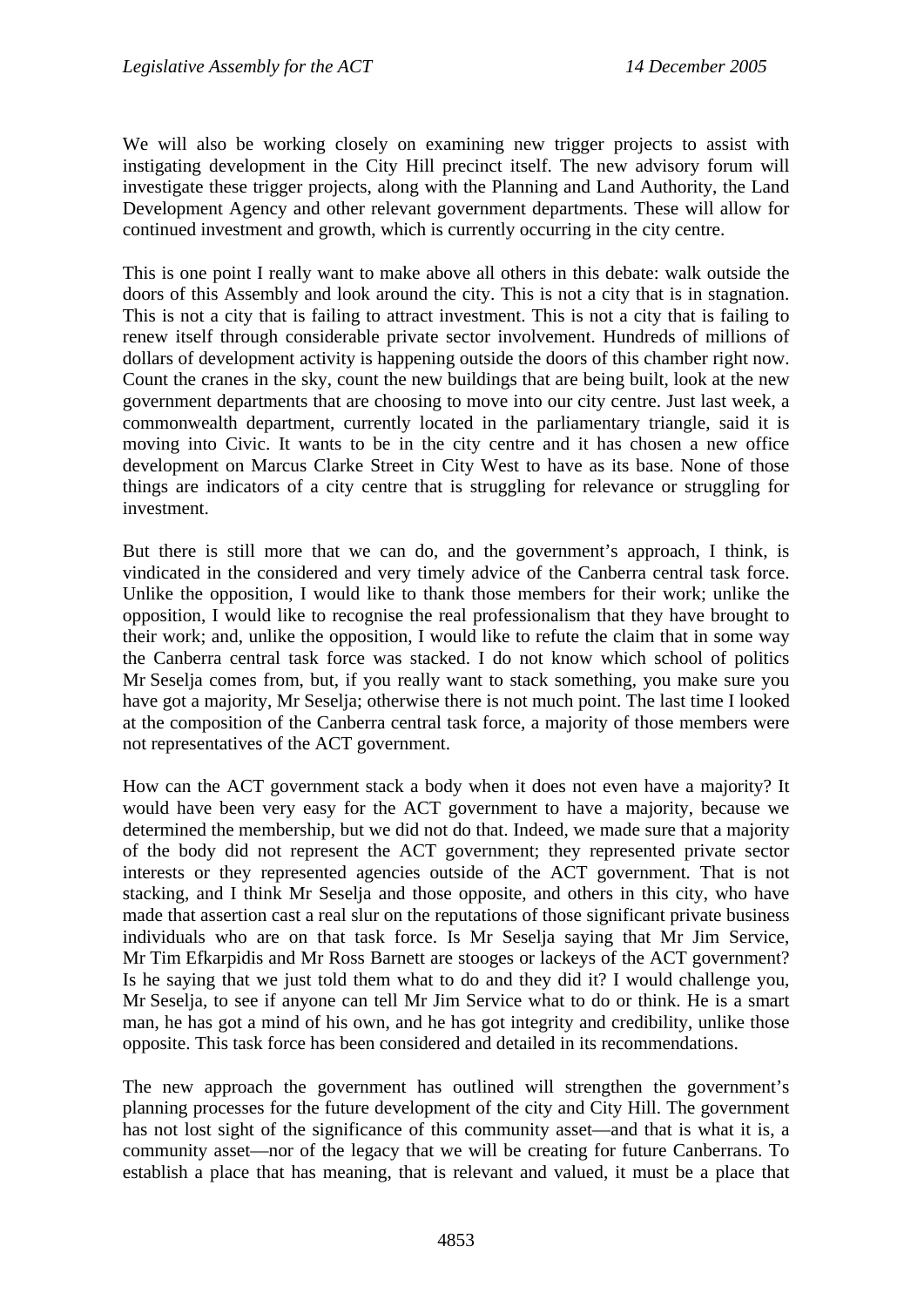We will also be working closely on examining new trigger projects to assist with instigating development in the City Hill precinct itself. The new advisory forum will investigate these trigger projects, along with the Planning and Land Authority, the Land Development Agency and other relevant government departments. These will allow for continued investment and growth, which is currently occurring in the city centre.

This is one point I really want to make above all others in this debate: walk outside the doors of this Assembly and look around the city. This is not a city that is in stagnation. This is not a city that is failing to attract investment. This is not a city that is failing to renew itself through considerable private sector involvement. Hundreds of millions of dollars of development activity is happening outside the doors of this chamber right now. Count the cranes in the sky, count the new buildings that are being built, look at the new government departments that are choosing to move into our city centre. Just last week, a commonwealth department, currently located in the parliamentary triangle, said it is moving into Civic. It wants to be in the city centre and it has chosen a new office development on Marcus Clarke Street in City West to have as its base. None of those things are indicators of a city centre that is struggling for relevance or struggling for investment.

But there is still more that we can do, and the government's approach, I think, is vindicated in the considered and very timely advice of the Canberra central task force. Unlike the opposition, I would like to thank those members for their work; unlike the opposition, I would like to recognise the real professionalism that they have brought to their work; and, unlike the opposition, I would like to refute the claim that in some way the Canberra central task force was stacked. I do not know which school of politics Mr Seselja comes from, but, if you really want to stack something, you make sure you have got a majority, Mr Seselja; otherwise there is not much point. The last time I looked at the composition of the Canberra central task force, a majority of those members were not representatives of the ACT government.

How can the ACT government stack a body when it does not even have a majority? It would have been very easy for the ACT government to have a majority, because we determined the membership, but we did not do that. Indeed, we made sure that a majority of the body did not represent the ACT government; they represented private sector interests or they represented agencies outside of the ACT government. That is not stacking, and I think Mr Seselja and those opposite, and others in this city, who have made that assertion cast a real slur on the reputations of those significant private business individuals who are on that task force. Is Mr Seselja saying that Mr Jim Service, Mr Tim Efkarpidis and Mr Ross Barnett are stooges or lackeys of the ACT government? Is he saying that we just told them what to do and they did it? I would challenge you, Mr Seselja, to see if anyone can tell Mr Jim Service what to do or think. He is a smart man, he has got a mind of his own, and he has got integrity and credibility, unlike those opposite. This task force has been considered and detailed in its recommendations.

The new approach the government has outlined will strengthen the government's planning processes for the future development of the city and City Hill. The government has not lost sight of the significance of this community asset—and that is what it is, a community asset—nor of the legacy that we will be creating for future Canberrans. To establish a place that has meaning, that is relevant and valued, it must be a place that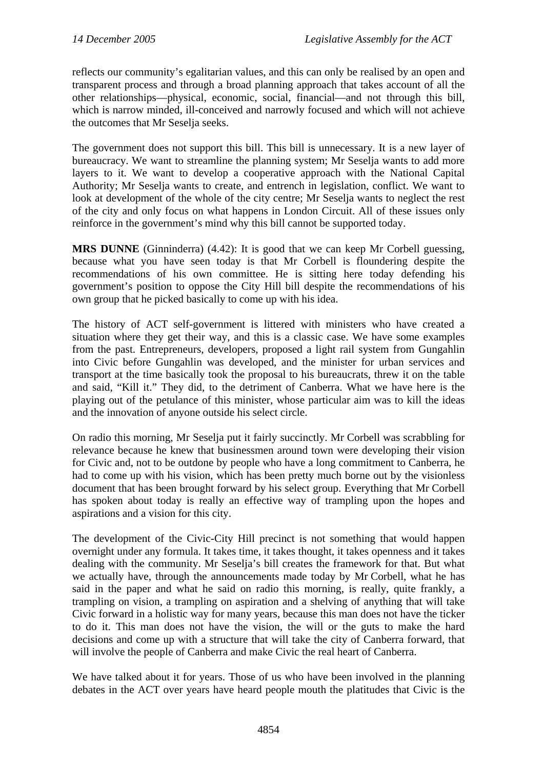reflects our community's egalitarian values, and this can only be realised by an open and transparent process and through a broad planning approach that takes account of all the other relationships—physical, economic, social, financial—and not through this bill, which is narrow minded, ill-conceived and narrowly focused and which will not achieve the outcomes that Mr Seselja seeks.

The government does not support this bill. This bill is unnecessary. It is a new layer of bureaucracy. We want to streamline the planning system; Mr Seselja wants to add more layers to it. We want to develop a cooperative approach with the National Capital Authority; Mr Seselja wants to create, and entrench in legislation, conflict. We want to look at development of the whole of the city centre; Mr Seselja wants to neglect the rest of the city and only focus on what happens in London Circuit. All of these issues only reinforce in the government's mind why this bill cannot be supported today.

**MRS DUNNE** (Ginninderra) (4.42): It is good that we can keep Mr Corbell guessing, because what you have seen today is that Mr Corbell is floundering despite the recommendations of his own committee. He is sitting here today defending his government's position to oppose the City Hill bill despite the recommendations of his own group that he picked basically to come up with his idea.

The history of ACT self-government is littered with ministers who have created a situation where they get their way, and this is a classic case. We have some examples from the past. Entrepreneurs, developers, proposed a light rail system from Gungahlin into Civic before Gungahlin was developed, and the minister for urban services and transport at the time basically took the proposal to his bureaucrats, threw it on the table and said, "Kill it." They did, to the detriment of Canberra. What we have here is the playing out of the petulance of this minister, whose particular aim was to kill the ideas and the innovation of anyone outside his select circle.

On radio this morning, Mr Seselja put it fairly succinctly. Mr Corbell was scrabbling for relevance because he knew that businessmen around town were developing their vision for Civic and, not to be outdone by people who have a long commitment to Canberra, he had to come up with his vision, which has been pretty much borne out by the visionless document that has been brought forward by his select group. Everything that Mr Corbell has spoken about today is really an effective way of trampling upon the hopes and aspirations and a vision for this city.

The development of the Civic-City Hill precinct is not something that would happen overnight under any formula. It takes time, it takes thought, it takes openness and it takes dealing with the community. Mr Seselja's bill creates the framework for that. But what we actually have, through the announcements made today by Mr Corbell, what he has said in the paper and what he said on radio this morning, is really, quite frankly, a trampling on vision, a trampling on aspiration and a shelving of anything that will take Civic forward in a holistic way for many years, because this man does not have the ticker to do it. This man does not have the vision, the will or the guts to make the hard decisions and come up with a structure that will take the city of Canberra forward, that will involve the people of Canberra and make Civic the real heart of Canberra.

We have talked about it for years. Those of us who have been involved in the planning debates in the ACT over years have heard people mouth the platitudes that Civic is the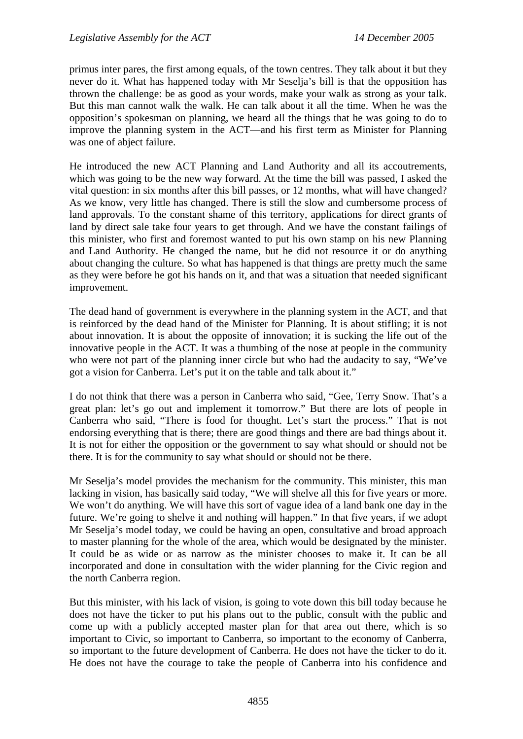primus inter pares, the first among equals, of the town centres. They talk about it but they never do it. What has happened today with Mr Seselja's bill is that the opposition has thrown the challenge: be as good as your words, make your walk as strong as your talk. But this man cannot walk the walk. He can talk about it all the time. When he was the opposition's spokesman on planning, we heard all the things that he was going to do to improve the planning system in the ACT—and his first term as Minister for Planning was one of abject failure.

He introduced the new ACT Planning and Land Authority and all its accoutrements, which was going to be the new way forward. At the time the bill was passed, I asked the vital question: in six months after this bill passes, or 12 months, what will have changed? As we know, very little has changed. There is still the slow and cumbersome process of land approvals. To the constant shame of this territory, applications for direct grants of land by direct sale take four years to get through. And we have the constant failings of this minister, who first and foremost wanted to put his own stamp on his new Planning and Land Authority. He changed the name, but he did not resource it or do anything about changing the culture. So what has happened is that things are pretty much the same as they were before he got his hands on it, and that was a situation that needed significant improvement.

The dead hand of government is everywhere in the planning system in the ACT, and that is reinforced by the dead hand of the Minister for Planning. It is about stifling; it is not about innovation. It is about the opposite of innovation; it is sucking the life out of the innovative people in the ACT. It was a thumbing of the nose at people in the community who were not part of the planning inner circle but who had the audacity to say, "We've got a vision for Canberra. Let's put it on the table and talk about it."

I do not think that there was a person in Canberra who said, "Gee, Terry Snow. That's a great plan: let's go out and implement it tomorrow." But there are lots of people in Canberra who said, "There is food for thought. Let's start the process." That is not endorsing everything that is there; there are good things and there are bad things about it. It is not for either the opposition or the government to say what should or should not be there. It is for the community to say what should or should not be there.

Mr Seselja's model provides the mechanism for the community. This minister, this man lacking in vision, has basically said today, "We will shelve all this for five years or more. We won't do anything. We will have this sort of vague idea of a land bank one day in the future. We're going to shelve it and nothing will happen." In that five years, if we adopt Mr Seselja's model today, we could be having an open, consultative and broad approach to master planning for the whole of the area, which would be designated by the minister. It could be as wide or as narrow as the minister chooses to make it. It can be all incorporated and done in consultation with the wider planning for the Civic region and the north Canberra region.

But this minister, with his lack of vision, is going to vote down this bill today because he does not have the ticker to put his plans out to the public, consult with the public and come up with a publicly accepted master plan for that area out there, which is so important to Civic, so important to Canberra, so important to the economy of Canberra, so important to the future development of Canberra. He does not have the ticker to do it. He does not have the courage to take the people of Canberra into his confidence and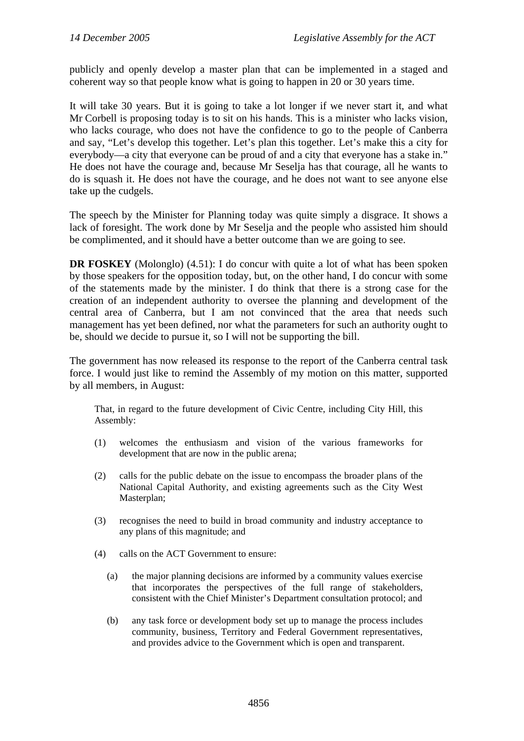publicly and openly develop a master plan that can be implemented in a staged and coherent way so that people know what is going to happen in 20 or 30 years time.

It will take 30 years. But it is going to take a lot longer if we never start it, and what Mr Corbell is proposing today is to sit on his hands. This is a minister who lacks vision, who lacks courage, who does not have the confidence to go to the people of Canberra and say, "Let's develop this together. Let's plan this together. Let's make this a city for everybody—a city that everyone can be proud of and a city that everyone has a stake in." He does not have the courage and, because Mr Seselja has that courage, all he wants to do is squash it. He does not have the courage, and he does not want to see anyone else take up the cudgels.

The speech by the Minister for Planning today was quite simply a disgrace. It shows a lack of foresight. The work done by Mr Seselja and the people who assisted him should be complimented, and it should have a better outcome than we are going to see.

**DR FOSKEY** (Molonglo) (4.51): I do concur with quite a lot of what has been spoken by those speakers for the opposition today, but, on the other hand, I do concur with some of the statements made by the minister. I do think that there is a strong case for the creation of an independent authority to oversee the planning and development of the central area of Canberra, but I am not convinced that the area that needs such management has yet been defined, nor what the parameters for such an authority ought to be, should we decide to pursue it, so I will not be supporting the bill.

The government has now released its response to the report of the Canberra central task force. I would just like to remind the Assembly of my motion on this matter, supported by all members, in August:

> That, in regard to the future development of Civic Centre, including City Hill, this Assembly:
>
> (1) welcomes the enthusiasm and vision of the various frameworks for development that are now in the public arena;
>
> (2) calls for the public debate on the issue to encompass the broader plans of the National Capital Authority, and existing agreements such as the City West Masterplan;
>
> (3) recognises the need to build in broad community and industry acceptance to any plans of this magnitude; and
>
> (4) calls on the ACT Government to ensure:
>
> (a) the major planning decisions are informed by a community values exercise that incorporates the perspectives of the full range of stakeholders, consistent with the Chief Minister's Department consultation protocol; and
>
> (b) any task force or development body set up to manage the process includes community, business, Territory and Federal Government representatives, and provides advice to the Government which is open and transparent.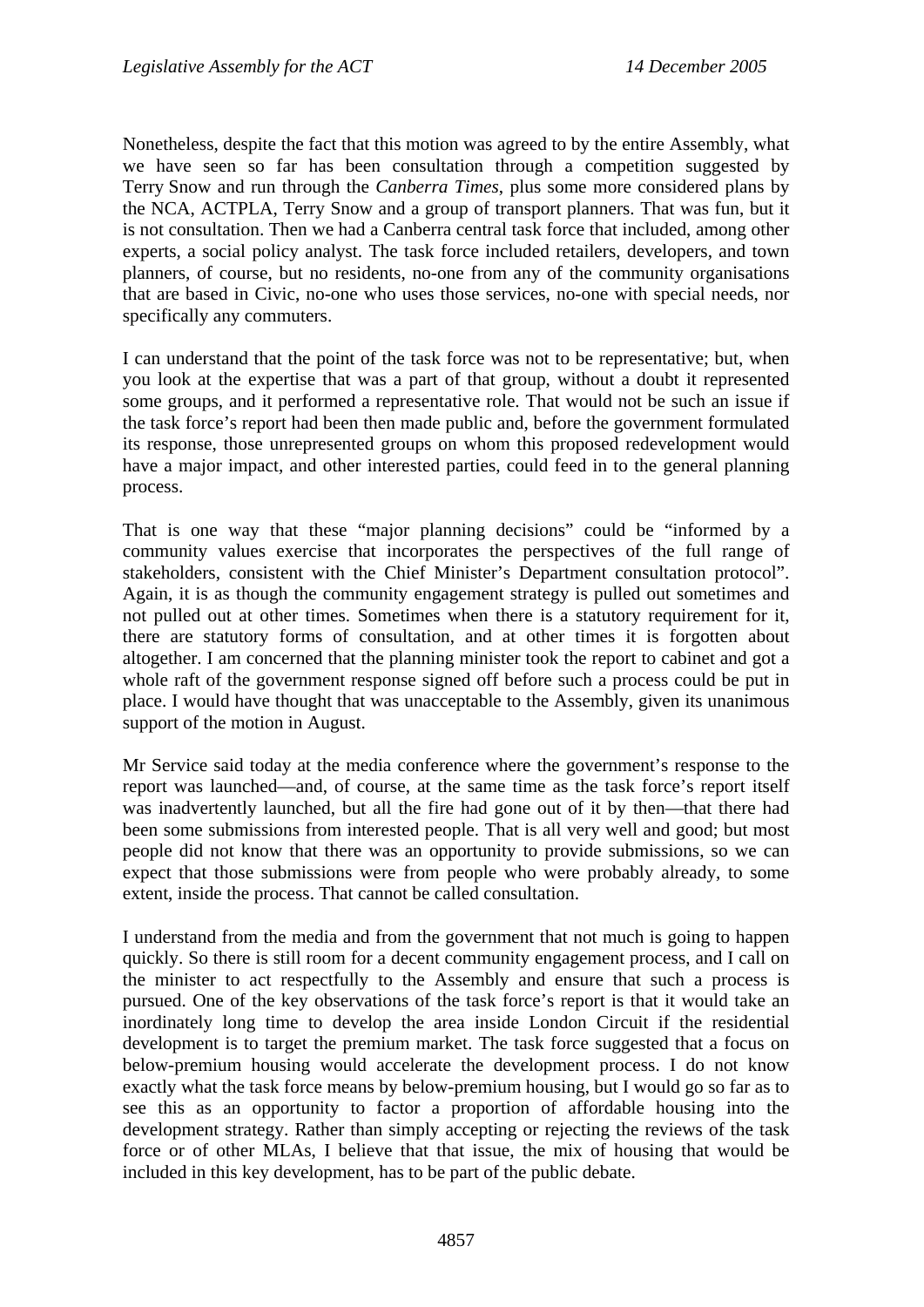Nonetheless, despite the fact that this motion was agreed to by the entire Assembly, what we have seen so far has been consultation through a competition suggested by Terry Snow and run through the *Canberra Times*, plus some more considered plans by the NCA, ACTPLA, Terry Snow and a group of transport planners. That was fun, but it is not consultation. Then we had a Canberra central task force that included, among other experts, a social policy analyst. The task force included retailers, developers, and town planners, of course, but no residents, no-one from any of the community organisations that are based in Civic, no-one who uses those services, no-one with special needs, nor specifically any commuters.

I can understand that the point of the task force was not to be representative; but, when you look at the expertise that was a part of that group, without a doubt it represented some groups, and it performed a representative role. That would not be such an issue if the task force's report had been then made public and, before the government formulated its response, those unrepresented groups on whom this proposed redevelopment would have a major impact, and other interested parties, could feed in to the general planning process.

That is one way that these "major planning decisions" could be "informed by a community values exercise that incorporates the perspectives of the full range of stakeholders, consistent with the Chief Minister's Department consultation protocol". Again, it is as though the community engagement strategy is pulled out sometimes and not pulled out at other times. Sometimes when there is a statutory requirement for it, there are statutory forms of consultation, and at other times it is forgotten about altogether. I am concerned that the planning minister took the report to cabinet and got a whole raft of the government response signed off before such a process could be put in place. I would have thought that was unacceptable to the Assembly, given its unanimous support of the motion in August.

Mr Service said today at the media conference where the government's response to the report was launched—and, of course, at the same time as the task force's report itself was inadvertently launched, but all the fire had gone out of it by then—that there had been some submissions from interested people. That is all very well and good; but most people did not know that there was an opportunity to provide submissions, so we can expect that those submissions were from people who were probably already, to some extent, inside the process. That cannot be called consultation.

I understand from the media and from the government that not much is going to happen quickly. So there is still room for a decent community engagement process, and I call on the minister to act respectfully to the Assembly and ensure that such a process is pursued. One of the key observations of the task force's report is that it would take an inordinately long time to develop the area inside London Circuit if the residential development is to target the premium market. The task force suggested that a focus on below-premium housing would accelerate the development process. I do not know exactly what the task force means by below-premium housing, but I would go so far as to see this as an opportunity to factor a proportion of affordable housing into the development strategy. Rather than simply accepting or rejecting the reviews of the task force or of other MLAs, I believe that that issue, the mix of housing that would be included in this key development, has to be part of the public debate.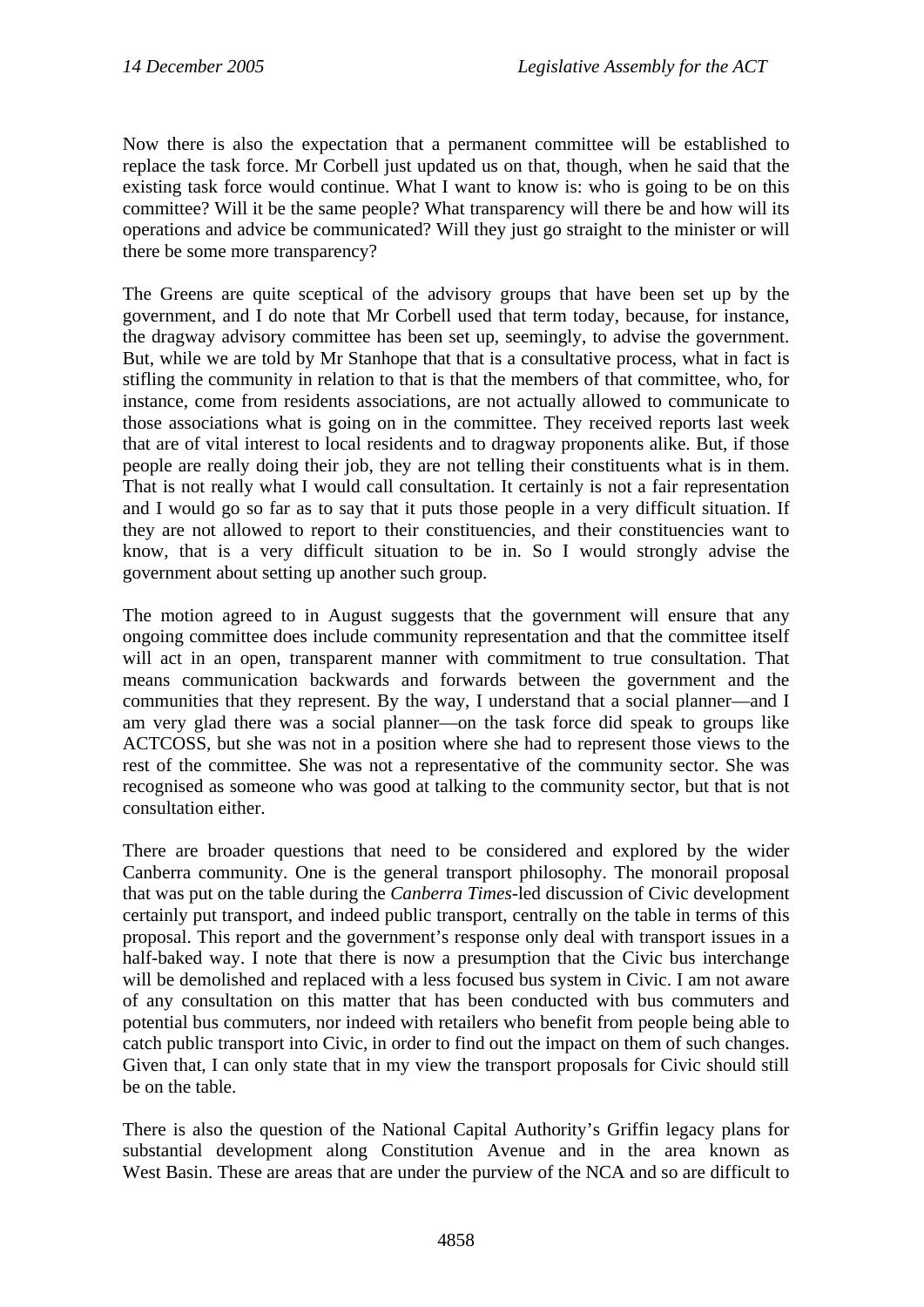Now there is also the expectation that a permanent committee will be established to replace the task force. Mr Corbell just updated us on that, though, when he said that the existing task force would continue. What I want to know is: who is going to be on this committee? Will it be the same people? What transparency will there be and how will its operations and advice be communicated? Will they just go straight to the minister or will there be some more transparency?

The Greens are quite sceptical of the advisory groups that have been set up by the government, and I do note that Mr Corbell used that term today, because, for instance, the dragway advisory committee has been set up, seemingly, to advise the government. But, while we are told by Mr Stanhope that that is a consultative process, what in fact is stifling the community in relation to that is that the members of that committee, who, for instance, come from residents associations, are not actually allowed to communicate to those associations what is going on in the committee. They received reports last week that are of vital interest to local residents and to dragway proponents alike. But, if those people are really doing their job, they are not telling their constituents what is in them. That is not really what I would call consultation. It certainly is not a fair representation and I would go so far as to say that it puts those people in a very difficult situation. If they are not allowed to report to their constituencies, and their constituencies want to know, that is a very difficult situation to be in. So I would strongly advise the government about setting up another such group.

The motion agreed to in August suggests that the government will ensure that any ongoing committee does include community representation and that the committee itself will act in an open, transparent manner with commitment to true consultation. That means communication backwards and forwards between the government and the communities that they represent. By the way, I understand that a social planner—and I am very glad there was a social planner—on the task force did speak to groups like ACTCOSS, but she was not in a position where she had to represent those views to the rest of the committee. She was not a representative of the community sector. She was recognised as someone who was good at talking to the community sector, but that is not consultation either.

There are broader questions that need to be considered and explored by the wider Canberra community. One is the general transport philosophy. The monorail proposal that was put on the table during the *Canberra Times*-led discussion of Civic development certainly put transport, and indeed public transport, centrally on the table in terms of this proposal. This report and the government's response only deal with transport issues in a half-baked way. I note that there is now a presumption that the Civic bus interchange will be demolished and replaced with a less focused bus system in Civic. I am not aware of any consultation on this matter that has been conducted with bus commuters and potential bus commuters, nor indeed with retailers who benefit from people being able to catch public transport into Civic, in order to find out the impact on them of such changes. Given that, I can only state that in my view the transport proposals for Civic should still be on the table.

There is also the question of the National Capital Authority's Griffin legacy plans for substantial development along Constitution Avenue and in the area known as West Basin. These are areas that are under the purview of the NCA and so are difficult to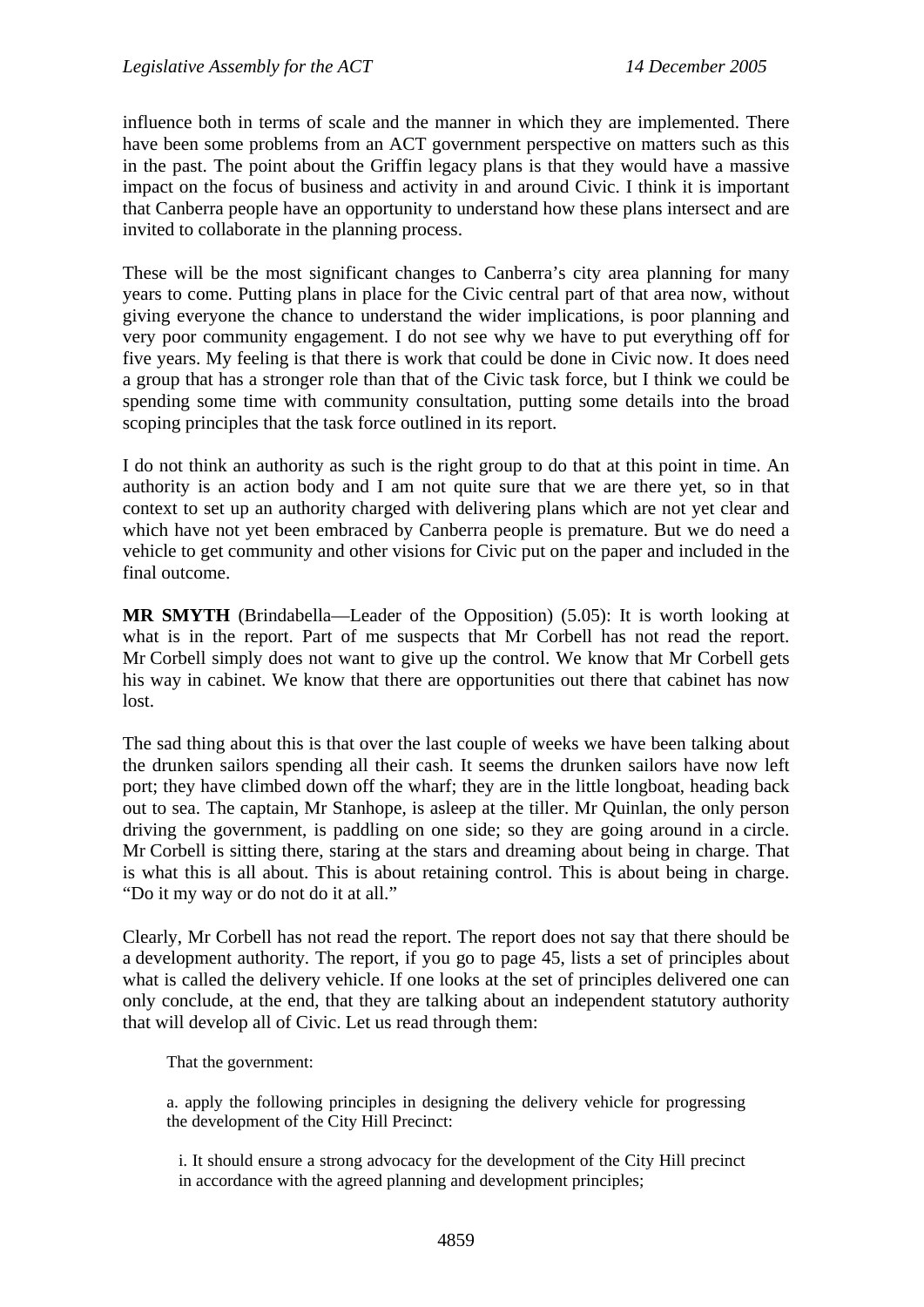influence both in terms of scale and the manner in which they are implemented. There have been some problems from an ACT government perspective on matters such as this in the past. The point about the Griffin legacy plans is that they would have a massive impact on the focus of business and activity in and around Civic. I think it is important that Canberra people have an opportunity to understand how these plans intersect and are invited to collaborate in the planning process.

These will be the most significant changes to Canberra's city area planning for many years to come. Putting plans in place for the Civic central part of that area now, without giving everyone the chance to understand the wider implications, is poor planning and very poor community engagement. I do not see why we have to put everything off for five years. My feeling is that there is work that could be done in Civic now. It does need a group that has a stronger role than that of the Civic task force, but I think we could be spending some time with community consultation, putting some details into the broad scoping principles that the task force outlined in its report.

I do not think an authority as such is the right group to do that at this point in time. An authority is an action body and I am not quite sure that we are there yet, so in that context to set up an authority charged with delivering plans which are not yet clear and which have not yet been embraced by Canberra people is premature. But we do need a vehicle to get community and other visions for Civic put on the paper and included in the final outcome.

**MR SMYTH** (Brindabella—Leader of the Opposition) (5.05): It is worth looking at what is in the report. Part of me suspects that Mr Corbell has not read the report. Mr Corbell simply does not want to give up the control. We know that Mr Corbell gets his way in cabinet. We know that there are opportunities out there that cabinet has now lost.

The sad thing about this is that over the last couple of weeks we have been talking about the drunken sailors spending all their cash. It seems the drunken sailors have now left port; they have climbed down off the wharf; they are in the little longboat, heading back out to sea. The captain, Mr Stanhope, is asleep at the tiller. Mr Quinlan, the only person driving the government, is paddling on one side; so they are going around in a circle. Mr Corbell is sitting there, staring at the stars and dreaming about being in charge. That is what this is all about. This is about retaining control. This is about being in charge. "Do it my way or do not do it at all."

Clearly, Mr Corbell has not read the report. The report does not say that there should be a development authority. The report, if you go to page 45, lists a set of principles about what is called the delivery vehicle. If one looks at the set of principles delivered one can only conclude, at the end, that they are talking about an independent statutory authority that will develop all of Civic. Let us read through them:

> That the government:
>
> a. apply the following principles in designing the delivery vehicle for progressing the development of the City Hill Precinct:
>
> i. It should ensure a strong advocacy for the development of the City Hill precinct in accordance with the agreed planning and development principles;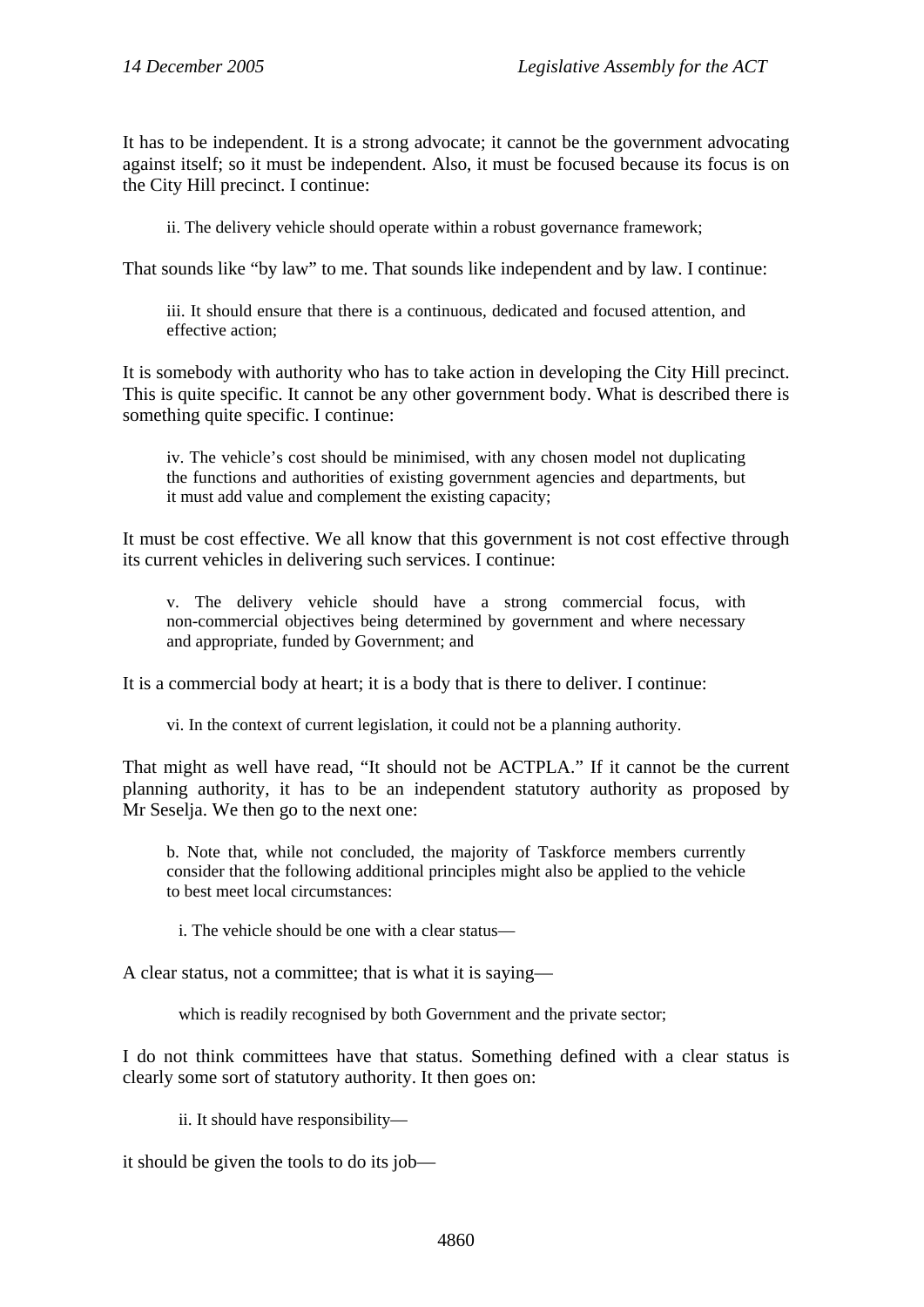It has to be independent. It is a strong advocate; it cannot be the government advocating against itself; so it must be independent. Also, it must be focused because its focus is on the City Hill precinct. I continue:

> ii. The delivery vehicle should operate within a robust governance framework;

That sounds like "by law" to me. That sounds like independent and by law. I continue:

> iii. It should ensure that there is a continuous, dedicated and focused attention, and effective action;

It is somebody with authority who has to take action in developing the City Hill precinct. This is quite specific. It cannot be any other government body. What is described there is something quite specific. I continue:

> iv. The vehicle's cost should be minimised, with any chosen model not duplicating the functions and authorities of existing government agencies and departments, but it must add value and complement the existing capacity;

It must be cost effective. We all know that this government is not cost effective through its current vehicles in delivering such services. I continue:

> v. The delivery vehicle should have a strong commercial focus, with non-commercial objectives being determined by government and where necessary and appropriate, funded by Government; and

It is a commercial body at heart; it is a body that is there to deliver. I continue:

> vi. In the context of current legislation, it could not be a planning authority.

That might as well have read, "It should not be ACTPLA." If it cannot be the current planning authority, it has to be an independent statutory authority as proposed by Mr Seselja. We then go to the next one:

> b. Note that, while not concluded, the majority of Taskforce members currently consider that the following additional principles might also be applied to the vehicle to best meet local circumstances:
>
> > i. The vehicle should be one with a clear status—

A clear status, not a committee; that is what it is saying—

> > which is readily recognised by both Government and the private sector;

I do not think committees have that status. Something defined with a clear status is clearly some sort of statutory authority. It then goes on:

> > ii. It should have responsibility—

it should be given the tools to do its job—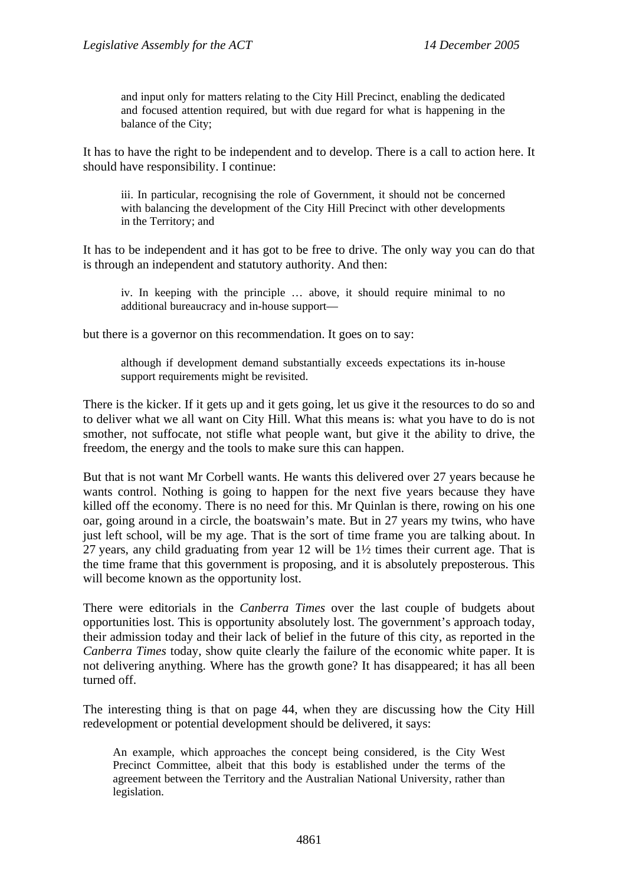> and input only for matters relating to the City Hill Precinct, enabling the dedicated and focused attention required, but with due regard for what is happening in the balance of the City;

It has to have the right to be independent and to develop. There is a call to action here. It should have responsibility. I continue:

> iii. In particular, recognising the role of Government, it should not be concerned with balancing the development of the City Hill Precinct with other developments in the Territory; and

It has to be independent and it has got to be free to drive. The only way you can do that is through an independent and statutory authority. And then:

> iv. In keeping with the principle … above, it should require minimal to no additional bureaucracy and in-house support—

but there is a governor on this recommendation. It goes on to say:

> although if development demand substantially exceeds expectations its in-house support requirements might be revisited.

There is the kicker. If it gets up and it gets going, let us give it the resources to do so and to deliver what we all want on City Hill. What this means is: what you have to do is not smother, not suffocate, not stifle what people want, but give it the ability to drive, the freedom, the energy and the tools to make sure this can happen.

But that is not want Mr Corbell wants. He wants this delivered over 27 years because he wants control. Nothing is going to happen for the next five years because they have killed off the economy. There is no need for this. Mr Quinlan is there, rowing on his one oar, going around in a circle, the boatswain's mate. But in 27 years my twins, who have just left school, will be my age. That is the sort of time frame you are talking about. In 27 years, any child graduating from year 12 will be 1½ times their current age. That is the time frame that this government is proposing, and it is absolutely preposterous. This will become known as the opportunity lost.

There were editorials in the *Canberra Times* over the last couple of budgets about opportunities lost. This is opportunity absolutely lost. The government's approach today, their admission today and their lack of belief in the future of this city, as reported in the *Canberra Times* today, show quite clearly the failure of the economic white paper. It is not delivering anything. Where has the growth gone? It has disappeared; it has all been turned off.

The interesting thing is that on page 44, when they are discussing how the City Hill redevelopment or potential development should be delivered, it says:

> An example, which approaches the concept being considered, is the City West Precinct Committee, albeit that this body is established under the terms of the agreement between the Territory and the Australian National University, rather than legislation.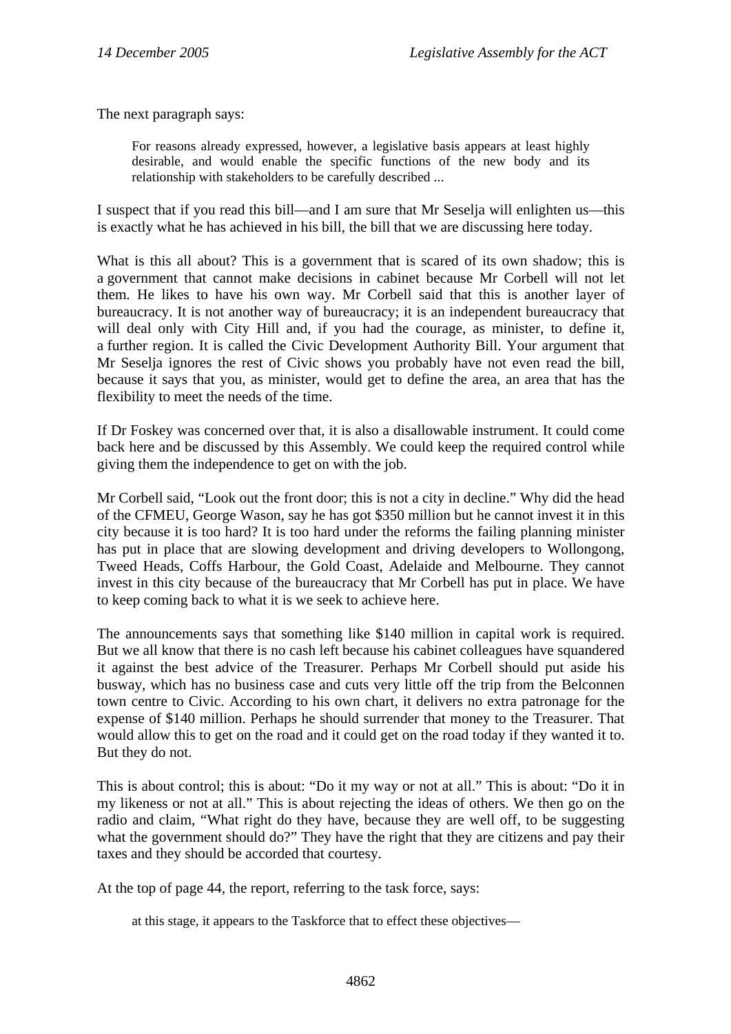The next paragraph says:

> For reasons already expressed, however, a legislative basis appears at least highly desirable, and would enable the specific functions of the new body and its relationship with stakeholders to be carefully described ...

I suspect that if you read this bill—and I am sure that Mr Seselja will enlighten us—this is exactly what he has achieved in his bill, the bill that we are discussing here today.

What is this all about? This is a government that is scared of its own shadow; this is a government that cannot make decisions in cabinet because Mr Corbell will not let them. He likes to have his own way. Mr Corbell said that this is another layer of bureaucracy. It is not another way of bureaucracy; it is an independent bureaucracy that will deal only with City Hill and, if you had the courage, as minister, to define it, a further region. It is called the Civic Development Authority Bill. Your argument that Mr Seselja ignores the rest of Civic shows you probably have not even read the bill, because it says that you, as minister, would get to define the area, an area that has the flexibility to meet the needs of the time.

If Dr Foskey was concerned over that, it is also a disallowable instrument. It could come back here and be discussed by this Assembly. We could keep the required control while giving them the independence to get on with the job.

Mr Corbell said, "Look out the front door; this is not a city in decline." Why did the head of the CFMEU, George Wason, say he has got $350 million but he cannot invest it in this city because it is too hard? It is too hard under the reforms the failing planning minister has put in place that are slowing development and driving developers to Wollongong, Tweed Heads, Coffs Harbour, the Gold Coast, Adelaide and Melbourne. They cannot invest in this city because of the bureaucracy that Mr Corbell has put in place. We have to keep coming back to what it is we seek to achieve here.

The announcements says that something like $140 million in capital work is required. But we all know that there is no cash left because his cabinet colleagues have squandered it against the best advice of the Treasurer. Perhaps Mr Corbell should put aside his busway, which has no business case and cuts very little off the trip from the Belconnen town centre to Civic. According to his own chart, it delivers no extra patronage for the expense of $140 million. Perhaps he should surrender that money to the Treasurer. That would allow this to get on the road and it could get on the road today if they wanted it to. But they do not.

This is about control; this is about: "Do it my way or not at all." This is about: "Do it in my likeness or not at all." This is about rejecting the ideas of others. We then go on the radio and claim, "What right do they have, because they are well off, to be suggesting what the government should do?" They have the right that they are citizens and pay their taxes and they should be accorded that courtesy.

At the top of page 44, the report, referring to the task force, says:

> at this stage, it appears to the Taskforce that to effect these objectives—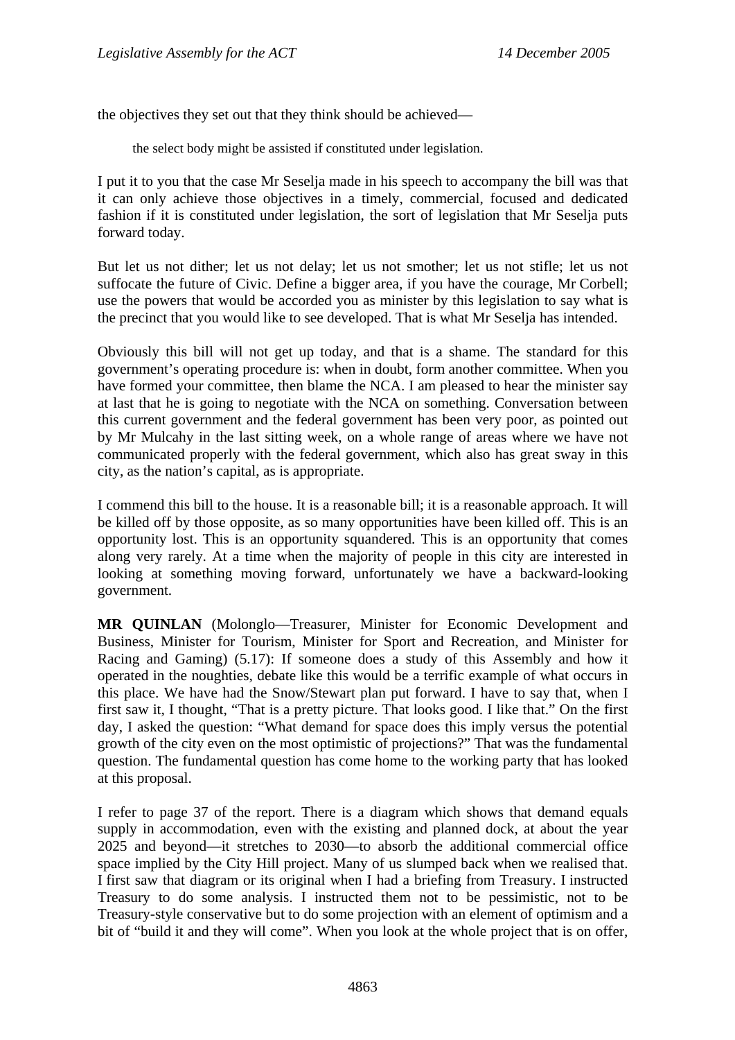the objectives they set out that they think should be achieved—

> the select body might be assisted if constituted under legislation.

I put it to you that the case Mr Seselja made in his speech to accompany the bill was that it can only achieve those objectives in a timely, commercial, focused and dedicated fashion if it is constituted under legislation, the sort of legislation that Mr Seselja puts forward today.

But let us not dither; let us not delay; let us not smother; let us not stifle; let us not suffocate the future of Civic. Define a bigger area, if you have the courage, Mr Corbell; use the powers that would be accorded you as minister by this legislation to say what is the precinct that you would like to see developed. That is what Mr Seselja has intended.

Obviously this bill will not get up today, and that is a shame. The standard for this government's operating procedure is: when in doubt, form another committee. When you have formed your committee, then blame the NCA. I am pleased to hear the minister say at last that he is going to negotiate with the NCA on something. Conversation between this current government and the federal government has been very poor, as pointed out by Mr Mulcahy in the last sitting week, on a whole range of areas where we have not communicated properly with the federal government, which also has great sway in this city, as the nation's capital, as is appropriate.

I commend this bill to the house. It is a reasonable bill; it is a reasonable approach. It will be killed off by those opposite, as so many opportunities have been killed off. This is an opportunity lost. This is an opportunity squandered. This is an opportunity that comes along very rarely. At a time when the majority of people in this city are interested in looking at something moving forward, unfortunately we have a backward-looking government.

**MR QUINLAN** (Molonglo—Treasurer, Minister for Economic Development and Business, Minister for Tourism, Minister for Sport and Recreation, and Minister for Racing and Gaming) (5.17): If someone does a study of this Assembly and how it operated in the noughties, debate like this would be a terrific example of what occurs in this place. We have had the Snow/Stewart plan put forward. I have to say that, when I first saw it, I thought, "That is a pretty picture. That looks good. I like that." On the first day, I asked the question: "What demand for space does this imply versus the potential growth of the city even on the most optimistic of projections?" That was the fundamental question. The fundamental question has come home to the working party that has looked at this proposal.

I refer to page 37 of the report. There is a diagram which shows that demand equals supply in accommodation, even with the existing and planned dock, at about the year 2025 and beyond—it stretches to 2030—to absorb the additional commercial office space implied by the City Hill project. Many of us slumped back when we realised that. I first saw that diagram or its original when I had a briefing from Treasury. I instructed Treasury to do some analysis. I instructed them not to be pessimistic, not to be Treasury-style conservative but to do some projection with an element of optimism and a bit of "build it and they will come". When you look at the whole project that is on offer,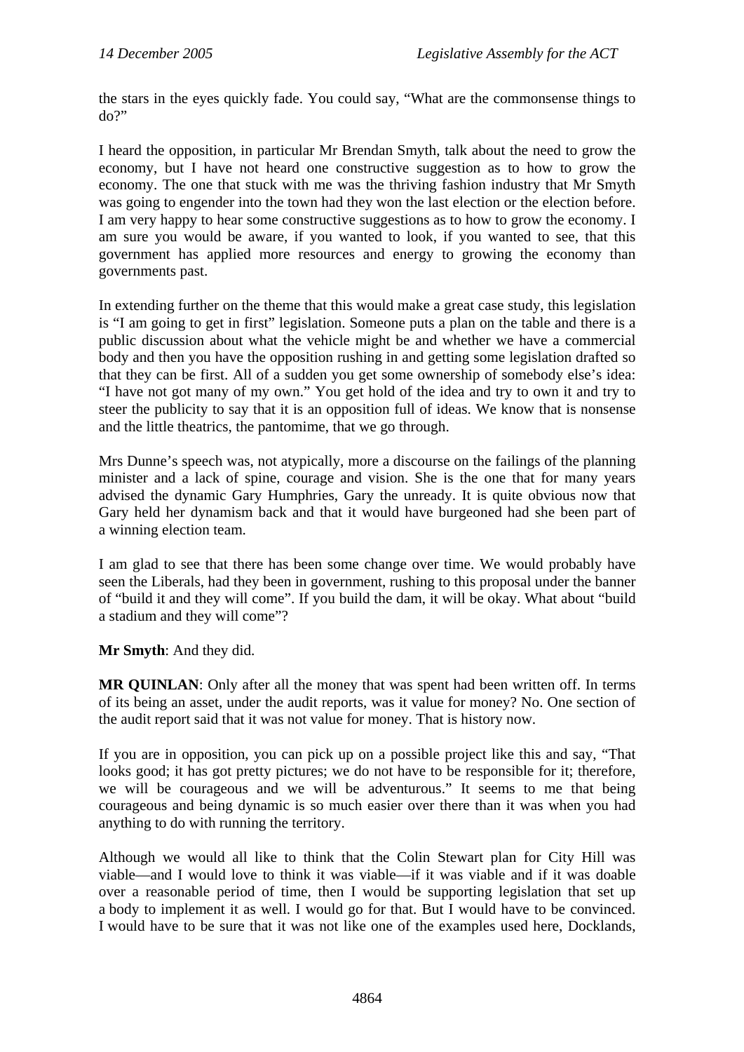the stars in the eyes quickly fade. You could say, "What are the commonsense things to do?"

I heard the opposition, in particular Mr Brendan Smyth, talk about the need to grow the economy, but I have not heard one constructive suggestion as to how to grow the economy. The one that stuck with me was the thriving fashion industry that Mr Smyth was going to engender into the town had they won the last election or the election before. I am very happy to hear some constructive suggestions as to how to grow the economy. I am sure you would be aware, if you wanted to look, if you wanted to see, that this government has applied more resources and energy to growing the economy than governments past.

In extending further on the theme that this would make a great case study, this legislation is "I am going to get in first" legislation. Someone puts a plan on the table and there is a public discussion about what the vehicle might be and whether we have a commercial body and then you have the opposition rushing in and getting some legislation drafted so that they can be first. All of a sudden you get some ownership of somebody else's idea: "I have not got many of my own." You get hold of the idea and try to own it and try to steer the publicity to say that it is an opposition full of ideas. We know that is nonsense and the little theatrics, the pantomime, that we go through.

Mrs Dunne's speech was, not atypically, more a discourse on the failings of the planning minister and a lack of spine, courage and vision. She is the one that for many years advised the dynamic Gary Humphries, Gary the unready. It is quite obvious now that Gary held her dynamism back and that it would have burgeoned had she been part of a winning election team.

I am glad to see that there has been some change over time. We would probably have seen the Liberals, had they been in government, rushing to this proposal under the banner of "build it and they will come". If you build the dam, it will be okay. What about "build a stadium and they will come"?

**Mr Smyth**: And they did.

**MR QUINLAN**: Only after all the money that was spent had been written off. In terms of its being an asset, under the audit reports, was it value for money? No. One section of the audit report said that it was not value for money. That is history now.

If you are in opposition, you can pick up on a possible project like this and say, "That looks good; it has got pretty pictures; we do not have to be responsible for it; therefore, we will be courageous and we will be adventurous." It seems to me that being courageous and being dynamic is so much easier over there than it was when you had anything to do with running the territory.

Although we would all like to think that the Colin Stewart plan for City Hill was viable—and I would love to think it was viable—if it was viable and if it was doable over a reasonable period of time, then I would be supporting legislation that set up a body to implement it as well. I would go for that. But I would have to be convinced. I would have to be sure that it was not like one of the examples used here, Docklands,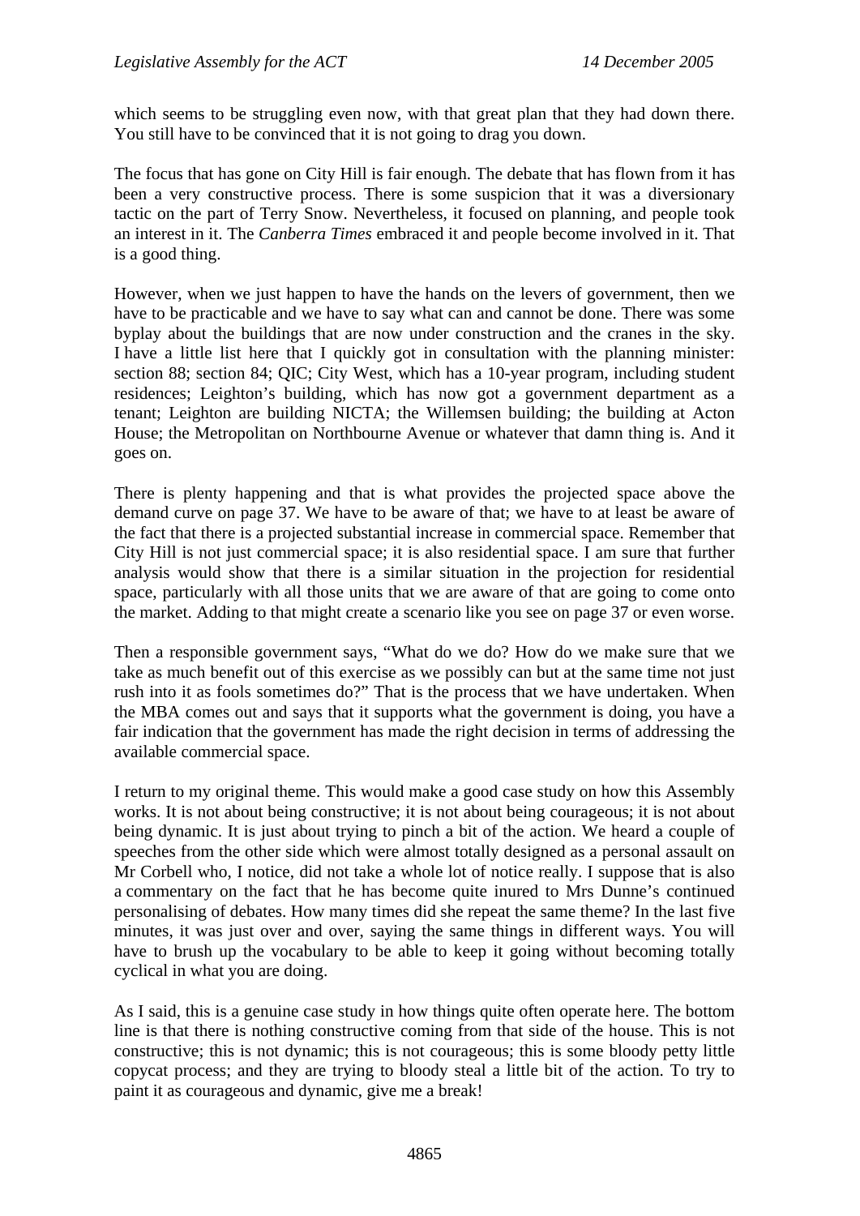which seems to be struggling even now, with that great plan that they had down there. You still have to be convinced that it is not going to drag you down.

The focus that has gone on City Hill is fair enough. The debate that has flown from it has been a very constructive process. There is some suspicion that it was a diversionary tactic on the part of Terry Snow. Nevertheless, it focused on planning, and people took an interest in it. The *Canberra Times* embraced it and people become involved in it. That is a good thing.

However, when we just happen to have the hands on the levers of government, then we have to be practicable and we have to say what can and cannot be done. There was some byplay about the buildings that are now under construction and the cranes in the sky. I have a little list here that I quickly got in consultation with the planning minister: section 88; section 84; QIC; City West, which has a 10-year program, including student residences; Leighton's building, which has now got a government department as a tenant; Leighton are building NICTA; the Willemsen building; the building at Acton House; the Metropolitan on Northbourne Avenue or whatever that damn thing is. And it goes on.

There is plenty happening and that is what provides the projected space above the demand curve on page 37. We have to be aware of that; we have to at least be aware of the fact that there is a projected substantial increase in commercial space. Remember that City Hill is not just commercial space; it is also residential space. I am sure that further analysis would show that there is a similar situation in the projection for residential space, particularly with all those units that we are aware of that are going to come onto the market. Adding to that might create a scenario like you see on page 37 or even worse.

Then a responsible government says, "What do we do? How do we make sure that we take as much benefit out of this exercise as we possibly can but at the same time not just rush into it as fools sometimes do?" That is the process that we have undertaken. When the MBA comes out and says that it supports what the government is doing, you have a fair indication that the government has made the right decision in terms of addressing the available commercial space.

I return to my original theme. This would make a good case study on how this Assembly works. It is not about being constructive; it is not about being courageous; it is not about being dynamic. It is just about trying to pinch a bit of the action. We heard a couple of speeches from the other side which were almost totally designed as a personal assault on Mr Corbell who, I notice, did not take a whole lot of notice really. I suppose that is also a commentary on the fact that he has become quite inured to Mrs Dunne's continued personalising of debates. How many times did she repeat the same theme? In the last five minutes, it was just over and over, saying the same things in different ways. You will have to brush up the vocabulary to be able to keep it going without becoming totally cyclical in what you are doing.

As I said, this is a genuine case study in how things quite often operate here. The bottom line is that there is nothing constructive coming from that side of the house. This is not constructive; this is not dynamic; this is not courageous; this is some bloody petty little copycat process; and they are trying to bloody steal a little bit of the action. To try to paint it as courageous and dynamic, give me a break!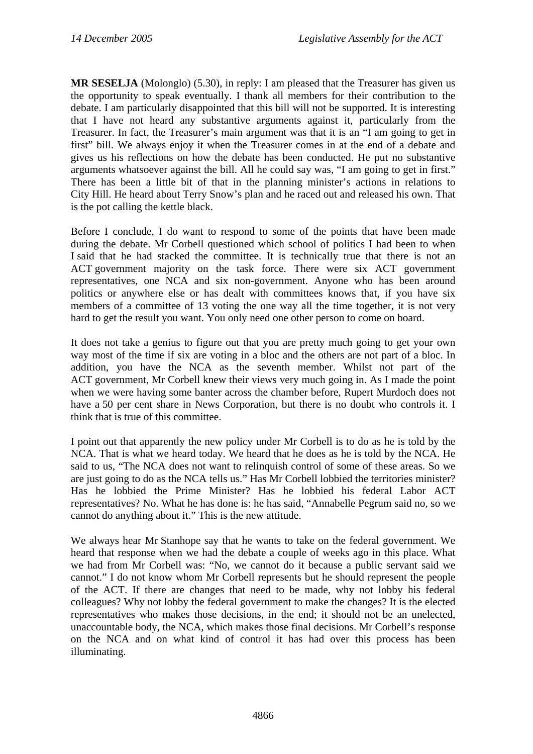**MR SESELJA** (Molonglo) (5.30), in reply: I am pleased that the Treasurer has given us the opportunity to speak eventually. I thank all members for their contribution to the debate. I am particularly disappointed that this bill will not be supported. It is interesting that I have not heard any substantive arguments against it, particularly from the Treasurer. In fact, the Treasurer's main argument was that it is an "I am going to get in first" bill. We always enjoy it when the Treasurer comes in at the end of a debate and gives us his reflections on how the debate has been conducted. He put no substantive arguments whatsoever against the bill. All he could say was, "I am going to get in first." There has been a little bit of that in the planning minister's actions in relations to City Hill. He heard about Terry Snow's plan and he raced out and released his own. That is the pot calling the kettle black.

Before I conclude, I do want to respond to some of the points that have been made during the debate. Mr Corbell questioned which school of politics I had been to when I said that he had stacked the committee. It is technically true that there is not an ACT government majority on the task force. There were six ACT government representatives, one NCA and six non-government. Anyone who has been around politics or anywhere else or has dealt with committees knows that, if you have six members of a committee of 13 voting the one way all the time together, it is not very hard to get the result you want. You only need one other person to come on board.

It does not take a genius to figure out that you are pretty much going to get your own way most of the time if six are voting in a bloc and the others are not part of a bloc. In addition, you have the NCA as the seventh member. Whilst not part of the ACT government, Mr Corbell knew their views very much going in. As I made the point when we were having some banter across the chamber before, Rupert Murdoch does not have a 50 per cent share in News Corporation, but there is no doubt who controls it. I think that is true of this committee.

I point out that apparently the new policy under Mr Corbell is to do as he is told by the NCA. That is what we heard today. We heard that he does as he is told by the NCA. He said to us, "The NCA does not want to relinquish control of some of these areas. So we are just going to do as the NCA tells us." Has Mr Corbell lobbied the territories minister? Has he lobbied the Prime Minister? Has he lobbied his federal Labor ACT representatives? No. What he has done is: he has said, "Annabelle Pegrum said no, so we cannot do anything about it." This is the new attitude.

We always hear Mr Stanhope say that he wants to take on the federal government. We heard that response when we had the debate a couple of weeks ago in this place. What we had from Mr Corbell was: "No, we cannot do it because a public servant said we cannot." I do not know whom Mr Corbell represents but he should represent the people of the ACT. If there are changes that need to be made, why not lobby his federal colleagues? Why not lobby the federal government to make the changes? It is the elected representatives who makes those decisions, in the end; it should not be an unelected, unaccountable body, the NCA, which makes those final decisions. Mr Corbell's response on the NCA and on what kind of control it has had over this process has been illuminating.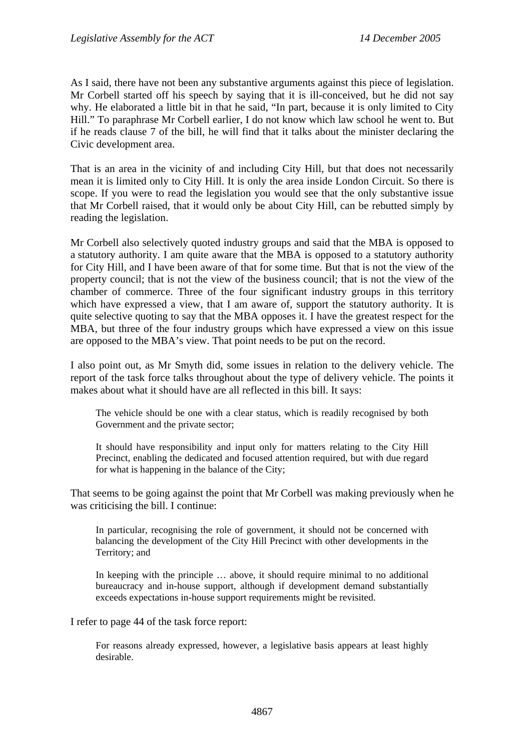As I said, there have not been any substantive arguments against this piece of legislation. Mr Corbell started off his speech by saying that it is ill-conceived, but he did not say why. He elaborated a little bit in that he said, "In part, because it is only limited to City Hill." To paraphrase Mr Corbell earlier, I do not know which law school he went to. But if he reads clause 7 of the bill, he will find that it talks about the minister declaring the Civic development area.

That is an area in the vicinity of and including City Hill, but that does not necessarily mean it is limited only to City Hill. It is only the area inside London Circuit. So there is scope. If you were to read the legislation you would see that the only substantive issue that Mr Corbell raised, that it would only be about City Hill, can be rebutted simply by reading the legislation.

Mr Corbell also selectively quoted industry groups and said that the MBA is opposed to a statutory authority. I am quite aware that the MBA is opposed to a statutory authority for City Hill, and I have been aware of that for some time. But that is not the view of the property council; that is not the view of the business council; that is not the view of the chamber of commerce. Three of the four significant industry groups in this territory which have expressed a view, that I am aware of, support the statutory authority. It is quite selective quoting to say that the MBA opposes it. I have the greatest respect for the MBA, but three of the four industry groups which have expressed a view on this issue are opposed to the MBA's view. That point needs to be put on the record.

I also point out, as Mr Smyth did, some issues in relation to the delivery vehicle. The report of the task force talks throughout about the type of delivery vehicle. The points it makes about what it should have are all reflected in this bill. It says:

> The vehicle should be one with a clear status, which is readily recognised by both Government and the private sector;
>
> It should have responsibility and input only for matters relating to the City Hill Precinct, enabling the dedicated and focused attention required, but with due regard for what is happening in the balance of the City;

That seems to be going against the point that Mr Corbell was making previously when he was criticising the bill. I continue:

> In particular, recognising the role of government, it should not be concerned with balancing the development of the City Hill Precinct with other developments in the Territory; and
>
> In keeping with the principle … above, it should require minimal to no additional bureaucracy and in-house support, although if development demand substantially exceeds expectations in-house support requirements might be revisited.

I refer to page 44 of the task force report:

> For reasons already expressed, however, a legislative basis appears at least highly desirable.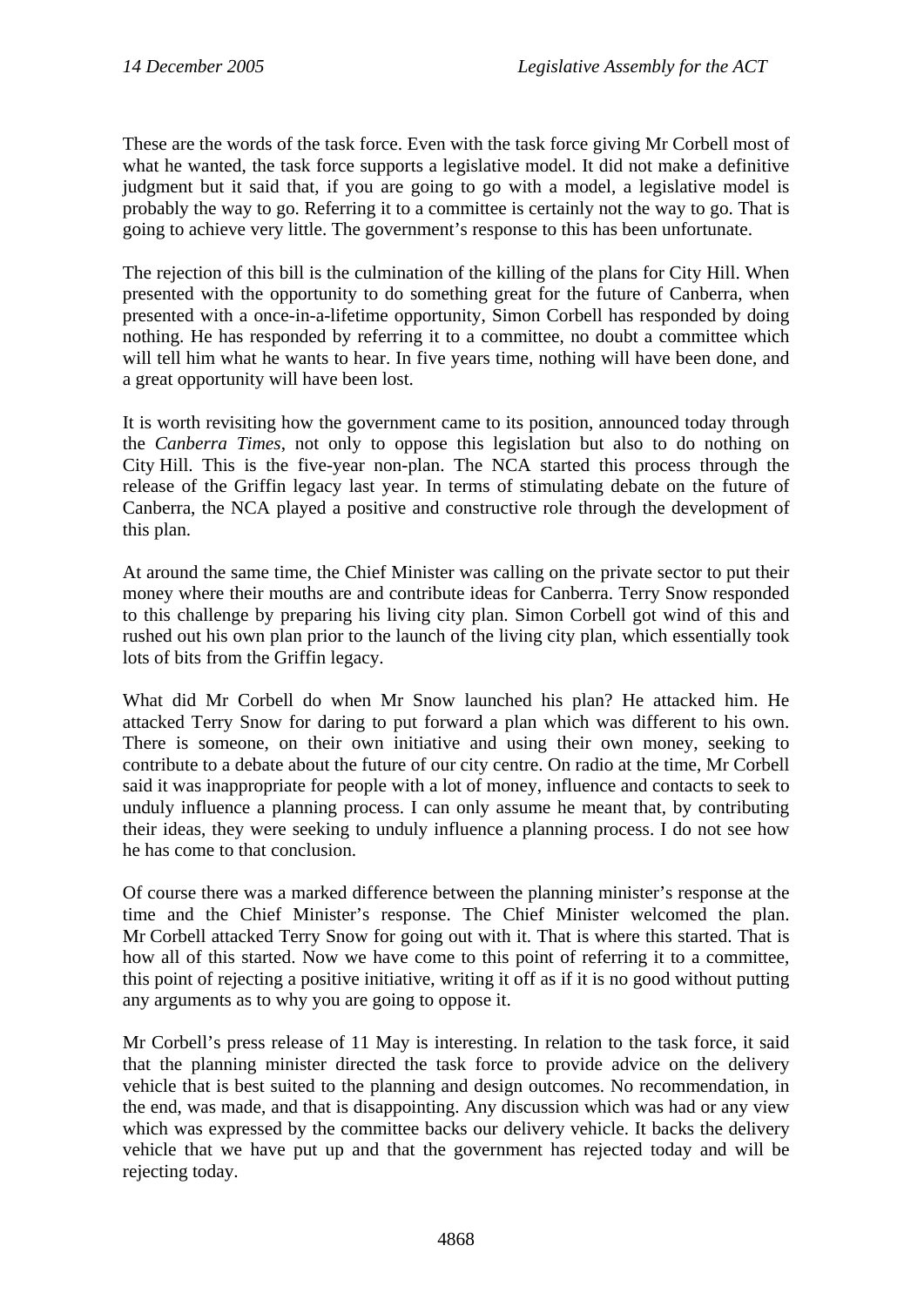These are the words of the task force. Even with the task force giving Mr Corbell most of what he wanted, the task force supports a legislative model. It did not make a definitive judgment but it said that, if you are going to go with a model, a legislative model is probably the way to go. Referring it to a committee is certainly not the way to go. That is going to achieve very little. The government's response to this has been unfortunate.

The rejection of this bill is the culmination of the killing of the plans for City Hill. When presented with the opportunity to do something great for the future of Canberra, when presented with a once-in-a-lifetime opportunity, Simon Corbell has responded by doing nothing. He has responded by referring it to a committee, no doubt a committee which will tell him what he wants to hear. In five years time, nothing will have been done, and a great opportunity will have been lost.

It is worth revisiting how the government came to its position, announced today through the *Canberra Times*, not only to oppose this legislation but also to do nothing on City Hill. This is the five-year non-plan. The NCA started this process through the release of the Griffin legacy last year. In terms of stimulating debate on the future of Canberra, the NCA played a positive and constructive role through the development of this plan.

At around the same time, the Chief Minister was calling on the private sector to put their money where their mouths are and contribute ideas for Canberra. Terry Snow responded to this challenge by preparing his living city plan. Simon Corbell got wind of this and rushed out his own plan prior to the launch of the living city plan, which essentially took lots of bits from the Griffin legacy.

What did Mr Corbell do when Mr Snow launched his plan? He attacked him. He attacked Terry Snow for daring to put forward a plan which was different to his own. There is someone, on their own initiative and using their own money, seeking to contribute to a debate about the future of our city centre. On radio at the time, Mr Corbell said it was inappropriate for people with a lot of money, influence and contacts to seek to unduly influence a planning process. I can only assume he meant that, by contributing their ideas, they were seeking to unduly influence a planning process. I do not see how he has come to that conclusion.

Of course there was a marked difference between the planning minister's response at the time and the Chief Minister's response. The Chief Minister welcomed the plan. Mr Corbell attacked Terry Snow for going out with it. That is where this started. That is how all of this started. Now we have come to this point of referring it to a committee, this point of rejecting a positive initiative, writing it off as if it is no good without putting any arguments as to why you are going to oppose it.

Mr Corbell's press release of 11 May is interesting. In relation to the task force, it said that the planning minister directed the task force to provide advice on the delivery vehicle that is best suited to the planning and design outcomes. No recommendation, in the end, was made, and that is disappointing. Any discussion which was had or any view which was expressed by the committee backs our delivery vehicle. It backs the delivery vehicle that we have put up and that the government has rejected today and will be rejecting today.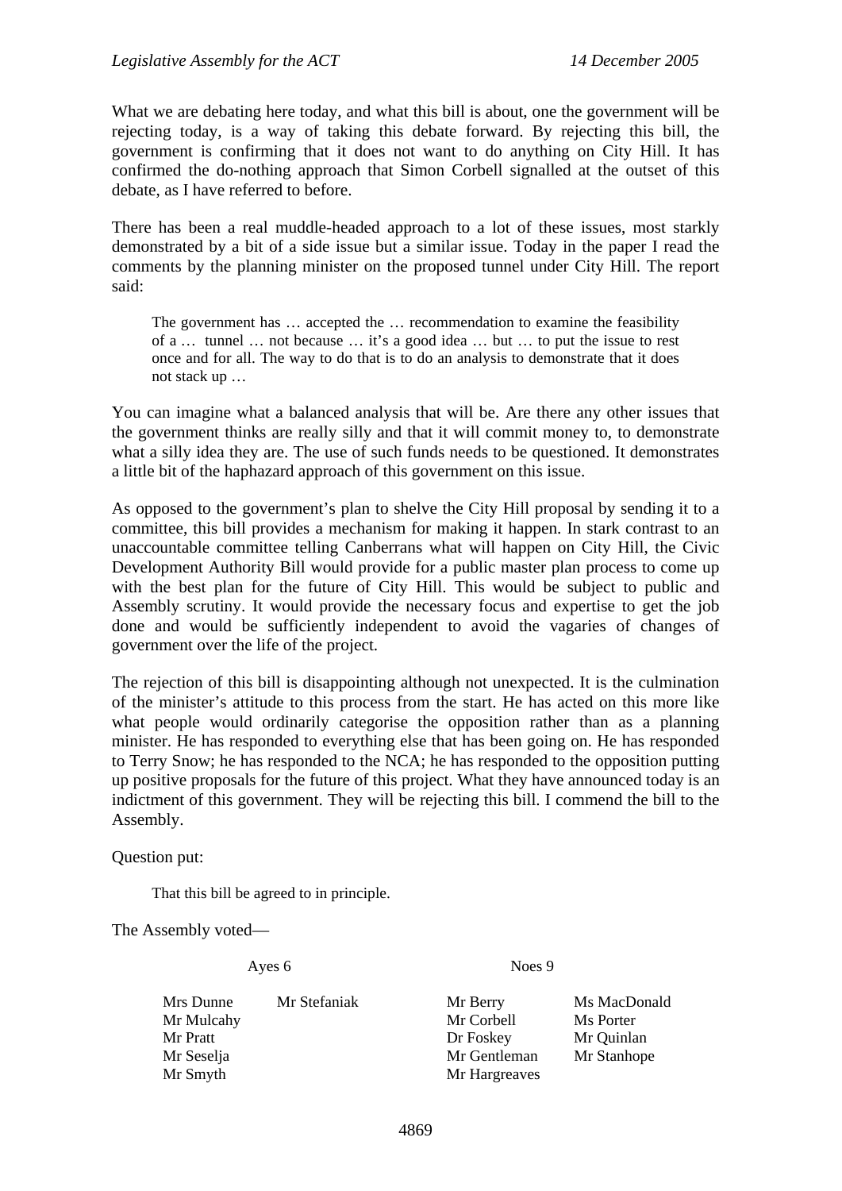What we are debating here today, and what this bill is about, one the government will be rejecting today, is a way of taking this debate forward. By rejecting this bill, the government is confirming that it does not want to do anything on City Hill. It has confirmed the do-nothing approach that Simon Corbell signalled at the outset of this debate, as I have referred to before.

There has been a real muddle-headed approach to a lot of these issues, most starkly demonstrated by a bit of a side issue but a similar issue. Today in the paper I read the comments by the planning minister on the proposed tunnel under City Hill. The report said:

> The government has … accepted the … recommendation to examine the feasibility of a … tunnel … not because … it's a good idea … but … to put the issue to rest once and for all. The way to do that is to do an analysis to demonstrate that it does not stack up …

You can imagine what a balanced analysis that will be. Are there any other issues that the government thinks are really silly and that it will commit money to, to demonstrate what a silly idea they are. The use of such funds needs to be questioned. It demonstrates a little bit of the haphazard approach of this government on this issue.

As opposed to the government's plan to shelve the City Hill proposal by sending it to a committee, this bill provides a mechanism for making it happen. In stark contrast to an unaccountable committee telling Canberrans what will happen on City Hill, the Civic Development Authority Bill would provide for a public master plan process to come up with the best plan for the future of City Hill. This would be subject to public and Assembly scrutiny. It would provide the necessary focus and expertise to get the job done and would be sufficiently independent to avoid the vagaries of changes of government over the life of the project.

The rejection of this bill is disappointing although not unexpected. It is the culmination of the minister's attitude to this process from the start. He has acted on this more like what people would ordinarily categorise the opposition rather than as a planning minister. He has responded to everything else that has been going on. He has responded to Terry Snow; he has responded to the NCA; he has responded to the opposition putting up positive proposals for the future of this project. What they have announced today is an indictment of this government. They will be rejecting this bill. I commend the bill to the Assembly.

Question put:

> That this bill be agreed to in principle.

The Assembly voted—

| Ayes 6 | | Noes 9 | |
|---|---|---|---|
| Mrs Dunne | Mr Stefaniak | Mr Berry | Ms MacDonald |
| Mr Mulcahy | | Mr Corbell | Ms Porter |
| Mr Pratt | | Dr Foskey | Mr Quinlan |
| Mr Seselja | | Mr Gentleman | Mr Stanhope |
| Mr Smyth | | Mr Hargreaves | |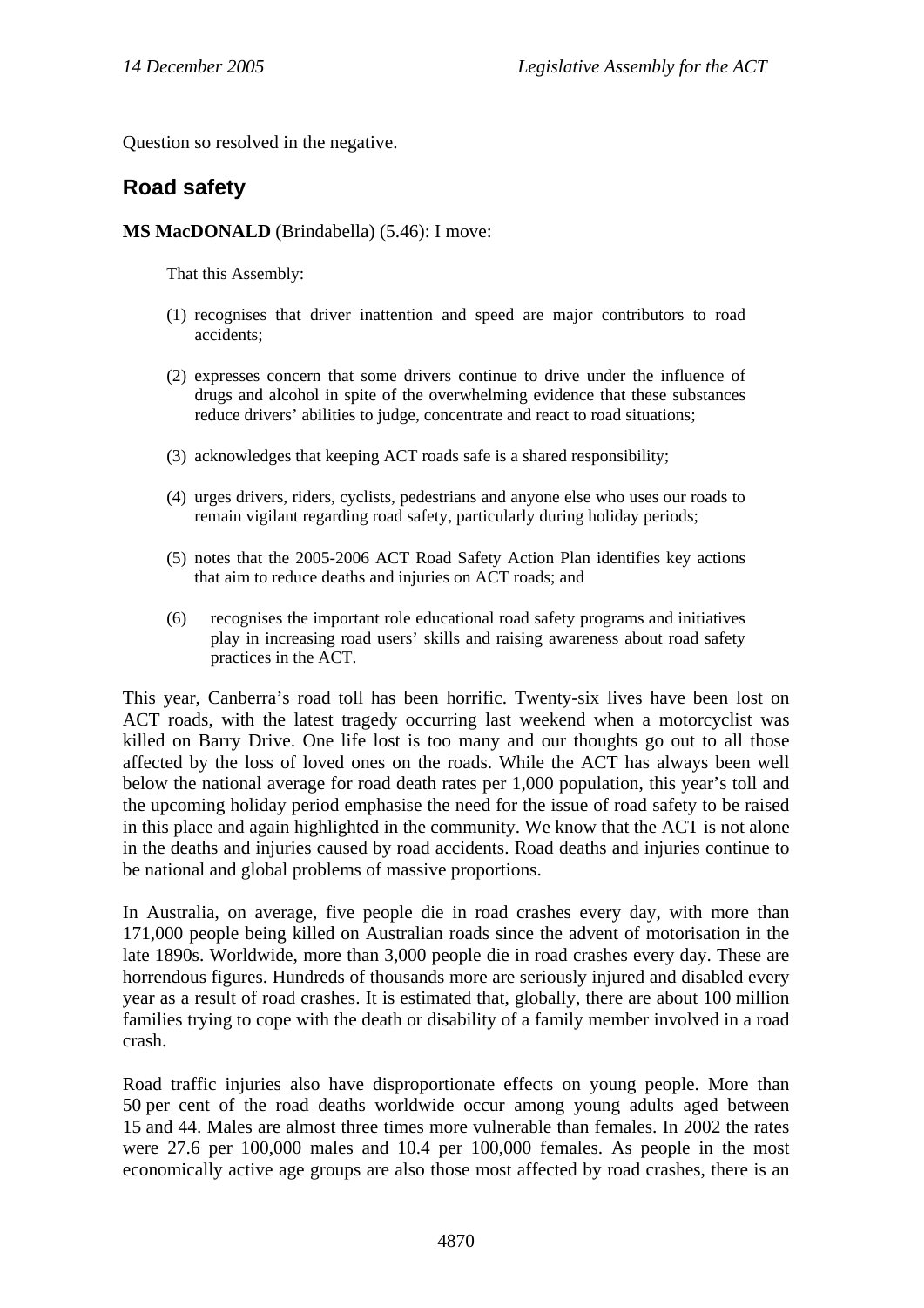Question so resolved in the negative.

## Road safety

**MS MacDONALD** (Brindabella) (5.46): I move:

That this Assembly:

(1) recognises that driver inattention and speed are major contributors to road accidents;

(2) expresses concern that some drivers continue to drive under the influence of drugs and alcohol in spite of the overwhelming evidence that these substances reduce drivers' abilities to judge, concentrate and react to road situations;

(3) acknowledges that keeping ACT roads safe is a shared responsibility;

(4) urges drivers, riders, cyclists, pedestrians and anyone else who uses our roads to remain vigilant regarding road safety, particularly during holiday periods;

(5) notes that the 2005-2006 ACT Road Safety Action Plan identifies key actions that aim to reduce deaths and injuries on ACT roads; and

(6) recognises the important role educational road safety programs and initiatives play in increasing road users' skills and raising awareness about road safety practices in the ACT.

This year, Canberra's road toll has been horrific. Twenty-six lives have been lost on ACT roads, with the latest tragedy occurring last weekend when a motorcyclist was killed on Barry Drive. One life lost is too many and our thoughts go out to all those affected by the loss of loved ones on the roads. While the ACT has always been well below the national average for road death rates per 1,000 population, this year's toll and the upcoming holiday period emphasise the need for the issue of road safety to be raised in this place and again highlighted in the community. We know that the ACT is not alone in the deaths and injuries caused by road accidents. Road deaths and injuries continue to be national and global problems of massive proportions.

In Australia, on average, five people die in road crashes every day, with more than 171,000 people being killed on Australian roads since the advent of motorisation in the late 1890s. Worldwide, more than 3,000 people die in road crashes every day. These are horrendous figures. Hundreds of thousands more are seriously injured and disabled every year as a result of road crashes. It is estimated that, globally, there are about 100 million families trying to cope with the death or disability of a family member involved in a road crash.

Road traffic injuries also have disproportionate effects on young people. More than 50 per cent of the road deaths worldwide occur among young adults aged between 15 and 44. Males are almost three times more vulnerable than females. In 2002 the rates were 27.6 per 100,000 males and 10.4 per 100,000 females. As people in the most economically active age groups are also those most affected by road crashes, there is an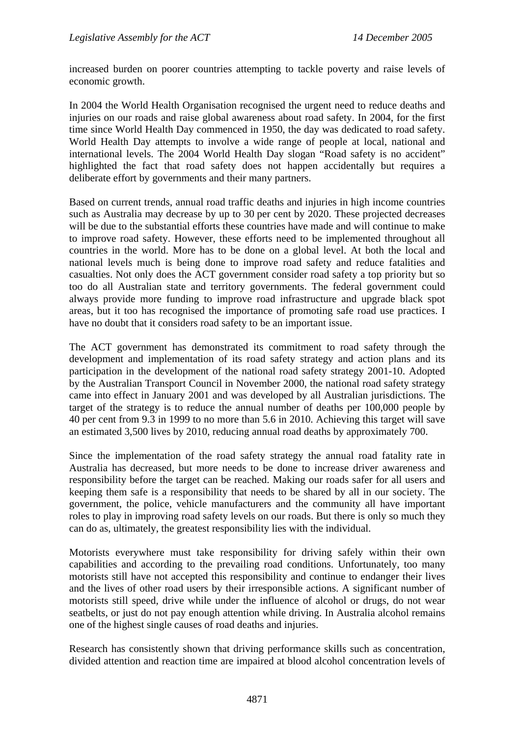increased burden on poorer countries attempting to tackle poverty and raise levels of economic growth.

In 2004 the World Health Organisation recognised the urgent need to reduce deaths and injuries on our roads and raise global awareness about road safety. In 2004, for the first time since World Health Day commenced in 1950, the day was dedicated to road safety. World Health Day attempts to involve a wide range of people at local, national and international levels. The 2004 World Health Day slogan "Road safety is no accident" highlighted the fact that road safety does not happen accidentally but requires a deliberate effort by governments and their many partners.

Based on current trends, annual road traffic deaths and injuries in high income countries such as Australia may decrease by up to 30 per cent by 2020. These projected decreases will be due to the substantial efforts these countries have made and will continue to make to improve road safety. However, these efforts need to be implemented throughout all countries in the world. More has to be done on a global level. At both the local and national levels much is being done to improve road safety and reduce fatalities and casualties. Not only does the ACT government consider road safety a top priority but so too do all Australian state and territory governments. The federal government could always provide more funding to improve road infrastructure and upgrade black spot areas, but it too has recognised the importance of promoting safe road use practices. I have no doubt that it considers road safety to be an important issue.

The ACT government has demonstrated its commitment to road safety through the development and implementation of its road safety strategy and action plans and its participation in the development of the national road safety strategy 2001-10. Adopted by the Australian Transport Council in November 2000, the national road safety strategy came into effect in January 2001 and was developed by all Australian jurisdictions. The target of the strategy is to reduce the annual number of deaths per 100,000 people by 40 per cent from 9.3 in 1999 to no more than 5.6 in 2010. Achieving this target will save an estimated 3,500 lives by 2010, reducing annual road deaths by approximately 700.

Since the implementation of the road safety strategy the annual road fatality rate in Australia has decreased, but more needs to be done to increase driver awareness and responsibility before the target can be reached. Making our roads safer for all users and keeping them safe is a responsibility that needs to be shared by all in our society. The government, the police, vehicle manufacturers and the community all have important roles to play in improving road safety levels on our roads. But there is only so much they can do as, ultimately, the greatest responsibility lies with the individual.

Motorists everywhere must take responsibility for driving safely within their own capabilities and according to the prevailing road conditions. Unfortunately, too many motorists still have not accepted this responsibility and continue to endanger their lives and the lives of other road users by their irresponsible actions. A significant number of motorists still speed, drive while under the influence of alcohol or drugs, do not wear seatbelts, or just do not pay enough attention while driving. In Australia alcohol remains one of the highest single causes of road deaths and injuries.

Research has consistently shown that driving performance skills such as concentration, divided attention and reaction time are impaired at blood alcohol concentration levels of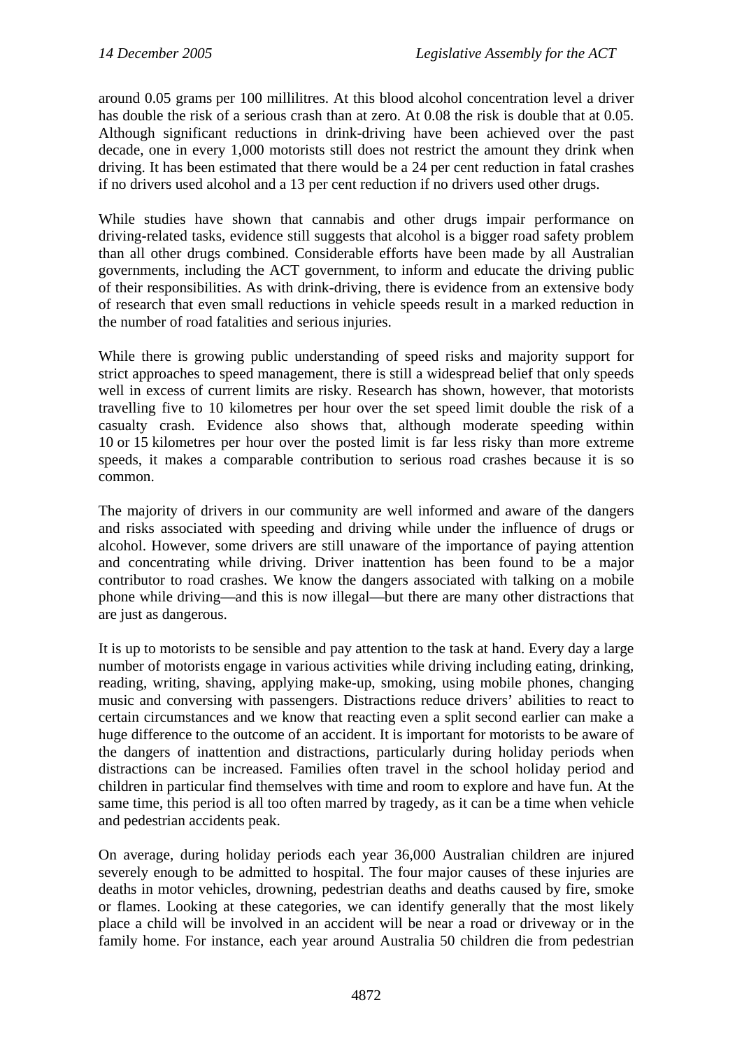around 0.05 grams per 100 millilitres. At this blood alcohol concentration level a driver has double the risk of a serious crash than at zero. At 0.08 the risk is double that at 0.05. Although significant reductions in drink-driving have been achieved over the past decade, one in every 1,000 motorists still does not restrict the amount they drink when driving. It has been estimated that there would be a 24 per cent reduction in fatal crashes if no drivers used alcohol and a 13 per cent reduction if no drivers used other drugs.

While studies have shown that cannabis and other drugs impair performance on driving-related tasks, evidence still suggests that alcohol is a bigger road safety problem than all other drugs combined. Considerable efforts have been made by all Australian governments, including the ACT government, to inform and educate the driving public of their responsibilities. As with drink-driving, there is evidence from an extensive body of research that even small reductions in vehicle speeds result in a marked reduction in the number of road fatalities and serious injuries.

While there is growing public understanding of speed risks and majority support for strict approaches to speed management, there is still a widespread belief that only speeds well in excess of current limits are risky. Research has shown, however, that motorists travelling five to 10 kilometres per hour over the set speed limit double the risk of a casualty crash. Evidence also shows that, although moderate speeding within 10 or 15 kilometres per hour over the posted limit is far less risky than more extreme speeds, it makes a comparable contribution to serious road crashes because it is so common.

The majority of drivers in our community are well informed and aware of the dangers and risks associated with speeding and driving while under the influence of drugs or alcohol. However, some drivers are still unaware of the importance of paying attention and concentrating while driving. Driver inattention has been found to be a major contributor to road crashes. We know the dangers associated with talking on a mobile phone while driving—and this is now illegal—but there are many other distractions that are just as dangerous.

It is up to motorists to be sensible and pay attention to the task at hand. Every day a large number of motorists engage in various activities while driving including eating, drinking, reading, writing, shaving, applying make-up, smoking, using mobile phones, changing music and conversing with passengers. Distractions reduce drivers' abilities to react to certain circumstances and we know that reacting even a split second earlier can make a huge difference to the outcome of an accident. It is important for motorists to be aware of the dangers of inattention and distractions, particularly during holiday periods when distractions can be increased. Families often travel in the school holiday period and children in particular find themselves with time and room to explore and have fun. At the same time, this period is all too often marred by tragedy, as it can be a time when vehicle and pedestrian accidents peak.

On average, during holiday periods each year 36,000 Australian children are injured severely enough to be admitted to hospital. The four major causes of these injuries are deaths in motor vehicles, drowning, pedestrian deaths and deaths caused by fire, smoke or flames. Looking at these categories, we can identify generally that the most likely place a child will be involved in an accident will be near a road or driveway or in the family home. For instance, each year around Australia 50 children die from pedestrian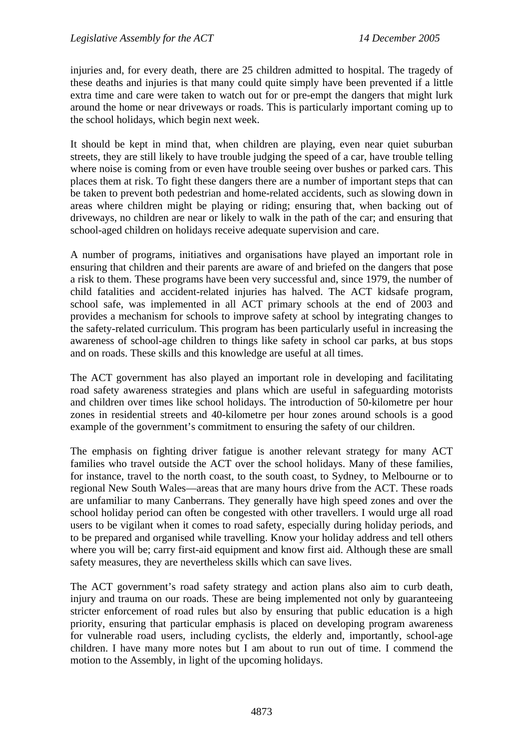injuries and, for every death, there are 25 children admitted to hospital. The tragedy of these deaths and injuries is that many could quite simply have been prevented if a little extra time and care were taken to watch out for or pre-empt the dangers that might lurk around the home or near driveways or roads. This is particularly important coming up to the school holidays, which begin next week.

It should be kept in mind that, when children are playing, even near quiet suburban streets, they are still likely to have trouble judging the speed of a car, have trouble telling where noise is coming from or even have trouble seeing over bushes or parked cars. This places them at risk. To fight these dangers there are a number of important steps that can be taken to prevent both pedestrian and home-related accidents, such as slowing down in areas where children might be playing or riding; ensuring that, when backing out of driveways, no children are near or likely to walk in the path of the car; and ensuring that school-aged children on holidays receive adequate supervision and care.

A number of programs, initiatives and organisations have played an important role in ensuring that children and their parents are aware of and briefed on the dangers that pose a risk to them. These programs have been very successful and, since 1979, the number of child fatalities and accident-related injuries has halved. The ACT kidsafe program, school safe, was implemented in all ACT primary schools at the end of 2003 and provides a mechanism for schools to improve safety at school by integrating changes to the safety-related curriculum. This program has been particularly useful in increasing the awareness of school-age children to things like safety in school car parks, at bus stops and on roads. These skills and this knowledge are useful at all times.

The ACT government has also played an important role in developing and facilitating road safety awareness strategies and plans which are useful in safeguarding motorists and children over times like school holidays. The introduction of 50-kilometre per hour zones in residential streets and 40-kilometre per hour zones around schools is a good example of the government's commitment to ensuring the safety of our children.

The emphasis on fighting driver fatigue is another relevant strategy for many ACT families who travel outside the ACT over the school holidays. Many of these families, for instance, travel to the north coast, to the south coast, to Sydney, to Melbourne or to regional New South Wales—areas that are many hours drive from the ACT. These roads are unfamiliar to many Canberrans. They generally have high speed zones and over the school holiday period can often be congested with other travellers. I would urge all road users to be vigilant when it comes to road safety, especially during holiday periods, and to be prepared and organised while travelling. Know your holiday address and tell others where you will be; carry first-aid equipment and know first aid. Although these are small safety measures, they are nevertheless skills which can save lives.

The ACT government's road safety strategy and action plans also aim to curb death, injury and trauma on our roads. These are being implemented not only by guaranteeing stricter enforcement of road rules but also by ensuring that public education is a high priority, ensuring that particular emphasis is placed on developing program awareness for vulnerable road users, including cyclists, the elderly and, importantly, school-age children. I have many more notes but I am about to run out of time. I commend the motion to the Assembly, in light of the upcoming holidays.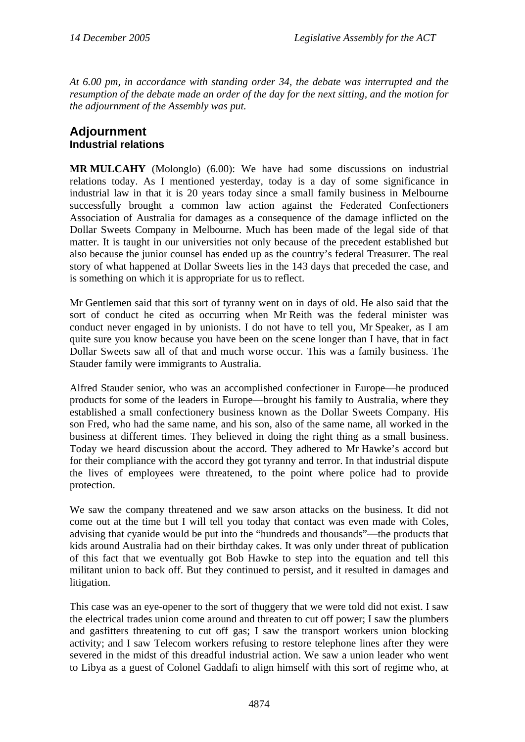*At 6.00 pm, in accordance with standing order 34, the debate was interrupted and the resumption of the debate made an order of the day for the next sitting, and the motion for the adjournment of the Assembly was put.*

## Adjournment

### Industrial relations

**MR MULCAHY** (Molonglo) (6.00): We have had some discussions on industrial relations today. As I mentioned yesterday, today is a day of some significance in industrial law in that it is 20 years today since a small family business in Melbourne successfully brought a common law action against the Federated Confectioners Association of Australia for damages as a consequence of the damage inflicted on the Dollar Sweets Company in Melbourne. Much has been made of the legal side of that matter. It is taught in our universities not only because of the precedent established but also because the junior counsel has ended up as the country's federal Treasurer. The real story of what happened at Dollar Sweets lies in the 143 days that preceded the case, and is something on which it is appropriate for us to reflect.

Mr Gentlemen said that this sort of tyranny went on in days of old. He also said that the sort of conduct he cited as occurring when Mr Reith was the federal minister was conduct never engaged in by unionists. I do not have to tell you, Mr Speaker, as I am quite sure you know because you have been on the scene longer than I have, that in fact Dollar Sweets saw all of that and much worse occur. This was a family business. The Stauder family were immigrants to Australia.

Alfred Stauder senior, who was an accomplished confectioner in Europe—he produced products for some of the leaders in Europe—brought his family to Australia, where they established a small confectionery business known as the Dollar Sweets Company. His son Fred, who had the same name, and his son, also of the same name, all worked in the business at different times. They believed in doing the right thing as a small business. Today we heard discussion about the accord. They adhered to Mr Hawke's accord but for their compliance with the accord they got tyranny and terror. In that industrial dispute the lives of employees were threatened, to the point where police had to provide protection.

We saw the company threatened and we saw arson attacks on the business. It did not come out at the time but I will tell you today that contact was even made with Coles, advising that cyanide would be put into the "hundreds and thousands"—the products that kids around Australia had on their birthday cakes. It was only under threat of publication of this fact that we eventually got Bob Hawke to step into the equation and tell this militant union to back off. But they continued to persist, and it resulted in damages and litigation.

This case was an eye-opener to the sort of thuggery that we were told did not exist. I saw the electrical trades union come around and threaten to cut off power; I saw the plumbers and gasfitters threatening to cut off gas; I saw the transport workers union blocking activity; and I saw Telecom workers refusing to restore telephone lines after they were severed in the midst of this dreadful industrial action. We saw a union leader who went to Libya as a guest of Colonel Gaddafi to align himself with this sort of regime who, at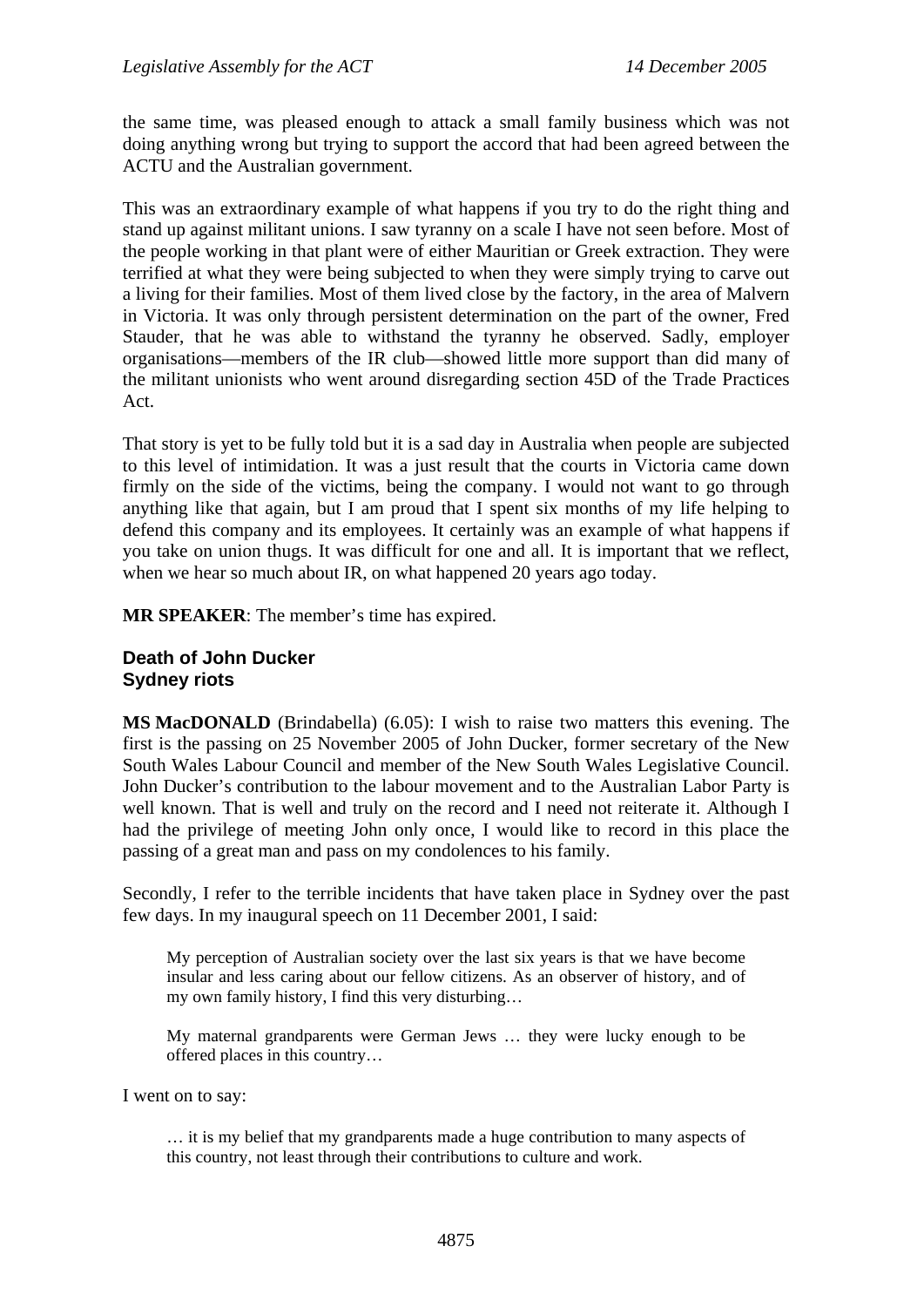the same time, was pleased enough to attack a small family business which was not doing anything wrong but trying to support the accord that had been agreed between the ACTU and the Australian government.

This was an extraordinary example of what happens if you try to do the right thing and stand up against militant unions. I saw tyranny on a scale I have not seen before. Most of the people working in that plant were of either Mauritian or Greek extraction. They were terrified at what they were being subjected to when they were simply trying to carve out a living for their families. Most of them lived close by the factory, in the area of Malvern in Victoria. It was only through persistent determination on the part of the owner, Fred Stauder, that he was able to withstand the tyranny he observed. Sadly, employer organisations—members of the IR club—showed little more support than did many of the militant unionists who went around disregarding section 45D of the Trade Practices Act.

That story is yet to be fully told but it is a sad day in Australia when people are subjected to this level of intimidation. It was a just result that the courts in Victoria came down firmly on the side of the victims, being the company. I would not want to go through anything like that again, but I am proud that I spent six months of my life helping to defend this company and its employees. It certainly was an example of what happens if you take on union thugs. It was difficult for one and all. It is important that we reflect, when we hear so much about IR, on what happened 20 years ago today.

**MR SPEAKER**: The member's time has expired.

### Death of John Ducker
### Sydney riots

**MS MacDONALD** (Brindabella) (6.05): I wish to raise two matters this evening. The first is the passing on 25 November 2005 of John Ducker, former secretary of the New South Wales Labour Council and member of the New South Wales Legislative Council. John Ducker's contribution to the labour movement and to the Australian Labor Party is well known. That is well and truly on the record and I need not reiterate it. Although I had the privilege of meeting John only once, I would like to record in this place the passing of a great man and pass on my condolences to his family.

Secondly, I refer to the terrible incidents that have taken place in Sydney over the past few days. In my inaugural speech on 11 December 2001, I said:

> My perception of Australian society over the last six years is that we have become insular and less caring about our fellow citizens. As an observer of history, and of my own family history, I find this very disturbing…
>
> My maternal grandparents were German Jews … they were lucky enough to be offered places in this country…

I went on to say:

> … it is my belief that my grandparents made a huge contribution to many aspects of this country, not least through their contributions to culture and work.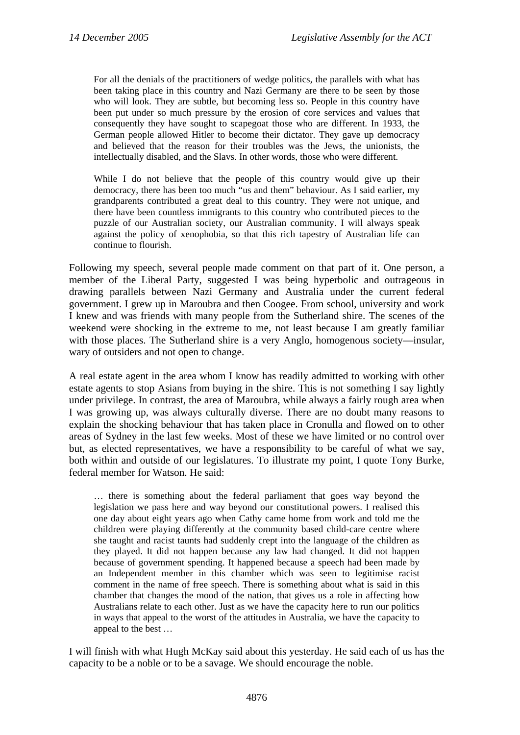> For all the denials of the practitioners of wedge politics, the parallels with what has been taking place in this country and Nazi Germany are there to be seen by those who will look. They are subtle, but becoming less so. People in this country have been put under so much pressure by the erosion of core services and values that consequently they have sought to scapegoat those who are different. In 1933, the German people allowed Hitler to become their dictator. They gave up democracy and believed that the reason for their troubles was the Jews, the unionists, the intellectually disabled, and the Slavs. In other words, those who were different.
>
> While I do not believe that the people of this country would give up their democracy, there has been too much "us and them" behaviour. As I said earlier, my grandparents contributed a great deal to this country. They were not unique, and there have been countless immigrants to this country who contributed pieces to the puzzle of our Australian society, our Australian community. I will always speak against the policy of xenophobia, so that this rich tapestry of Australian life can continue to flourish.

Following my speech, several people made comment on that part of it. One person, a member of the Liberal Party, suggested I was being hyperbolic and outrageous in drawing parallels between Nazi Germany and Australia under the current federal government. I grew up in Maroubra and then Coogee. From school, university and work I knew and was friends with many people from the Sutherland shire. The scenes of the weekend were shocking in the extreme to me, not least because I am greatly familiar with those places. The Sutherland shire is a very Anglo, homogenous society—insular, wary of outsiders and not open to change.

A real estate agent in the area whom I know has readily admitted to working with other estate agents to stop Asians from buying in the shire. This is not something I say lightly under privilege. In contrast, the area of Maroubra, while always a fairly rough area when I was growing up, was always culturally diverse. There are no doubt many reasons to explain the shocking behaviour that has taken place in Cronulla and flowed on to other areas of Sydney in the last few weeks. Most of these we have limited or no control over but, as elected representatives, we have a responsibility to be careful of what we say, both within and outside of our legislatures. To illustrate my point, I quote Tony Burke, federal member for Watson. He said:

> … there is something about the federal parliament that goes way beyond the legislation we pass here and way beyond our constitutional powers. I realised this one day about eight years ago when Cathy came home from work and told me the children were playing differently at the community based child-care centre where she taught and racist taunts had suddenly crept into the language of the children as they played. It did not happen because any law had changed. It did not happen because of government spending. It happened because a speech had been made by an Independent member in this chamber which was seen to legitimise racist comment in the name of free speech. There is something about what is said in this chamber that changes the mood of the nation, that gives us a role in affecting how Australians relate to each other. Just as we have the capacity here to run our politics in ways that appeal to the worst of the attitudes in Australia, we have the capacity to appeal to the best …

I will finish with what Hugh McKay said about this yesterday. He said each of us has the capacity to be a noble or to be a savage. We should encourage the noble.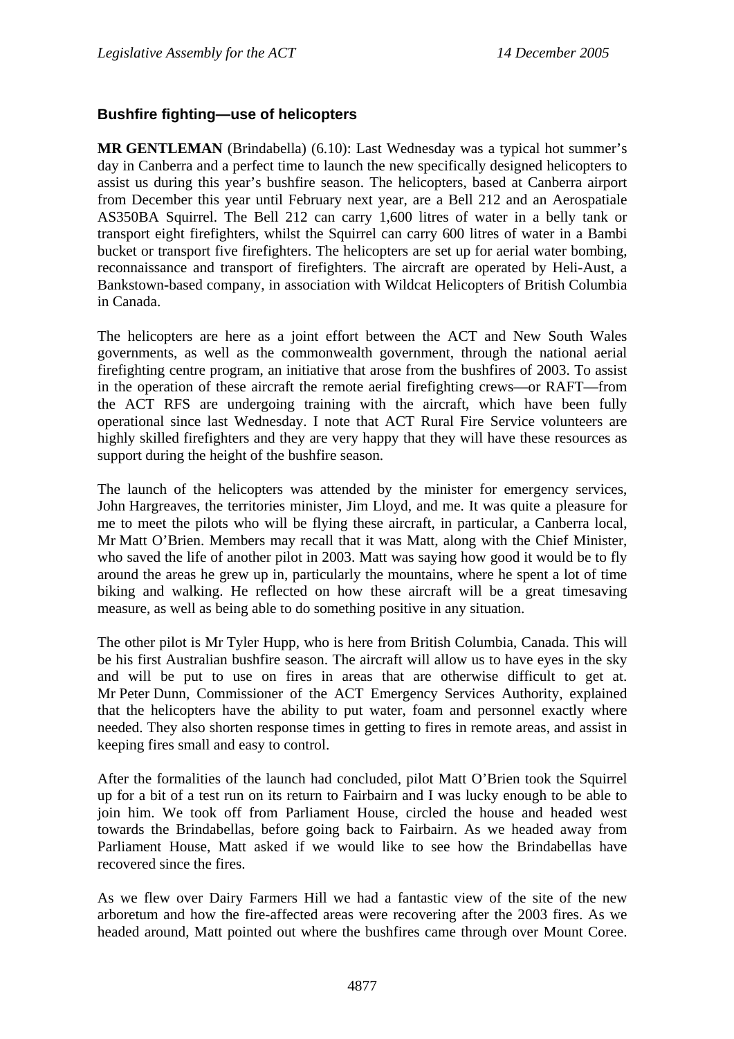### Bushfire fighting—use of helicopters

**MR GENTLEMAN** (Brindabella) (6.10): Last Wednesday was a typical hot summer's day in Canberra and a perfect time to launch the new specifically designed helicopters to assist us during this year's bushfire season. The helicopters, based at Canberra airport from December this year until February next year, are a Bell 212 and an Aerospatiale AS350BA Squirrel. The Bell 212 can carry 1,600 litres of water in a belly tank or transport eight firefighters, whilst the Squirrel can carry 600 litres of water in a Bambi bucket or transport five firefighters. The helicopters are set up for aerial water bombing, reconnaissance and transport of firefighters. The aircraft are operated by Heli-Aust, a Bankstown-based company, in association with Wildcat Helicopters of British Columbia in Canada.

The helicopters are here as a joint effort between the ACT and New South Wales governments, as well as the commonwealth government, through the national aerial firefighting centre program, an initiative that arose from the bushfires of 2003. To assist in the operation of these aircraft the remote aerial firefighting crews—or RAFT—from the ACT RFS are undergoing training with the aircraft, which have been fully operational since last Wednesday. I note that ACT Rural Fire Service volunteers are highly skilled firefighters and they are very happy that they will have these resources as support during the height of the bushfire season.

The launch of the helicopters was attended by the minister for emergency services, John Hargreaves, the territories minister, Jim Lloyd, and me. It was quite a pleasure for me to meet the pilots who will be flying these aircraft, in particular, a Canberra local, Mr Matt O'Brien. Members may recall that it was Matt, along with the Chief Minister, who saved the life of another pilot in 2003. Matt was saying how good it would be to fly around the areas he grew up in, particularly the mountains, where he spent a lot of time biking and walking. He reflected on how these aircraft will be a great timesaving measure, as well as being able to do something positive in any situation.

The other pilot is Mr Tyler Hupp, who is here from British Columbia, Canada. This will be his first Australian bushfire season. The aircraft will allow us to have eyes in the sky and will be put to use on fires in areas that are otherwise difficult to get at. Mr Peter Dunn, Commissioner of the ACT Emergency Services Authority, explained that the helicopters have the ability to put water, foam and personnel exactly where needed. They also shorten response times in getting to fires in remote areas, and assist in keeping fires small and easy to control.

After the formalities of the launch had concluded, pilot Matt O'Brien took the Squirrel up for a bit of a test run on its return to Fairbairn and I was lucky enough to be able to join him. We took off from Parliament House, circled the house and headed west towards the Brindabellas, before going back to Fairbairn. As we headed away from Parliament House, Matt asked if we would like to see how the Brindabellas have recovered since the fires.

As we flew over Dairy Farmers Hill we had a fantastic view of the site of the new arboretum and how the fire-affected areas were recovering after the 2003 fires. As we headed around, Matt pointed out where the bushfires came through over Mount Coree.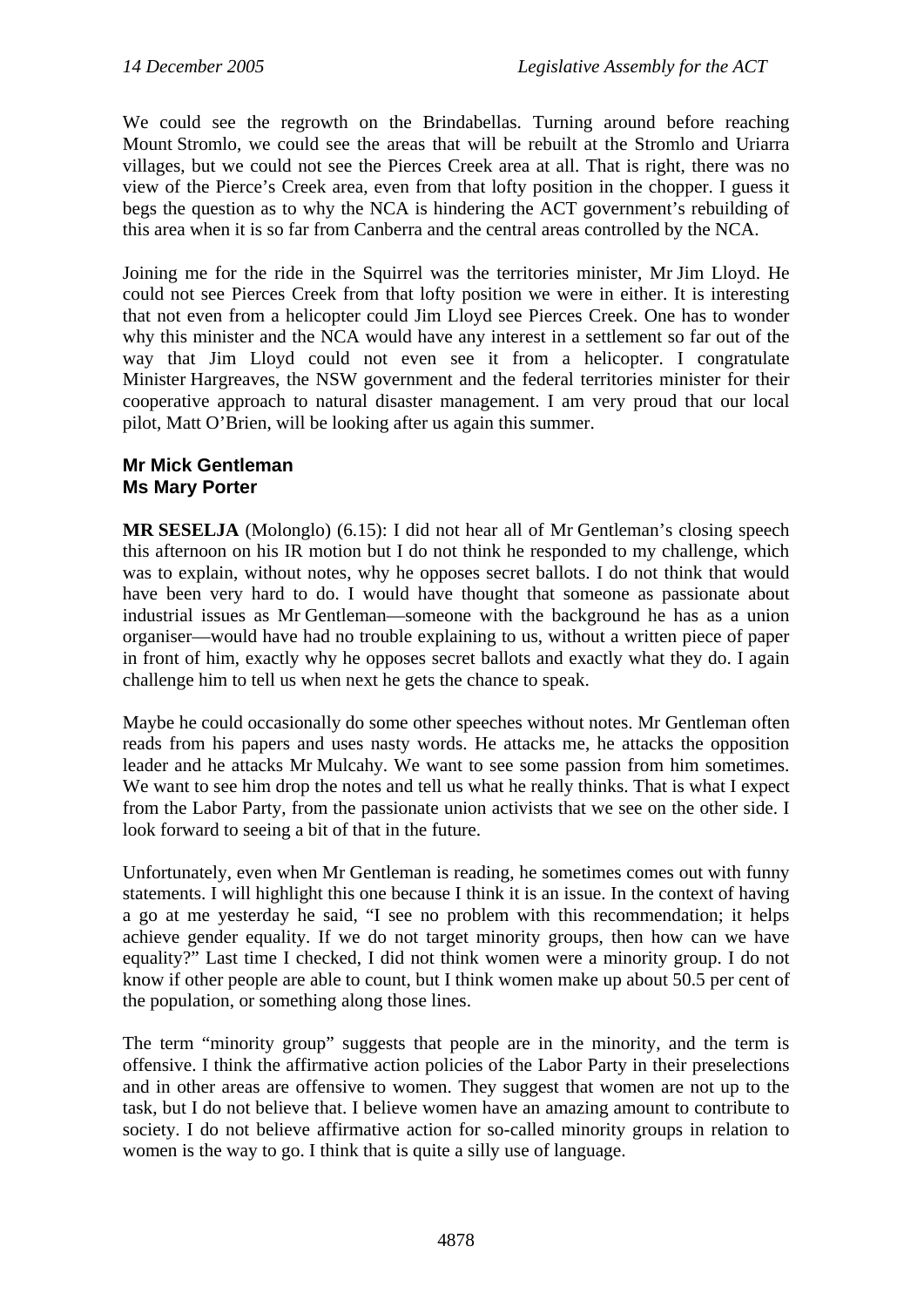We could see the regrowth on the Brindabellas. Turning around before reaching Mount Stromlo, we could see the areas that will be rebuilt at the Stromlo and Uriarra villages, but we could not see the Pierces Creek area at all. That is right, there was no view of the Pierce's Creek area, even from that lofty position in the chopper. I guess it begs the question as to why the NCA is hindering the ACT government's rebuilding of this area when it is so far from Canberra and the central areas controlled by the NCA.

Joining me for the ride in the Squirrel was the territories minister, Mr Jim Lloyd. He could not see Pierces Creek from that lofty position we were in either. It is interesting that not even from a helicopter could Jim Lloyd see Pierces Creek. One has to wonder why this minister and the NCA would have any interest in a settlement so far out of the way that Jim Lloyd could not even see it from a helicopter. I congratulate Minister Hargreaves, the NSW government and the federal territories minister for their cooperative approach to natural disaster management. I am very proud that our local pilot, Matt O'Brien, will be looking after us again this summer.

### Mr Mick Gentleman
### Ms Mary Porter

**MR SESELJA** (Molonglo) (6.15): I did not hear all of Mr Gentleman's closing speech this afternoon on his IR motion but I do not think he responded to my challenge, which was to explain, without notes, why he opposes secret ballots. I do not think that would have been very hard to do. I would have thought that someone as passionate about industrial issues as Mr Gentleman—someone with the background he has as a union organiser—would have had no trouble explaining to us, without a written piece of paper in front of him, exactly why he opposes secret ballots and exactly what they do. I again challenge him to tell us when next he gets the chance to speak.

Maybe he could occasionally do some other speeches without notes. Mr Gentleman often reads from his papers and uses nasty words. He attacks me, he attacks the opposition leader and he attacks Mr Mulcahy. We want to see some passion from him sometimes. We want to see him drop the notes and tell us what he really thinks. That is what I expect from the Labor Party, from the passionate union activists that we see on the other side. I look forward to seeing a bit of that in the future.

Unfortunately, even when Mr Gentleman is reading, he sometimes comes out with funny statements. I will highlight this one because I think it is an issue. In the context of having a go at me yesterday he said, "I see no problem with this recommendation; it helps achieve gender equality. If we do not target minority groups, then how can we have equality?" Last time I checked, I did not think women were a minority group. I do not know if other people are able to count, but I think women make up about 50.5 per cent of the population, or something along those lines.

The term "minority group" suggests that people are in the minority, and the term is offensive. I think the affirmative action policies of the Labor Party in their preselections and in other areas are offensive to women. They suggest that women are not up to the task, but I do not believe that. I believe women have an amazing amount to contribute to society. I do not believe affirmative action for so-called minority groups in relation to women is the way to go. I think that is quite a silly use of language.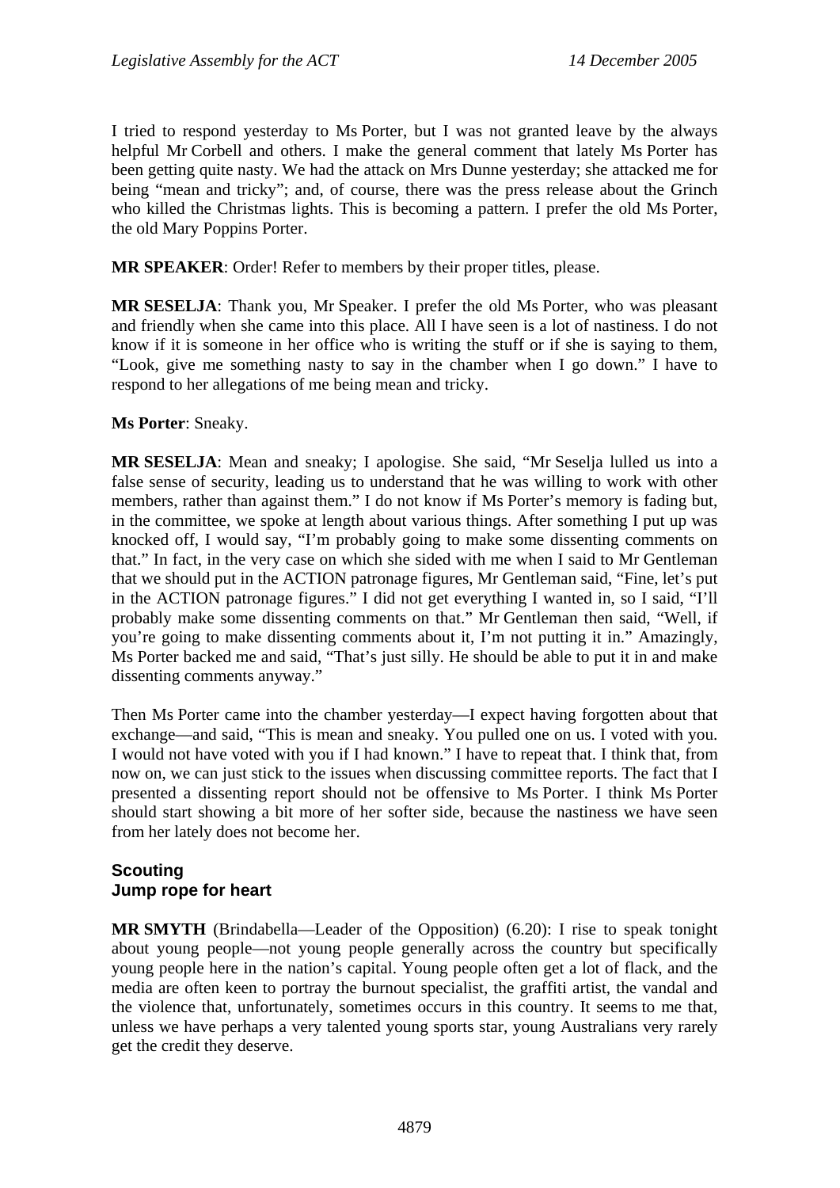I tried to respond yesterday to Ms Porter, but I was not granted leave by the always helpful Mr Corbell and others. I make the general comment that lately Ms Porter has been getting quite nasty. We had the attack on Mrs Dunne yesterday; she attacked me for being "mean and tricky"; and, of course, there was the press release about the Grinch who killed the Christmas lights. This is becoming a pattern. I prefer the old Ms Porter, the old Mary Poppins Porter.

**MR SPEAKER**: Order! Refer to members by their proper titles, please.

**MR SESELJA**: Thank you, Mr Speaker. I prefer the old Ms Porter, who was pleasant and friendly when she came into this place. All I have seen is a lot of nastiness. I do not know if it is someone in her office who is writing the stuff or if she is saying to them, "Look, give me something nasty to say in the chamber when I go down." I have to respond to her allegations of me being mean and tricky.

**Ms Porter**: Sneaky.

**MR SESELJA**: Mean and sneaky; I apologise. She said, "Mr Seselja lulled us into a false sense of security, leading us to understand that he was willing to work with other members, rather than against them." I do not know if Ms Porter's memory is fading but, in the committee, we spoke at length about various things. After something I put up was knocked off, I would say, "I'm probably going to make some dissenting comments on that." In fact, in the very case on which she sided with me when I said to Mr Gentleman that we should put in the ACTION patronage figures, Mr Gentleman said, "Fine, let's put in the ACTION patronage figures." I did not get everything I wanted in, so I said, "I'll probably make some dissenting comments on that." Mr Gentleman then said, "Well, if you're going to make dissenting comments about it, I'm not putting it in." Amazingly, Ms Porter backed me and said, "That's just silly. He should be able to put it in and make dissenting comments anyway."

Then Ms Porter came into the chamber yesterday—I expect having forgotten about that exchange—and said, "This is mean and sneaky. You pulled one on us. I voted with you. I would not have voted with you if I had known." I have to repeat that. I think that, from now on, we can just stick to the issues when discussing committee reports. The fact that I presented a dissenting report should not be offensive to Ms Porter. I think Ms Porter should start showing a bit more of her softer side, because the nastiness we have seen from her lately does not become her.

### Scouting
### Jump rope for heart

**MR SMYTH** (Brindabella—Leader of the Opposition) (6.20): I rise to speak tonight about young people—not young people generally across the country but specifically young people here in the nation's capital. Young people often get a lot of flack, and the media are often keen to portray the burnout specialist, the graffiti artist, the vandal and the violence that, unfortunately, sometimes occurs in this country. It seems to me that, unless we have perhaps a very talented young sports star, young Australians very rarely get the credit they deserve.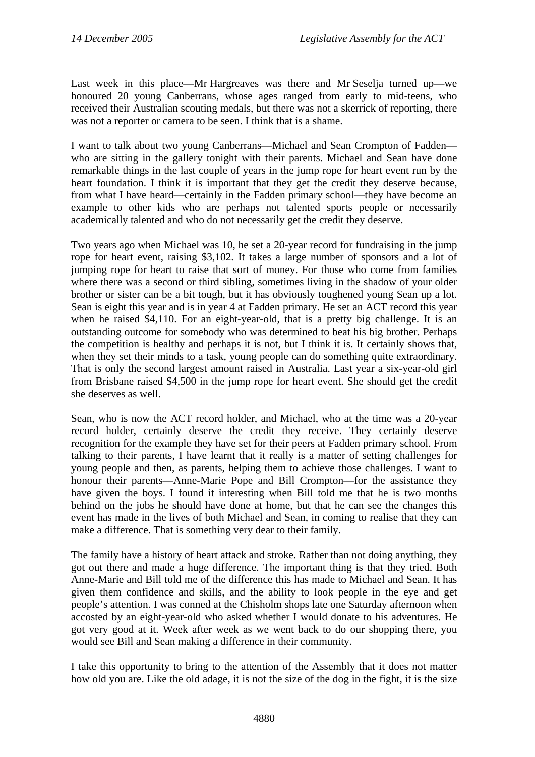Last week in this place—Mr Hargreaves was there and Mr Seselja turned up—we honoured 20 young Canberrans, whose ages ranged from early to mid-teens, who received their Australian scouting medals, but there was not a skerrick of reporting, there was not a reporter or camera to be seen. I think that is a shame.

I want to talk about two young Canberrans—Michael and Sean Crompton of Fadden—who are sitting in the gallery tonight with their parents. Michael and Sean have done remarkable things in the last couple of years in the jump rope for heart event run by the heart foundation. I think it is important that they get the credit they deserve because, from what I have heard—certainly in the Fadden primary school—they have become an example to other kids who are perhaps not talented sports people or necessarily academically talented and who do not necessarily get the credit they deserve.

Two years ago when Michael was 10, he set a 20-year record for fundraising in the jump rope for heart event, raising $3,102. It takes a large number of sponsors and a lot of jumping rope for heart to raise that sort of money. For those who come from families where there was a second or third sibling, sometimes living in the shadow of your older brother or sister can be a bit tough, but it has obviously toughened young Sean up a lot. Sean is eight this year and is in year 4 at Fadden primary. He set an ACT record this year when he raised $4,110. For an eight-year-old, that is a pretty big challenge. It is an outstanding outcome for somebody who was determined to beat his big brother. Perhaps the competition is healthy and perhaps it is not, but I think it is. It certainly shows that, when they set their minds to a task, young people can do something quite extraordinary. That is only the second largest amount raised in Australia. Last year a six-year-old girl from Brisbane raised $4,500 in the jump rope for heart event. She should get the credit she deserves as well.

Sean, who is now the ACT record holder, and Michael, who at the time was a 20-year record holder, certainly deserve the credit they receive. They certainly deserve recognition for the example they have set for their peers at Fadden primary school. From talking to their parents, I have learnt that it really is a matter of setting challenges for young people and then, as parents, helping them to achieve those challenges. I want to honour their parents—Anne-Marie Pope and Bill Crompton—for the assistance they have given the boys. I found it interesting when Bill told me that he is two months behind on the jobs he should have done at home, but that he can see the changes this event has made in the lives of both Michael and Sean, in coming to realise that they can make a difference. That is something very dear to their family.

The family have a history of heart attack and stroke. Rather than not doing anything, they got out there and made a huge difference. The important thing is that they tried. Both Anne-Marie and Bill told me of the difference this has made to Michael and Sean. It has given them confidence and skills, and the ability to look people in the eye and get people's attention. I was conned at the Chisholm shops late one Saturday afternoon when accosted by an eight-year-old who asked whether I would donate to his adventures. He got very good at it. Week after week as we went back to do our shopping there, you would see Bill and Sean making a difference in their community.

I take this opportunity to bring to the attention of the Assembly that it does not matter how old you are. Like the old adage, it is not the size of the dog in the fight, it is the size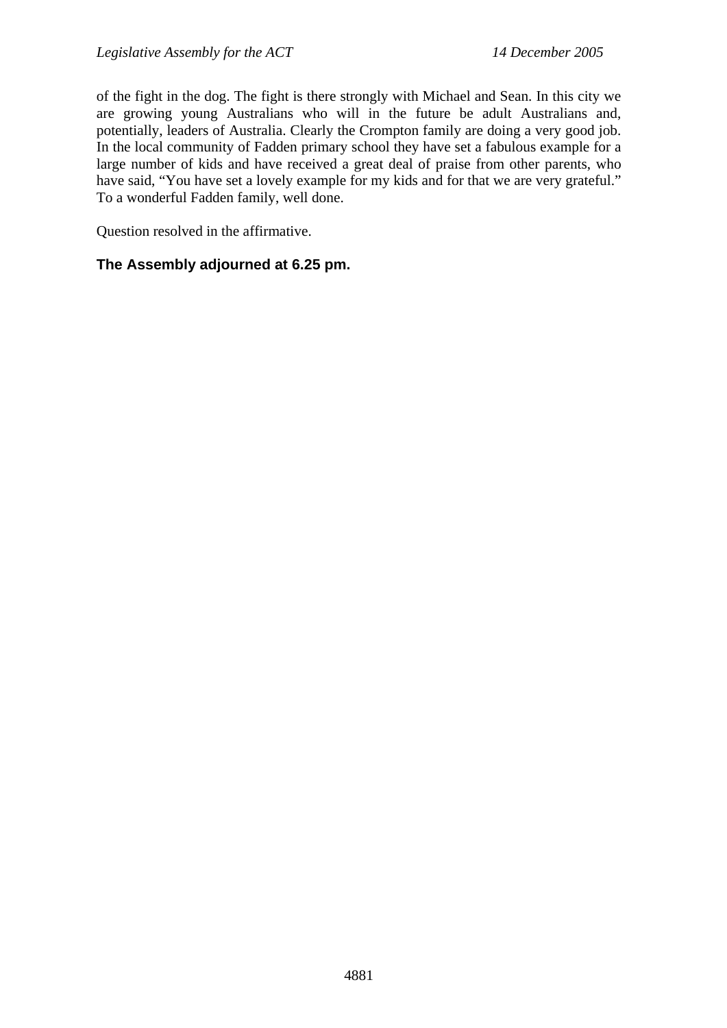of the fight in the dog. The fight is there strongly with Michael and Sean. In this city we are growing young Australians who will in the future be adult Australians and, potentially, leaders of Australia. Clearly the Crompton family are doing a very good job. In the local community of Fadden primary school they have set a fabulous example for a large number of kids and have received a great deal of praise from other parents, who have said, "You have set a lovely example for my kids and for that we are very grateful." To a wonderful Fadden family, well done.

Question resolved in the affirmative.

**The Assembly adjourned at 6.25 pm.**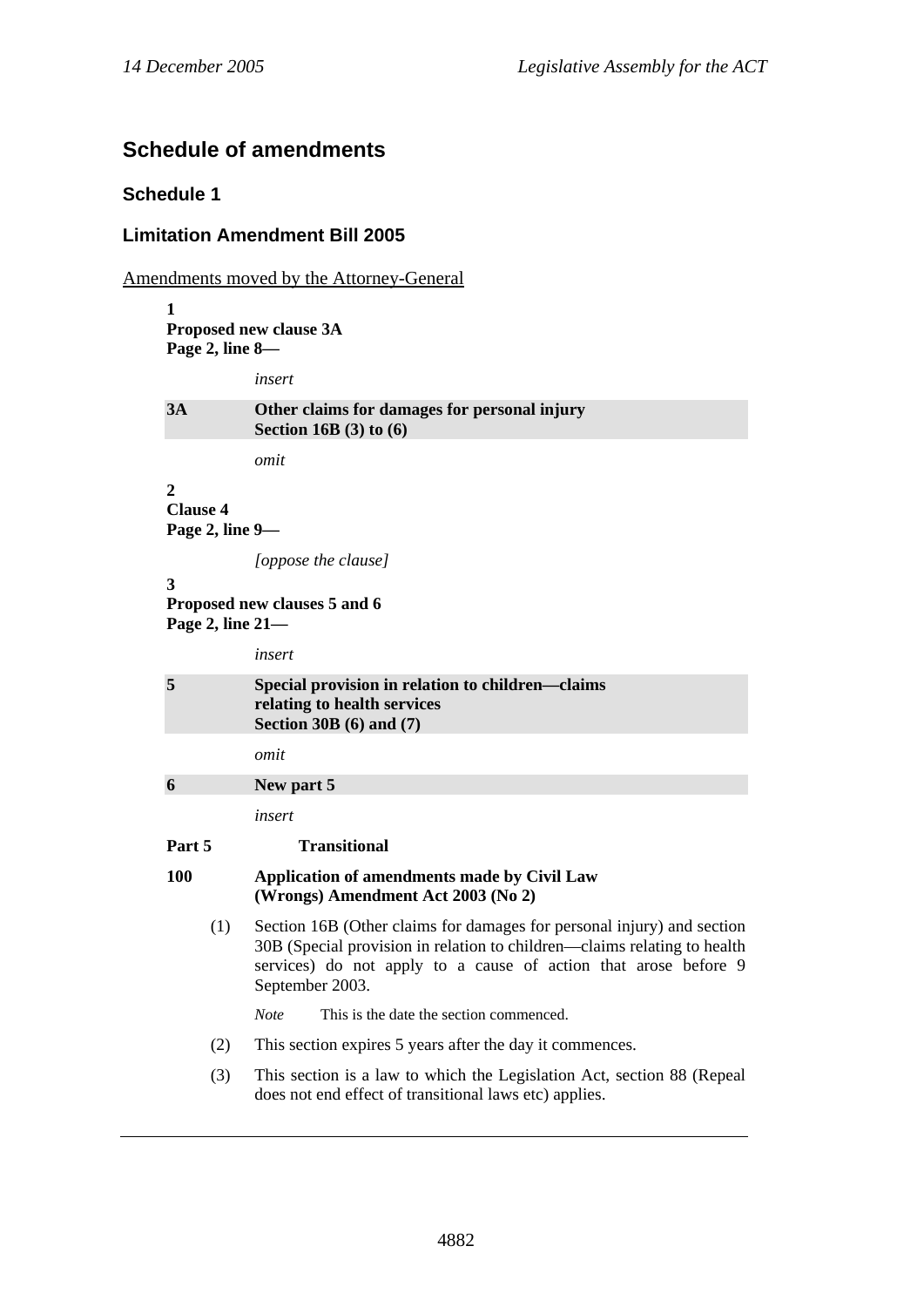## Schedule of amendments

### Schedule 1

### Limitation Amendment Bill 2005

Amendments moved by the Attorney-General

**1**
**Proposed new clause 3A**
**Page 2, line 8—**

*insert*

**3A Other claims for damages for personal injury**
**Section 16B (3) to (6)**

*omit*

**2**
**Clause 4**
**Page 2, line 9—**

*[oppose the clause]*

**3**
**Proposed new clauses 5 and 6**
**Page 2, line 21—**

*insert*

**5 Special provision in relation to children—claims relating to health services**
**Section 30B (6) and (7)**

*omit*

**6 New part 5**

*insert*

**Part 5 Transitional**

**100 Application of amendments made by Civil Law (Wrongs) Amendment Act 2003 (No 2)**

(1) Section 16B (Other claims for damages for personal injury) and section 30B (Special provision in relation to children—claims relating to health services) do not apply to a cause of action that arose before 9 September 2003.

*Note* This is the date the section commenced.

(2) This section expires 5 years after the day it commences.

(3) This section is a law to which the Legislation Act, section 88 (Repeal does not end effect of transitional laws etc) applies.